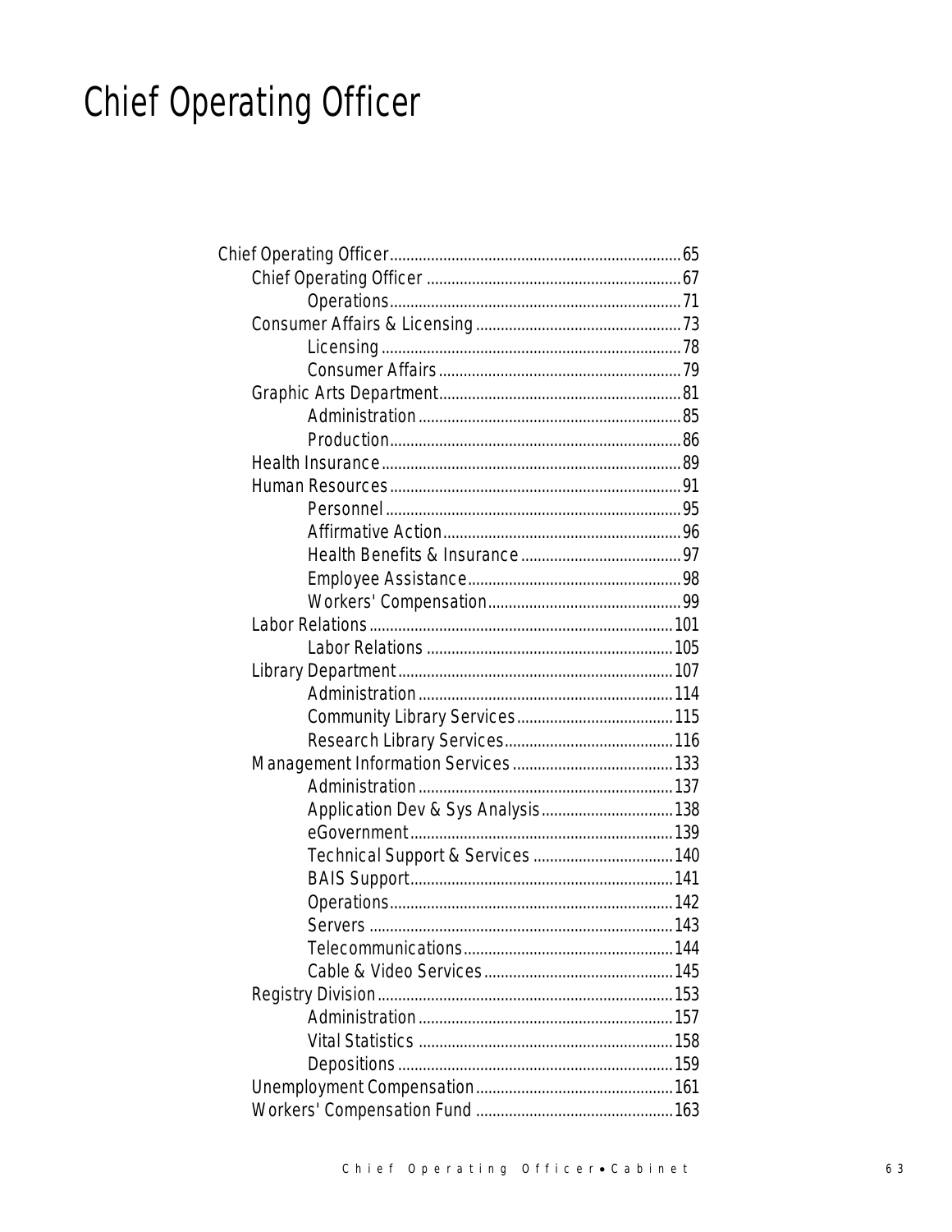# Chief Operating Officer

- Chief Operating Officer....................65
  - Chief Operating Officer....................67
    - Operations....................71
  - Consumer Affairs & Licensing....................73
    - Licensing....................78
    - Consumer Affairs....................79
  - Graphic Arts Department....................81
    - Administration....................85
    - Production....................86
  - Health Insurance....................89
  - Human Resources....................91
    - Personnel....................95
    - Affirmative Action....................96
    - Health Benefits & Insurance....................97
    - Employee Assistance....................98
    - Workers' Compensation....................99
  - Labor Relations....................101
    - Labor Relations....................105
  - Library Department....................107
    - Administration....................114
    - Community Library Services....................115
    - Research Library Services....................116
  - Management Information Services....................133
    - Administration....................137
    - Application Dev & Sys Analysis....................138
    - eGovernment....................139
    - Technical Support & Services....................140
    - BAIS Support....................141
    - Operations....................142
    - Servers....................143
    - Telecommunications....................144
    - Cable & Video Services....................145
  - Registry Division....................153
    - Administration....................157
    - Vital Statistics....................158
    - Depositions....................159
  - Unemployment Compensation....................161
  - Workers' Compensation Fund....................163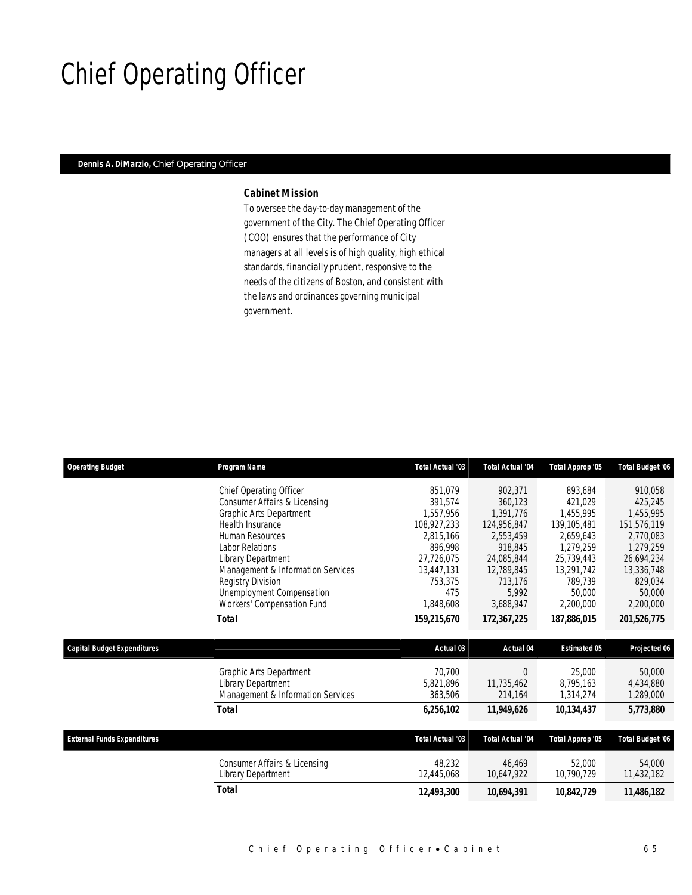# Chief Operating Officer

**Dennis A. DiMarzio,** Chief Operating Officer

### Cabinet Mission

To oversee the day-to-day management of the government of the City. The Chief Operating Officer (COO) ensures that the performance of City managers at all levels is of high quality, high ethical standards, financially prudent, responsive to the needs of the citizens of Boston, and consistent with the laws and ordinances governing municipal government.

| Operating Budget | Program Name | Total Actual '03 | Total Actual '04 | Total Approp '05 | Total Budget '06 |
|---|---|---|---|---|---|
| | Chief Operating Officer | 851,079 | 902,371 | 893,684 | 910,058 |
| | Consumer Affairs & Licensing | 391,574 | 360,123 | 421,029 | 425,245 |
| | Graphic Arts Department | 1,557,956 | 1,391,776 | 1,455,995 | 1,455,995 |
| | Health Insurance | 108,927,233 | 124,956,847 | 139,105,481 | 151,576,119 |
| | Human Resources | 2,815,166 | 2,553,459 | 2,659,643 | 2,770,083 |
| | Labor Relations | 896,998 | 918,845 | 1,279,259 | 1,279,259 |
| | Library Department | 27,726,075 | 24,085,844 | 25,739,443 | 26,694,234 |
| | Management & Information Services | 13,447,131 | 12,789,845 | 13,291,742 | 13,336,748 |
| | Registry Division | 753,375 | 713,176 | 789,739 | 829,034 |
| | Unemployment Compensation | 475 | 5,992 | 50,000 | 50,000 |
| | Workers' Compensation Fund | 1,848,608 | 3,688,947 | 2,200,000 | 2,200,000 |
| | **Total** | **159,215,670** | **172,367,225** | **187,886,015** | **201,526,775** |

| Capital Budget Expenditures | | Actual 03 | Actual 04 | Estimated 05 | Projected 06 |
|---|---|---|---|---|---|
| | Graphic Arts Department | 70,700 | 0 | 25,000 | 50,000 |
| | Library Department | 5,821,896 | 11,735,462 | 8,795,163 | 4,434,880 |
| | Management & Information Services | 363,506 | 214,164 | 1,314,274 | 1,289,000 |
| | **Total** | **6,256,102** | **11,949,626** | **10,134,437** | **5,773,880** |

| External Funds Expenditures | | Total Actual '03 | Total Actual '04 | Total Approp '05 | Total Budget '06 |
|---|---|---|---|---|---|
| | Consumer Affairs & Licensing | 48,232 | 46,469 | 52,000 | 54,000 |
| | Library Department | 12,445,068 | 10,647,922 | 10,790,729 | 11,432,182 |
| | **Total** | **12,493,300** | **10,694,391** | **10,842,729** | **11,486,182** |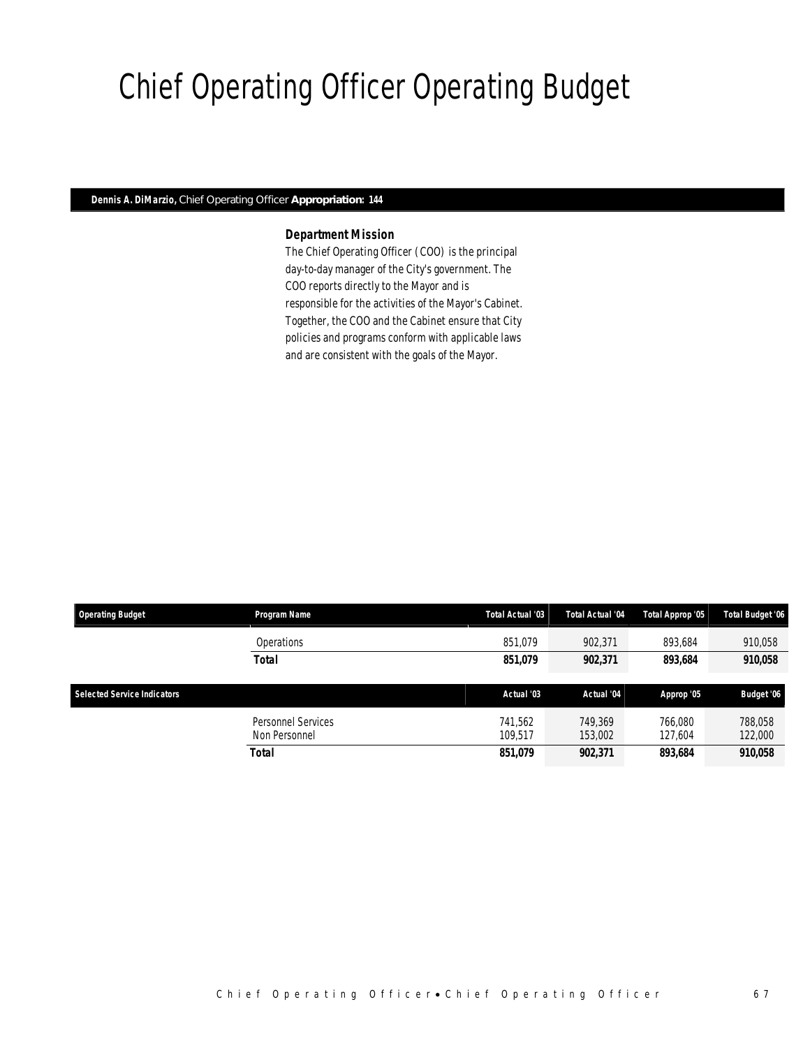# Chief Operating Officer Operating Budget

**Dennis A. DiMarzio,** Chief Operating Officer **Appropriation: 144**

### *Department Mission*

*The Chief Operating Officer (COO) is the principal day-to-day manager of the City's government. The COO reports directly to the Mayor and is responsible for the activities of the Mayor's Cabinet. Together, the COO and the Cabinet ensure that City policies and programs conform with applicable laws and are consistent with the goals of the Mayor.*

| Operating Budget | Program Name | Total Actual '03 | Total Actual '04 | Total Approp '05 | Total Budget '06 |
|---|---|---|---|---|---|
| | Operations | 851,079 | 902,371 | 893,684 | 910,058 |
| | **Total** | **851,079** | **902,371** | **893,684** | **910,058** |

| Selected Service Indicators | | Actual '03 | Actual '04 | Approp '05 | Budget '06 |
|---|---|---|---|---|---|
| | Personnel Services | 741,562 | 749,369 | 766,080 | 788,058 |
| | Non Personnel | 109,517 | 153,002 | 127,604 | 122,000 |
| | **Total** | **851,079** | **902,371** | **893,684** | **910,058** |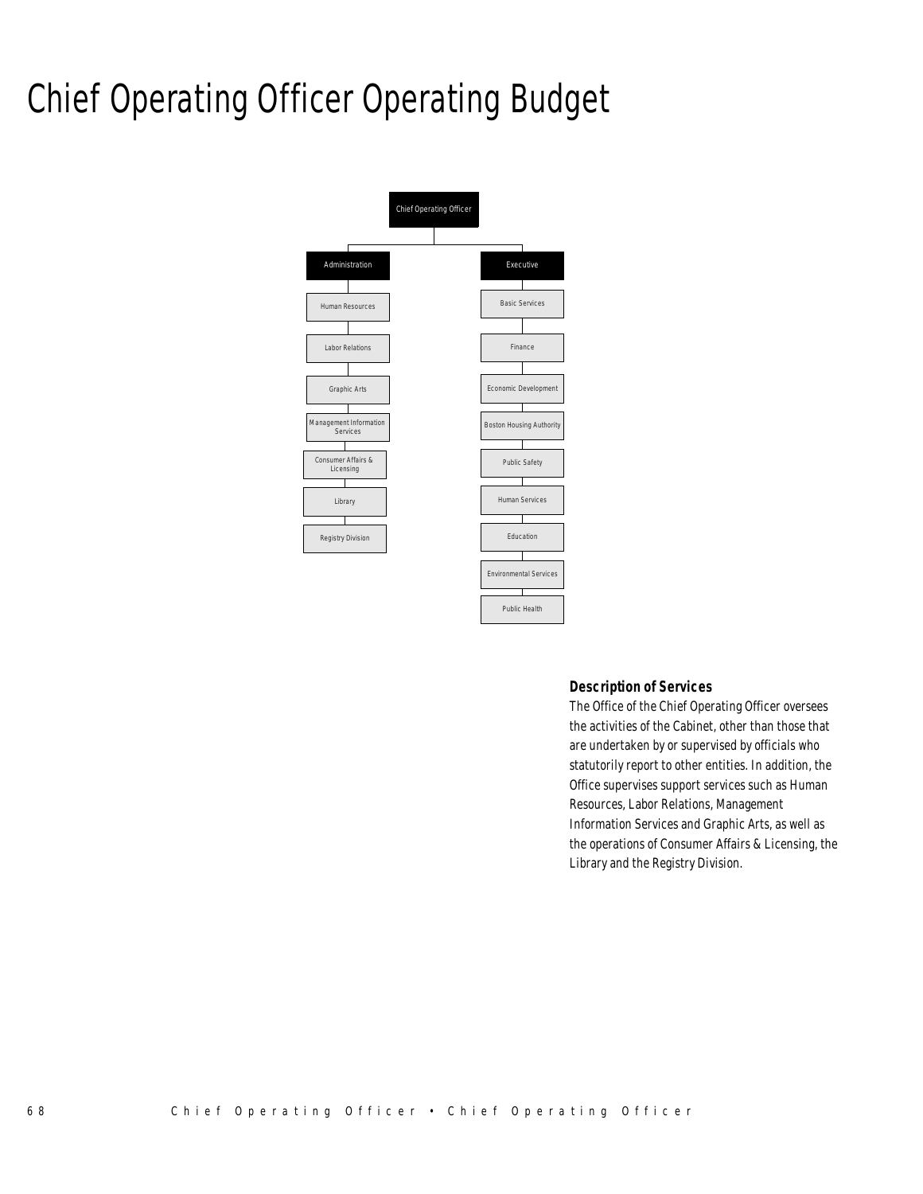# Chief Operating Officer Operating Budget

- Chief Operating Officer
  - Administration
    - Human Resources
    - Labor Relations
    - Graphic Arts
    - Management Information Services
    - Consumer Affairs & Licensing
    - Library
    - Registry Division
  - Executive
    - Basic Services
    - Finance
    - Economic Development
    - Boston Housing Authority
    - Public Safety
    - Human Services
    - Education
    - Environmental Services
    - Public Health

### Description of Services

The Office of the Chief Operating Officer oversees the activities of the Cabinet, other than those that are undertaken by or supervised by officials who statutorily report to other entities. In addition, the Office supervises support services such as Human Resources, Labor Relations, Management Information Services and Graphic Arts, as well as the operations of Consumer Affairs & Licensing, the Library and the Registry Division.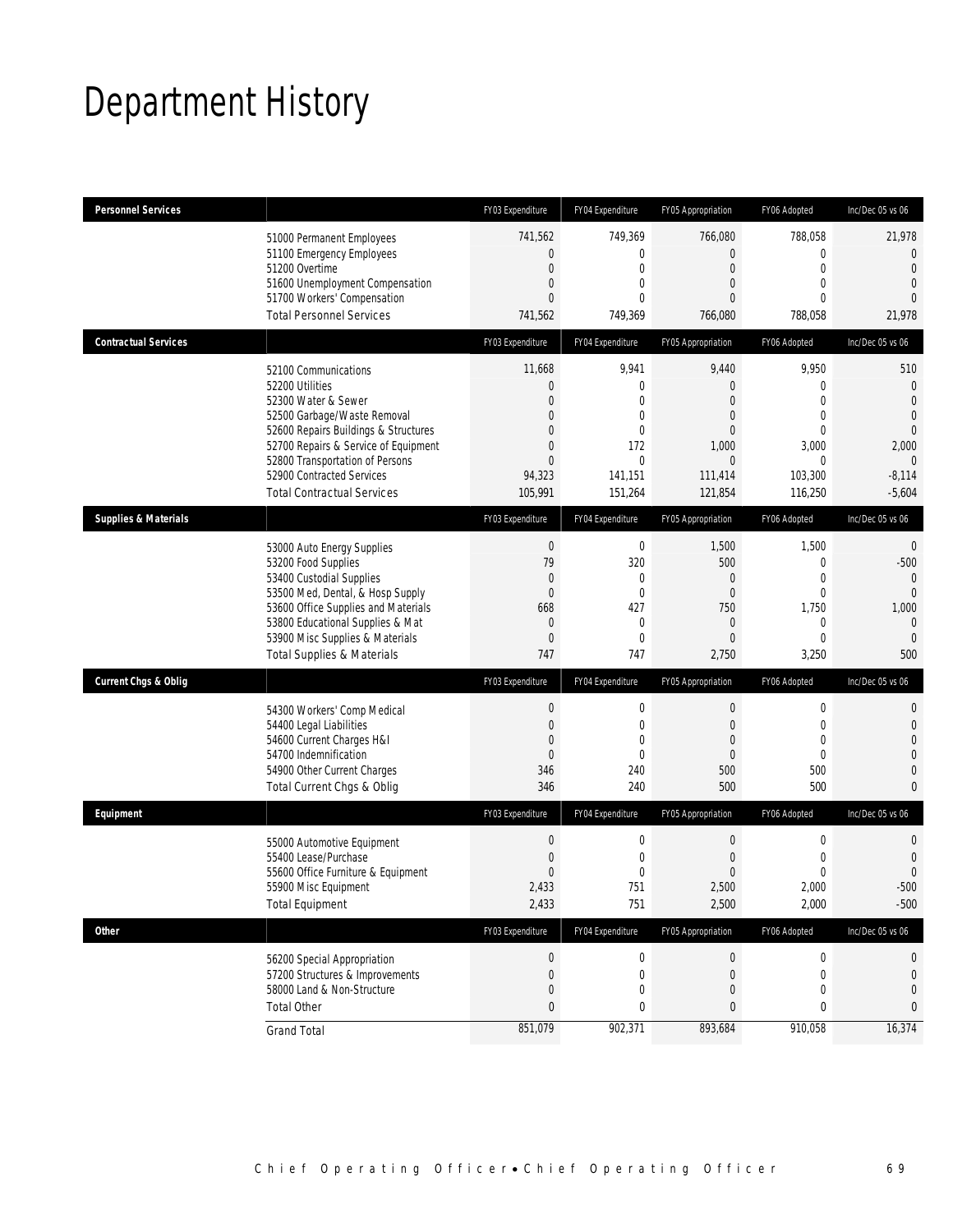# Department History

| Personnel Services | | FY03 Expenditure | FY04 Expenditure | FY05 Appropriation | FY06 Adopted | Inc/Dec 05 vs 06 |
|---|---|---|---|---|---|---|
| | 51000 Permanent Employees | 741,562 | 749,369 | 766,080 | 788,058 | 21,978 |
| | 51100 Emergency Employees | 0 | 0 | 0 | 0 | 0 |
| | 51200 Overtime | 0 | 0 | 0 | 0 | 0 |
| | 51600 Unemployment Compensation | 0 | 0 | 0 | 0 | 0 |
| | 51700 Workers' Compensation | 0 | 0 | 0 | 0 | 0 |
| | Total Personnel Services | 741,562 | 749,369 | 766,080 | 788,058 | 21,978 |
| **Contractual Services** | | FY03 Expenditure | FY04 Expenditure | FY05 Appropriation | FY06 Adopted | Inc/Dec 05 vs 06 |
| | 52100 Communications | 11,668 | 9,941 | 9,440 | 9,950 | 510 |
| | 52200 Utilities | 0 | 0 | 0 | 0 | 0 |
| | 52300 Water & Sewer | 0 | 0 | 0 | 0 | 0 |
| | 52500 Garbage/Waste Removal | 0 | 0 | 0 | 0 | 0 |
| | 52600 Repairs Buildings & Structures | 0 | 0 | 0 | 0 | 0 |
| | 52700 Repairs & Service of Equipment | 0 | 172 | 1,000 | 3,000 | 2,000 |
| | 52800 Transportation of Persons | 0 | 0 | 0 | 0 | 0 |
| | 52900 Contracted Services | 94,323 | 141,151 | 111,414 | 103,300 | -8,114 |
| | Total Contractual Services | 105,991 | 151,264 | 121,854 | 116,250 | -5,604 |
| **Supplies & Materials** | | FY03 Expenditure | FY04 Expenditure | FY05 Appropriation | FY06 Adopted | Inc/Dec 05 vs 06 |
| | 53000 Auto Energy Supplies | 0 | 0 | 1,500 | 1,500 | 0 |
| | 53200 Food Supplies | 79 | 320 | 500 | 0 | -500 |
| | 53400 Custodial Supplies | 0 | 0 | 0 | 0 | 0 |
| | 53500 Med, Dental, & Hosp Supply | 0 | 0 | 0 | 0 | 0 |
| | 53600 Office Supplies and Materials | 668 | 427 | 750 | 1,750 | 1,000 |
| | 53800 Educational Supplies & Mat | 0 | 0 | 0 | 0 | 0 |
| | 53900 Misc Supplies & Materials | 0 | 0 | 0 | 0 | 0 |
| | Total Supplies & Materials | 747 | 747 | 2,750 | 3,250 | 500 |
| **Current Chgs & Oblig** | | FY03 Expenditure | FY04 Expenditure | FY05 Appropriation | FY06 Adopted | Inc/Dec 05 vs 06 |
| | 54300 Workers' Comp Medical | 0 | 0 | 0 | 0 | 0 |
| | 54400 Legal Liabilities | 0 | 0 | 0 | 0 | 0 |
| | 54600 Current Charges H&I | 0 | 0 | 0 | 0 | 0 |
| | 54700 Indemnification | 0 | 0 | 0 | 0 | 0 |
| | 54900 Other Current Charges | 346 | 240 | 500 | 500 | 0 |
| | Total Current Chgs & Oblig | 346 | 240 | 500 | 500 | 0 |
| **Equipment** | | FY03 Expenditure | FY04 Expenditure | FY05 Appropriation | FY06 Adopted | Inc/Dec 05 vs 06 |
| | 55000 Automotive Equipment | 0 | 0 | 0 | 0 | 0 |
| | 55400 Lease/Purchase | 0 | 0 | 0 | 0 | 0 |
| | 55600 Office Furniture & Equipment | 0 | 0 | 0 | 0 | 0 |
| | 55900 Misc Equipment | 2,433 | 751 | 2,500 | 2,000 | -500 |
| | Total Equipment | 2,433 | 751 | 2,500 | 2,000 | -500 |
| **Other** | | FY03 Expenditure | FY04 Expenditure | FY05 Appropriation | FY06 Adopted | Inc/Dec 05 vs 06 |
| | 56200 Special Appropriation | 0 | 0 | 0 | 0 | 0 |
| | 57200 Structures & Improvements | 0 | 0 | 0 | 0 | 0 |
| | 58000 Land & Non-Structure | 0 | 0 | 0 | 0 | 0 |
| | Total Other | 0 | 0 | 0 | 0 | 0 |
| | Grand Total | 851,079 | 902,371 | 893,684 | 910,058 | 16,374 |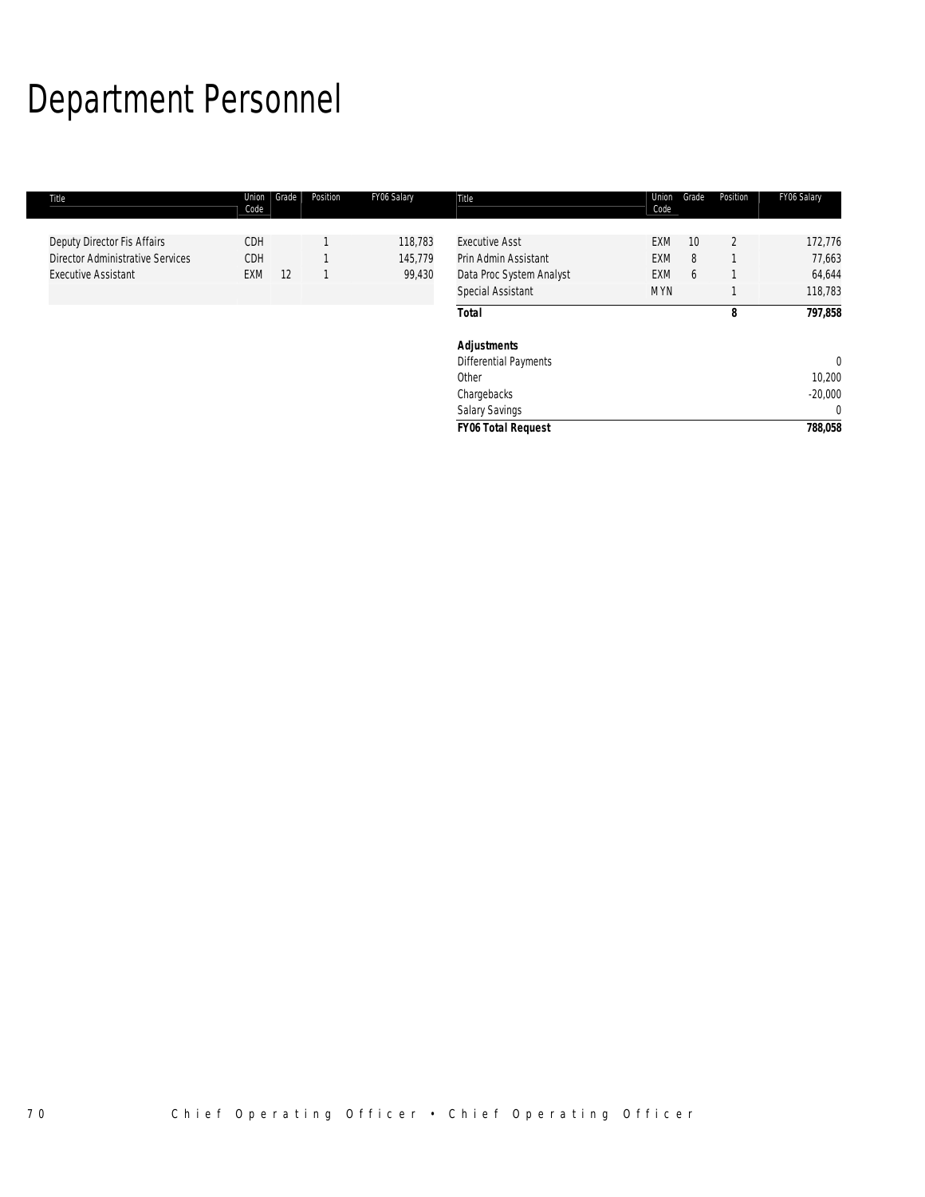# Department Personnel

| Title | Union Code | Grade | Position | FY06 Salary |
|---|---|---|---|---|
| Deputy Director Fis Affairs | CDH | | 1 | 118,783 |
| Director Administrative Services | CDH | | 1 | 145,779 |
| Executive Assistant | EXM | 12 | 1 | 99,430 |
| Executive Asst | EXM | 10 | 2 | 172,776 |
| Prin Admin Assistant | EXM | 8 | 1 | 77,663 |
| Data Proc System Analyst | EXM | 6 | 1 | 64,644 |
| Special Assistant | MYN | | 1 | 118,783 |
| ***Total*** | | | **8** | ***797,858*** |
| | | | | |
| ***Adjustments*** | | | | |
| Differential Payments | | | | 0 |
| Other | | | | 10,200 |
| Chargebacks | | | | -20,000 |
| Salary Savings | | | | 0 |
| ***FY06 Total Request*** | | | | ***788,058*** |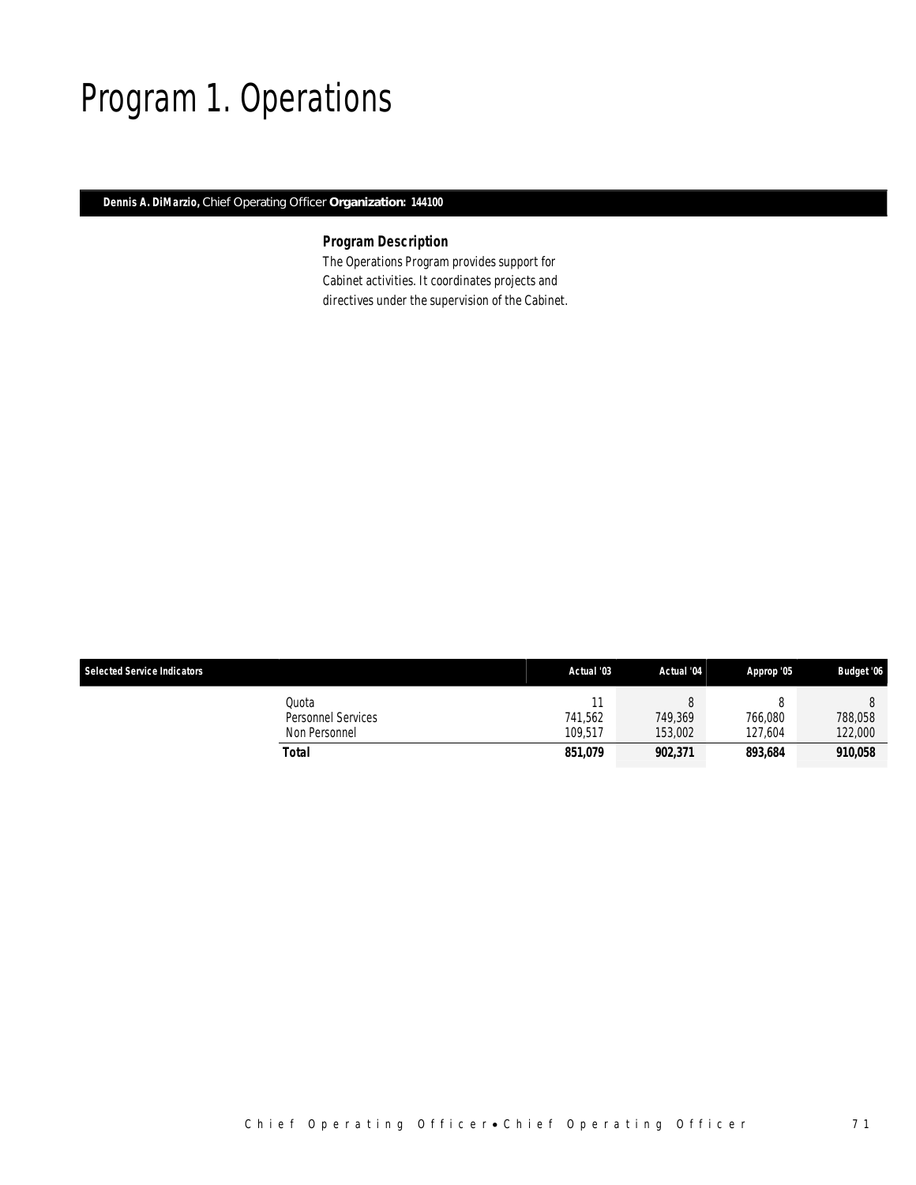# Program 1. Operations

**Dennis A. DiMarzio,** Chief Operating Officer **Organization: 144100**

### Program Description

The Operations Program provides support for Cabinet activities. It coordinates projects and directives under the supervision of the Cabinet.

| Selected Service Indicators | Actual '03 | Actual '04 | Approp '05 | Budget '06 |
|---|---|---|---|---|
| Quota | 11 | 8 | 8 | 8 |
| Personnel Services | 741,562 | 749,369 | 766,080 | 788,058 |
| Non Personnel | 109,517 | 153,002 | 127,604 | 122,000 |
| **Total** | **851,079** | **902,371** | **893,684** | **910,058** |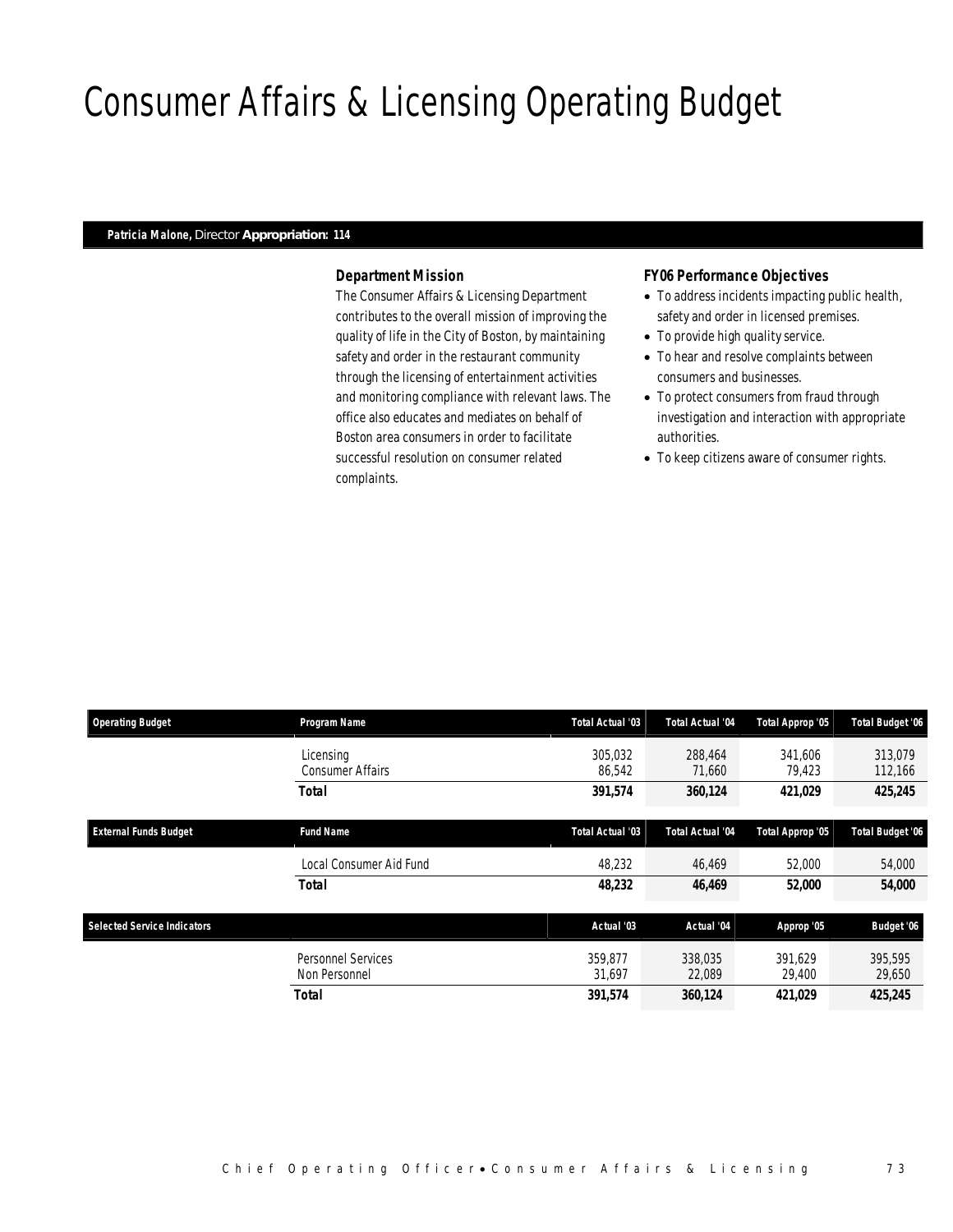# Consumer Affairs & Licensing Operating Budget

**Patricia Malone,** Director **Appropriation: 114**

### Department Mission

The Consumer Affairs & Licensing Department contributes to the overall mission of improving the quality of life in the City of Boston, by maintaining safety and order in the restaurant community through the licensing of entertainment activities and monitoring compliance with relevant laws. The office also educates and mediates on behalf of Boston area consumers in order to facilitate successful resolution on consumer related complaints.

### FY06 Performance Objectives

- To address incidents impacting public health, safety and order in licensed premises.
- To provide high quality service.
- To hear and resolve complaints between consumers and businesses.
- To protect consumers from fraud through investigation and interaction with appropriate authorities.
- To keep citizens aware of consumer rights.

| Operating Budget | Program Name | Total Actual '03 | Total Actual '04 | Total Approp '05 | Total Budget '06 |
|---|---|---|---|---|---|
| | Licensing | 305,032 | 288,464 | 341,606 | 313,079 |
| | Consumer Affairs | 86,542 | 71,660 | 79,423 | 112,166 |
| | **Total** | **391,574** | **360,124** | **421,029** | **425,245** |

| External Funds Budget | Fund Name | Total Actual '03 | Total Actual '04 | Total Approp '05 | Total Budget '06 |
|---|---|---|---|---|---|
| | Local Consumer Aid Fund | 48,232 | 46,469 | 52,000 | 54,000 |
| | **Total** | **48,232** | **46,469** | **52,000** | **54,000** |

| Selected Service Indicators | | Actual '03 | Actual '04 | Approp '05 | Budget '06 |
|---|---|---|---|---|---|
| | Personnel Services | 359,877 | 338,035 | 391,629 | 395,595 |
| | Non Personnel | 31,697 | 22,089 | 29,400 | 29,650 |
| | **Total** | **391,574** | **360,124** | **421,029** | **425,245** |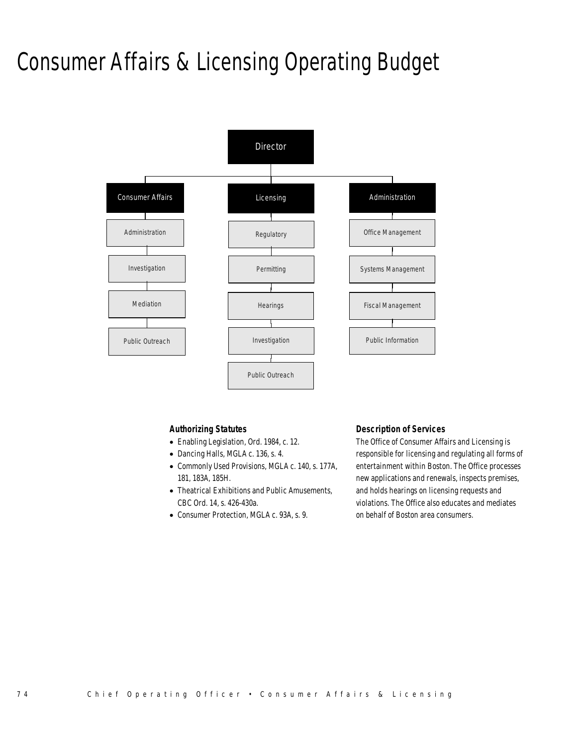# Consumer Affairs & Licensing Operating Budget

Director

- Consumer Affairs
  - Administration
  - Investigation
  - Mediation
  - Public Outreach
- Licensing
  - Regulatory
  - Permitting
  - Hearings
  - Investigation
  - Public Outreach
- Administration
  - Office Management
  - Systems Management
  - Fiscal Management
  - Public Information

### Authorizing Statutes

- Enabling Legislation, Ord. 1984, c. 12.
- Dancing Halls, MGLA c. 136, s. 4.
- Commonly Used Provisions, MGLA c. 140, s. 177A, 181, 183A, 185H.
- Theatrical Exhibitions and Public Amusements, CBC Ord. 14, s. 426-430a.
- Consumer Protection, MGLA c. 93A, s. 9.

### Description of Services

The Office of Consumer Affairs and Licensing is responsible for licensing and regulating all forms of entertainment within Boston. The Office processes new applications and renewals, inspects premises, and holds hearings on licensing requests and violations. The Office also educates and mediates on behalf of Boston area consumers.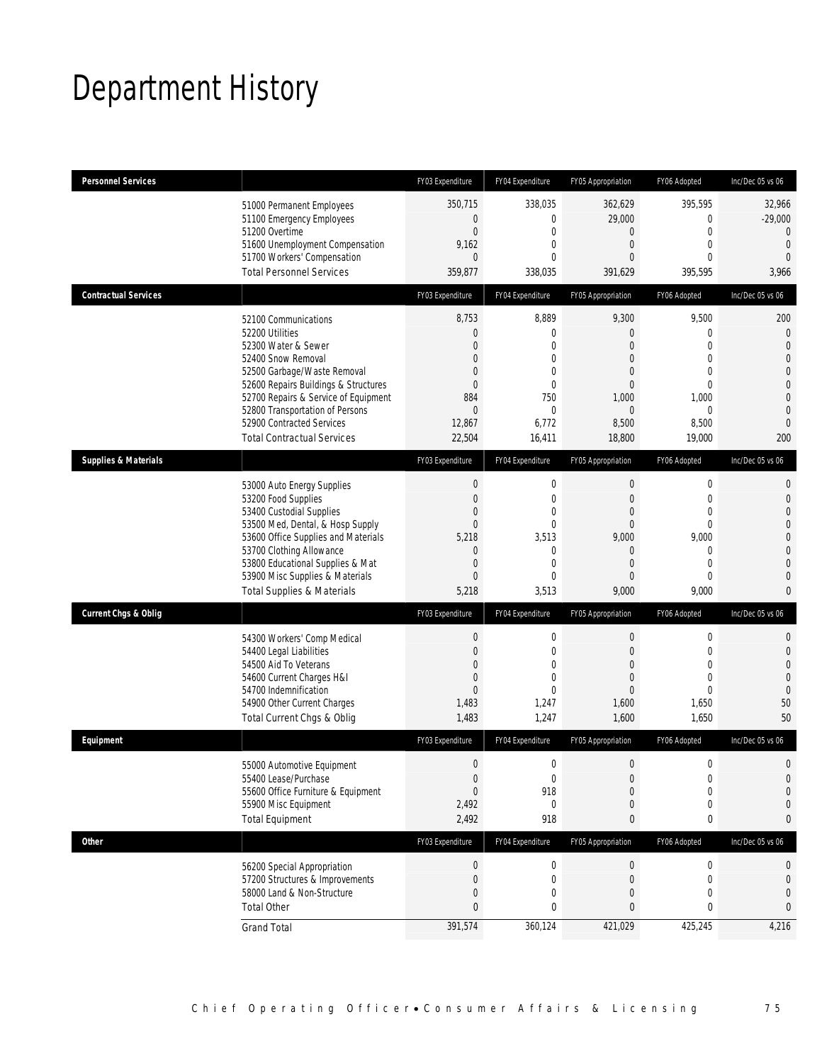# Department History

| Personnel Services | | FY03 Expenditure | FY04 Expenditure | FY05 Appropriation | FY06 Adopted | Inc/Dec 05 vs 06 |
|---|---|---|---|---|---|---|
| | 51000 Permanent Employees | 350,715 | 338,035 | 362,629 | 395,595 | 32,966 |
| | 51100 Emergency Employees | 0 | 0 | 29,000 | 0 | -29,000 |
| | 51200 Overtime | 0 | 0 | 0 | 0 | 0 |
| | 51600 Unemployment Compensation | 9,162 | 0 | 0 | 0 | 0 |
| | 51700 Workers' Compensation | 0 | 0 | 0 | 0 | 0 |
| | Total Personnel Services | 359,877 | 338,035 | 391,629 | 395,595 | 3,966 |
| **Contractual Services** | | FY03 Expenditure | FY04 Expenditure | FY05 Appropriation | FY06 Adopted | Inc/Dec 05 vs 06 |
| | 52100 Communications | 8,753 | 8,889 | 9,300 | 9,500 | 200 |
| | 52200 Utilities | 0 | 0 | 0 | 0 | 0 |
| | 52300 Water & Sewer | 0 | 0 | 0 | 0 | 0 |
| | 52400 Snow Removal | 0 | 0 | 0 | 0 | 0 |
| | 52500 Garbage/Waste Removal | 0 | 0 | 0 | 0 | 0 |
| | 52600 Repairs Buildings & Structures | 0 | 0 | 0 | 0 | 0 |
| | 52700 Repairs & Service of Equipment | 884 | 750 | 1,000 | 1,000 | 0 |
| | 52800 Transportation of Persons | 0 | 0 | 0 | 0 | 0 |
| | 52900 Contracted Services | 12,867 | 6,772 | 8,500 | 8,500 | 0 |
| | Total Contractual Services | 22,504 | 16,411 | 18,800 | 19,000 | 200 |
| **Supplies & Materials** | | FY03 Expenditure | FY04 Expenditure | FY05 Appropriation | FY06 Adopted | Inc/Dec 05 vs 06 |
| | 53000 Auto Energy Supplies | 0 | 0 | 0 | 0 | 0 |
| | 53200 Food Supplies | 0 | 0 | 0 | 0 | 0 |
| | 53400 Custodial Supplies | 0 | 0 | 0 | 0 | 0 |
| | 53500 Med, Dental, & Hosp Supply | 0 | 0 | 0 | 0 | 0 |
| | 53600 Office Supplies and Materials | 5,218 | 3,513 | 9,000 | 9,000 | 0 |
| | 53700 Clothing Allowance | 0 | 0 | 0 | 0 | 0 |
| | 53800 Educational Supplies & Mat | 0 | 0 | 0 | 0 | 0 |
| | 53900 Misc Supplies & Materials | 0 | 0 | 0 | 0 | 0 |
| | Total Supplies & Materials | 5,218 | 3,513 | 9,000 | 9,000 | 0 |
| **Current Chgs & Oblig** | | FY03 Expenditure | FY04 Expenditure | FY05 Appropriation | FY06 Adopted | Inc/Dec 05 vs 06 |
| | 54300 Workers' Comp Medical | 0 | 0 | 0 | 0 | 0 |
| | 54400 Legal Liabilities | 0 | 0 | 0 | 0 | 0 |
| | 54500 Aid To Veterans | 0 | 0 | 0 | 0 | 0 |
| | 54600 Current Charges H&I | 0 | 0 | 0 | 0 | 0 |
| | 54700 Indemnification | 0 | 0 | 0 | 0 | 0 |
| | 54900 Other Current Charges | 1,483 | 1,247 | 1,600 | 1,650 | 50 |
| | Total Current Chgs & Oblig | 1,483 | 1,247 | 1,600 | 1,650 | 50 |
| **Equipment** | | FY03 Expenditure | FY04 Expenditure | FY05 Appropriation | FY06 Adopted | Inc/Dec 05 vs 06 |
| | 55000 Automotive Equipment | 0 | 0 | 0 | 0 | 0 |
| | 55400 Lease/Purchase | 0 | 0 | 0 | 0 | 0 |
| | 55600 Office Furniture & Equipment | 0 | 918 | 0 | 0 | 0 |
| | 55900 Misc Equipment | 2,492 | 0 | 0 | 0 | 0 |
| | Total Equipment | 2,492 | 918 | 0 | 0 | 0 |
| **Other** | | FY03 Expenditure | FY04 Expenditure | FY05 Appropriation | FY06 Adopted | Inc/Dec 05 vs 06 |
| | 56200 Special Appropriation | 0 | 0 | 0 | 0 | 0 |
| | 57200 Structures & Improvements | 0 | 0 | 0 | 0 | 0 |
| | 58000 Land & Non-Structure | 0 | 0 | 0 | 0 | 0 |
| | Total Other | 0 | 0 | 0 | 0 | 0 |
| | Grand Total | 391,574 | 360,124 | 421,029 | 425,245 | 4,216 |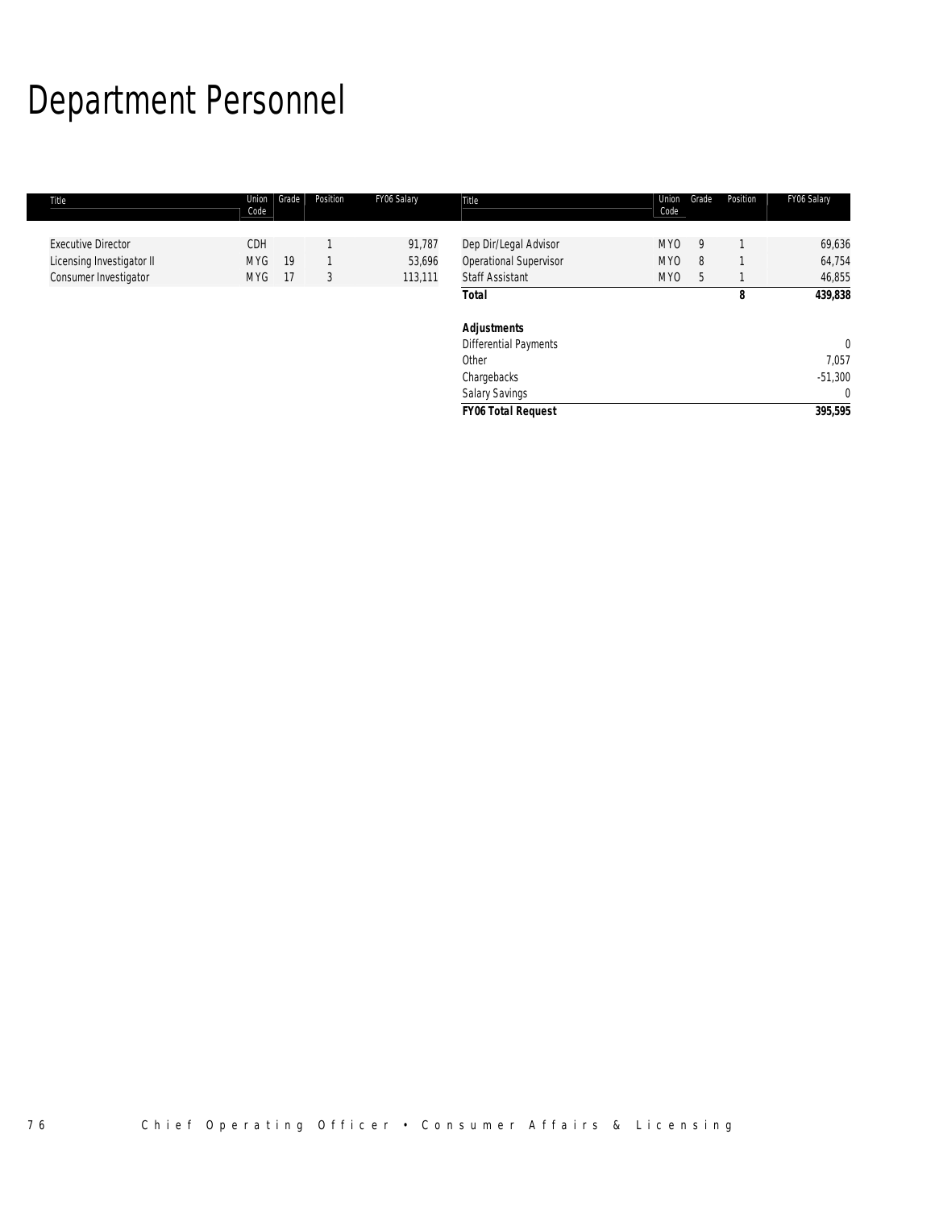# Department Personnel

| Title | Union Code | Grade | Position | FY06 Salary | Title | Union Code | Grade | Position | FY06 Salary |
|---|---|---|---|---|---|---|---|---|---|
| Executive Director | CDH | | 1 | 91,787 | Dep Dir/Legal Advisor | MYO | 9 | 1 | 69,636 |
| Licensing Investigator II | MYG | 19 | 1 | 53,696 | Operational Supervisor | MYO | 8 | 1 | 64,754 |
| Consumer Investigator | MYG | 17 | 3 | 113,111 | Staff Assistant | MYO | 5 | 1 | 46,855 |
| | | | | | **Total** | | | **8** | **439,838** |
| | | | | | | | | | |
| | | | | | ***Adjustments*** | | | | |
| | | | | | Differential Payments | | | | 0 |
| | | | | | Other | | | | 7,057 |
| | | | | | Chargebacks | | | | -51,300 |
| | | | | | Salary Savings | | | | 0 |
| | | | | | ***FY06 Total Request*** | | | | **395,595** |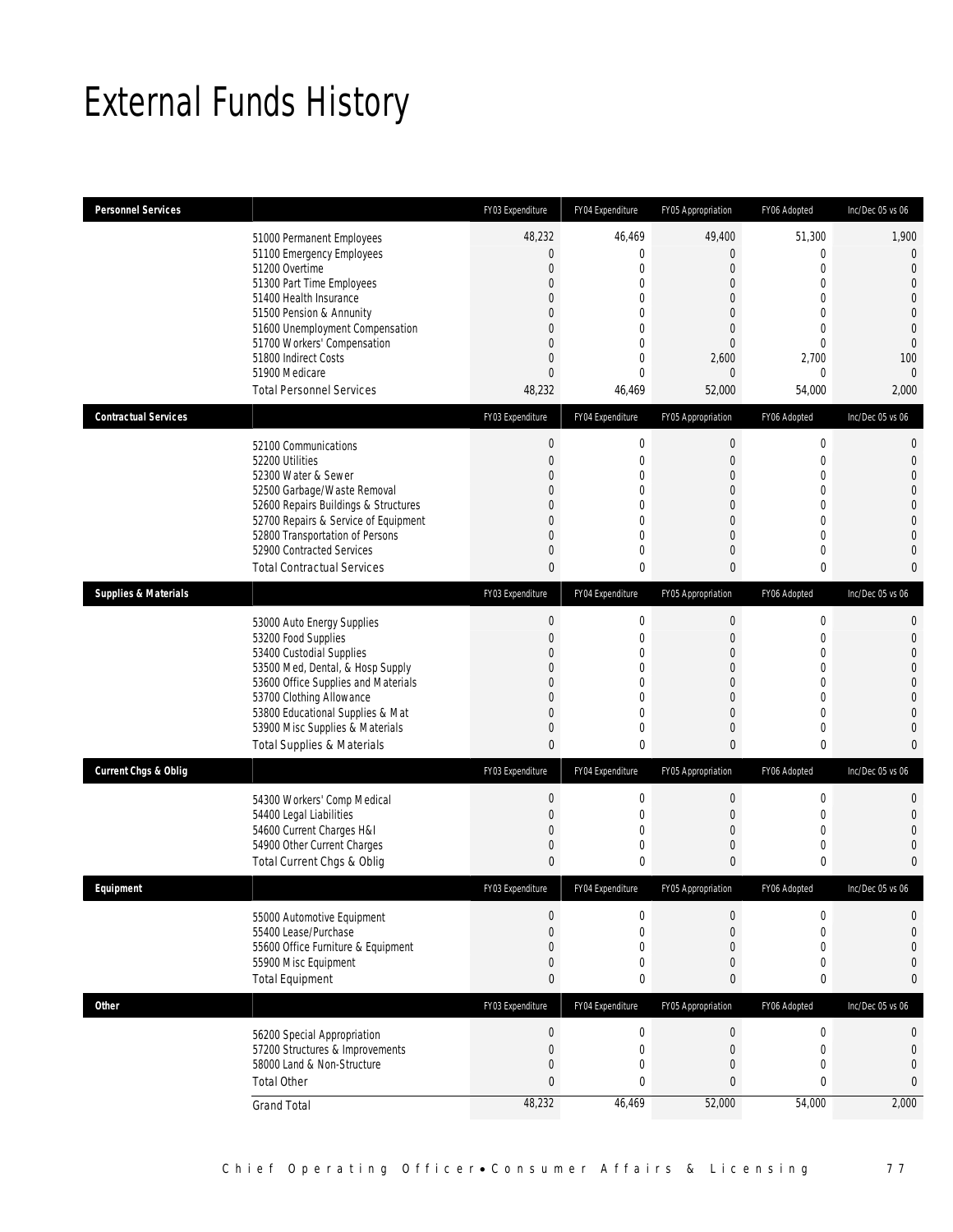# External Funds History

| Personnel Services | | FY03 Expenditure | FY04 Expenditure | FY05 Appropriation | FY06 Adopted | Inc/Dec 05 vs 06 |
|---|---|---|---|---|---|---|
| | 51000 Permanent Employees | 48,232 | 46,469 | 49,400 | 51,300 | 1,900 |
| | 51100 Emergency Employees | 0 | 0 | 0 | 0 | 0 |
| | 51200 Overtime | 0 | 0 | 0 | 0 | 0 |
| | 51300 Part Time Employees | 0 | 0 | 0 | 0 | 0 |
| | 51400 Health Insurance | 0 | 0 | 0 | 0 | 0 |
| | 51500 Pension & Annunity | 0 | 0 | 0 | 0 | 0 |
| | 51600 Unemployment Compensation | 0 | 0 | 0 | 0 | 0 |
| | 51700 Workers' Compensation | 0 | 0 | 0 | 0 | 0 |
| | 51800 Indirect Costs | 0 | 0 | 2,600 | 2,700 | 100 |
| | 51900 Medicare | 0 | 0 | 0 | 0 | 0 |
| | Total Personnel Services | 48,232 | 46,469 | 52,000 | 54,000 | 2,000 |

| Contractual Services | | FY03 Expenditure | FY04 Expenditure | FY05 Appropriation | FY06 Adopted | Inc/Dec 05 vs 06 |
|---|---|---|---|---|---|---|
| | 52100 Communications | 0 | 0 | 0 | 0 | 0 |
| | 52200 Utilities | 0 | 0 | 0 | 0 | 0 |
| | 52300 Water & Sewer | 0 | 0 | 0 | 0 | 0 |
| | 52500 Garbage/Waste Removal | 0 | 0 | 0 | 0 | 0 |
| | 52600 Repairs Buildings & Structures | 0 | 0 | 0 | 0 | 0 |
| | 52700 Repairs & Service of Equipment | 0 | 0 | 0 | 0 | 0 |
| | 52800 Transportation of Persons | 0 | 0 | 0 | 0 | 0 |
| | 52900 Contracted Services | 0 | 0 | 0 | 0 | 0 |
| | Total Contractual Services | 0 | 0 | 0 | 0 | 0 |

| Supplies & Materials | | FY03 Expenditure | FY04 Expenditure | FY05 Appropriation | FY06 Adopted | Inc/Dec 05 vs 06 |
|---|---|---|---|---|---|---|
| | 53000 Auto Energy Supplies | 0 | 0 | 0 | 0 | 0 |
| | 53200 Food Supplies | 0 | 0 | 0 | 0 | 0 |
| | 53400 Custodial Supplies | 0 | 0 | 0 | 0 | 0 |
| | 53500 Med, Dental, & Hosp Supply | 0 | 0 | 0 | 0 | 0 |
| | 53600 Office Supplies and Materials | 0 | 0 | 0 | 0 | 0 |
| | 53700 Clothing Allowance | 0 | 0 | 0 | 0 | 0 |
| | 53800 Educational Supplies & Mat | 0 | 0 | 0 | 0 | 0 |
| | 53900 Misc Supplies & Materials | 0 | 0 | 0 | 0 | 0 |
| | Total Supplies & Materials | 0 | 0 | 0 | 0 | 0 |

| Current Chgs & Oblig | | FY03 Expenditure | FY04 Expenditure | FY05 Appropriation | FY06 Adopted | Inc/Dec 05 vs 06 |
|---|---|---|---|---|---|---|
| | 54300 Workers' Comp Medical | 0 | 0 | 0 | 0 | 0 |
| | 54400 Legal Liabilities | 0 | 0 | 0 | 0 | 0 |
| | 54600 Current Charges H&I | 0 | 0 | 0 | 0 | 0 |
| | 54900 Other Current Charges | 0 | 0 | 0 | 0 | 0 |
| | Total Current Chgs & Oblig | 0 | 0 | 0 | 0 | 0 |

| Equipment | | FY03 Expenditure | FY04 Expenditure | FY05 Appropriation | FY06 Adopted | Inc/Dec 05 vs 06 |
|---|---|---|---|---|---|---|
| | 55000 Automotive Equipment | 0 | 0 | 0 | 0 | 0 |
| | 55400 Lease/Purchase | 0 | 0 | 0 | 0 | 0 |
| | 55600 Office Furniture & Equipment | 0 | 0 | 0 | 0 | 0 |
| | 55900 Misc Equipment | 0 | 0 | 0 | 0 | 0 |
| | Total Equipment | 0 | 0 | 0 | 0 | 0 |

| Other | | FY03 Expenditure | FY04 Expenditure | FY05 Appropriation | FY06 Adopted | Inc/Dec 05 vs 06 |
|---|---|---|---|---|---|---|
| | 56200 Special Appropriation | 0 | 0 | 0 | 0 | 0 |
| | 57200 Structures & Improvements | 0 | 0 | 0 | 0 | 0 |
| | 58000 Land & Non-Structure | 0 | 0 | 0 | 0 | 0 |
| | Total Other | 0 | 0 | 0 | 0 | 0 |
| | Grand Total | 48,232 | 46,469 | 52,000 | 54,000 | 2,000 |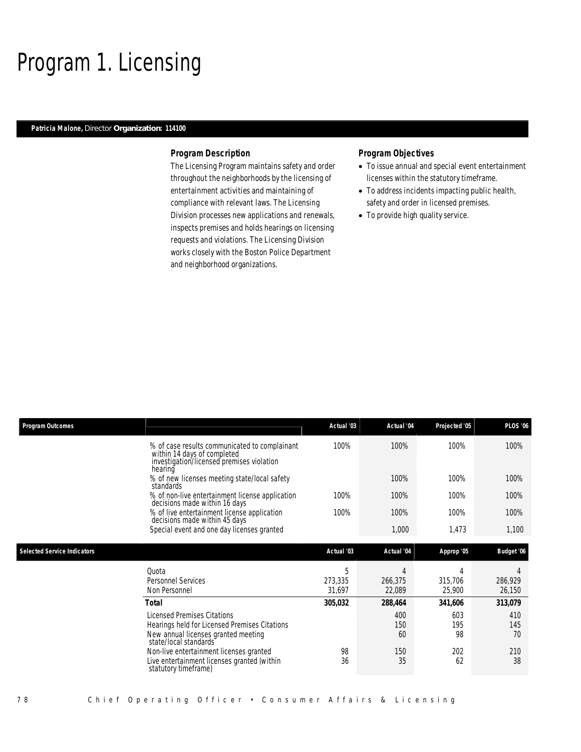# Program 1. Licensing

**Patricia Malone,** Director **Organization: 114100**

### Program Description

The Licensing Program maintains safety and order throughout the neighborhoods by the licensing of entertainment activities and maintaining of compliance with relevant laws. The Licensing Division processes new applications and renewals, inspects premises and holds hearings on licensing requests and violations. The Licensing Division works closely with the Boston Police Department and neighborhood organizations.

### Program Objectives

- To issue annual and special event entertainment licenses within the statutory timeframe.
- To address incidents impacting public health, safety and order in licensed premises.
- To provide high quality service.

| Program Outcomes | | Actual '03 | Actual '04 | Projected '05 | PLOS '06 |
|---|---|---|---|---|---|
| | % of case results communicated to complainant within 14 days of completed investigation/licensed premises violation hearing | 100% | 100% | 100% | 100% |
| | % of new licenses meeting state/local safety standards | | 100% | 100% | 100% |
| | % of non-live entertainment license application decisions made within 16 days | 100% | 100% | 100% | 100% |
| | % of live entertainment license application decisions made within 45 days | 100% | 100% | 100% | 100% |
| | Special event and one day licenses granted | | 1,000 | 1,473 | 1,100 |

| Selected Service Indicators | | Actual '03 | Actual '04 | Approp '05 | Budget '06 |
|---|---|---|---|---|---|
| | Quota | 5 | 4 | 4 | 4 |
| | Personnel Services | 273,335 | 266,375 | 315,706 | 286,929 |
| | Non Personnel | 31,697 | 22,089 | 25,900 | 26,150 |
| | **Total** | **305,032** | **288,464** | **341,606** | **313,079** |
| | Licensed Premises Citations | | 400 | 603 | 410 |
| | Hearings held for Licensed Premises Citations | | 150 | 195 | 145 |
| | New annual licenses granted meeting state/local standards | | 60 | 98 | 70 |
| | Non-live entertainment licenses granted | 98 | 150 | 202 | 210 |
| | Live entertainment licenses granted (within statutory timeframe) | 36 | 35 | 62 | 38 |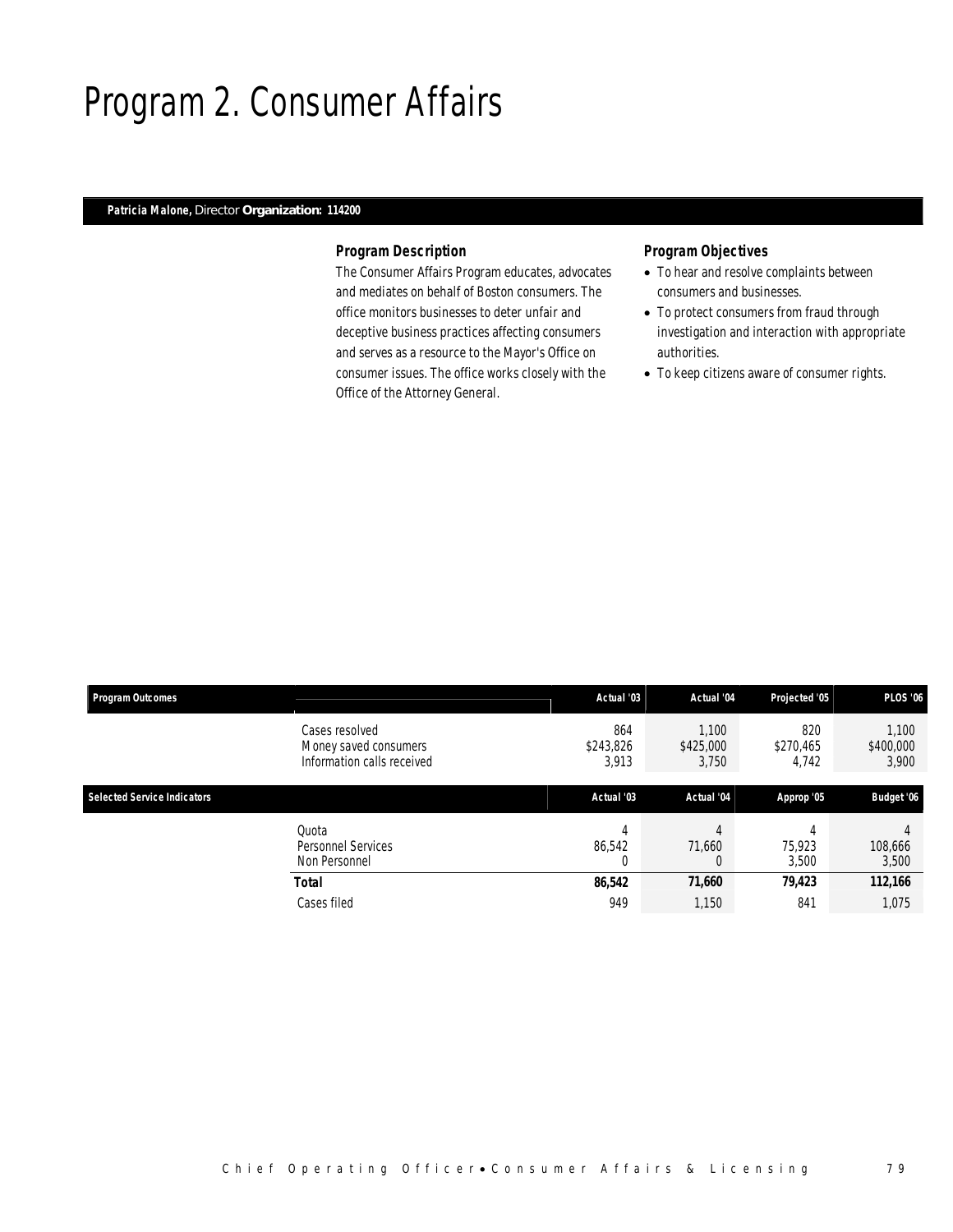# Program 2. Consumer Affairs

**Patricia Malone,** Director **Organization: 114200**

### *Program Description*

The Consumer Affairs Program educates, advocates and mediates on behalf of Boston consumers. The office monitors businesses to deter unfair and deceptive business practices affecting consumers and serves as a resource to the Mayor's Office on consumer issues. The office works closely with the Office of the Attorney General.

### *Program Objectives*

- To hear and resolve complaints between consumers and businesses.
- To protect consumers from fraud through investigation and interaction with appropriate authorities.
- To keep citizens aware of consumer rights.

| Program Outcomes | | Actual '03 | Actual '04 | Projected '05 | PLOS '06 |
|---|---|---|---|---|---|
| | Cases resolved | 864 | 1,100 | 820 | 1,100 |
| | Money saved consumers | $243,826 | $425,000 | $270,465 | $400,000 |
| | Information calls received | 3,913 | 3,750 | 4,742 | 3,900 |

| Selected Service Indicators | | Actual '03 | Actual '04 | Approp '05 | Budget '06 |
|---|---|---|---|---|---|
| | Quota | 4 | 4 | 4 | 4 |
| | Personnel Services | 86,542 | 71,660 | 75,923 | 108,666 |
| | Non Personnel | 0 | 0 | 3,500 | 3,500 |
| | **Total** | **86,542** | **71,660** | **79,423** | **112,166** |
| | Cases filed | 949 | 1,150 | 841 | 1,075 |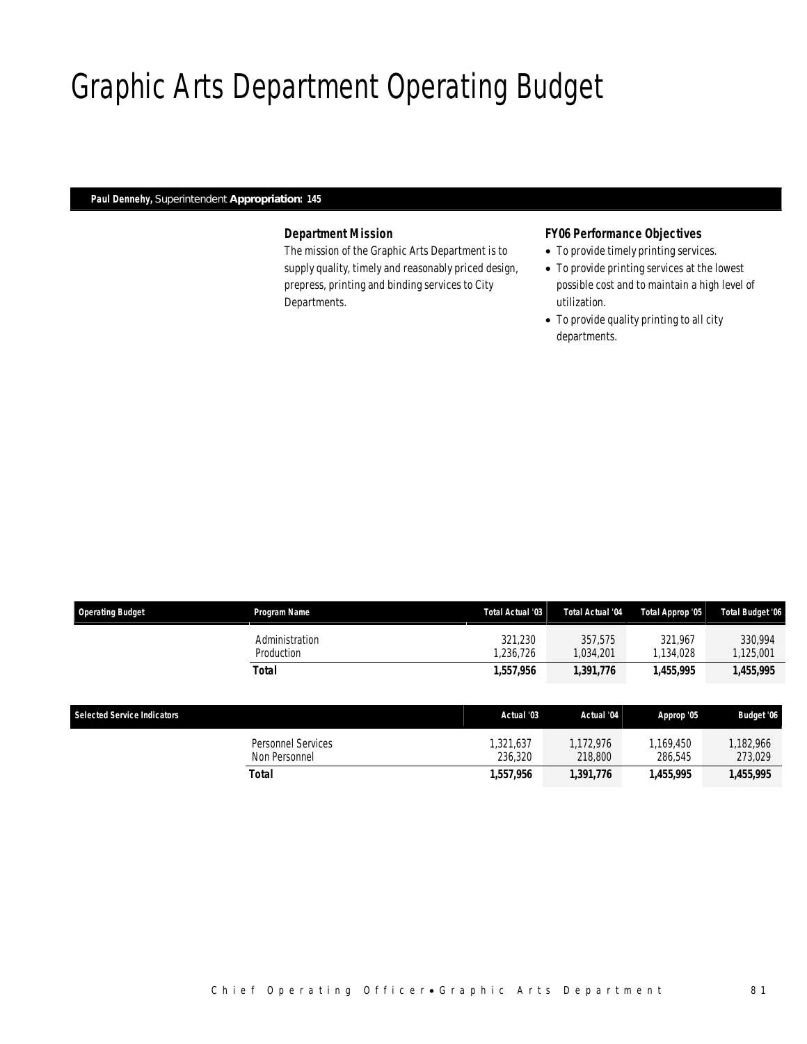# Graphic Arts Department Operating Budget

**Paul Dennehy,** Superintendent **Appropriation: 145**

### Department Mission

The mission of the Graphic Arts Department is to supply quality, timely and reasonably priced design, prepress, printing and binding services to City Departments.

### FY06 Performance Objectives

- To provide timely printing services.
- To provide printing services at the lowest possible cost and to maintain a high level of utilization.
- To provide quality printing to all city departments.

| Operating Budget | Program Name | Total Actual '03 | Total Actual '04 | Total Approp '05 | Total Budget '06 |
|---|---|---|---|---|---|
| | Administration | 321,230 | 357,575 | 321,967 | 330,994 |
| | Production | 1,236,726 | 1,034,201 | 1,134,028 | 1,125,001 |
| | **Total** | **1,557,956** | **1,391,776** | **1,455,995** | **1,455,995** |

| Selected Service Indicators | | Actual '03 | Actual '04 | Approp '05 | Budget '06 |
|---|---|---|---|---|---|
| | Personnel Services | 1,321,637 | 1,172,976 | 1,169,450 | 1,182,966 |
| | Non Personnel | 236,320 | 218,800 | 286,545 | 273,029 |
| | **Total** | **1,557,956** | **1,391,776** | **1,455,995** | **1,455,995** |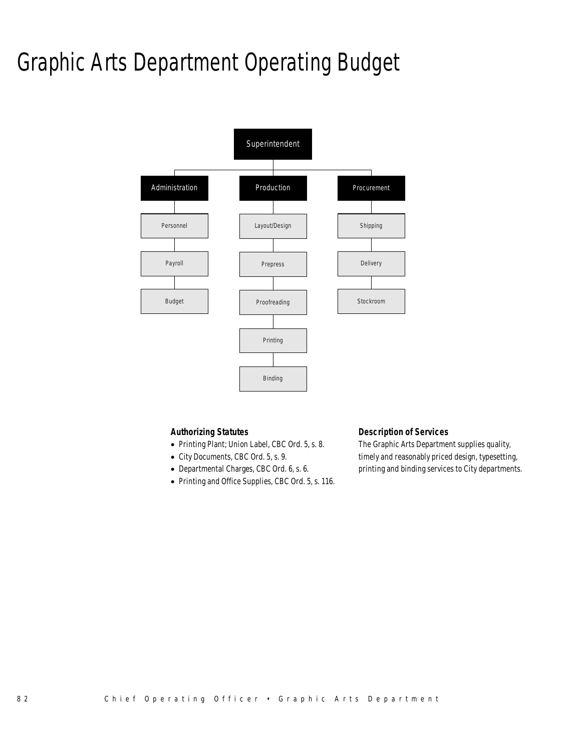# Graphic Arts Department Operating Budget

Superintendent

- Administration
  - Personnel
  - Payroll
  - Budget
- Production
  - Layout/Design
  - Prepress
  - Proofreading
  - Printing
  - Binding
- Procurement
  - Shipping
  - Delivery
  - Stockroom

### Authorizing Statutes

- Printing Plant; Union Label, CBC Ord. 5, s. 8.
- City Documents, CBC Ord. 5, s. 9.
- Departmental Charges, CBC Ord. 6, s. 6.
- Printing and Office Supplies, CBC Ord. 5, s. 116.

### Description of Services

The Graphic Arts Department supplies quality, timely and reasonably priced design, typesetting, printing and binding services to City departments.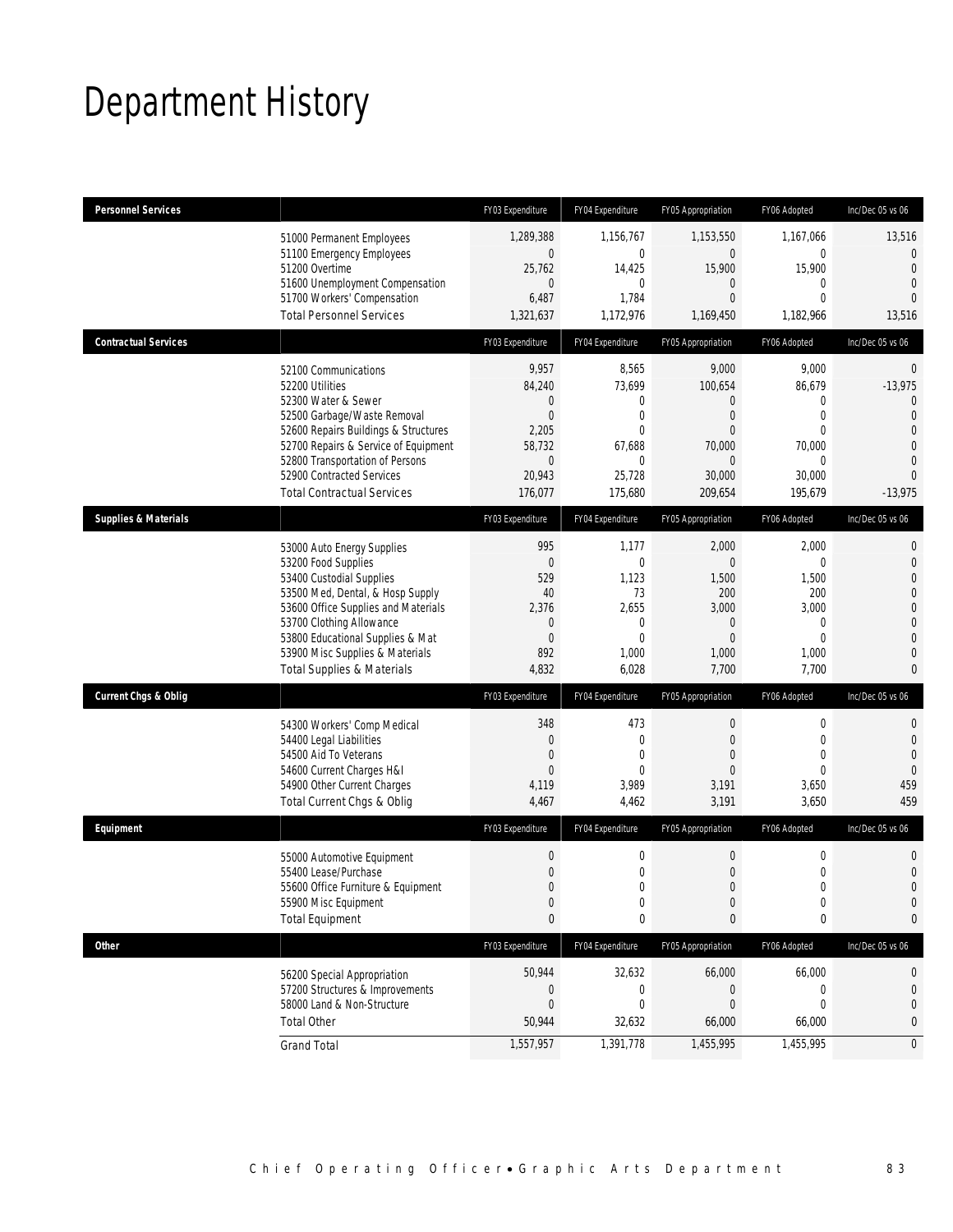# Department History

| Personnel Services | | FY03 Expenditure | FY04 Expenditure | FY05 Appropriation | FY06 Adopted | Inc/Dec 05 vs 06 |
|---|---|---|---|---|---|---|
| | 51000 Permanent Employees | 1,289,388 | 1,156,767 | 1,153,550 | 1,167,066 | 13,516 |
| | 51100 Emergency Employees | 0 | 0 | 0 | 0 | 0 |
| | 51200 Overtime | 25,762 | 14,425 | 15,900 | 15,900 | 0 |
| | 51600 Unemployment Compensation | 0 | 0 | 0 | 0 | 0 |
| | 51700 Workers' Compensation | 6,487 | 1,784 | 0 | 0 | 0 |
| | Total Personnel Services | 1,321,637 | 1,172,976 | 1,169,450 | 1,182,966 | 13,516 |

| Contractual Services | | FY03 Expenditure | FY04 Expenditure | FY05 Appropriation | FY06 Adopted | Inc/Dec 05 vs 06 |
|---|---|---|---|---|---|---|
| | 52100 Communications | 9,957 | 8,565 | 9,000 | 9,000 | 0 |
| | 52200 Utilities | 84,240 | 73,699 | 100,654 | 86,679 | -13,975 |
| | 52300 Water & Sewer | 0 | 0 | 0 | 0 | 0 |
| | 52500 Garbage/Waste Removal | 0 | 0 | 0 | 0 | 0 |
| | 52600 Repairs Buildings & Structures | 2,205 | 0 | 0 | 0 | 0 |
| | 52700 Repairs & Service of Equipment | 58,732 | 67,688 | 70,000 | 70,000 | 0 |
| | 52800 Transportation of Persons | 0 | 0 | 0 | 0 | 0 |
| | 52900 Contracted Services | 20,943 | 25,728 | 30,000 | 30,000 | 0 |
| | Total Contractual Services | 176,077 | 175,680 | 209,654 | 195,679 | -13,975 |

| Supplies & Materials | | FY03 Expenditure | FY04 Expenditure | FY05 Appropriation | FY06 Adopted | Inc/Dec 05 vs 06 |
|---|---|---|---|---|---|---|
| | 53000 Auto Energy Supplies | 995 | 1,177 | 2,000 | 2,000 | 0 |
| | 53200 Food Supplies | 0 | 0 | 0 | 0 | 0 |
| | 53400 Custodial Supplies | 529 | 1,123 | 1,500 | 1,500 | 0 |
| | 53500 Med, Dental, & Hosp Supply | 40 | 73 | 200 | 200 | 0 |
| | 53600 Office Supplies and Materials | 2,376 | 2,655 | 3,000 | 3,000 | 0 |
| | 53700 Clothing Allowance | 0 | 0 | 0 | 0 | 0 |
| | 53800 Educational Supplies & Mat | 0 | 0 | 0 | 0 | 0 |
| | 53900 Misc Supplies & Materials | 892 | 1,000 | 1,000 | 1,000 | 0 |
| | Total Supplies & Materials | 4,832 | 6,028 | 7,700 | 7,700 | 0 |

| Current Chgs & Oblig | | FY03 Expenditure | FY04 Expenditure | FY05 Appropriation | FY06 Adopted | Inc/Dec 05 vs 06 |
|---|---|---|---|---|---|---|
| | 54300 Workers' Comp Medical | 348 | 473 | 0 | 0 | 0 |
| | 54400 Legal Liabilities | 0 | 0 | 0 | 0 | 0 |
| | 54500 Aid To Veterans | 0 | 0 | 0 | 0 | 0 |
| | 54600 Current Charges H&I | 0 | 0 | 0 | 0 | 0 |
| | 54900 Other Current Charges | 4,119 | 3,989 | 3,191 | 3,650 | 459 |
| | Total Current Chgs & Oblig | 4,467 | 4,462 | 3,191 | 3,650 | 459 |

| Equipment | | FY03 Expenditure | FY04 Expenditure | FY05 Appropriation | FY06 Adopted | Inc/Dec 05 vs 06 |
|---|---|---|---|---|---|---|
| | 55000 Automotive Equipment | 0 | 0 | 0 | 0 | 0 |
| | 55400 Lease/Purchase | 0 | 0 | 0 | 0 | 0 |
| | 55600 Office Furniture & Equipment | 0 | 0 | 0 | 0 | 0 |
| | 55900 Misc Equipment | 0 | 0 | 0 | 0 | 0 |
| | Total Equipment | 0 | 0 | 0 | 0 | 0 |

| Other | | FY03 Expenditure | FY04 Expenditure | FY05 Appropriation | FY06 Adopted | Inc/Dec 05 vs 06 |
|---|---|---|---|---|---|---|
| | 56200 Special Appropriation | 50,944 | 32,632 | 66,000 | 66,000 | 0 |
| | 57200 Structures & Improvements | 0 | 0 | 0 | 0 | 0 |
| | 58000 Land & Non-Structure | 0 | 0 | 0 | 0 | 0 |
| | Total Other | 50,944 | 32,632 | 66,000 | 66,000 | 0 |
| | Grand Total | 1,557,957 | 1,391,778 | 1,455,995 | 1,455,995 | 0 |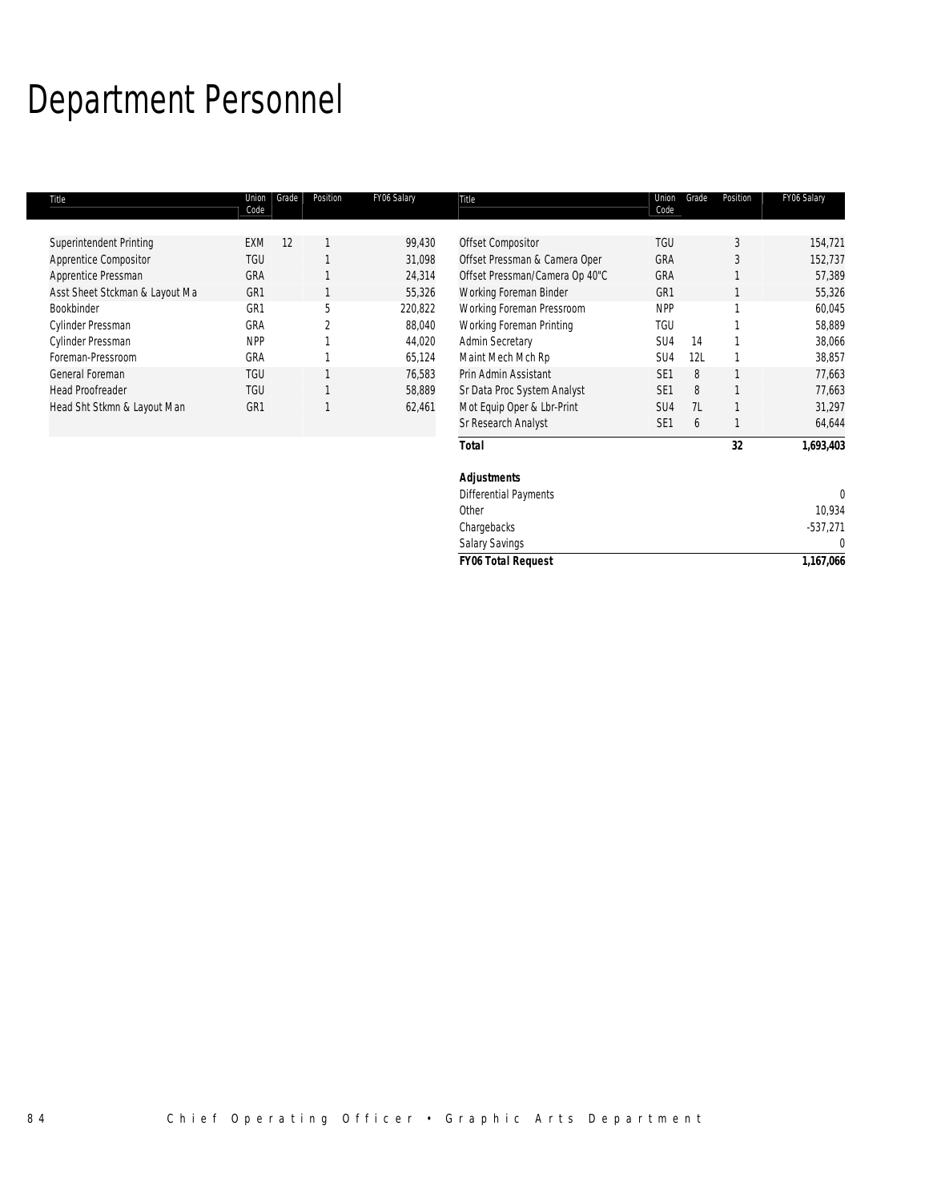# Department Personnel

| Title | Union Code | Grade | Position | FY06 Salary |
|---|---|---|---|---|
| Superintendent Printing | EXM | 12 | 1 | 99,430 |
| Apprentice Compositor | TGU | | 1 | 31,098 |
| Apprentice Pressman | GRA | | 1 | 24,314 |
| Asst Sheet Stckman & Layout Ma | GR1 | | 1 | 55,326 |
| Bookbinder | GR1 | | 5 | 220,822 |
| Cylinder Pressman | GRA | | 2 | 88,040 |
| Cylinder Pressman | NPP | | 1 | 44,020 |
| Foreman-Pressroom | GRA | | 1 | 65,124 |
| General Foreman | TGU | | 1 | 76,583 |
| Head Proofreader | TGU | | 1 | 58,889 |
| Head Sht Stkmn & Layout Man | GR1 | | 1 | 62,461 |
| Offset Compositor | TGU | | 3 | 154,721 |
| Offset Pressman & Camera Oper | GRA | | 3 | 152,737 |
| Offset Pressman/Camera Op 40"C | GRA | | 1 | 57,389 |
| Working Foreman Binder | GR1 | | 1 | 55,326 |
| Working Foreman Pressroom | NPP | | 1 | 60,045 |
| Working Foreman Printing | TGU | | 1 | 58,889 |
| Admin Secretary | SU4 | 14 | 1 | 38,066 |
| Maint Mech Mch Rp | SU4 | 12L | 1 | 38,857 |
| Prin Admin Assistant | SE1 | 8 | 1 | 77,663 |
| Sr Data Proc System Analyst | SE1 | 8 | 1 | 77,663 |
| Mot Equip Oper & Lbr-Print | SU4 | 7L | 1 | 31,297 |
| Sr Research Analyst | SE1 | 6 | 1 | 64,644 |
| **Total** | | | **32** | **1,693,403** |

| **Adjustments** | |
|---|---|
| Differential Payments | 0 |
| Other | 10,934 |
| Chargebacks | -537,271 |
| Salary Savings | 0 |
| **FY06 Total Request** | **1,167,066** |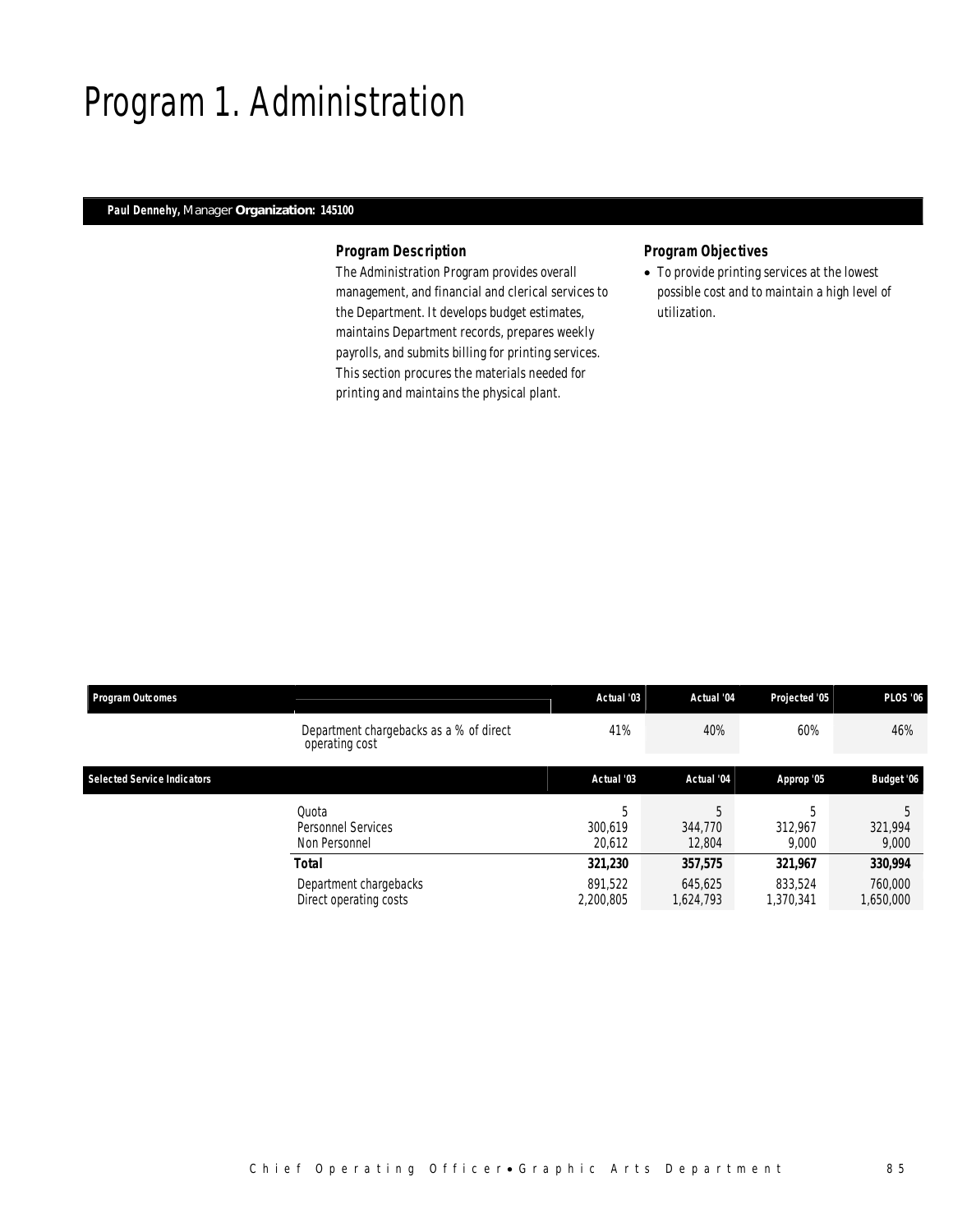# Program 1. Administration

**Paul Dennehy,** Manager **Organization: 145100**

### Program Description

The Administration Program provides overall management, and financial and clerical services to the Department. It develops budget estimates, maintains Department records, prepares weekly payrolls, and submits billing for printing services. This section procures the materials needed for printing and maintains the physical plant.

### Program Objectives

- To provide printing services at the lowest possible cost and to maintain a high level of utilization.

| Program Outcomes | | Actual '03 | Actual '04 | Projected '05 | PLOS '06 |
|---|---|---|---|---|---|
| | Department chargebacks as a % of direct operating cost | 41% | 40% | 60% | 46% |

| Selected Service Indicators | | Actual '03 | Actual '04 | Approp '05 | Budget '06 |
|---|---|---|---|---|---|
| | Quota | 5 | 5 | 5 | 5 |
| | Personnel Services | 300,619 | 344,770 | 312,967 | 321,994 |
| | Non Personnel | 20,612 | 12,804 | 9,000 | 9,000 |
| | **Total** | **321,230** | **357,575** | **321,967** | **330,994** |
| | Department chargebacks | 891,522 | 645,625 | 833,524 | 760,000 |
| | Direct operating costs | 2,200,805 | 1,624,793 | 1,370,341 | 1,650,000 |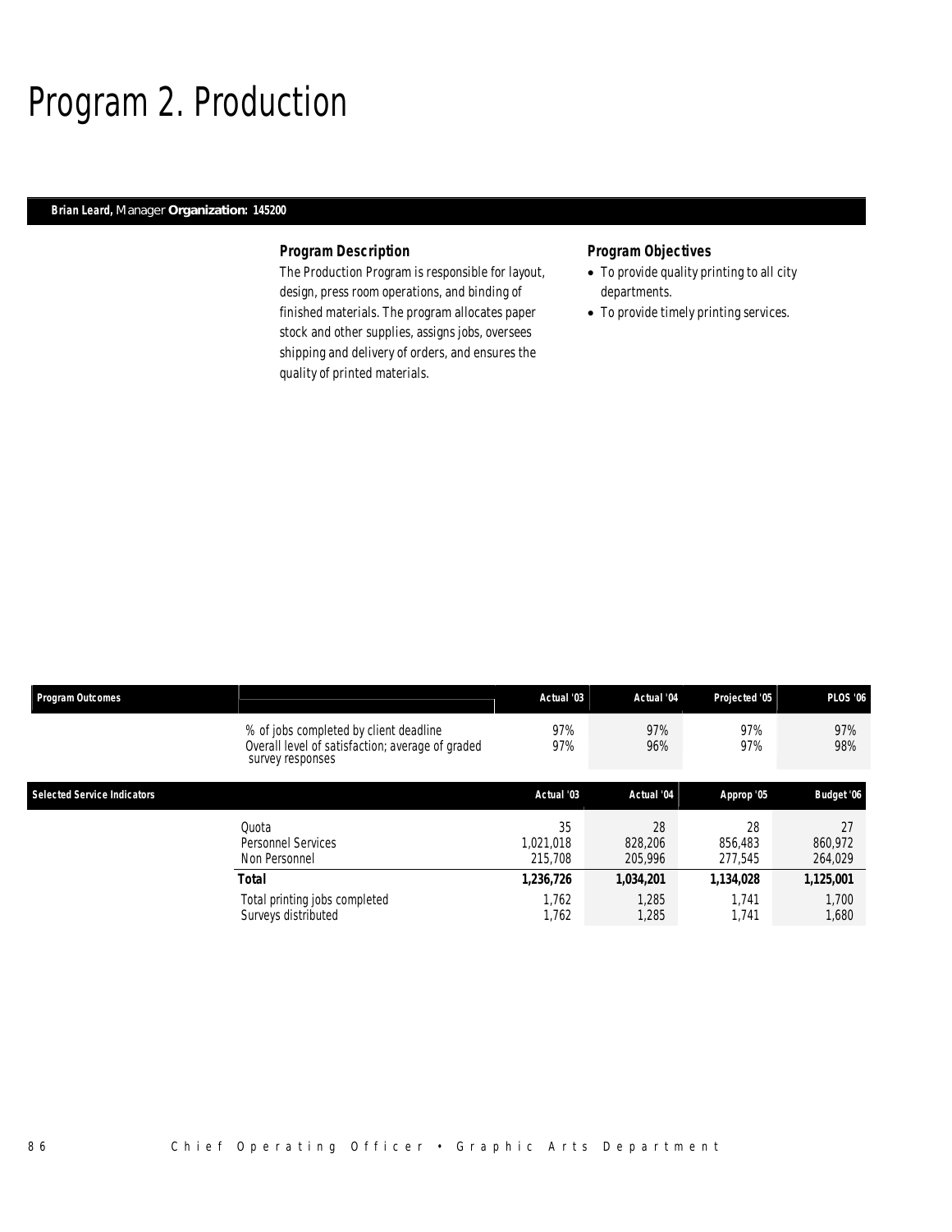# Program 2. Production

**Brian Leard,** Manager **Organization: 145200**

### Program Description

The Production Program is responsible for layout, design, press room operations, and binding of finished materials. The program allocates paper stock and other supplies, assigns jobs, oversees shipping and delivery of orders, and ensures the quality of printed materials.

### Program Objectives

- To provide quality printing to all city departments.
- To provide timely printing services.

| Program Outcomes | | Actual '03 | Actual '04 | Projected '05 | PLOS '06 |
|---|---|---|---|---|---|
| | % of jobs completed by client deadline | 97% | 97% | 97% | 97% |
| | Overall level of satisfaction; average of graded survey responses | 97% | 96% | 97% | 98% |

| Selected Service Indicators | | Actual '03 | Actual '04 | Approp '05 | Budget '06 |
|---|---|---|---|---|---|
| | Quota | 35 | 28 | 28 | 27 |
| | Personnel Services | 1,021,018 | 828,206 | 856,483 | 860,972 |
| | Non Personnel | 215,708 | 205,996 | 277,545 | 264,029 |
| | **Total** | **1,236,726** | **1,034,201** | **1,134,028** | **1,125,001** |
| | Total printing jobs completed | 1,762 | 1,285 | 1,741 | 1,700 |
| | Surveys distributed | 1,762 | 1,285 | 1,741 | 1,680 |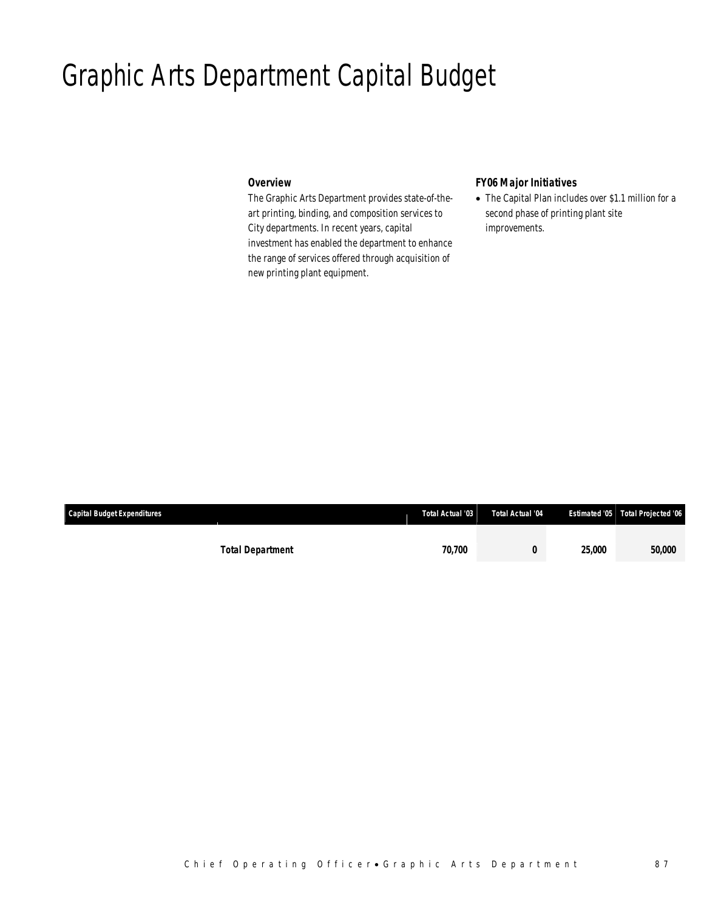# Graphic Arts Department Capital Budget

### Overview

The Graphic Arts Department provides state-of-the-art printing, binding, and composition services to City departments. In recent years, capital investment has enabled the department to enhance the range of services offered through acquisition of new printing plant equipment.

### FY06 Major Initiatives

- The Capital Plan includes over $1.1 million for a second phase of printing plant site improvements.

| Capital Budget Expenditures | Total Actual '03 | Total Actual '04 | Estimated '05 | Total Projected '06 |
|---|---|---|---|---|
| **Total Department** | **70,700** | **0** | **25,000** | **50,000** |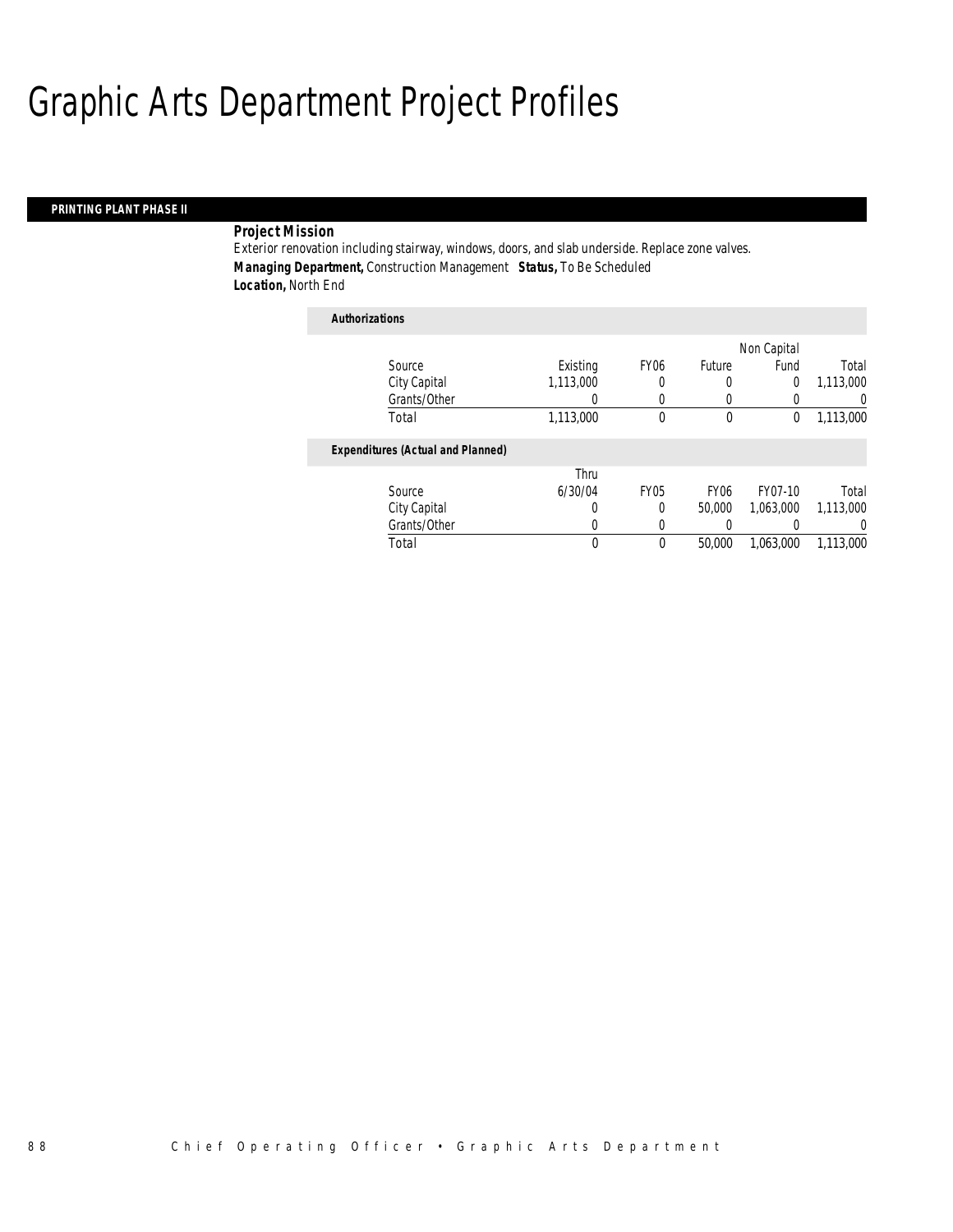# Graphic Arts Department Project Profiles

## PRINTING PLANT PHASE II

**Project Mission**

Exterior renovation including stairway, windows, doors, and slab underside. Replace zone valves.

**Managing Department,** Construction Management **Status,** To Be Scheduled

**Location,** North End

*Authorizations*

| Source | Existing | FY06 | Future | Non Capital Fund | Total |
|---|---|---|---|---|---|
| City Capital | 1,113,000 | 0 | 0 | 0 | 1,113,000 |
| Grants/Other | 0 | 0 | 0 | 0 | 0 |
| Total | 1,113,000 | 0 | 0 | 0 | 1,113,000 |

*Expenditures (Actual and Planned)*

| Source | Thru 6/30/04 | FY05 | FY06 | FY07-10 | Total |
|---|---|---|---|---|---|
| City Capital | 0 | 0 | 50,000 | 1,063,000 | 1,113,000 |
| Grants/Other | 0 | 0 | 0 | 0 | 0 |
| Total | 0 | 0 | 50,000 | 1,063,000 | 1,113,000 |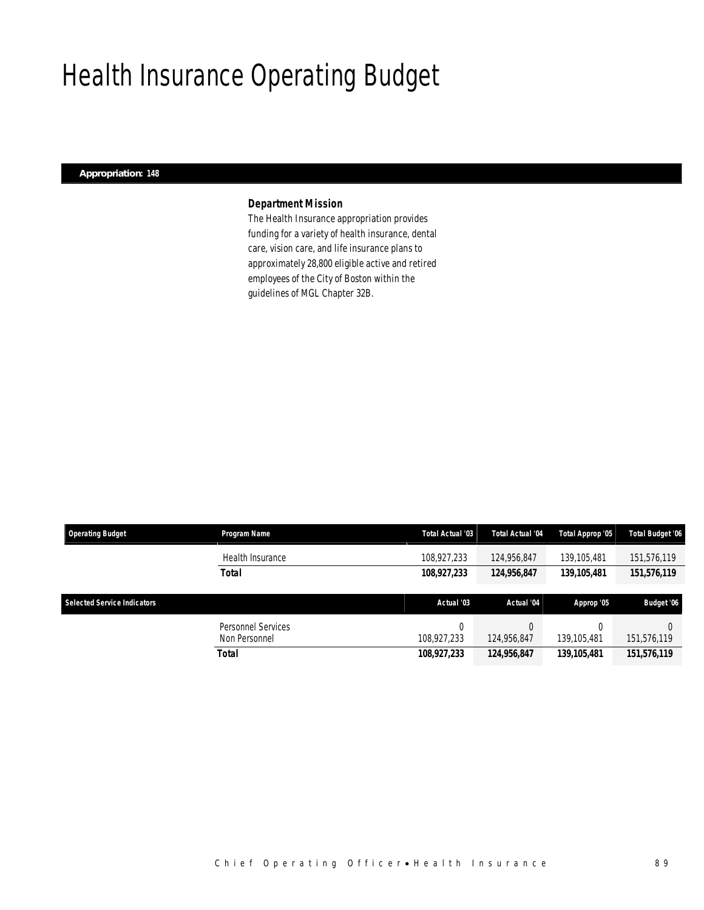# Health Insurance Operating Budget

**Appropriation: 148**

### *Department Mission*

The Health Insurance appropriation provides funding for a variety of health insurance, dental care, vision care, and life insurance plans to approximately 28,800 eligible active and retired employees of the City of Boston within the guidelines of MGL Chapter 32B.

| Operating Budget | Program Name | Total Actual '03 | Total Actual '04 | Total Approp '05 | Total Budget '06 |
|---|---|---|---|---|---|
| | Health Insurance | 108,927,233 | 124,956,847 | 139,105,481 | 151,576,119 |
| | **Total** | **108,927,233** | **124,956,847** | **139,105,481** | **151,576,119** |

| Selected Service Indicators | | Actual '03 | Actual '04 | Approp '05 | Budget '06 |
|---|---|---|---|---|---|
| | Personnel Services | 0 | 0 | 0 | 0 |
| | Non Personnel | 108,927,233 | 124,956,847 | 139,105,481 | 151,576,119 |
| | **Total** | **108,927,233** | **124,956,847** | **139,105,481** | **151,576,119** |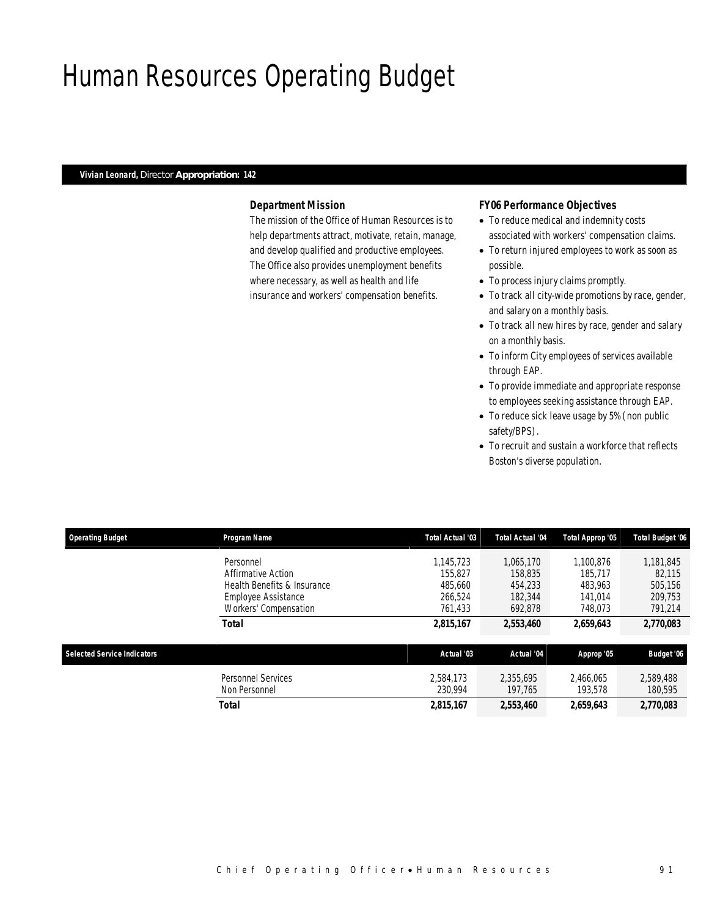# Human Resources Operating Budget

***Vivian Leonard,*** *Director* ***Appropriation: 142***

### *Department Mission*

*The mission of the Office of Human Resources is to help departments attract, motivate, retain, manage, and develop qualified and productive employees. The Office also provides unemployment benefits where necessary, as well as health and life insurance and workers' compensation benefits.*

### *FY06 Performance Objectives*

- *To reduce medical and indemnity costs associated with workers' compensation claims.*
- *To return injured employees to work as soon as possible.*
- *To process injury claims promptly.*
- *To track all city-wide promotions by race, gender, and salary on a monthly basis.*
- *To track all new hires by race, gender and salary on a monthly basis.*
- *To inform City employees of services available through EAP.*
- *To provide immediate and appropriate response to employees seeking assistance through EAP.*
- *To reduce sick leave usage by 5% (non public safety/BPS).*
- *To recruit and sustain a workforce that reflects Boston's diverse population.*

| Operating Budget | Program Name | Total Actual '03 | Total Actual '04 | Total Approp '05 | Total Budget '06 |
|---|---|---|---|---|---|
| | Personnel | 1,145,723 | 1,065,170 | 1,100,876 | 1,181,845 |
| | Affirmative Action | 155,827 | 158,835 | 185,717 | 82,115 |
| | Health Benefits & Insurance | 485,660 | 454,233 | 483,963 | 505,156 |
| | Employee Assistance | 266,524 | 182,344 | 141,014 | 209,753 |
| | Workers' Compensation | 761,433 | 692,878 | 748,073 | 791,214 |
| | **Total** | **2,815,167** | **2,553,460** | **2,659,643** | **2,770,083** |

| Selected Service Indicators | | Actual '03 | Actual '04 | Approp '05 | Budget '06 |
|---|---|---|---|---|---|
| | Personnel Services | 2,584,173 | 2,355,695 | 2,466,065 | 2,589,488 |
| | Non Personnel | 230,994 | 197,765 | 193,578 | 180,595 |
| | **Total** | **2,815,167** | **2,553,460** | **2,659,643** | **2,770,083** |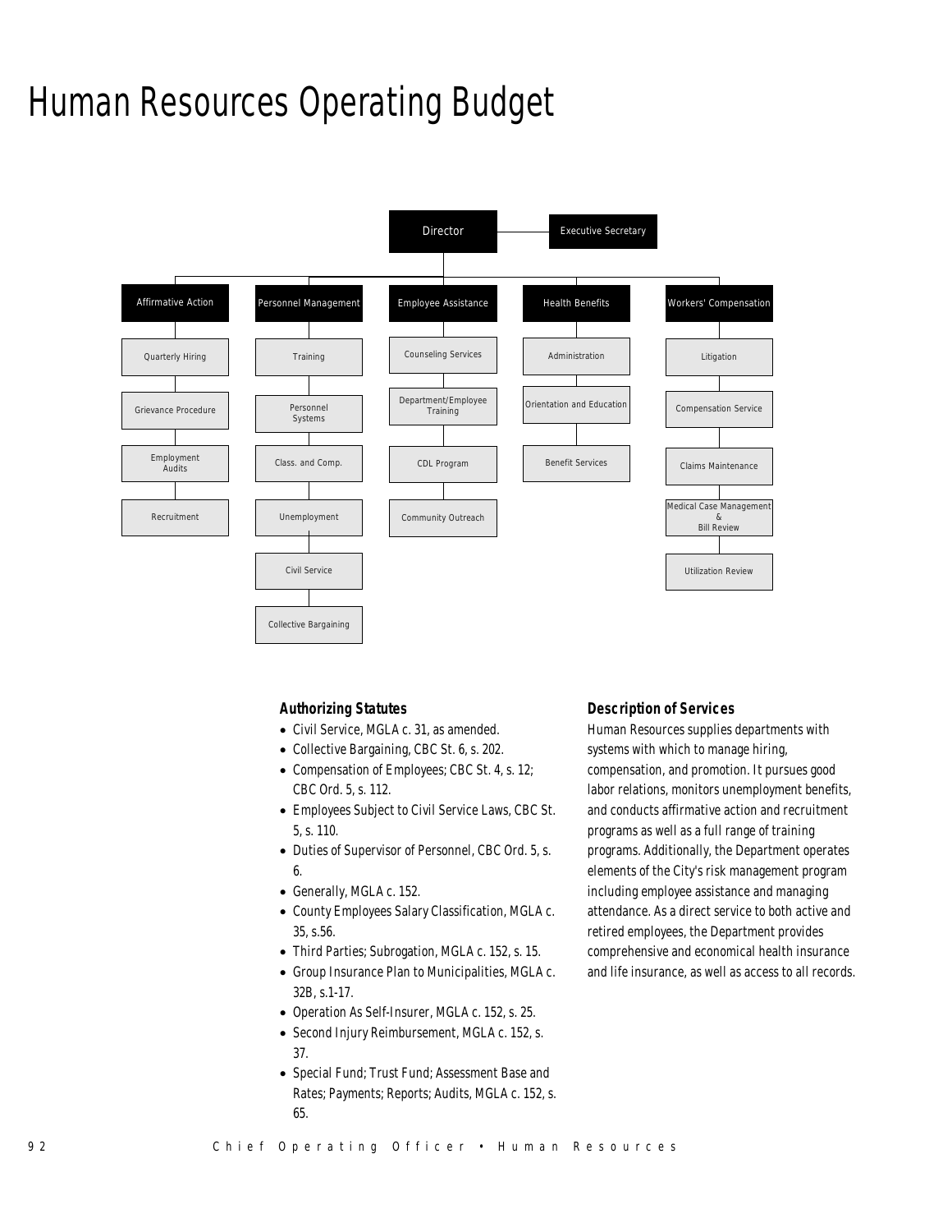# Human Resources Operating Budget

- Director
  - Executive Secretary
  - Affirmative Action
    - Quarterly Hiring
    - Grievance Procedure
    - Employment Audits
    - Recruitment
  - Personnel Management
    - Training
    - Personnel Systems
    - Class. and Comp.
    - Unemployment
    - Civil Service
    - Collective Bargaining
  - Employee Assistance
    - Counseling Services
    - Department/Employee Training
    - CDL Program
    - Community Outreach
  - Health Benefits
    - Administration
    - Orientation and Education
    - Benefit Services
  - Workers' Compensation
    - Litigation
    - Compensation Service
    - Claims Maintenance
    - Medical Case Management & Bill Review
    - Utilization Review

### Authorizing Statutes

- Civil Service, MGLA c. 31, as amended.
- Collective Bargaining, CBC St. 6, s. 202.
- Compensation of Employees; CBC St. 4, s. 12; CBC Ord. 5, s. 112.
- Employees Subject to Civil Service Laws, CBC St. 5, s. 110.
- Duties of Supervisor of Personnel, CBC Ord. 5, s. 6.
- Generally, MGLA c. 152.
- County Employees Salary Classification, MGLA c. 35, s.56.
- Third Parties; Subrogation, MGLA c. 152, s. 15.
- Group Insurance Plan to Municipalities, MGLA c. 32B, s.1-17.
- Operation As Self-Insurer, MGLA c. 152, s. 25.
- Second Injury Reimbursement, MGLA c. 152, s. 37.
- Special Fund; Trust Fund; Assessment Base and Rates; Payments; Reports; Audits, MGLA c. 152, s. 65.

### Description of Services

Human Resources supplies departments with systems with which to manage hiring, compensation, and promotion. It pursues good labor relations, monitors unemployment benefits, and conducts affirmative action and recruitment programs as well as a full range of training programs. Additionally, the Department operates elements of the City's risk management program including employee assistance and managing attendance. As a direct service to both active and retired employees, the Department provides comprehensive and economical health insurance and life insurance, as well as access to all records.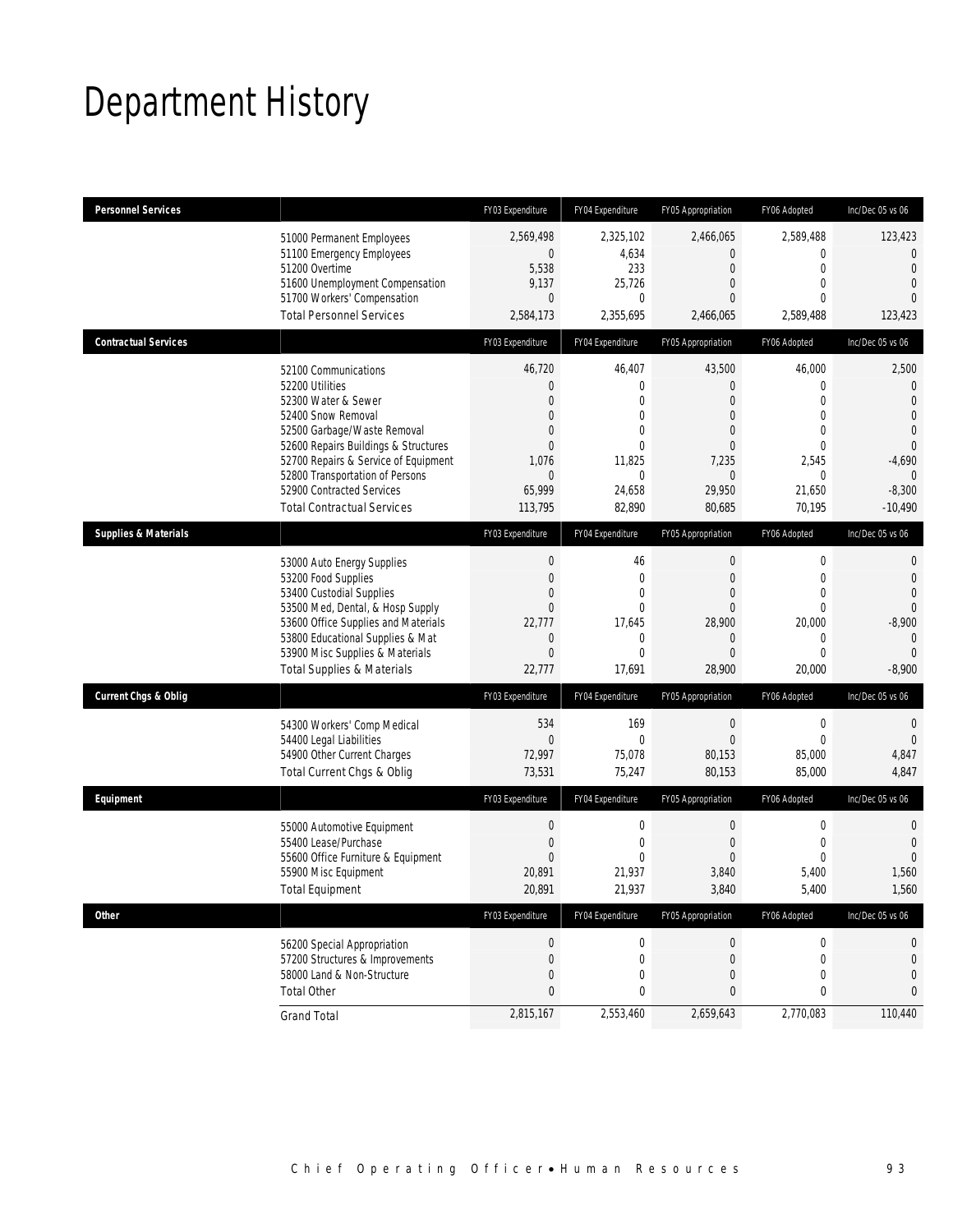# Department History

| Personnel Services | | FY03 Expenditure | FY04 Expenditure | FY05 Appropriation | FY06 Adopted | Inc/Dec 05 vs 06 |
|---|---|---|---|---|---|---|
| | 51000 Permanent Employees | 2,569,498 | 2,325,102 | 2,466,065 | 2,589,488 | 123,423 |
| | 51100 Emergency Employees | 0 | 4,634 | 0 | 0 | 0 |
| | 51200 Overtime | 5,538 | 233 | 0 | 0 | 0 |
| | 51600 Unemployment Compensation | 9,137 | 25,726 | 0 | 0 | 0 |
| | 51700 Workers' Compensation | 0 | 0 | 0 | 0 | 0 |
| | Total Personnel Services | 2,584,173 | 2,355,695 | 2,466,065 | 2,589,488 | 123,423 |

| Contractual Services | | FY03 Expenditure | FY04 Expenditure | FY05 Appropriation | FY06 Adopted | Inc/Dec 05 vs 06 |
|---|---|---|---|---|---|---|
| | 52100 Communications | 46,720 | 46,407 | 43,500 | 46,000 | 2,500 |
| | 52200 Utilities | 0 | 0 | 0 | 0 | 0 |
| | 52300 Water & Sewer | 0 | 0 | 0 | 0 | 0 |
| | 52400 Snow Removal | 0 | 0 | 0 | 0 | 0 |
| | 52500 Garbage/Waste Removal | 0 | 0 | 0 | 0 | 0 |
| | 52600 Repairs Buildings & Structures | 0 | 0 | 0 | 0 | 0 |
| | 52700 Repairs & Service of Equipment | 1,076 | 11,825 | 7,235 | 2,545 | -4,690 |
| | 52800 Transportation of Persons | 0 | 0 | 0 | 0 | 0 |
| | 52900 Contracted Services | 65,999 | 24,658 | 29,950 | 21,650 | -8,300 |
| | Total Contractual Services | 113,795 | 82,890 | 80,685 | 70,195 | -10,490 |

| Supplies & Materials | | FY03 Expenditure | FY04 Expenditure | FY05 Appropriation | FY06 Adopted | Inc/Dec 05 vs 06 |
|---|---|---|---|---|---|---|
| | 53000 Auto Energy Supplies | 0 | 46 | 0 | 0 | 0 |
| | 53200 Food Supplies | 0 | 0 | 0 | 0 | 0 |
| | 53400 Custodial Supplies | 0 | 0 | 0 | 0 | 0 |
| | 53500 Med, Dental, & Hosp Supply | 0 | 0 | 0 | 0 | 0 |
| | 53600 Office Supplies and Materials | 22,777 | 17,645 | 28,900 | 20,000 | -8,900 |
| | 53800 Educational Supplies & Mat | 0 | 0 | 0 | 0 | 0 |
| | 53900 Misc Supplies & Materials | 0 | 0 | 0 | 0 | 0 |
| | Total Supplies & Materials | 22,777 | 17,691 | 28,900 | 20,000 | -8,900 |

| Current Chgs & Oblig | | FY03 Expenditure | FY04 Expenditure | FY05 Appropriation | FY06 Adopted | Inc/Dec 05 vs 06 |
|---|---|---|---|---|---|---|
| | 54300 Workers' Comp Medical | 534 | 169 | 0 | 0 | 0 |
| | 54400 Legal Liabilities | 0 | 0 | 0 | 0 | 0 |
| | 54900 Other Current Charges | 72,997 | 75,078 | 80,153 | 85,000 | 4,847 |
| | Total Current Chgs & Oblig | 73,531 | 75,247 | 80,153 | 85,000 | 4,847 |

| Equipment | | FY03 Expenditure | FY04 Expenditure | FY05 Appropriation | FY06 Adopted | Inc/Dec 05 vs 06 |
|---|---|---|---|---|---|---|
| | 55000 Automotive Equipment | 0 | 0 | 0 | 0 | 0 |
| | 55400 Lease/Purchase | 0 | 0 | 0 | 0 | 0 |
| | 55600 Office Furniture & Equipment | 0 | 0 | 0 | 0 | 0 |
| | 55900 Misc Equipment | 20,891 | 21,937 | 3,840 | 5,400 | 1,560 |
| | Total Equipment | 20,891 | 21,937 | 3,840 | 5,400 | 1,560 |

| Other | | FY03 Expenditure | FY04 Expenditure | FY05 Appropriation | FY06 Adopted | Inc/Dec 05 vs 06 |
|---|---|---|---|---|---|---|
| | 56200 Special Appropriation | 0 | 0 | 0 | 0 | 0 |
| | 57200 Structures & Improvements | 0 | 0 | 0 | 0 | 0 |
| | 58000 Land & Non-Structure | 0 | 0 | 0 | 0 | 0 |
| | Total Other | 0 | 0 | 0 | 0 | 0 |
| | Grand Total | 2,815,167 | 2,553,460 | 2,659,643 | 2,770,083 | 110,440 |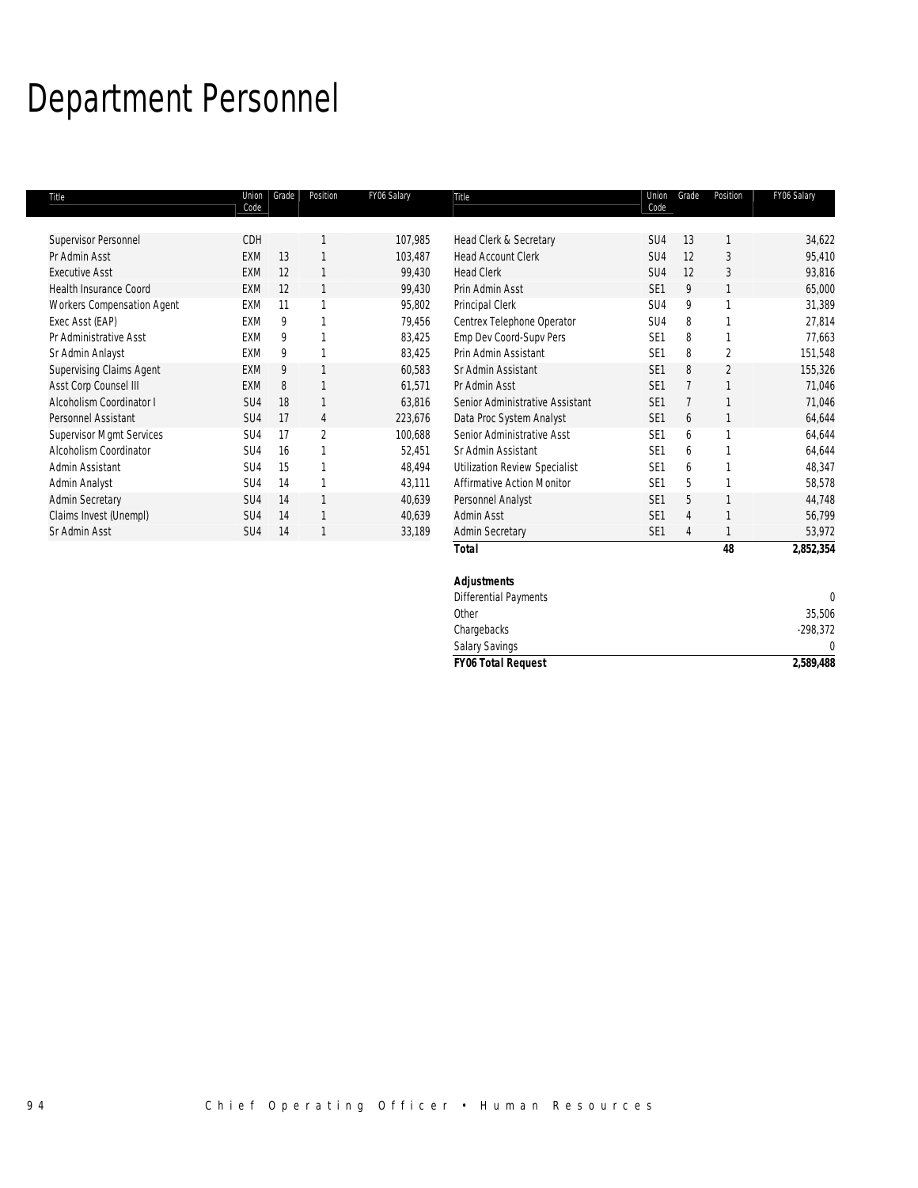# Department Personnel

| Title | Union Code | Grade | Position | FY06 Salary |
|---|---|---|---|---|
| Supervisor Personnel | CDH | | 1 | 107,985 |
| Pr Admin Asst | EXM | 13 | 1 | 103,487 |
| Executive Asst | EXM | 12 | 1 | 99,430 |
| Health Insurance Coord | EXM | 12 | 1 | 99,430 |
| Workers Compensation Agent | EXM | 11 | 1 | 95,802 |
| Exec Asst (EAP) | EXM | 9 | 1 | 79,456 |
| Pr Administrative Asst | EXM | 9 | 1 | 83,425 |
| Sr Admin Anlayst | EXM | 9 | 1 | 83,425 |
| Supervising Claims Agent | EXM | 9 | 1 | 60,583 |
| Asst Corp Counsel III | EXM | 8 | 1 | 61,571 |
| Alcoholism Coordinator I | SU4 | 18 | 1 | 63,816 |
| Personnel Assistant | SU4 | 17 | 4 | 223,676 |
| Supervisor Mgmt Services | SU4 | 17 | 2 | 100,688 |
| Alcoholism Coordinator | SU4 | 16 | 1 | 52,451 |
| Admin Assistant | SU4 | 15 | 1 | 48,494 |
| Admin Analyst | SU4 | 14 | 1 | 43,111 |
| Admin Secretary | SU4 | 14 | 1 | 40,639 |
| Claims Invest (Unempl) | SU4 | 14 | 1 | 40,639 |
| Sr Admin Asst | SU4 | 14 | 1 | 33,189 |
| Head Clerk & Secretary | SU4 | 13 | 1 | 34,622 |
| Head Account Clerk | SU4 | 12 | 3 | 95,410 |
| Head Clerk | SU4 | 12 | 3 | 93,816 |
| Prin Admin Asst | SE1 | 9 | 1 | 65,000 |
| Principal Clerk | SU4 | 9 | 1 | 31,389 |
| Centrex Telephone Operator | SU4 | 8 | 1 | 27,814 |
| Emp Dev Coord-Supv Pers | SE1 | 8 | 1 | 77,663 |
| Prin Admin Assistant | SE1 | 8 | 2 | 151,548 |
| Sr Admin Assistant | SE1 | 8 | 2 | 155,326 |
| Pr Admin Asst | SE1 | 7 | 1 | 71,046 |
| Senior Administrative Assistant | SE1 | 7 | 1 | 71,046 |
| Data Proc System Analyst | SE1 | 6 | 1 | 64,644 |
| Senior Administrative Asst | SE1 | 6 | 1 | 64,644 |
| Sr Admin Assistant | SE1 | 6 | 1 | 64,644 |
| Utilization Review Specialist | SE1 | 6 | 1 | 48,347 |
| Affirmative Action Monitor | SE1 | 5 | 1 | 58,578 |
| Personnel Analyst | SE1 | 5 | 1 | 44,748 |
| Admin Asst | SE1 | 4 | 1 | 56,799 |
| Admin Secretary | SE1 | 4 | 1 | 53,972 |
| **Total** | | | **48** | **2,852,354** |

| **Adjustments** | |
|---|---|
| Differential Payments | 0 |
| Other | 35,506 |
| Chargebacks | -298,372 |
| Salary Savings | 0 |
| ***FY06 Total Request*** | **2,589,488** |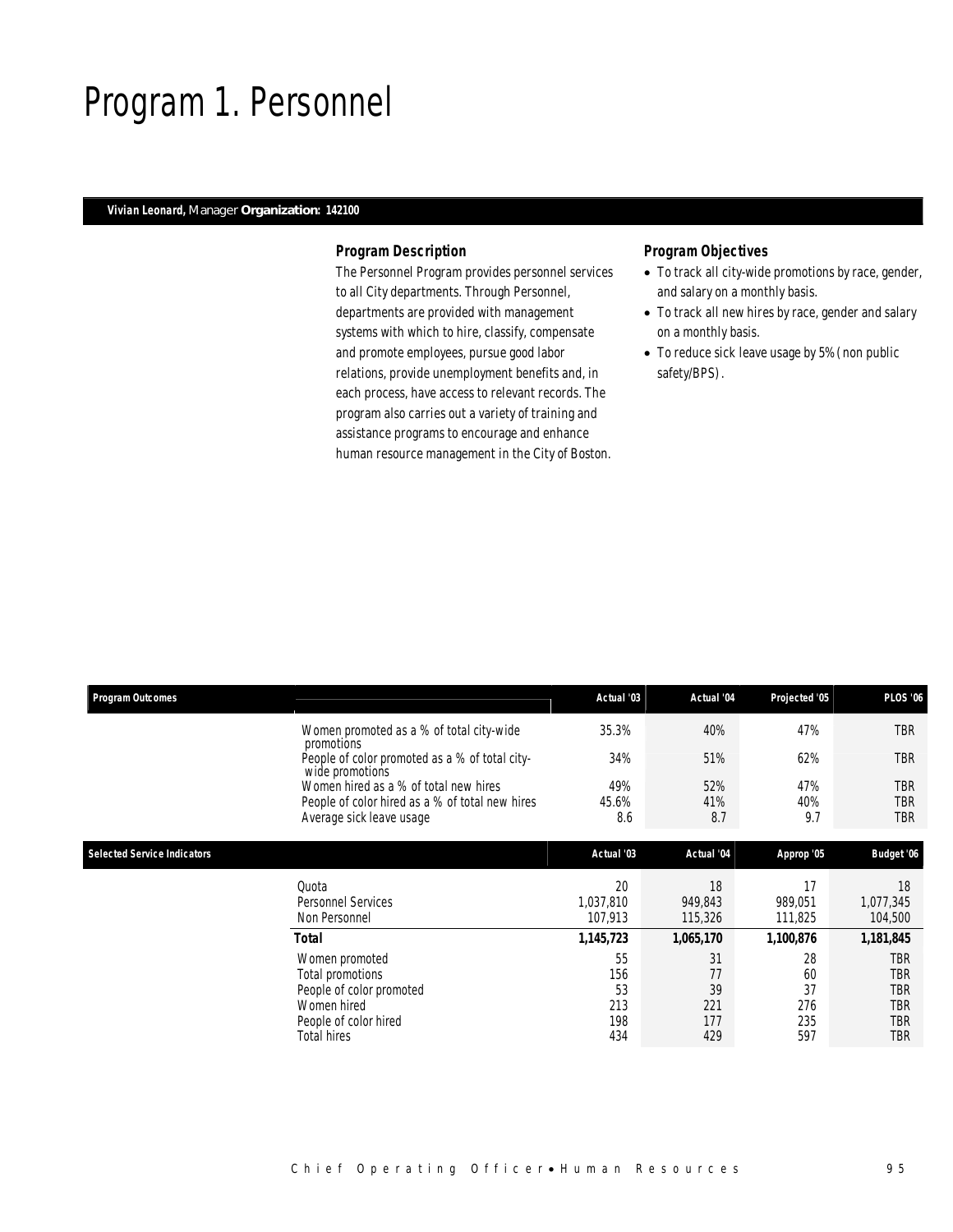# Program 1. Personnel

**Vivian Leonard,** Manager **Organization: 142100**

### Program Description

The Personnel Program provides personnel services to all City departments. Through Personnel, departments are provided with management systems with which to hire, classify, compensate and promote employees, pursue good labor relations, provide unemployment benefits and, in each process, have access to relevant records. The program also carries out a variety of training and assistance programs to encourage and enhance human resource management in the City of Boston.

### Program Objectives

- To track all city-wide promotions by race, gender, and salary on a monthly basis.
- To track all new hires by race, gender and salary on a monthly basis.
- To reduce sick leave usage by 5% (non public safety/BPS).

| Program Outcomes | | Actual '03 | Actual '04 | Projected '05 | PLOS '06 |
|---|---|---|---|---|---|
| | Women promoted as a % of total city-wide promotions | 35.3% | 40% | 47% | TBR |
| | People of color promoted as a % of total city-wide promotions | 34% | 51% | 62% | TBR |
| | Women hired as a % of total new hires | 49% | 52% | 47% | TBR |
| | People of color hired as a % of total new hires | 45.6% | 41% | 40% | TBR |
| | Average sick leave usage | 8.6 | 8.7 | 9.7 | TBR |

| Selected Service Indicators | | Actual '03 | Actual '04 | Approp '05 | Budget '06 |
|---|---|---|---|---|---|
| | Quota | 20 | 18 | 17 | 18 |
| | Personnel Services | 1,037,810 | 949,843 | 989,051 | 1,077,345 |
| | Non Personnel | 107,913 | 115,326 | 111,825 | 104,500 |
| | **Total** | **1,145,723** | **1,065,170** | **1,100,876** | **1,181,845** |
| | Women promoted | 55 | 31 | 28 | TBR |
| | Total promotions | 156 | 77 | 60 | TBR |
| | People of color promoted | 53 | 39 | 37 | TBR |
| | Women hired | 213 | 221 | 276 | TBR |
| | People of color hired | 198 | 177 | 235 | TBR |
| | Total hires | 434 | 429 | 597 | TBR |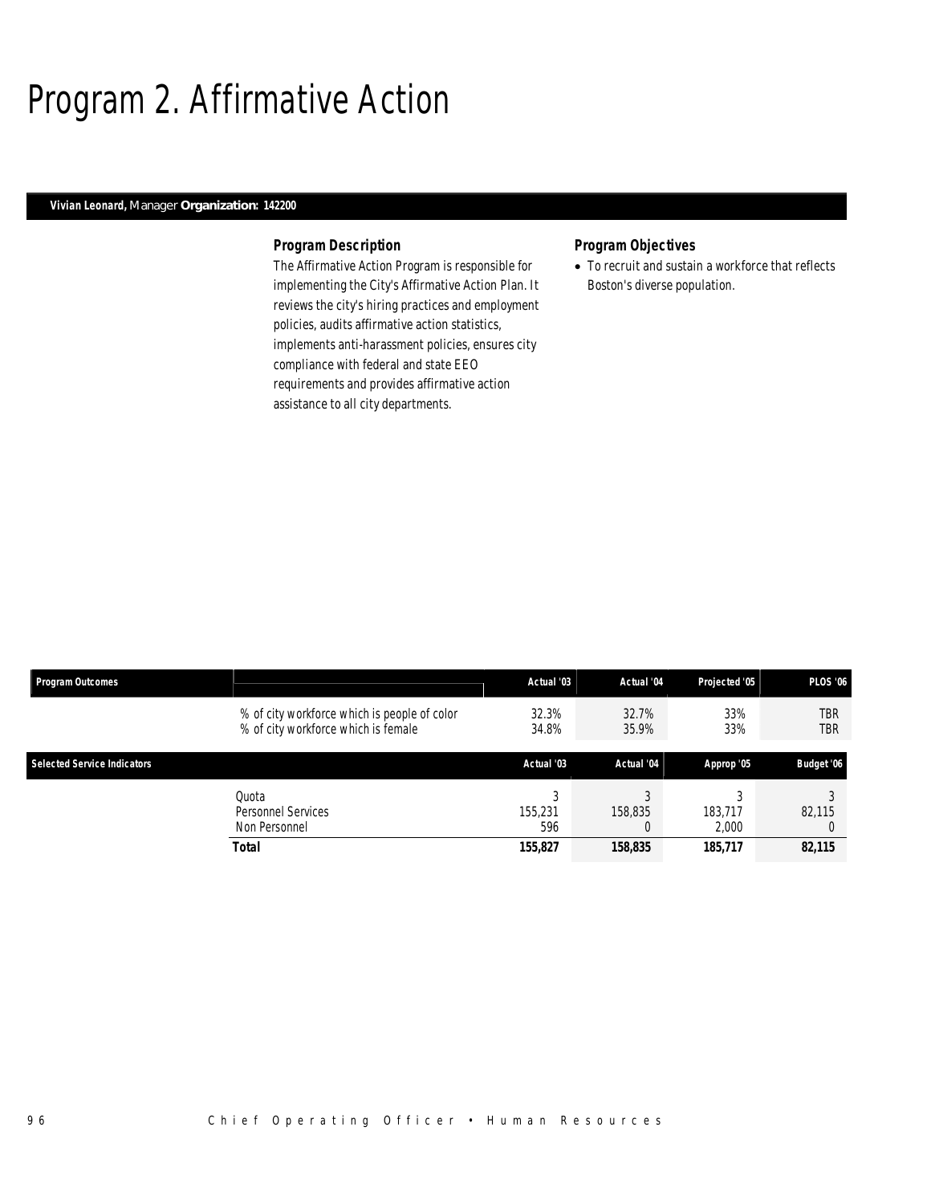# Program 2. Affirmative Action

**Vivian Leonard,** Manager **Organization: 142200**

### Program Description

The Affirmative Action Program is responsible for implementing the City's Affirmative Action Plan. It reviews the city's hiring practices and employment policies, audits affirmative action statistics, implements anti-harassment policies, ensures city compliance with federal and state EEO requirements and provides affirmative action assistance to all city departments.

### Program Objectives

- To recruit and sustain a workforce that reflects Boston's diverse population.

| Program Outcomes | | Actual '03 | Actual '04 | Projected '05 | PLOS '06 |
|---|---|---|---|---|---|
| | % of city workforce which is people of color | 32.3% | 32.7% | 33% | TBR |
| | % of city workforce which is female | 34.8% | 35.9% | 33% | TBR |

| Selected Service Indicators | | Actual '03 | Actual '04 | Approp '05 | Budget '06 |
|---|---|---|---|---|---|
| | Quota | 3 | 3 | 3 | 3 |
| | Personnel Services | 155,231 | 158,835 | 183,717 | 82,115 |
| | Non Personnel | 596 | 0 | 2,000 | 0 |
| | **Total** | **155,827** | **158,835** | **185,717** | **82,115** |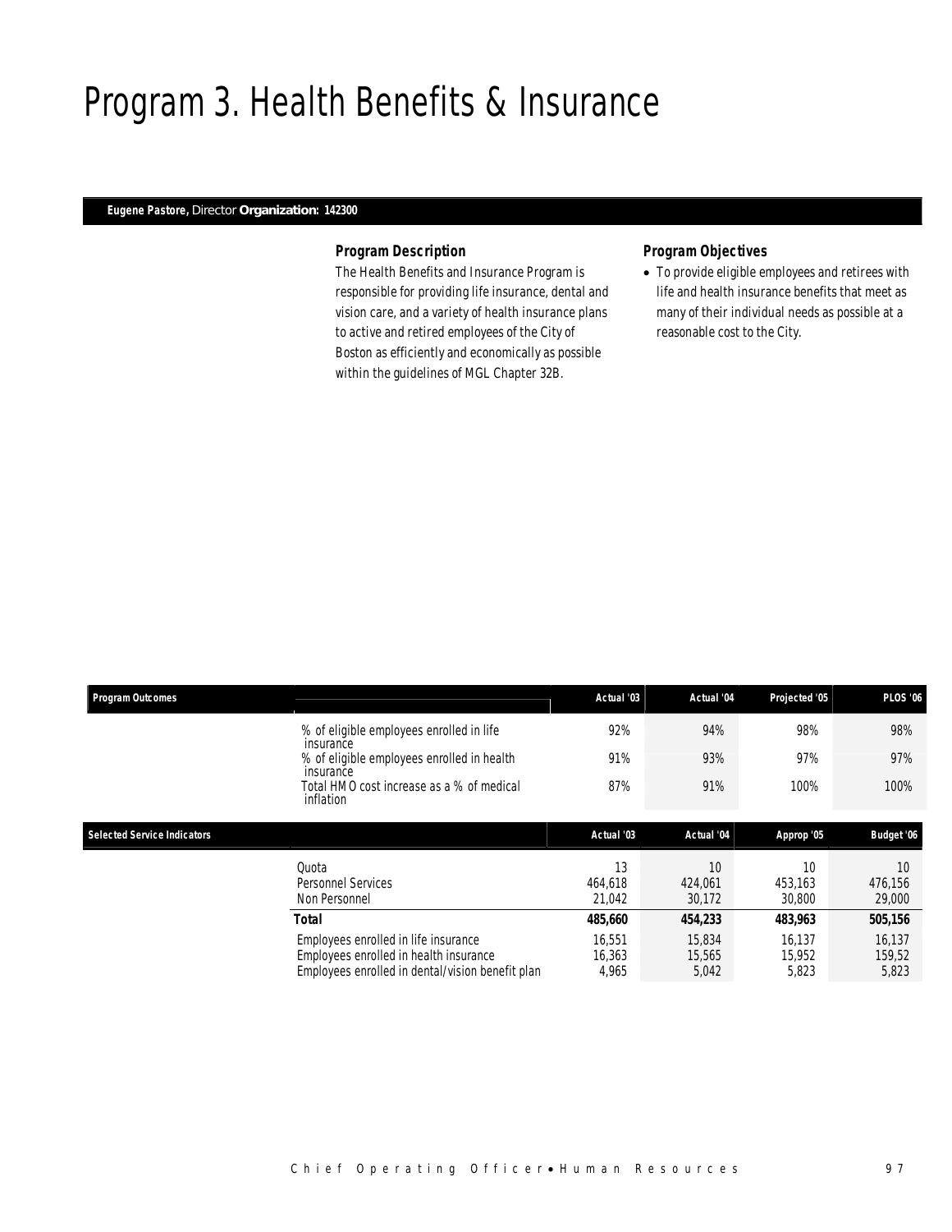# Program 3. Health Benefits & Insurance

**Eugene Pastore,** *Director* **Organization: 142300**

### *Program Description*

The Health Benefits and Insurance Program is responsible for providing life insurance, dental and vision care, and a variety of health insurance plans to active and retired employees of the City of Boston as efficiently and economically as possible within the guidelines of MGL Chapter 32B.

### *Program Objectives*

- To provide eligible employees and retirees with life and health insurance benefits that meet as many of their individual needs as possible at a reasonable cost to the City.

| Program Outcomes | | Actual '03 | Actual '04 | Projected '05 | PLOS '06 |
|---|---|---|---|---|---|
| | % of eligible employees enrolled in life insurance | 92% | 94% | 98% | 98% |
| | % of eligible employees enrolled in health insurance | 91% | 93% | 97% | 97% |
| | Total HMO cost increase as a % of medical inflation | 87% | 91% | 100% | 100% |

| Selected Service Indicators | | Actual '03 | Actual '04 | Approp '05 | Budget '06 |
|---|---|---|---|---|---|
| | Quota | 13 | 10 | 10 | 10 |
| | Personnel Services | 464,618 | 424,061 | 453,163 | 476,156 |
| | Non Personnel | 21,042 | 30,172 | 30,800 | 29,000 |
| | **Total** | **485,660** | **454,233** | **483,963** | **505,156** |
| | Employees enrolled in life insurance | 16,551 | 15,834 | 16,137 | 16,137 |
| | Employees enrolled in health insurance | 16,363 | 15,565 | 15,952 | 159,52 |
| | Employees enrolled in dental/vision benefit plan | 4,965 | 5,042 | 5,823 | 5,823 |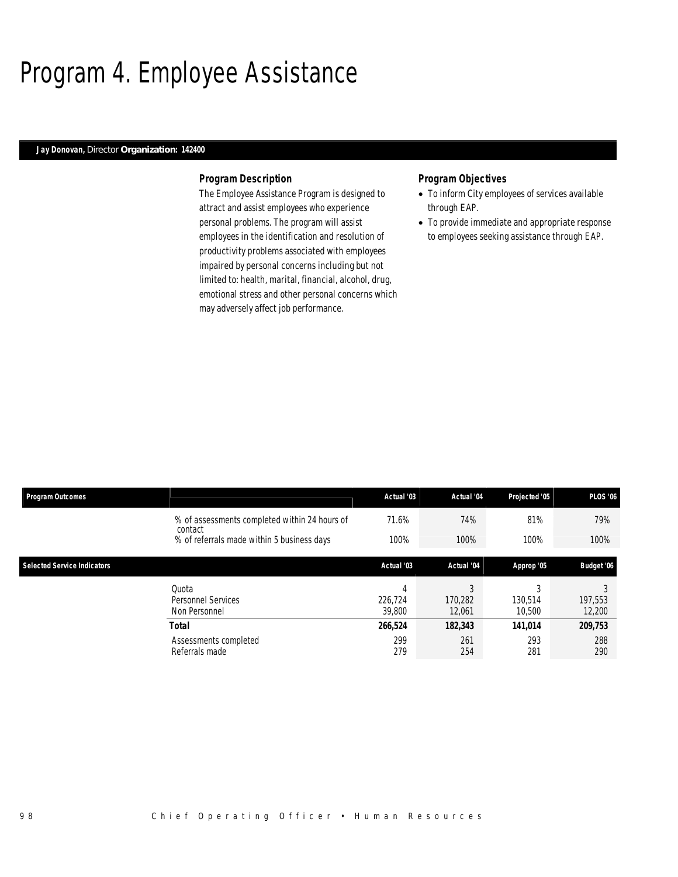# Program 4. Employee Assistance

**Jay Donovan,** Director **Organization: 142400**

### Program Description

The Employee Assistance Program is designed to attract and assist employees who experience personal problems. The program will assist employees in the identification and resolution of productivity problems associated with employees impaired by personal concerns including but not limited to: health, marital, financial, alcohol, drug, emotional stress and other personal concerns which may adversely affect job performance.

### Program Objectives

- To inform City employees of services available through EAP.
- To provide immediate and appropriate response to employees seeking assistance through EAP.

| Program Outcomes | | Actual '03 | Actual '04 | Projected '05 | PLOS '06 |
|---|---|---|---|---|---|
| | % of assessments completed within 24 hours of contact | 71.6% | 74% | 81% | 79% |
| | % of referrals made within 5 business days | 100% | 100% | 100% | 100% |

| Selected Service Indicators | | Actual '03 | Actual '04 | Approp '05 | Budget '06 |
|---|---|---|---|---|---|
| | Quota | 4 | 3 | 3 | 3 |
| | Personnel Services | 226,724 | 170,282 | 130,514 | 197,553 |
| | Non Personnel | 39,800 | 12,061 | 10,500 | 12,200 |
| | **Total** | **266,524** | **182,343** | **141,014** | **209,753** |
| | Assessments completed | 299 | 261 | 293 | 288 |
| | Referrals made | 279 | 254 | 281 | 290 |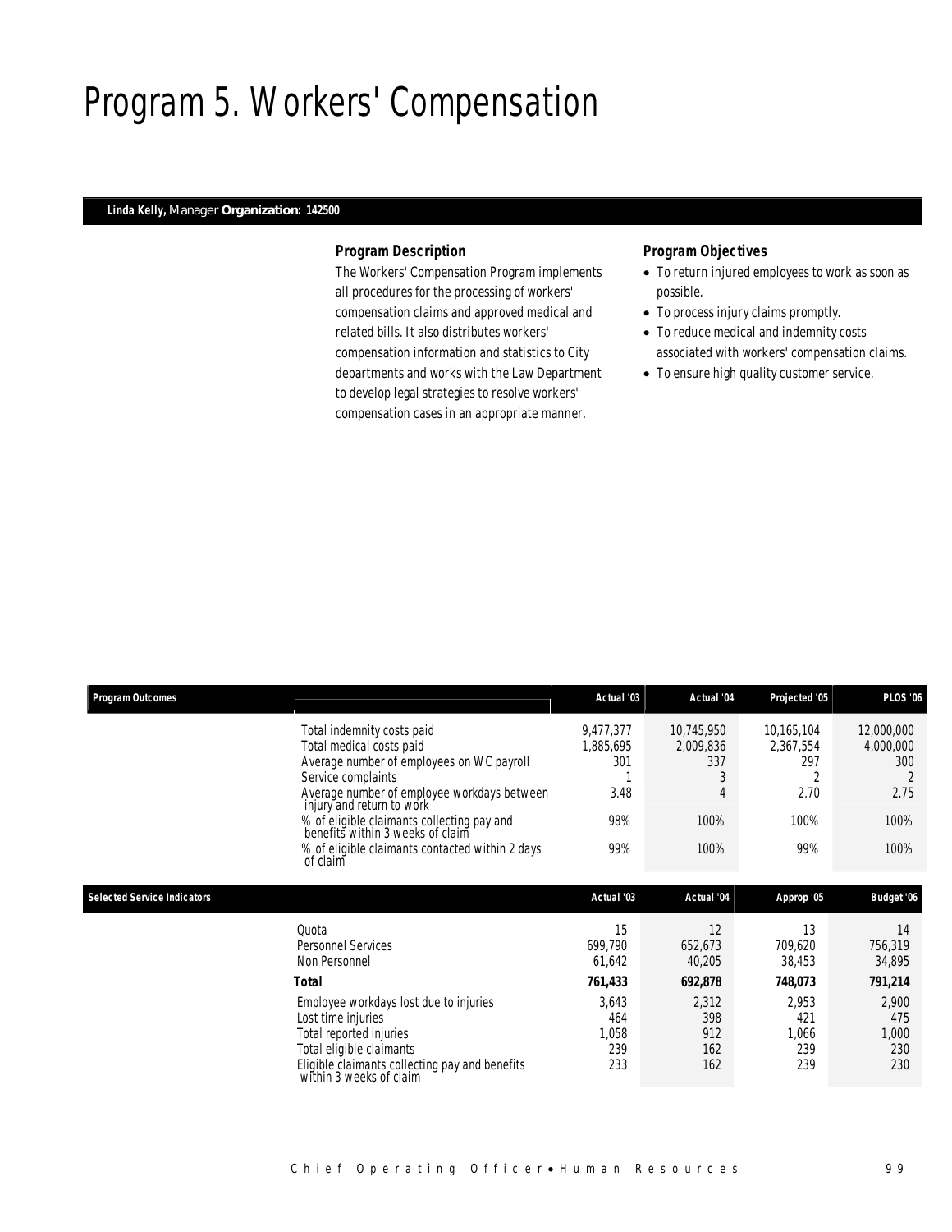# Program 5. Workers' Compensation

**Linda Kelly,** Manager **Organization: 142500**

### Program Description

The Workers' Compensation Program implements all procedures for the processing of workers' compensation claims and approved medical and related bills. It also distributes workers' compensation information and statistics to City departments and works with the Law Department to develop legal strategies to resolve workers' compensation cases in an appropriate manner.

### Program Objectives

- To return injured employees to work as soon as possible.
- To process injury claims promptly.
- To reduce medical and indemnity costs associated with workers' compensation claims.
- To ensure high quality customer service.

| Program Outcomes | Actual '03 | Actual '04 | Projected '05 | PLOS '06 |
|---|---|---|---|---|
| Total indemnity costs paid | 9,477,377 | 10,745,950 | 10,165,104 | 12,000,000 |
| Total medical costs paid | 1,885,695 | 2,009,836 | 2,367,554 | 4,000,000 |
| Average number of employees on WC payroll | 301 | 337 | 297 | 300 |
| Service complaints | 1 | 3 | 2 | 2 |
| Average number of employee workdays between injury and return to work | 3.48 | 4 | 2.70 | 2.75 |
| % of eligible claimants collecting pay and benefits within 3 weeks of claim | 98% | 100% | 100% | 100% |
| % of eligible claimants contacted within 2 days of claim | 99% | 100% | 99% | 100% |

| Selected Service Indicators | Actual '03 | Actual '04 | Approp '05 | Budget '06 |
|---|---|---|---|---|
| Quota | 15 | 12 | 13 | 14 |
| Personnel Services | 699,790 | 652,673 | 709,620 | 756,319 |
| Non Personnel | 61,642 | 40,205 | 38,453 | 34,895 |
| **Total** | **761,433** | **692,878** | **748,073** | **791,214** |
| Employee workdays lost due to injuries | 3,643 | 2,312 | 2,953 | 2,900 |
| Lost time injuries | 464 | 398 | 421 | 475 |
| Total reported injuries | 1,058 | 912 | 1,066 | 1,000 |
| Total eligible claimants | 239 | 162 | 239 | 230 |
| Eligible claimants collecting pay and benefits within 3 weeks of claim | 233 | 162 | 239 | 230 |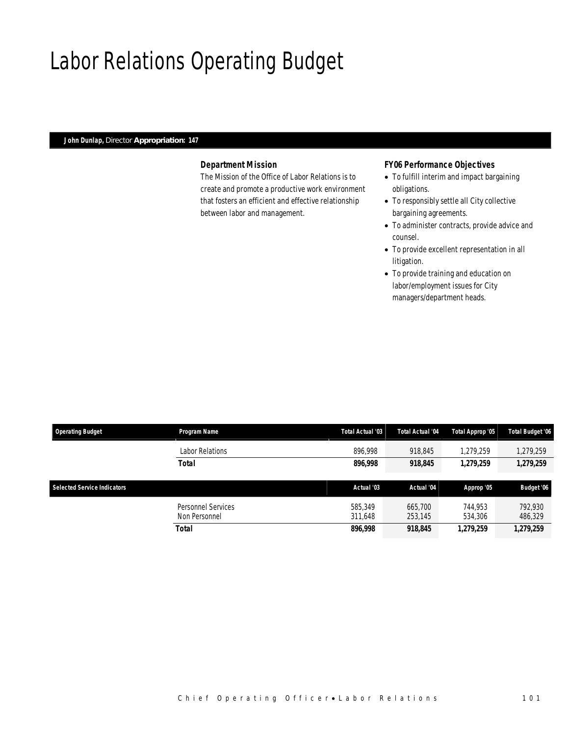# Labor Relations Operating Budget

**John Dunlap,** Director **Appropriation: 147**

### Department Mission

The Mission of the Office of Labor Relations is to create and promote a productive work environment that fosters an efficient and effective relationship between labor and management.

### FY06 Performance Objectives

- To fulfill interim and impact bargaining obligations.
- To responsibly settle all City collective bargaining agreements.
- To administer contracts, provide advice and counsel.
- To provide excellent representation in all litigation.
- To provide training and education on labor/employment issues for City managers/department heads.

| Operating Budget | Program Name | Total Actual '03 | Total Actual '04 | Total Approp '05 | Total Budget '06 |
|---|---|---|---|---|---|
| | Labor Relations | 896,998 | 918,845 | 1,279,259 | 1,279,259 |
| | **Total** | **896,998** | **918,845** | **1,279,259** | **1,279,259** |

| Selected Service Indicators | | Actual '03 | Actual '04 | Approp '05 | Budget '06 |
|---|---|---|---|---|---|
| | Personnel Services | 585,349 | 665,700 | 744,953 | 792,930 |
| | Non Personnel | 311,648 | 253,145 | 534,306 | 486,329 |
| | **Total** | **896,998** | **918,845** | **1,279,259** | **1,279,259** |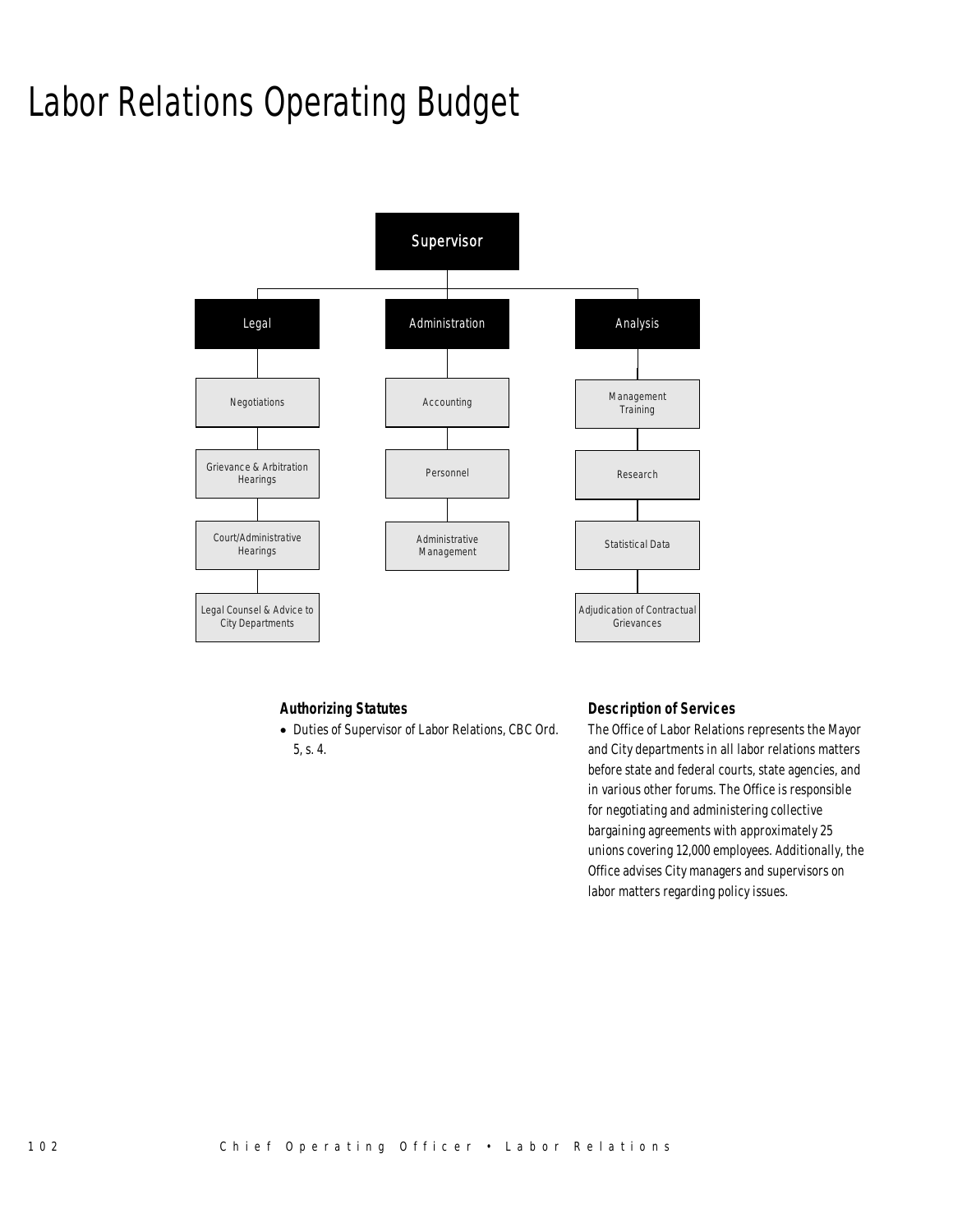# Labor Relations Operating Budget

- Supervisor
  - Legal
    - Negotiations
    - Grievance & Arbitration Hearings
    - Court/Administrative Hearings
    - Legal Counsel & Advice to City Departments
  - Administration
    - Accounting
    - Personnel
    - Administrative Management
  - Analysis
    - Management Training
    - Research
    - Statistical Data
    - Adjudication of Contractual Grievances

### Authorizing Statutes

- Duties of Supervisor of Labor Relations, CBC Ord. 5, s. 4.

### Description of Services

The Office of Labor Relations represents the Mayor and City departments in all labor relations matters before state and federal courts, state agencies, and in various other forums. The Office is responsible for negotiating and administering collective bargaining agreements with approximately 25 unions covering 12,000 employees. Additionally, the Office advises City managers and supervisors on labor matters regarding policy issues.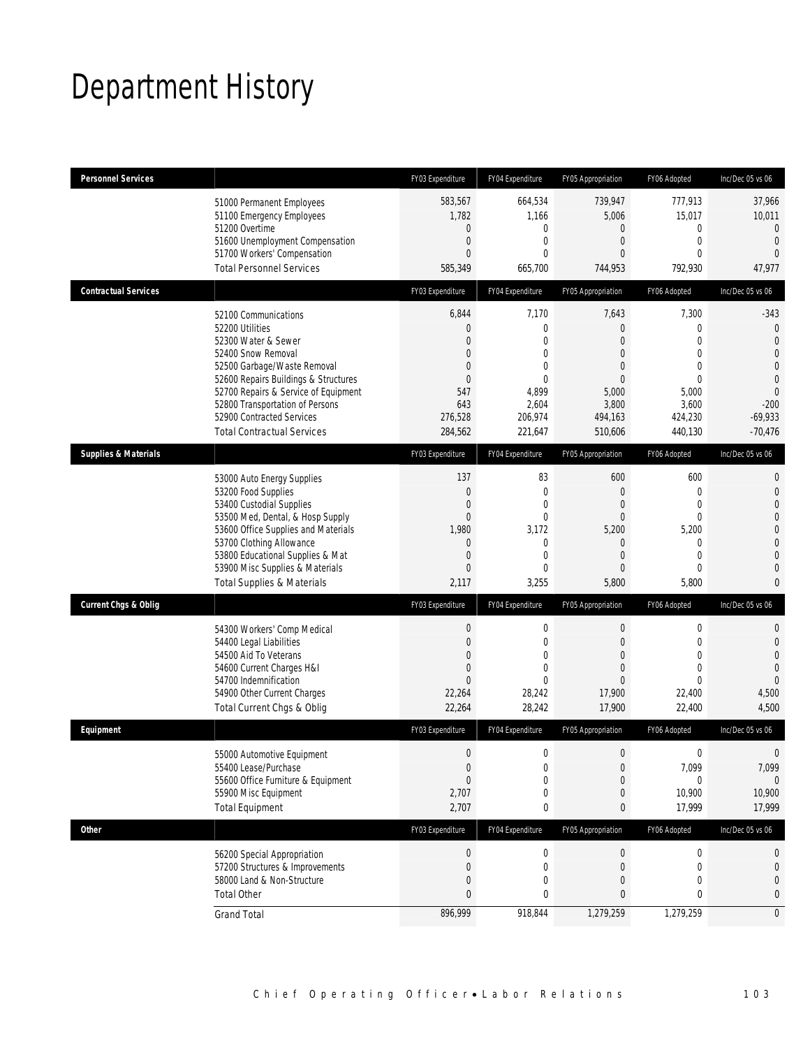# Department History

| Personnel Services | | FY03 Expenditure | FY04 Expenditure | FY05 Appropriation | FY06 Adopted | Inc/Dec 05 vs 06 |
|---|---|---|---|---|---|---|
| | 51000 Permanent Employees | 583,567 | 664,534 | 739,947 | 777,913 | 37,966 |
| | 51100 Emergency Employees | 1,782 | 1,166 | 5,006 | 15,017 | 10,011 |
| | 51200 Overtime | 0 | 0 | 0 | 0 | 0 |
| | 51600 Unemployment Compensation | 0 | 0 | 0 | 0 | 0 |
| | 51700 Workers' Compensation | 0 | 0 | 0 | 0 | 0 |
| | Total Personnel Services | 585,349 | 665,700 | 744,953 | 792,930 | 47,977 |
| **Contractual Services** | | FY03 Expenditure | FY04 Expenditure | FY05 Appropriation | FY06 Adopted | Inc/Dec 05 vs 06 |
| | 52100 Communications | 6,844 | 7,170 | 7,643 | 7,300 | -343 |
| | 52200 Utilities | 0 | 0 | 0 | 0 | 0 |
| | 52300 Water & Sewer | 0 | 0 | 0 | 0 | 0 |
| | 52400 Snow Removal | 0 | 0 | 0 | 0 | 0 |
| | 52500 Garbage/Waste Removal | 0 | 0 | 0 | 0 | 0 |
| | 52600 Repairs Buildings & Structures | 0 | 0 | 0 | 0 | 0 |
| | 52700 Repairs & Service of Equipment | 547 | 4,899 | 5,000 | 5,000 | 0 |
| | 52800 Transportation of Persons | 643 | 2,604 | 3,800 | 3,600 | -200 |
| | 52900 Contracted Services | 276,528 | 206,974 | 494,163 | 424,230 | -69,933 |
| | Total Contractual Services | 284,562 | 221,647 | 510,606 | 440,130 | -70,476 |
| **Supplies & Materials** | | FY03 Expenditure | FY04 Expenditure | FY05 Appropriation | FY06 Adopted | Inc/Dec 05 vs 06 |
| | 53000 Auto Energy Supplies | 137 | 83 | 600 | 600 | 0 |
| | 53200 Food Supplies | 0 | 0 | 0 | 0 | 0 |
| | 53400 Custodial Supplies | 0 | 0 | 0 | 0 | 0 |
| | 53500 Med, Dental, & Hosp Supply | 0 | 0 | 0 | 0 | 0 |
| | 53600 Office Supplies and Materials | 1,980 | 3,172 | 5,200 | 5,200 | 0 |
| | 53700 Clothing Allowance | 0 | 0 | 0 | 0 | 0 |
| | 53800 Educational Supplies & Mat | 0 | 0 | 0 | 0 | 0 |
| | 53900 Misc Supplies & Materials | 0 | 0 | 0 | 0 | 0 |
| | Total Supplies & Materials | 2,117 | 3,255 | 5,800 | 5,800 | 0 |
| **Current Chgs & Oblig** | | FY03 Expenditure | FY04 Expenditure | FY05 Appropriation | FY06 Adopted | Inc/Dec 05 vs 06 |
| | 54300 Workers' Comp Medical | 0 | 0 | 0 | 0 | 0 |
| | 54400 Legal Liabilities | 0 | 0 | 0 | 0 | 0 |
| | 54500 Aid To Veterans | 0 | 0 | 0 | 0 | 0 |
| | 54600 Current Charges H&I | 0 | 0 | 0 | 0 | 0 |
| | 54700 Indemnification | 0 | 0 | 0 | 0 | 0 |
| | 54900 Other Current Charges | 22,264 | 28,242 | 17,900 | 22,400 | 4,500 |
| | Total Current Chgs & Oblig | 22,264 | 28,242 | 17,900 | 22,400 | 4,500 |
| **Equipment** | | FY03 Expenditure | FY04 Expenditure | FY05 Appropriation | FY06 Adopted | Inc/Dec 05 vs 06 |
| | 55000 Automotive Equipment | 0 | 0 | 0 | 0 | 0 |
| | 55400 Lease/Purchase | 0 | 0 | 0 | 7,099 | 7,099 |
| | 55600 Office Furniture & Equipment | 0 | 0 | 0 | 0 | 0 |
| | 55900 Misc Equipment | 2,707 | 0 | 0 | 10,900 | 10,900 |
| | Total Equipment | 2,707 | 0 | 0 | 17,999 | 17,999 |
| **Other** | | FY03 Expenditure | FY04 Expenditure | FY05 Appropriation | FY06 Adopted | Inc/Dec 05 vs 06 |
| | 56200 Special Appropriation | 0 | 0 | 0 | 0 | 0 |
| | 57200 Structures & Improvements | 0 | 0 | 0 | 0 | 0 |
| | 58000 Land & Non-Structure | 0 | 0 | 0 | 0 | 0 |
| | Total Other | 0 | 0 | 0 | 0 | 0 |
| | Grand Total | 896,999 | 918,844 | 1,279,259 | 1,279,259 | 0 |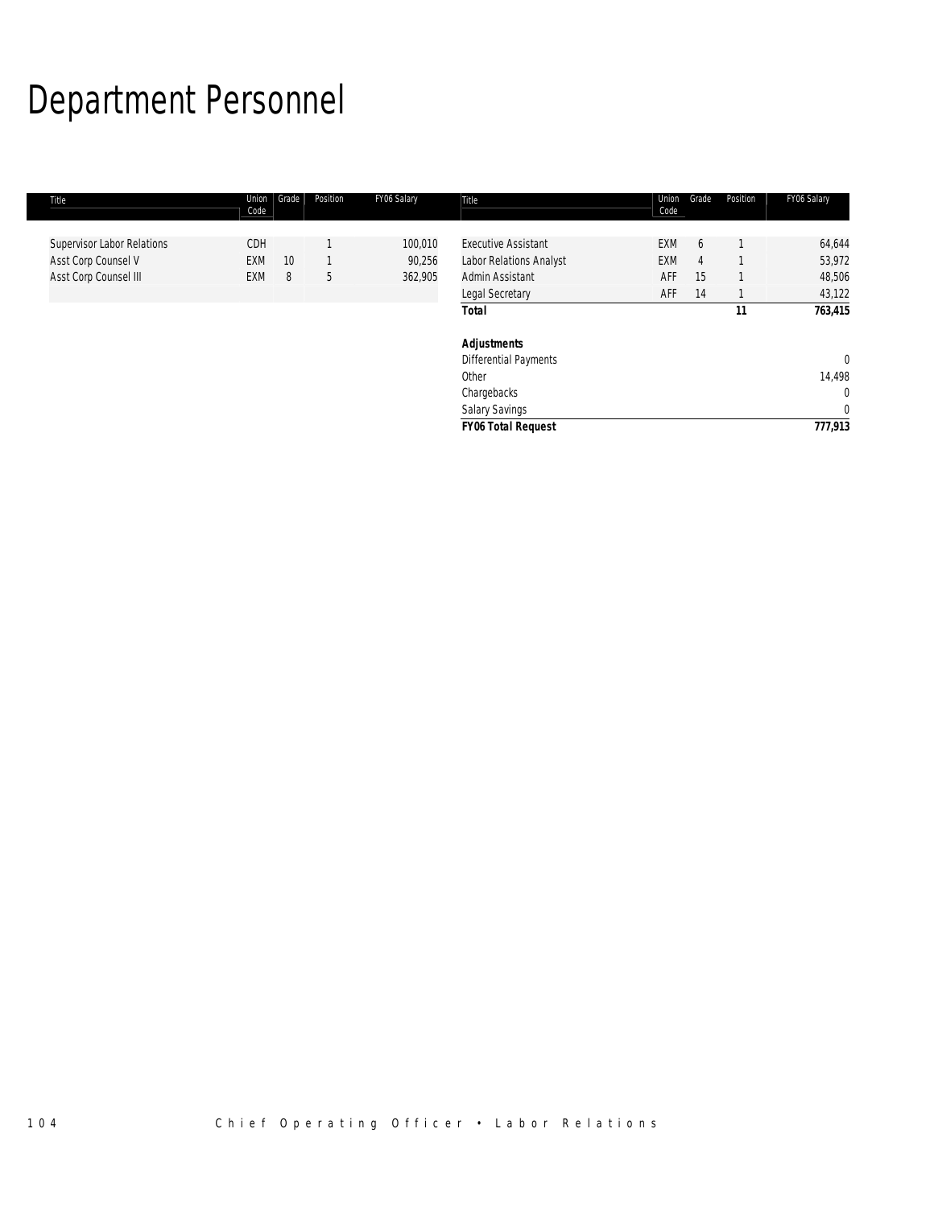# Department Personnel

| Title | Union Code | Grade | Position | FY06 Salary |
|---|---|---|---|---|
| Supervisor Labor Relations | CDH | | 1 | 100,010 |
| Asst Corp Counsel V | EXM | 10 | 1 | 90,256 |
| Asst Corp Counsel III | EXM | 8 | 5 | 362,905 |
| Executive Assistant | EXM | 6 | 1 | 64,644 |
| Labor Relations Analyst | EXM | 4 | 1 | 53,972 |
| Admin Assistant | AFF | 15 | 1 | 48,506 |
| Legal Secretary | AFF | 14 | 1 | 43,122 |
| **Total** | | | **11** | **763,415** |
| | | | | |
| ***Adjustments*** | | | | |
| Differential Payments | | | | 0 |
| Other | | | | 14,498 |
| Chargebacks | | | | 0 |
| Salary Savings | | | | 0 |
| ***FY06 Total Request*** | | | | **777,913** |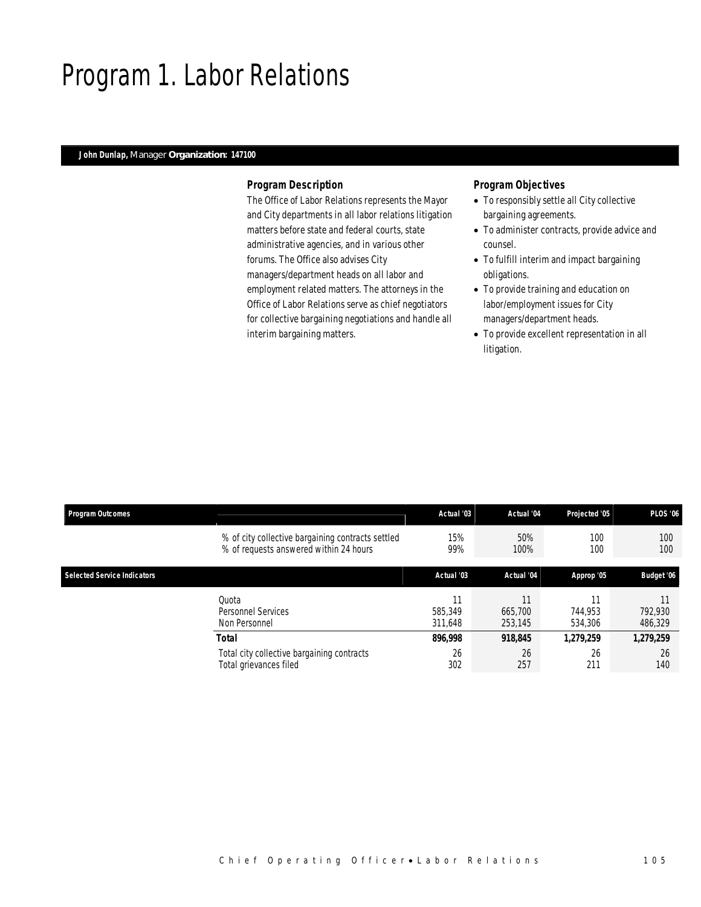# Program 1. Labor Relations

**John Dunlap,** Manager **Organization: 147100**

### Program Description

The Office of Labor Relations represents the Mayor and City departments in all labor relations litigation matters before state and federal courts, state administrative agencies, and in various other forums. The Office also advises City managers/department heads on all labor and employment related matters. The attorneys in the Office of Labor Relations serve as chief negotiators for collective bargaining negotiations and handle all interim bargaining matters.

### Program Objectives

- To responsibly settle all City collective bargaining agreements.
- To administer contracts, provide advice and counsel.
- To fulfill interim and impact bargaining obligations.
- To provide training and education on labor/employment issues for City managers/department heads.
- To provide excellent representation in all litigation.

| Program Outcomes | | Actual '03 | Actual '04 | Projected '05 | PLOS '06 |
|---|---|---|---|---|---|
| | % of city collective bargaining contracts settled | 15% | 50% | 100 | 100 |
| | % of requests answered within 24 hours | 99% | 100% | 100 | 100 |

| Selected Service Indicators | | Actual '03 | Actual '04 | Approp '05 | Budget '06 |
|---|---|---|---|---|---|
| | Quota | 11 | 11 | 11 | 11 |
| | Personnel Services | 585,349 | 665,700 | 744,953 | 792,930 |
| | Non Personnel | 311,648 | 253,145 | 534,306 | 486,329 |
| | **Total** | **896,998** | **918,845** | **1,279,259** | **1,279,259** |
| | Total city collective bargaining contracts | 26 | 26 | 26 | 26 |
| | Total grievances filed | 302 | 257 | 211 | 140 |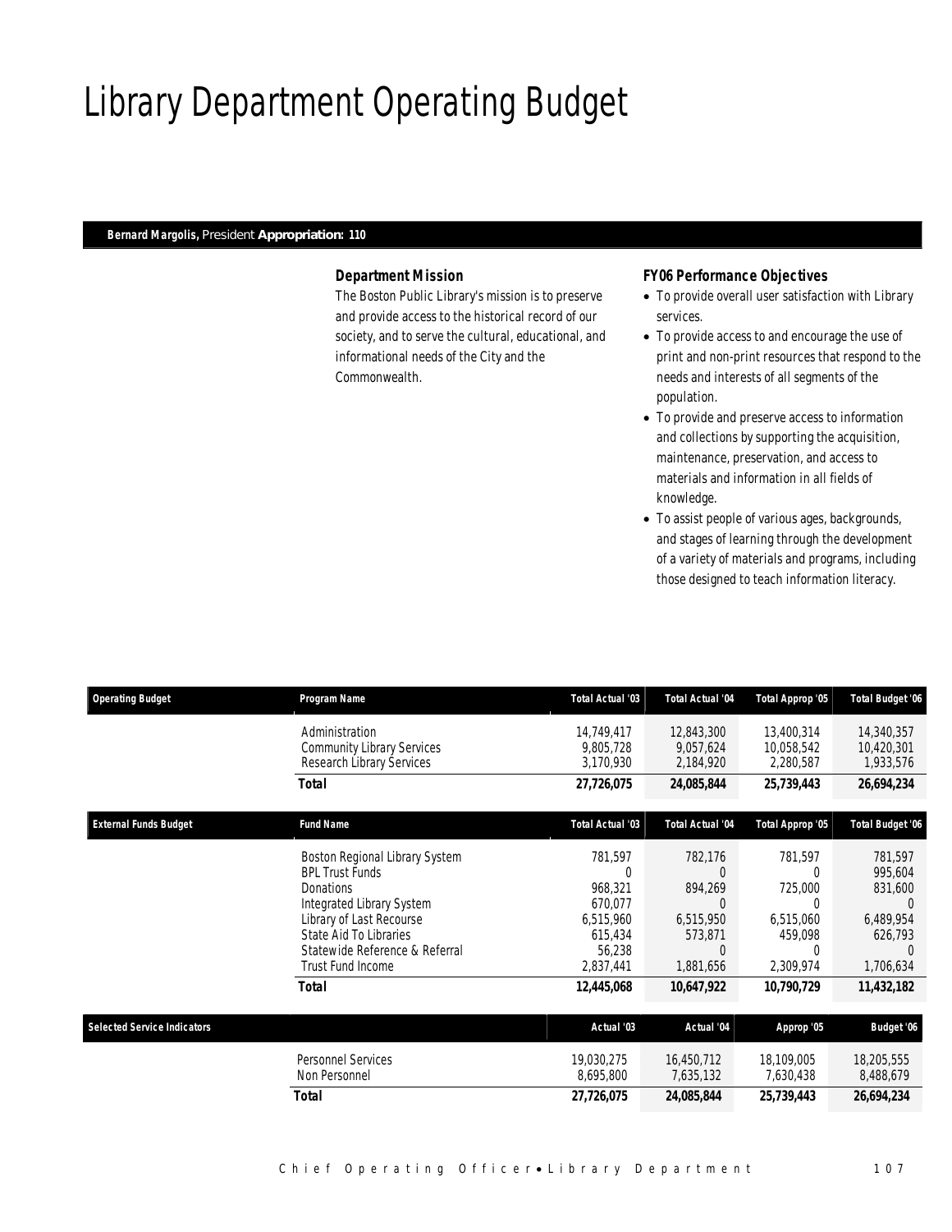# Library Department Operating Budget

***Bernard Margolis,*** *President* ***Appropriation: 110***

### Department Mission

The Boston Public Library's mission is to preserve and provide access to the historical record of our society, and to serve the cultural, educational, and informational needs of the City and the Commonwealth.

### FY06 Performance Objectives

- To provide overall user satisfaction with Library services.
- To provide access to and encourage the use of print and non-print resources that respond to the needs and interests of all segments of the population.
- To provide and preserve access to information and collections by supporting the acquisition, maintenance, preservation, and access to materials and information in all fields of knowledge.
- To assist people of various ages, backgrounds, and stages of learning through the development of a variety of materials and programs, including those designed to teach information literacy.

| Operating Budget | Program Name | Total Actual '03 | Total Actual '04 | Total Approp '05 | Total Budget '06 |
|---|---|---|---|---|---|
| | Administration | 14,749,417 | 12,843,300 | 13,400,314 | 14,340,357 |
| | Community Library Services | 9,805,728 | 9,057,624 | 10,058,542 | 10,420,301 |
| | Research Library Services | 3,170,930 | 2,184,920 | 2,280,587 | 1,933,576 |
| | **Total** | **27,726,075** | **24,085,844** | **25,739,443** | **26,694,234** |

| External Funds Budget | Fund Name | Total Actual '03 | Total Actual '04 | Total Approp '05 | Total Budget '06 |
|---|---|---|---|---|---|
| | Boston Regional Library System | 781,597 | 782,176 | 781,597 | 781,597 |
| | BPL Trust Funds | 0 | 0 | 0 | 995,604 |
| | Donations | 968,321 | 894,269 | 725,000 | 831,600 |
| | Integrated Library System | 670,077 | 0 | 0 | 0 |
| | Library of Last Recourse | 6,515,960 | 6,515,950 | 6,515,060 | 6,489,954 |
| | State Aid To Libraries | 615,434 | 573,871 | 459,098 | 626,793 |
| | Statewide Reference & Referral | 56,238 | 0 | 0 | 0 |
| | Trust Fund Income | 2,837,441 | 1,881,656 | 2,309,974 | 1,706,634 |
| | **Total** | **12,445,068** | **10,647,922** | **10,790,729** | **11,432,182** |

| Selected Service Indicators | | Actual '03 | Actual '04 | Approp '05 | Budget '06 |
|---|---|---|---|---|---|
| | Personnel Services | 19,030,275 | 16,450,712 | 18,109,005 | 18,205,555 |
| | Non Personnel | 8,695,800 | 7,635,132 | 7,630,438 | 8,488,679 |
| | **Total** | **27,726,075** | **24,085,844** | **25,739,443** | **26,694,234** |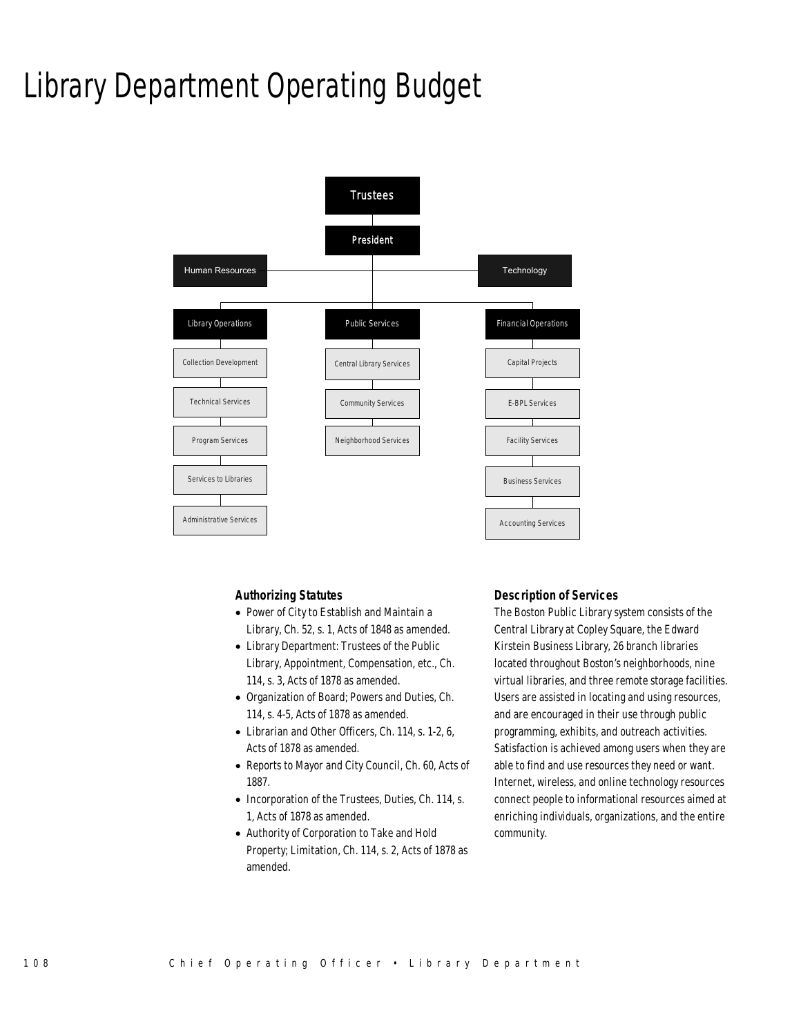# Library Department Operating Budget

- Trustees
  - President
    - Human Resources
    - Technology
    - Library Operations
      - Collection Development
      - Technical Services
      - Program Services
      - Services to Libraries
      - Administrative Services
    - Public Services
      - Central Library Services
      - Community Services
      - Neighborhood Services
    - Financial Operations
      - Capital Projects
      - E-BPL Services
      - Facility Services
      - Business Services
      - Accounting Services

### Authorizing Statutes

- Power of City to Establish and Maintain a Library, Ch. 52, s. 1, Acts of 1848 as amended.
- Library Department: Trustees of the Public Library, Appointment, Compensation, etc., Ch. 114, s. 3, Acts of 1878 as amended.
- Organization of Board; Powers and Duties, Ch. 114, s. 4-5, Acts of 1878 as amended.
- Librarian and Other Officers, Ch. 114, s. 1-2, 6, Acts of 1878 as amended.
- Reports to Mayor and City Council, Ch. 60, Acts of 1887.
- Incorporation of the Trustees, Duties, Ch. 114, s. 1, Acts of 1878 as amended.
- Authority of Corporation to Take and Hold Property; Limitation, Ch. 114, s. 2, Acts of 1878 as amended.

### Description of Services

The Boston Public Library system consists of the Central Library at Copley Square, the Edward Kirstein Business Library, 26 branch libraries located throughout Boston's neighborhoods, nine virtual libraries, and three remote storage facilities. Users are assisted in locating and using resources, and are encouraged in their use through public programming, exhibits, and outreach activities. Satisfaction is achieved among users when they are able to find and use resources they need or want. Internet, wireless, and online technology resources connect people to informational resources aimed at enriching individuals, organizations, and the entire community.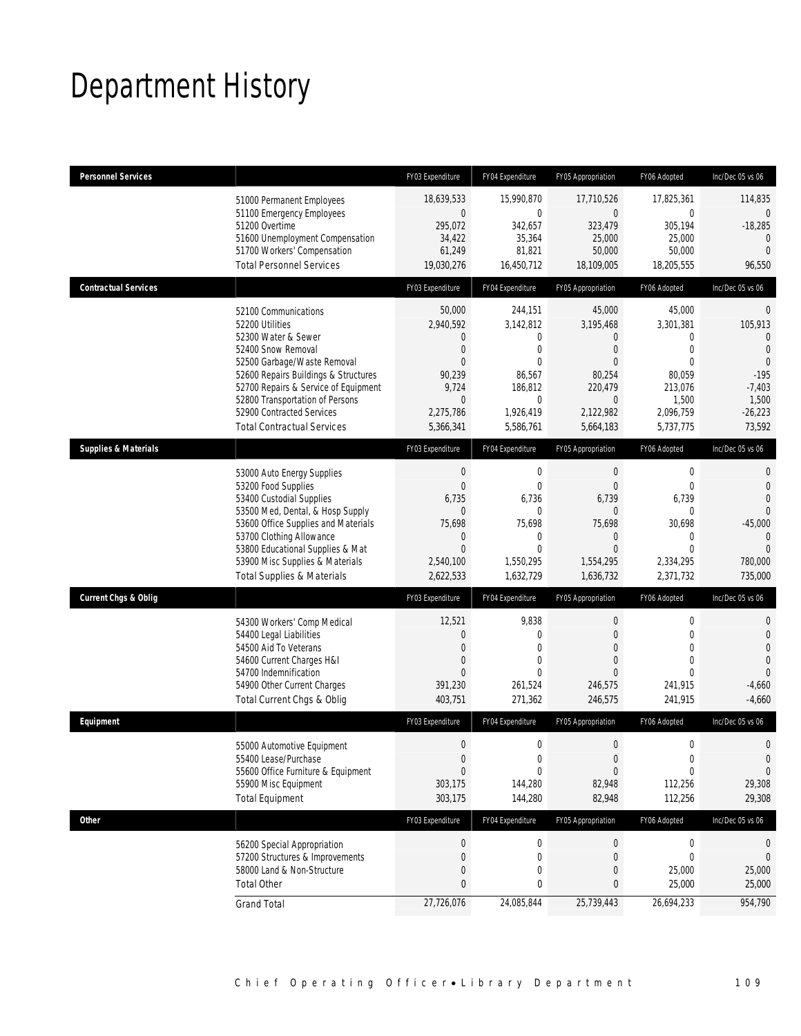# Department History

| Personnel Services | | FY03 Expenditure | FY04 Expenditure | FY05 Appropriation | FY06 Adopted | Inc/Dec 05 vs 06 |
|---|---|---|---|---|---|---|
| | 51000 Permanent Employees | 18,639,533 | 15,990,870 | 17,710,526 | 17,825,361 | 114,835 |
| | 51100 Emergency Employees | 0 | 0 | 0 | 0 | 0 |
| | 51200 Overtime | 295,072 | 342,657 | 323,479 | 305,194 | -18,285 |
| | 51600 Unemployment Compensation | 34,422 | 35,364 | 25,000 | 25,000 | 0 |
| | 51700 Workers' Compensation | 61,249 | 81,821 | 50,000 | 50,000 | 0 |
| | Total Personnel Services | 19,030,276 | 16,450,712 | 18,109,005 | 18,205,555 | 96,550 |
| **Contractual Services** | | FY03 Expenditure | FY04 Expenditure | FY05 Appropriation | FY06 Adopted | Inc/Dec 05 vs 06 |
| | 52100 Communications | 50,000 | 244,151 | 45,000 | 45,000 | 0 |
| | 52200 Utilities | 2,940,592 | 3,142,812 | 3,195,468 | 3,301,381 | 105,913 |
| | 52300 Water & Sewer | 0 | 0 | 0 | 0 | 0 |
| | 52400 Snow Removal | 0 | 0 | 0 | 0 | 0 |
| | 52500 Garbage/Waste Removal | 0 | 0 | 0 | 0 | 0 |
| | 52600 Repairs Buildings & Structures | 90,239 | 86,567 | 80,254 | 80,059 | -195 |
| | 52700 Repairs & Service of Equipment | 9,724 | 186,812 | 220,479 | 213,076 | -7,403 |
| | 52800 Transportation of Persons | 0 | 0 | 0 | 1,500 | 1,500 |
| | 52900 Contracted Services | 2,275,786 | 1,926,419 | 2,122,982 | 2,096,759 | -26,223 |
| | Total Contractual Services | 5,366,341 | 5,586,761 | 5,664,183 | 5,737,775 | 73,592 |
| **Supplies & Materials** | | FY03 Expenditure | FY04 Expenditure | FY05 Appropriation | FY06 Adopted | Inc/Dec 05 vs 06 |
| | 53000 Auto Energy Supplies | 0 | 0 | 0 | 0 | 0 |
| | 53200 Food Supplies | 0 | 0 | 0 | 0 | 0 |
| | 53400 Custodial Supplies | 6,735 | 6,736 | 6,739 | 6,739 | 0 |
| | 53500 Med, Dental, & Hosp Supply | 0 | 0 | 0 | 0 | 0 |
| | 53600 Office Supplies and Materials | 75,698 | 75,698 | 75,698 | 30,698 | -45,000 |
| | 53700 Clothing Allowance | 0 | 0 | 0 | 0 | 0 |
| | 53800 Educational Supplies & Mat | 0 | 0 | 0 | 0 | 0 |
| | 53900 Misc Supplies & Materials | 2,540,100 | 1,550,295 | 1,554,295 | 2,334,295 | 780,000 |
| | Total Supplies & Materials | 2,622,533 | 1,632,729 | 1,636,732 | 2,371,732 | 735,000 |
| **Current Chgs & Oblig** | | FY03 Expenditure | FY04 Expenditure | FY05 Appropriation | FY06 Adopted | Inc/Dec 05 vs 06 |
| | 54300 Workers' Comp Medical | 12,521 | 9,838 | 0 | 0 | 0 |
| | 54400 Legal Liabilities | 0 | 0 | 0 | 0 | 0 |
| | 54500 Aid To Veterans | 0 | 0 | 0 | 0 | 0 |
| | 54600 Current Charges H&I | 0 | 0 | 0 | 0 | 0 |
| | 54700 Indemnification | 0 | 0 | 0 | 0 | 0 |
| | 54900 Other Current Charges | 391,230 | 261,524 | 246,575 | 241,915 | -4,660 |
| | Total Current Chgs & Oblig | 403,751 | 271,362 | 246,575 | 241,915 | -4,660 |
| **Equipment** | | FY03 Expenditure | FY04 Expenditure | FY05 Appropriation | FY06 Adopted | Inc/Dec 05 vs 06 |
| | 55000 Automotive Equipment | 0 | 0 | 0 | 0 | 0 |
| | 55400 Lease/Purchase | 0 | 0 | 0 | 0 | 0 |
| | 55600 Office Furniture & Equipment | 0 | 0 | 0 | 0 | 0 |
| | 55900 Misc Equipment | 303,175 | 144,280 | 82,948 | 112,256 | 29,308 |
| | Total Equipment | 303,175 | 144,280 | 82,948 | 112,256 | 29,308 |
| **Other** | | FY03 Expenditure | FY04 Expenditure | FY05 Appropriation | FY06 Adopted | Inc/Dec 05 vs 06 |
| | 56200 Special Appropriation | 0 | 0 | 0 | 0 | 0 |
| | 57200 Structures & Improvements | 0 | 0 | 0 | 0 | 0 |
| | 58000 Land & Non-Structure | 0 | 0 | 0 | 25,000 | 25,000 |
| | Total Other | 0 | 0 | 0 | 25,000 | 25,000 |
| | Grand Total | 27,726,076 | 24,085,844 | 25,739,443 | 26,694,233 | 954,790 |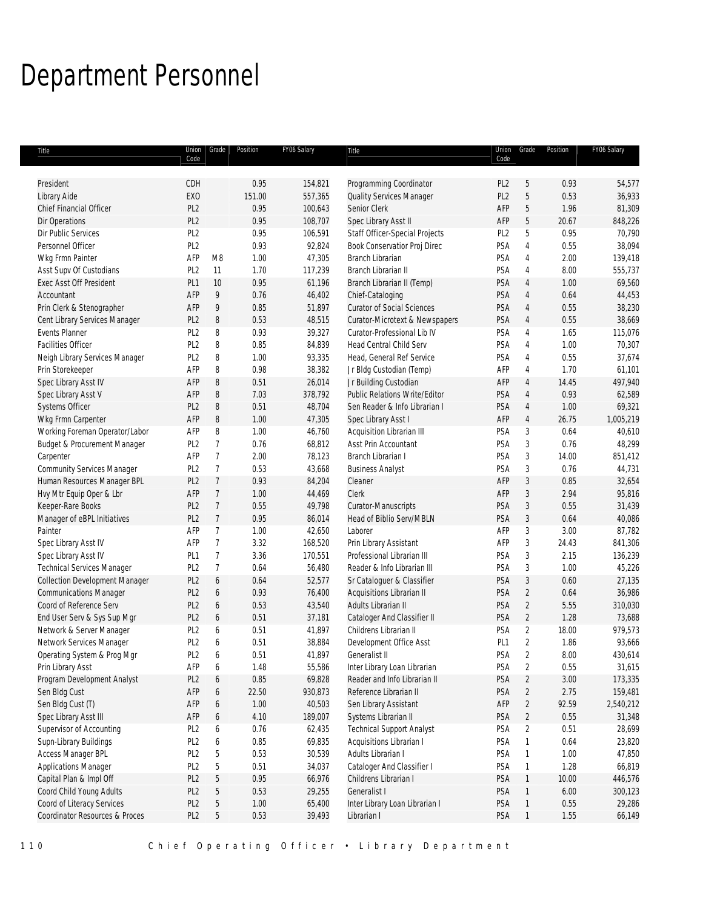# Department Personnel

| Title | Union Code | Grade | Position | FY06 Salary |
|---|---|---|---|---|
| President | CDH | | 0.95 | 154,821 |
| Library Aide | EXO | | 151.00 | 557,365 |
| Chief Financial Officer | PL2 | | 0.95 | 100,643 |
| Dir Operations | PL2 | | 0.95 | 108,707 |
| Dir Public Services | PL2 | | 0.95 | 106,591 |
| Personnel Officer | PL2 | | 0.93 | 92,824 |
| Wkg Frmn Painter | AFP | M8 | 1.00 | 47,305 |
| Asst Supv Of Custodians | PL2 | 11 | 1.70 | 117,239 |
| Exec Asst Off President | PL1 | 10 | 0.95 | 61,196 |
| Accountant | AFP | 9 | 0.76 | 46,402 |
| Prin Clerk & Stenographer | AFP | 9 | 0.85 | 51,897 |
| Cent Library Services Manager | PL2 | 8 | 0.53 | 48,515 |
| Events Planner | PL2 | 8 | 0.93 | 39,327 |
| Facilities Officer | PL2 | 8 | 0.85 | 84,839 |
| Neigh Library Services Manager | PL2 | 8 | 1.00 | 93,335 |
| Prin Storekeeper | AFP | 8 | 0.98 | 38,382 |
| Spec Library Asst IV | AFP | 8 | 0.51 | 26,014 |
| Spec Library Asst V | AFP | 8 | 7.03 | 378,792 |
| Systems Officer | PL2 | 8 | 0.51 | 48,704 |
| Wkg Frmn Carpenter | AFP | 8 | 1.00 | 47,305 |
| Working Foreman Operator/Labor | AFP | 8 | 1.00 | 46,760 |
| Budget & Procurement Manager | PL2 | 7 | 0.76 | 68,812 |
| Carpenter | AFP | 7 | 2.00 | 78,123 |
| Community Services Manager | PL2 | 7 | 0.53 | 43,668 |
| Human Resources Manager BPL | PL2 | 7 | 0.93 | 84,204 |
| Hvy Mtr Equip Oper & Lbr | AFP | 7 | 1.00 | 44,469 |
| Keeper-Rare Books | PL2 | 7 | 0.55 | 49,798 |
| Manager of eBPL Initiatives | PL2 | 7 | 0.95 | 86,014 |
| Painter | AFP | 7 | 1.00 | 42,650 |
| Spec Library Asst IV | AFP | 7 | 3.32 | 168,520 |
| Spec Library Asst IV | PL1 | 7 | 3.36 | 170,551 |
| Technical Services Manager | PL2 | 7 | 0.64 | 56,480 |
| Collection Development Manager | PL2 | 6 | 0.64 | 52,577 |
| Communications Manager | PL2 | 6 | 0.93 | 76,400 |
| Coord of Reference Serv | PL2 | 6 | 0.53 | 43,540 |
| End User Serv & Sys Sup Mgr | PL2 | 6 | 0.51 | 37,181 |
| Network & Server Manager | PL2 | 6 | 0.51 | 41,897 |
| Network Services Manager | PL2 | 6 | 0.51 | 38,884 |
| Operating System & Prog Mgr | PL2 | 6 | 0.51 | 41,897 |
| Prin Library Asst | AFP | 6 | 1.48 | 55,586 |
| Program Development Analyst | PL2 | 6 | 0.85 | 69,828 |
| Sen Bldg Cust | AFP | 6 | 22.50 | 930,873 |
| Sen Bldg Cust (T) | AFP | 6 | 1.00 | 40,503 |
| Spec Library Asst III | AFP | 6 | 4.10 | 189,007 |
| Supervisor of Accounting | PL2 | 6 | 0.76 | 62,435 |
| Supn-Library Buildings | PL2 | 6 | 0.85 | 69,835 |
| Access Manager BPL | PL2 | 5 | 0.53 | 30,539 |
| Applications Manager | PL2 | 5 | 0.51 | 34,037 |
| Capital Plan & Impl Off | PL2 | 5 | 0.95 | 66,976 |
| Coord Child Young Adults | PL2 | 5 | 0.53 | 29,255 |
| Coord of Literacy Services | PL2 | 5 | 1.00 | 65,400 |
| Coordinator Resources & Proces | PL2 | 5 | 0.53 | 39,493 |
| Programming Coordinator | PL2 | 5 | 0.93 | 54,577 |
| Quality Services Manager | PL2 | 5 | 0.53 | 36,933 |
| Senior Clerk | AFP | 5 | 1.96 | 81,309 |
| Spec Library Asst II | AFP | 5 | 20.67 | 848,226 |
| Staff Officer-Special Projects | PL2 | 5 | 0.95 | 70,790 |
| Book Conservatior Proj Direc | PSA | 4 | 0.55 | 38,094 |
| Branch Librarian | PSA | 4 | 2.00 | 139,418 |
| Branch Librarian II | PSA | 4 | 8.00 | 555,737 |
| Branch Librarian II (Temp) | PSA | 4 | 1.00 | 69,560 |
| Chief-Cataloging | PSA | 4 | 0.64 | 44,453 |
| Curator of Social Sciences | PSA | 4 | 0.55 | 38,230 |
| Curator-Microtext & Newspapers | PSA | 4 | 0.55 | 38,669 |
| Curator-Professional Lib IV | PSA | 4 | 1.65 | 115,076 |
| Head Central Child Serv | PSA | 4 | 1.00 | 70,307 |
| Head, General Ref Service | PSA | 4 | 0.55 | 37,674 |
| Jr Bldg Custodian (Temp) | AFP | 4 | 1.70 | 61,101 |
| Jr Building Custodian | AFP | 4 | 14.45 | 497,940 |
| Public Relations Write/Editor | PSA | 4 | 0.93 | 62,589 |
| Sen Reader & Info Librarian I | PSA | 4 | 1.00 | 69,321 |
| Spec Library Asst I | AFP | 4 | 26.75 | 1,005,219 |
| Acquisition Librarian III | PSA | 3 | 0.64 | 40,610 |
| Asst Prin Accountant | PSA | 3 | 0.76 | 48,299 |
| Branch Librarian I | PSA | 3 | 14.00 | 851,412 |
| Business Analyst | PSA | 3 | 0.76 | 44,731 |
| Cleaner | AFP | 3 | 0.85 | 32,654 |
| Clerk | AFP | 3 | 2.94 | 95,816 |
| Curator-Manuscripts | PSA | 3 | 0.55 | 31,439 |
| Head of Biblio Serv/MBLN | PSA | 3 | 0.64 | 40,086 |
| Laborer | AFP | 3 | 3.00 | 87,782 |
| Prin Library Assistant | AFP | 3 | 24.43 | 841,306 |
| Professional Librarian III | PSA | 3 | 2.15 | 136,239 |
| Reader & Info Librarian III | PSA | 3 | 1.00 | 45,226 |
| Sr Cataloguer & Classifier | PSA | 3 | 0.60 | 27,135 |
| Acquisitions Librarian II | PSA | 2 | 0.64 | 36,986 |
| Adults Librarian II | PSA | 2 | 5.55 | 310,030 |
| Cataloger And Classifier II | PSA | 2 | 1.28 | 73,688 |
| Childrens Librarian II | PSA | 2 | 18.00 | 979,573 |
| Development Office Asst | PL1 | 2 | 1.86 | 93,666 |
| Generalist II | PSA | 2 | 8.00 | 430,614 |
| Inter Library Loan Librarian | PSA | 2 | 0.55 | 31,615 |
| Reader and Info Librarian II | PSA | 2 | 3.00 | 173,335 |
| Reference Librarian II | PSA | 2 | 2.75 | 159,481 |
| Sen Library Assistant | AFP | 2 | 92.59 | 2,540,212 |
| Systems Librarian II | PSA | 2 | 0.55 | 31,348 |
| Technical Support Analyst | PSA | 2 | 0.51 | 28,699 |
| Acquisitions Librarian I | PSA | 1 | 0.64 | 23,820 |
| Adults Librarian I | PSA | 1 | 1.00 | 47,850 |
| Cataloger And Classifier I | PSA | 1 | 1.28 | 66,819 |
| Childrens Librarian I | PSA | 1 | 10.00 | 446,576 |
| Generalist I | PSA | 1 | 6.00 | 300,123 |
| Inter Library Loan Librarian I | PSA | 1 | 0.55 | 29,286 |
| Librarian I | PSA | 1 | 1.55 | 66,149 |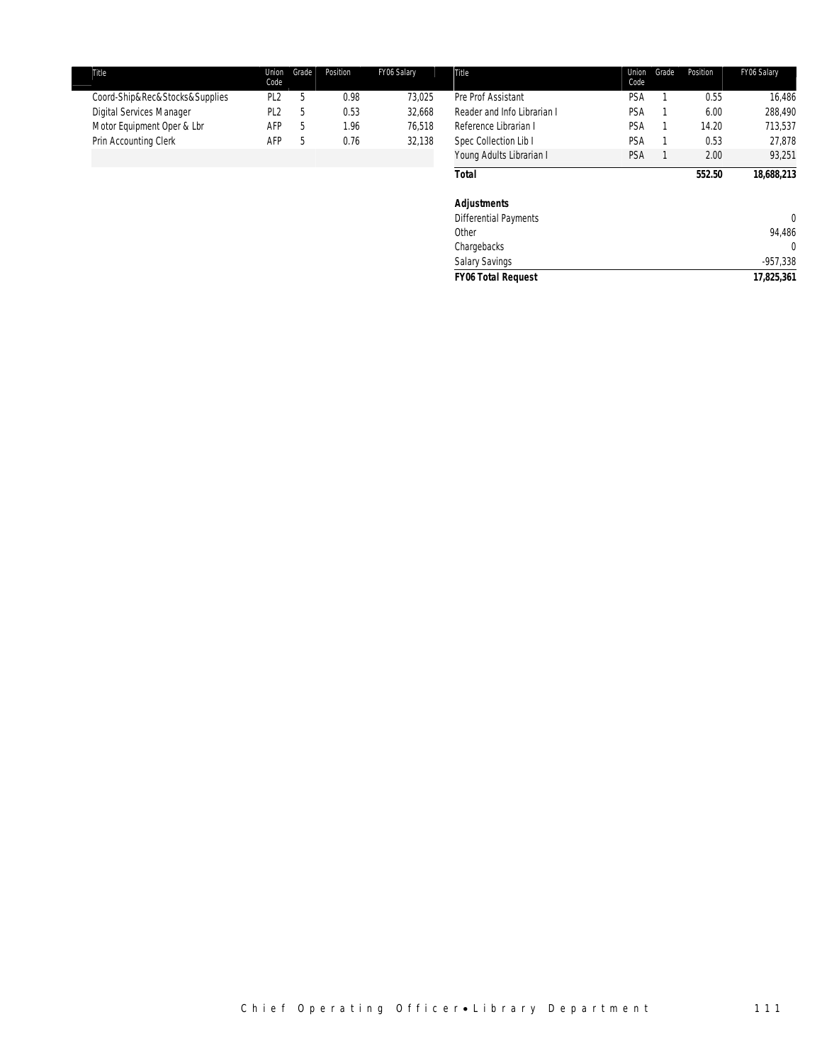| Title | Union Code | Grade | Position | FY06 Salary |
|---|---|---|---|---|
| Coord-Ship&Rec&Stocks&Supplies | PL2 | 5 | 0.98 | 73,025 |
| Digital Services Manager | PL2 | 5 | 0.53 | 32,668 |
| Motor Equipment Oper & Lbr | AFP | 5 | 1.96 | 76,518 |
| Prin Accounting Clerk | AFP | 5 | 0.76 | 32,138 |
| Pre Prof Assistant | PSA | 1 | 0.55 | 16,486 |
| Reader and Info Librarian I | PSA | 1 | 6.00 | 288,490 |
| Reference Librarian I | PSA | 1 | 14.20 | 713,537 |
| Spec Collection Lib I | PSA | 1 | 0.53 | 27,878 |
| Young Adults Librarian I | PSA | 1 | 2.00 | 93,251 |
| **Total** | | | **552.50** | **18,688,213** |

| **Adjustments** | |
|---|---|
| Differential Payments | 0 |
| Other | 94,486 |
| Chargebacks | 0 |
| Salary Savings | -957,338 |
| **FY06 Total Request** | **17,825,361** |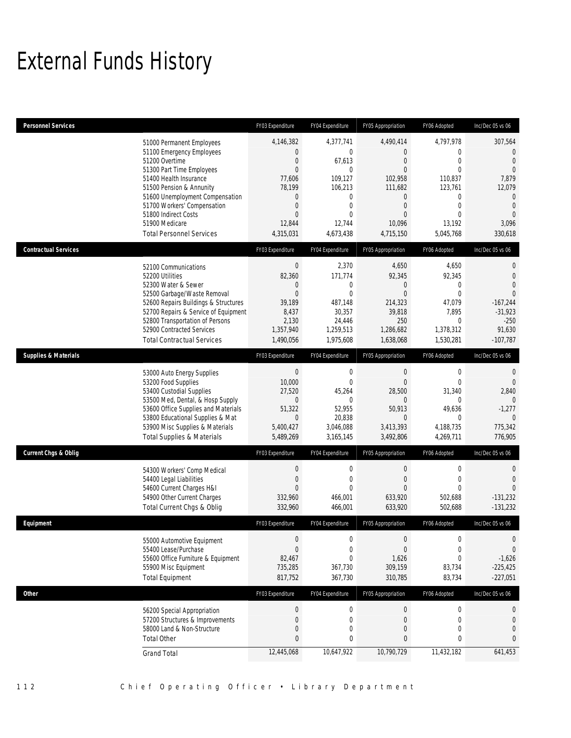# External Funds History

| Personnel Services | FY03 Expenditure | FY04 Expenditure | FY05 Appropriation | FY06 Adopted | Inc/Dec 05 vs 06 |
|---|---|---|---|---|---|
| 51000 Permanent Employees | 4,146,382 | 4,377,741 | 4,490,414 | 4,797,978 | 307,564 |
| 51100 Emergency Employees | 0 | 0 | 0 | 0 | 0 |
| 51200 Overtime | 0 | 67,613 | 0 | 0 | 0 |
| 51300 Part Time Employees | 0 | 0 | 0 | 0 | 0 |
| 51400 Health Insurance | 77,606 | 109,127 | 102,958 | 110,837 | 7,879 |
| 51500 Pension & Annunity | 78,199 | 106,213 | 111,682 | 123,761 | 12,079 |
| 51600 Unemployment Compensation | 0 | 0 | 0 | 0 | 0 |
| 51700 Workers' Compensation | 0 | 0 | 0 | 0 | 0 |
| 51800 Indirect Costs | 0 | 0 | 0 | 0 | 0 |
| 51900 Medicare | 12,844 | 12,744 | 10,096 | 13,192 | 3,096 |
| Total Personnel Services | 4,315,031 | 4,673,438 | 4,715,150 | 5,045,768 | 330,618 |

| Contractual Services | FY03 Expenditure | FY04 Expenditure | FY05 Appropriation | FY06 Adopted | Inc/Dec 05 vs 06 |
|---|---|---|---|---|---|
| 52100 Communications | 0 | 2,370 | 4,650 | 4,650 | 0 |
| 52200 Utilities | 82,360 | 171,774 | 92,345 | 92,345 | 0 |
| 52300 Water & Sewer | 0 | 0 | 0 | 0 | 0 |
| 52500 Garbage/Waste Removal | 0 | 0 | 0 | 0 | 0 |
| 52600 Repairs Buildings & Structures | 39,189 | 487,148 | 214,323 | 47,079 | -167,244 |
| 52700 Repairs & Service of Equipment | 8,437 | 30,357 | 39,818 | 7,895 | -31,923 |
| 52800 Transportation of Persons | 2,130 | 24,446 | 250 | 0 | -250 |
| 52900 Contracted Services | 1,357,940 | 1,259,513 | 1,286,682 | 1,378,312 | 91,630 |
| Total Contractual Services | 1,490,056 | 1,975,608 | 1,638,068 | 1,530,281 | -107,787 |

| Supplies & Materials | FY03 Expenditure | FY04 Expenditure | FY05 Appropriation | FY06 Adopted | Inc/Dec 05 vs 06 |
|---|---|---|---|---|---|
| 53000 Auto Energy Supplies | 0 | 0 | 0 | 0 | 0 |
| 53200 Food Supplies | 10,000 | 0 | 0 | 0 | 0 |
| 53400 Custodial Supplies | 27,520 | 45,264 | 28,500 | 31,340 | 2,840 |
| 53500 Med, Dental, & Hosp Supply | 0 | 0 | 0 | 0 | 0 |
| 53600 Office Supplies and Materials | 51,322 | 52,955 | 50,913 | 49,636 | -1,277 |
| 53800 Educational Supplies & Mat | 0 | 20,838 | 0 | 0 | 0 |
| 53900 Misc Supplies & Materials | 5,400,427 | 3,046,088 | 3,413,393 | 4,188,735 | 775,342 |
| Total Supplies & Materials | 5,489,269 | 3,165,145 | 3,492,806 | 4,269,711 | 776,905 |

| Current Chgs & Oblig | FY03 Expenditure | FY04 Expenditure | FY05 Appropriation | FY06 Adopted | Inc/Dec 05 vs 06 |
|---|---|---|---|---|---|
| 54300 Workers' Comp Medical | 0 | 0 | 0 | 0 | 0 |
| 54400 Legal Liabilities | 0 | 0 | 0 | 0 | 0 |
| 54600 Current Charges H&I | 0 | 0 | 0 | 0 | 0 |
| 54900 Other Current Charges | 332,960 | 466,001 | 633,920 | 502,688 | -131,232 |
| Total Current Chgs & Oblig | 332,960 | 466,001 | 633,920 | 502,688 | -131,232 |

| Equipment | FY03 Expenditure | FY04 Expenditure | FY05 Appropriation | FY06 Adopted | Inc/Dec 05 vs 06 |
|---|---|---|---|---|---|
| 55000 Automotive Equipment | 0 | 0 | 0 | 0 | 0 |
| 55400 Lease/Purchase | 0 | 0 | 0 | 0 | 0 |
| 55600 Office Furniture & Equipment | 82,467 | 0 | 1,626 | 0 | -1,626 |
| 55900 Misc Equipment | 735,285 | 367,730 | 309,159 | 83,734 | -225,425 |
| Total Equipment | 817,752 | 367,730 | 310,785 | 83,734 | -227,051 |

| Other | FY03 Expenditure | FY04 Expenditure | FY05 Appropriation | FY06 Adopted | Inc/Dec 05 vs 06 |
|---|---|---|---|---|---|
| 56200 Special Appropriation | 0 | 0 | 0 | 0 | 0 |
| 57200 Structures & Improvements | 0 | 0 | 0 | 0 | 0 |
| 58000 Land & Non-Structure | 0 | 0 | 0 | 0 | 0 |
| Total Other | 0 | 0 | 0 | 0 | 0 |
| Grand Total | 12,445,068 | 10,647,922 | 10,790,729 | 11,432,182 | 641,453 |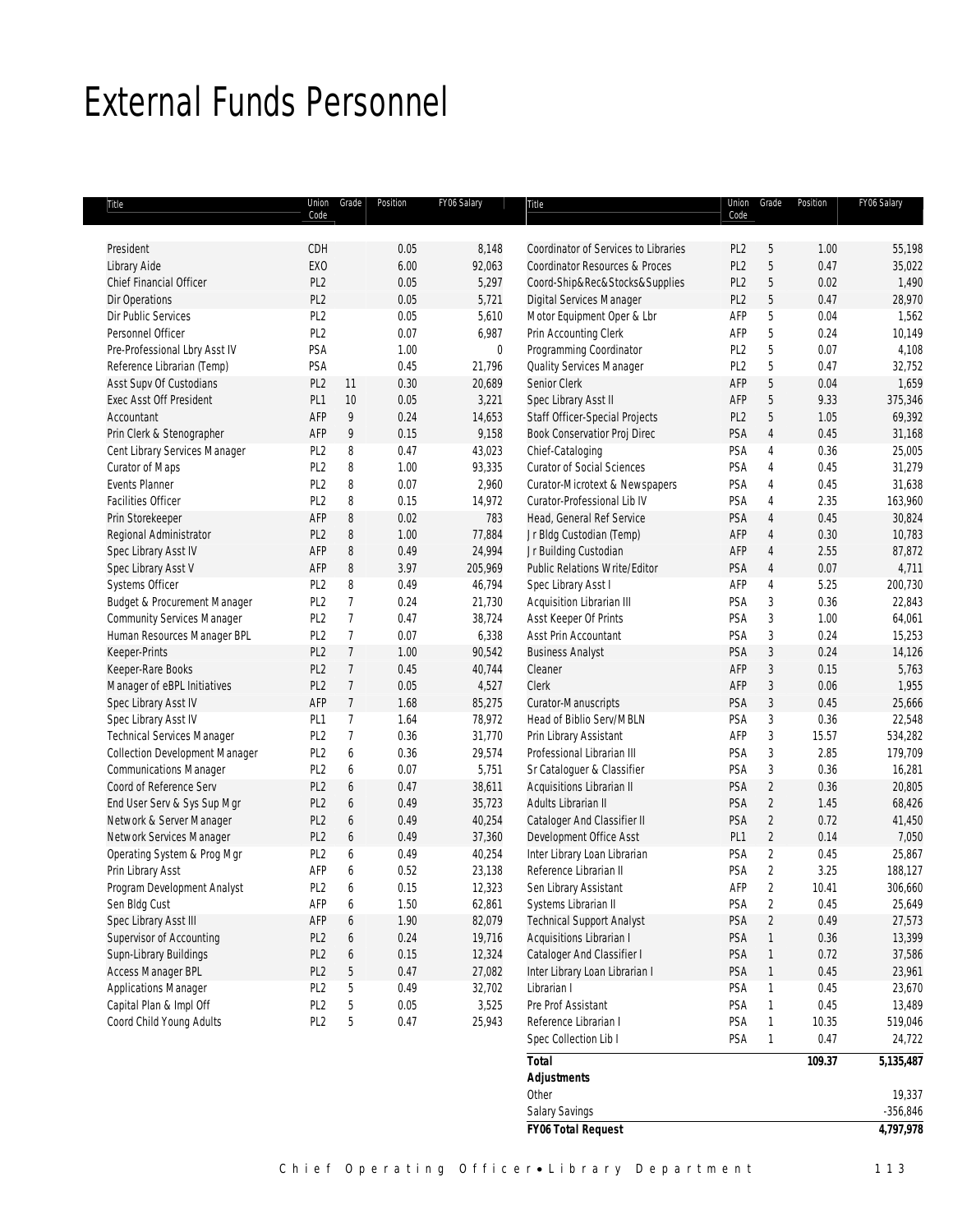# External Funds Personnel

| Title | Union Code | Grade | Position | FY06 Salary |
|---|---|---|---|---|
| President | CDH | | 0.05 | 8,148 |
| Library Aide | EXO | | 6.00 | 92,063 |
| Chief Financial Officer | PL2 | | 0.05 | 5,297 |
| Dir Operations | PL2 | | 0.05 | 5,721 |
| Dir Public Services | PL2 | | 0.05 | 5,610 |
| Personnel Officer | PL2 | | 0.07 | 6,987 |
| Pre-Professional Lbry Asst IV | PSA | | 1.00 | 0 |
| Reference Librarian (Temp) | PSA | | 0.45 | 21,796 |
| Asst Supv Of Custodians | PL2 | 11 | 0.30 | 20,689 |
| Exec Asst Off President | PL1 | 10 | 0.05 | 3,221 |
| Accountant | AFP | 9 | 0.24 | 14,653 |
| Prin Clerk & Stenographer | AFP | 9 | 0.15 | 9,158 |
| Cent Library Services Manager | PL2 | 8 | 0.47 | 43,023 |
| Curator of Maps | PL2 | 8 | 1.00 | 93,335 |
| Events Planner | PL2 | 8 | 0.07 | 2,960 |
| Facilities Officer | PL2 | 8 | 0.15 | 14,972 |
| Prin Storekeeper | AFP | 8 | 0.02 | 783 |
| Regional Administrator | PL2 | 8 | 1.00 | 77,884 |
| Spec Library Asst IV | AFP | 8 | 0.49 | 24,994 |
| Spec Library Asst V | AFP | 8 | 3.97 | 205,969 |
| Systems Officer | PL2 | 8 | 0.49 | 46,794 |
| Budget & Procurement Manager | PL2 | 7 | 0.24 | 21,730 |
| Community Services Manager | PL2 | 7 | 0.47 | 38,724 |
| Human Resources Manager BPL | PL2 | 7 | 0.07 | 6,338 |
| Keeper-Prints | PL2 | 7 | 1.00 | 90,542 |
| Keeper-Rare Books | PL2 | 7 | 0.45 | 40,744 |
| Manager of eBPL Initiatives | PL2 | 7 | 0.05 | 4,527 |
| Spec Library Asst IV | AFP | 7 | 1.68 | 85,275 |
| Spec Library Asst IV | PL1 | 7 | 1.64 | 78,972 |
| Technical Services Manager | PL2 | 7 | 0.36 | 31,770 |
| Collection Development Manager | PL2 | 6 | 0.36 | 29,574 |
| Communications Manager | PL2 | 6 | 0.07 | 5,751 |
| Coord of Reference Serv | PL2 | 6 | 0.47 | 38,611 |
| End User Serv & Sys Sup Mgr | PL2 | 6 | 0.49 | 35,723 |
| Network & Server Manager | PL2 | 6 | 0.49 | 40,254 |
| Network Services Manager | PL2 | 6 | 0.49 | 37,360 |
| Operating System & Prog Mgr | PL2 | 6 | 0.49 | 40,254 |
| Prin Library Asst | AFP | 6 | 0.52 | 23,138 |
| Program Development Analyst | PL2 | 6 | 0.15 | 12,323 |
| Sen Bldg Cust | AFP | 6 | 1.50 | 62,861 |
| Spec Library Asst III | AFP | 6 | 1.90 | 82,079 |
| Supervisor of Accounting | PL2 | 6 | 0.24 | 19,716 |
| Supn-Library Buildings | PL2 | 6 | 0.15 | 12,324 |
| Access Manager BPL | PL2 | 5 | 0.47 | 27,082 |
| Applications Manager | PL2 | 5 | 0.49 | 32,702 |
| Capital Plan & Impl Off | PL2 | 5 | 0.05 | 3,525 |
| Coord Child Young Adults | PL2 | 5 | 0.47 | 25,943 |
| Coordinator of Services to Libraries | PL2 | 5 | 1.00 | 55,198 |
| Coordinator Resources & Proces | PL2 | 5 | 0.47 | 35,022 |
| Coord-Ship&Rec&Stocks&Supplies | PL2 | 5 | 0.02 | 1,490 |
| Digital Services Manager | PL2 | 5 | 0.47 | 28,970 |
| Motor Equipment Oper & Lbr | AFP | 5 | 0.04 | 1,562 |
| Prin Accounting Clerk | AFP | 5 | 0.24 | 10,149 |
| Programming Coordinator | PL2 | 5 | 0.07 | 4,108 |
| Quality Services Manager | PL2 | 5 | 0.47 | 32,752 |
| Senior Clerk | AFP | 5 | 0.04 | 1,659 |
| Spec Library Asst II | AFP | 5 | 9.33 | 375,346 |
| Staff Officer-Special Projects | PL2 | 5 | 1.05 | 69,392 |
| Book Conservatior Proj Direc | PSA | 4 | 0.45 | 31,168 |
| Chief-Cataloging | PSA | 4 | 0.36 | 25,005 |
| Curator of Social Sciences | PSA | 4 | 0.45 | 31,279 |
| Curator-Microtext & Newspapers | PSA | 4 | 0.45 | 31,638 |
| Curator-Professional Lib IV | PSA | 4 | 2.35 | 163,960 |
| Head, General Ref Service | PSA | 4 | 0.45 | 30,824 |
| Jr Bldg Custodian (Temp) | AFP | 4 | 0.30 | 10,783 |
| Jr Building Custodian | AFP | 4 | 2.55 | 87,872 |
| Public Relations Write/Editor | PSA | 4 | 0.07 | 4,711 |
| Spec Library Asst I | AFP | 4 | 5.25 | 200,730 |
| Acquisition Librarian III | PSA | 3 | 0.36 | 22,843 |
| Asst Keeper Of Prints | PSA | 3 | 1.00 | 64,061 |
| Asst Prin Accountant | PSA | 3 | 0.24 | 15,253 |
| Business Analyst | PSA | 3 | 0.24 | 14,126 |
| Cleaner | AFP | 3 | 0.15 | 5,763 |
| Clerk | AFP | 3 | 0.06 | 1,955 |
| Curator-Manuscripts | PSA | 3 | 0.45 | 25,666 |
| Head of Biblio Serv/MBLN | PSA | 3 | 0.36 | 22,548 |
| Prin Library Assistant | AFP | 3 | 15.57 | 534,282 |
| Professional Librarian III | PSA | 3 | 2.85 | 179,709 |
| Sr Cataloguer & Classifier | PSA | 3 | 0.36 | 16,281 |
| Acquisitions Librarian II | PSA | 2 | 0.36 | 20,805 |
| Adults Librarian II | PSA | 2 | 1.45 | 68,426 |
| Cataloger And Classifier II | PSA | 2 | 0.72 | 41,450 |
| Development Office Asst | PL1 | 2 | 0.14 | 7,050 |
| Inter Library Loan Librarian | PSA | 2 | 0.45 | 25,867 |
| Reference Librarian II | PSA | 2 | 3.25 | 188,127 |
| Sen Library Assistant | AFP | 2 | 10.41 | 306,660 |
| Systems Librarian II | PSA | 2 | 0.45 | 25,649 |
| Technical Support Analyst | PSA | 2 | 0.49 | 27,573 |
| Acquisitions Librarian I | PSA | 1 | 0.36 | 13,399 |
| Cataloger And Classifier I | PSA | 1 | 0.72 | 37,586 |
| Inter Library Loan Librarian I | PSA | 1 | 0.45 | 23,961 |
| Librarian I | PSA | 1 | 0.45 | 23,670 |
| Pre Prof Assistant | PSA | 1 | 0.45 | 13,489 |
| Reference Librarian I | PSA | 1 | 10.35 | 519,046 |
| Spec Collection Lib I | PSA | 1 | 0.47 | 24,722 |
| **Total** | | | **109.37** | **5,135,487** |
| **Adjustments** | | | | |
| Other | | | | 19,337 |
| Salary Savings | | | | -356,846 |
| ***FY06 Total Request*** | | | | **4,797,978** |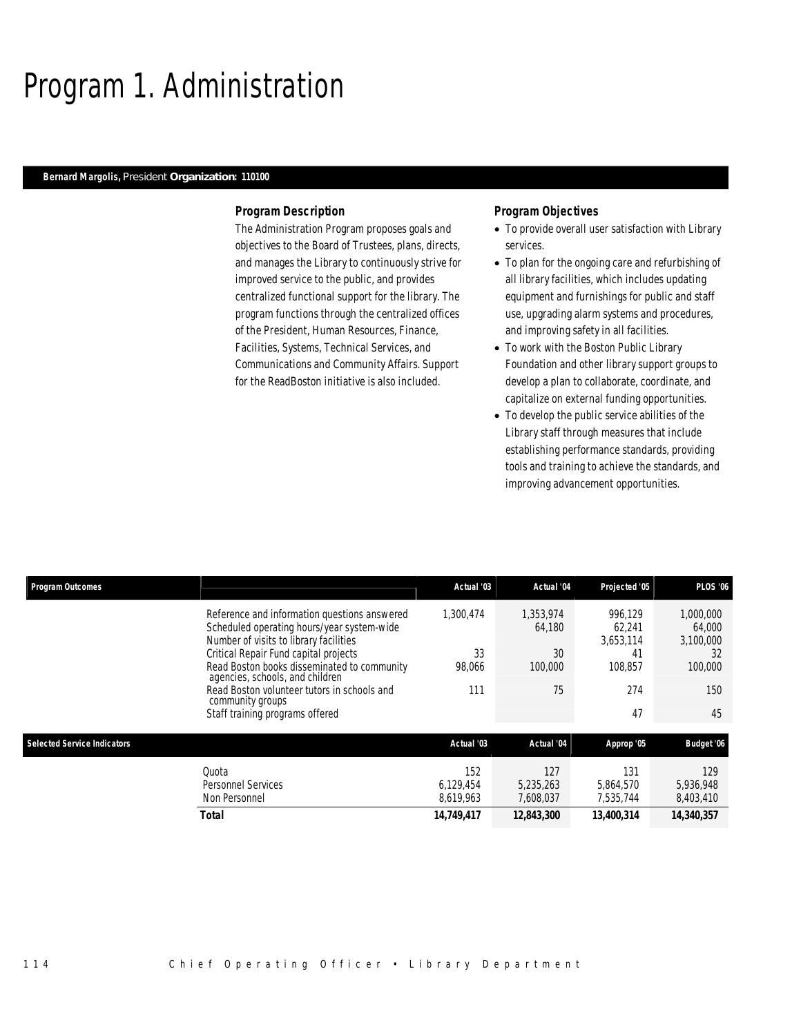# Program 1. Administration

**Bernard Margolis,** President **Organization: 110100**

### Program Description

The Administration Program proposes goals and objectives to the Board of Trustees, plans, directs, and manages the Library to continuously strive for improved service to the public, and provides centralized functional support for the library. The program functions through the centralized offices of the President, Human Resources, Finance, Facilities, Systems, Technical Services, and Communications and Community Affairs. Support for the ReadBoston initiative is also included.

### Program Objectives

- To provide overall user satisfaction with Library services.
- To plan for the ongoing care and refurbishing of all library facilities, which includes updating equipment and furnishings for public and staff use, upgrading alarm systems and procedures, and improving safety in all facilities.
- To work with the Boston Public Library Foundation and other library support groups to develop a plan to collaborate, coordinate, and capitalize on external funding opportunities.
- To develop the public service abilities of the Library staff through measures that include establishing performance standards, providing tools and training to achieve the standards, and improving advancement opportunities.

| Program Outcomes | | Actual '03 | Actual '04 | Projected '05 | PLOS '06 |
|---|---|---|---|---|---|
| | Reference and information questions answered | 1,300,474 | 1,353,974 | 996,129 | 1,000,000 |
| | Scheduled operating hours/year system-wide | | 64,180 | 62,241 | 64,000 |
| | Number of visits to library facilities | | | 3,653,114 | 3,100,000 |
| | Critical Repair Fund capital projects | 33 | 30 | 41 | 32 |
| | Read Boston books disseminated to community agencies, schools, and children | 98,066 | 100,000 | 108,857 | 100,000 |
| | Read Boston volunteer tutors in schools and community groups | 111 | 75 | 274 | 150 |
| | Staff training programs offered | | | 47 | 45 |

| Selected Service Indicators | | Actual '03 | Actual '04 | Approp '05 | Budget '06 |
|---|---|---|---|---|---|
| | Quota | 152 | 127 | 131 | 129 |
| | Personnel Services | 6,129,454 | 5,235,263 | 5,864,570 | 5,936,948 |
| | Non Personnel | 8,619,963 | 7,608,037 | 7,535,744 | 8,403,410 |
| | **Total** | **14,749,417** | **12,843,300** | **13,400,314** | **14,340,357** |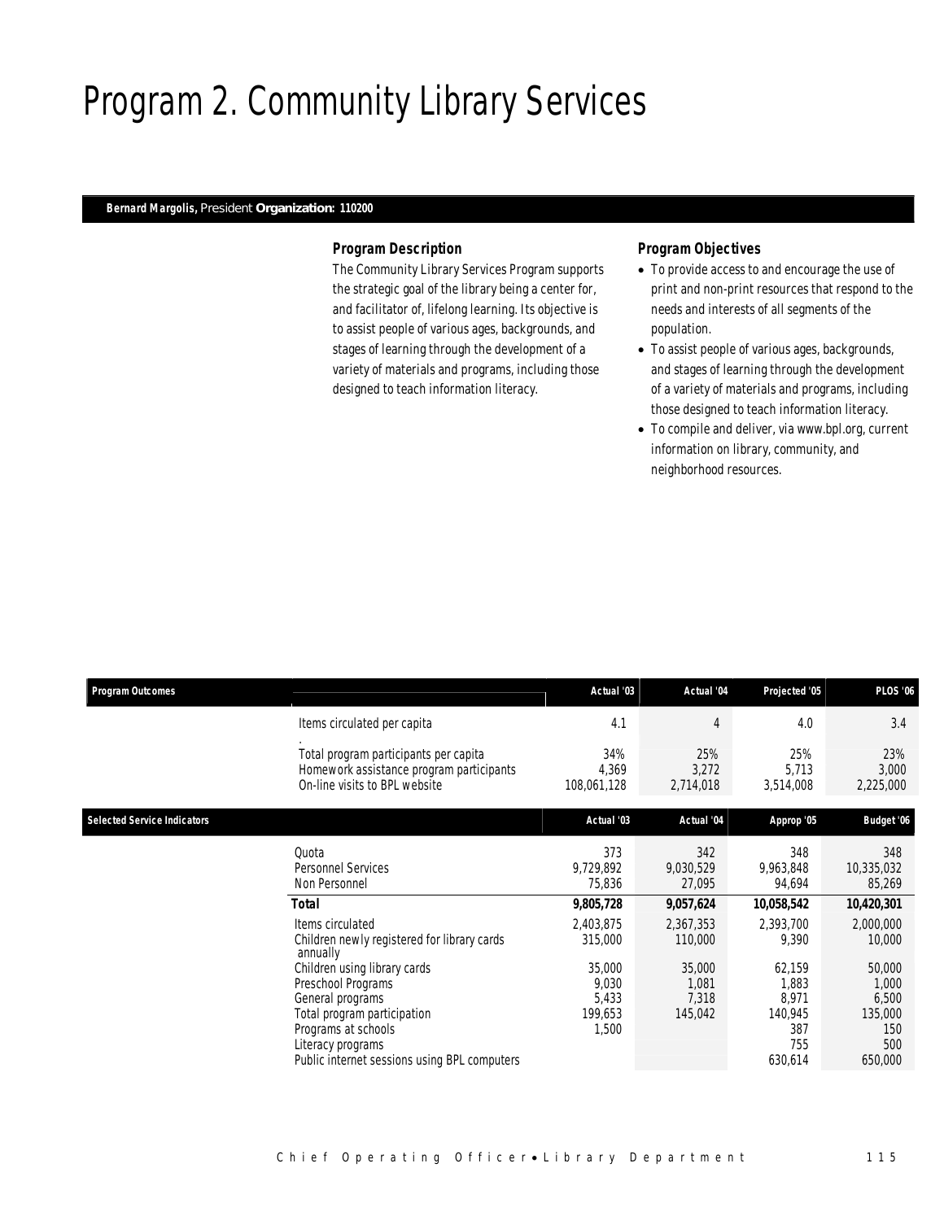# Program 2. Community Library Services

***Bernard Margolis,*** *President* **Organization: 110200**

### Program Description

The Community Library Services Program supports the strategic goal of the library being a center for, and facilitator of, lifelong learning. Its objective is to assist people of various ages, backgrounds, and stages of learning through the development of a variety of materials and programs, including those designed to teach information literacy.

### Program Objectives

- To provide access to and encourage the use of print and non-print resources that respond to the needs and interests of all segments of the population.
- To assist people of various ages, backgrounds, and stages of learning through the development of a variety of materials and programs, including those designed to teach information literacy.
- To compile and deliver, via www.bpl.org, current information on library, community, and neighborhood resources.

| Program Outcomes | | Actual '03 | Actual '04 | Projected '05 | PLOS '06 |
|---|---|---|---|---|---|
| | Items circulated per capita | 4.1 | 4 | 4.0 | 3.4 |
| | Total program participants per capita | 34% | 25% | 25% | 23% |
| | Homework assistance program participants | 4,369 | 3,272 | 5,713 | 3,000 |
| | On-line visits to BPL website | 108,061,128 | 2,714,018 | 3,514,008 | 2,225,000 |

| Selected Service Indicators | | Actual '03 | Actual '04 | Approp '05 | Budget '06 |
|---|---|---|---|---|---|
| | Quota | 373 | 342 | 348 | 348 |
| | Personnel Services | 9,729,892 | 9,030,529 | 9,963,848 | 10,335,032 |
| | Non Personnel | 75,836 | 27,095 | 94,694 | 85,269 |
| | **Total** | **9,805,728** | **9,057,624** | **10,058,542** | **10,420,301** |
| | Items circulated | 2,403,875 | 2,367,353 | 2,393,700 | 2,000,000 |
| | Children newly registered for library cards annually | 315,000 | 110,000 | 9,390 | 10,000 |
| | Children using library cards | 35,000 | 35,000 | 62,159 | 50,000 |
| | Preschool Programs | 9,030 | 1,081 | 1,883 | 1,000 |
| | General programs | 5,433 | 7,318 | 8,971 | 6,500 |
| | Total program participation | 199,653 | 145,042 | 140,945 | 135,000 |
| | Programs at schools | 1,500 | | 387 | 150 |
| | Literacy programs | | | 755 | 500 |
| | Public internet sessions using BPL computers | | | 630,614 | 650,000 |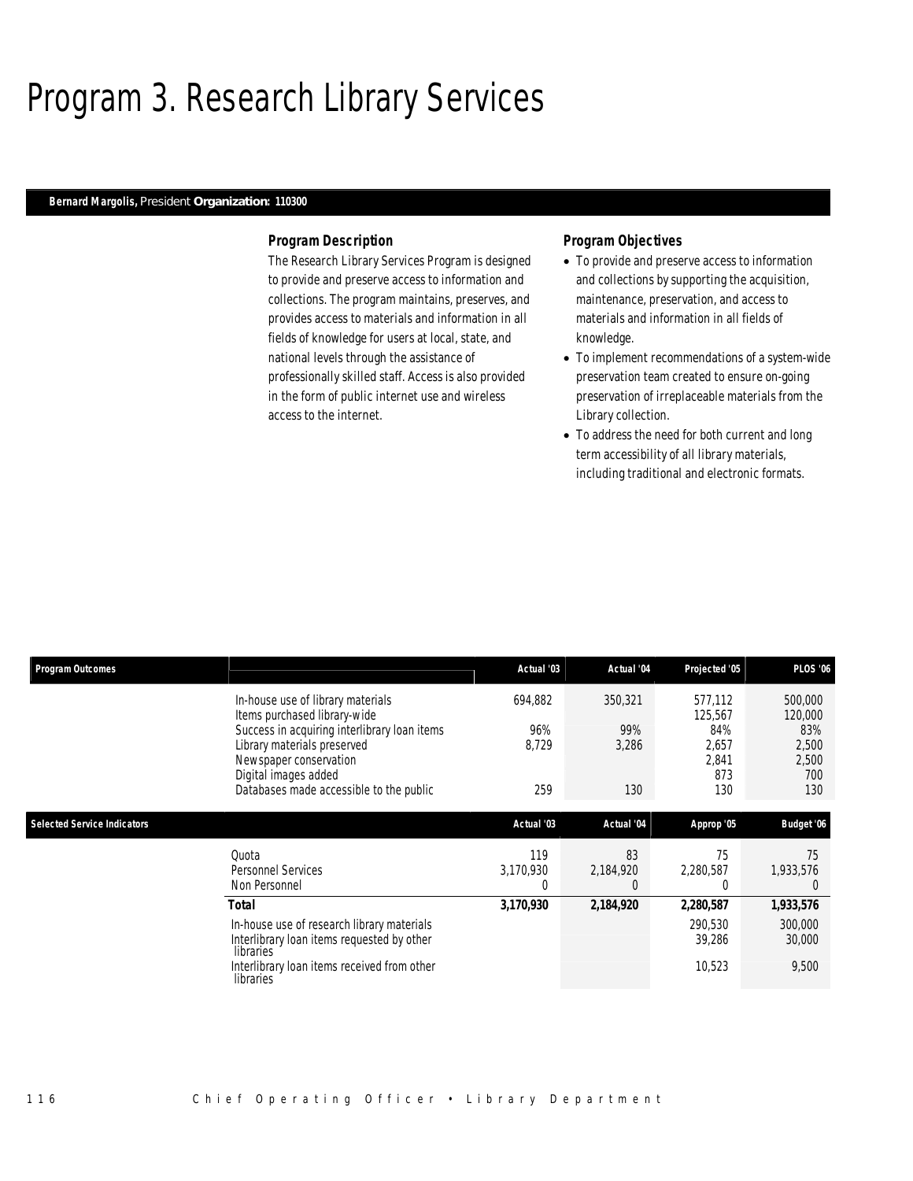# Program 3. Research Library Services

**Bernard Margolis,** President **Organization: 110300**

### Program Description

The Research Library Services Program is designed to provide and preserve access to information and collections. The program maintains, preserves, and provides access to materials and information in all fields of knowledge for users at local, state, and national levels through the assistance of professionally skilled staff. Access is also provided in the form of public internet use and wireless access to the internet.

### Program Objectives

- To provide and preserve access to information and collections by supporting the acquisition, maintenance, preservation, and access to materials and information in all fields of knowledge.
- To implement recommendations of a system-wide preservation team created to ensure on-going preservation of irreplaceable materials from the Library collection.
- To address the need for both current and long term accessibility of all library materials, including traditional and electronic formats.

| Program Outcomes | Actual '03 | Actual '04 | Projected '05 | PLOS '06 |
|---|---|---|---|---|
| In-house use of library materials | 694,882 | 350,321 | 577,112 | 500,000 |
| Items purchased library-wide | | | 125,567 | 120,000 |
| Success in acquiring interlibrary loan items | 96% | 99% | 84% | 83% |
| Library materials preserved | 8,729 | 3,286 | 2,657 | 2,500 |
| Newspaper conservation | | | 2,841 | 2,500 |
| Digital images added | | | 873 | 700 |
| Databases made accessible to the public | 259 | 130 | 130 | 130 |

| Selected Service Indicators | Actual '03 | Actual '04 | Approp '05 | Budget '06 |
|---|---|---|---|---|
| Quota | 119 | 83 | 75 | 75 |
| Personnel Services | 3,170,930 | 2,184,920 | 2,280,587 | 1,933,576 |
| Non Personnel | 0 | 0 | 0 | 0 |
| **Total** | **3,170,930** | **2,184,920** | **2,280,587** | **1,933,576** |
| In-house use of research library materials | | | 290,530 | 300,000 |
| Interlibrary loan items requested by other libraries | | | 39,286 | 30,000 |
| Interlibrary loan items received from other libraries | | | 10,523 | 9,500 |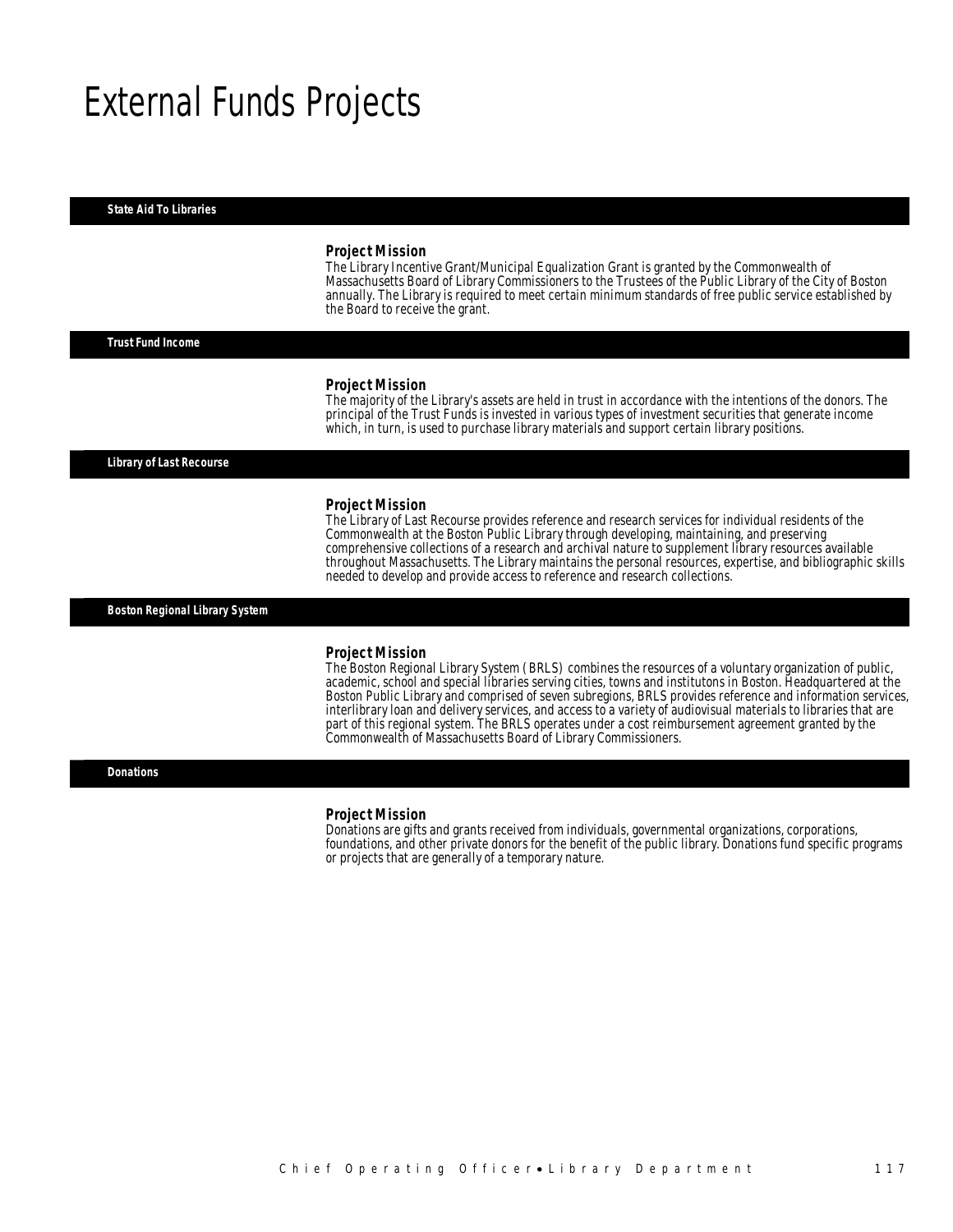# External Funds Projects

## State Aid To Libraries

### Project Mission

The Library Incentive Grant/Municipal Equalization Grant is granted by the Commonwealth of Massachusetts Board of Library Commissioners to the Trustees of the Public Library of the City of Boston annually. The Library is required to meet certain minimum standards of free public service established by the Board to receive the grant.

## Trust Fund Income

### Project Mission

The majority of the Library's assets are held in trust in accordance with the intentions of the donors. The principal of the Trust Funds is invested in various types of investment securities that generate income which, in turn, is used to purchase library materials and support certain library positions.

## Library of Last Recourse

### Project Mission

The Library of Last Recourse provides reference and research services for individual residents of the Commonwealth at the Boston Public Library through developing, maintaining, and preserving comprehensive collections of a research and archival nature to supplement library resources available throughout Massachusetts. The Library maintains the personal resources, expertise, and bibliographic skills needed to develop and provide access to reference and research collections.

## Boston Regional Library System

### Project Mission

The Boston Regional Library System (BRLS) combines the resources of a voluntary organization of public, academic, school and special libraries serving cities, towns and institutons in Boston. Headquartered at the Boston Public Library and comprised of seven subregions, BRLS provides reference and information services, interlibrary loan and delivery services, and access to a variety of audiovisual materials to libraries that are part of this regional system. The BRLS operates under a cost reimbursement agreement granted by the Commonwealth of Massachusetts Board of Library Commissioners.

## Donations

### Project Mission

Donations are gifts and grants received from individuals, governmental organizations, corporations, foundations, and other private donors for the benefit of the public library. Donations fund specific programs or projects that are generally of a temporary nature.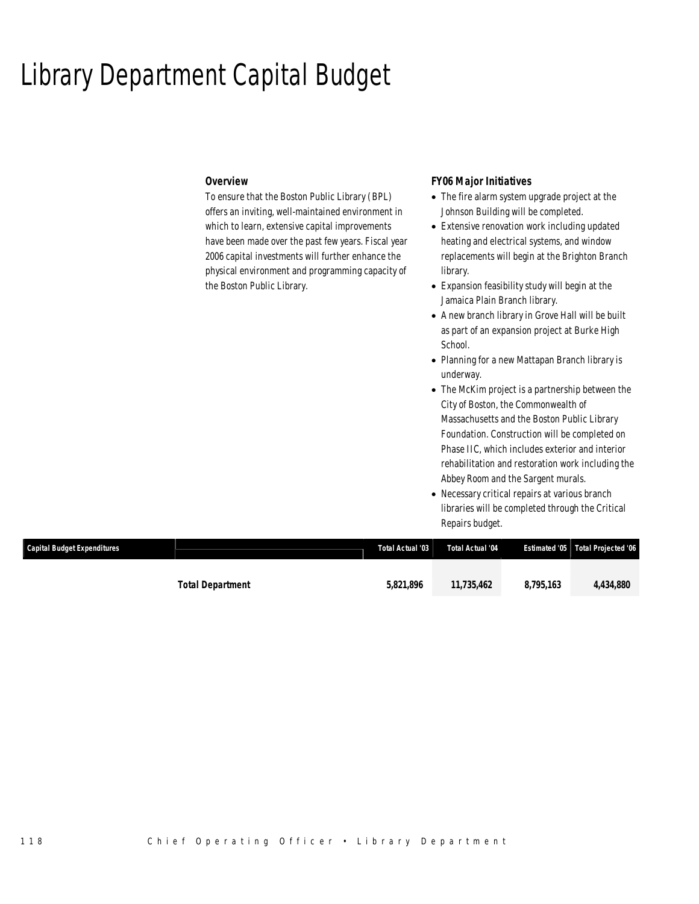# Library Department Capital Budget

### Overview

To ensure that the Boston Public Library (BPL) offers an inviting, well-maintained environment in which to learn, extensive capital improvements have been made over the past few years. Fiscal year 2006 capital investments will further enhance the physical environment and programming capacity of the Boston Public Library.

### FY06 Major Initiatives

- The fire alarm system upgrade project at the Johnson Building will be completed.
- Extensive renovation work including updated heating and electrical systems, and window replacements will begin at the Brighton Branch library.
- Expansion feasibility study will begin at the Jamaica Plain Branch library.
- A new branch library in Grove Hall will be built as part of an expansion project at Burke High School.
- Planning for a new Mattapan Branch library is underway.
- The McKim project is a partnership between the City of Boston, the Commonwealth of Massachusetts and the Boston Public Library Foundation. Construction will be completed on Phase IIC, which includes exterior and interior rehabilitation and restoration work including the Abbey Room and the Sargent murals.
- Necessary critical repairs at various branch libraries will be completed through the Critical Repairs budget.

| Capital Budget Expenditures | | Total Actual '03 | Total Actual '04 | Estimated '05 | Total Projected '06 |
|---|---|---|---|---|---|
| | **Total Department** | **5,821,896** | **11,735,462** | **8,795,163** | **4,434,880** |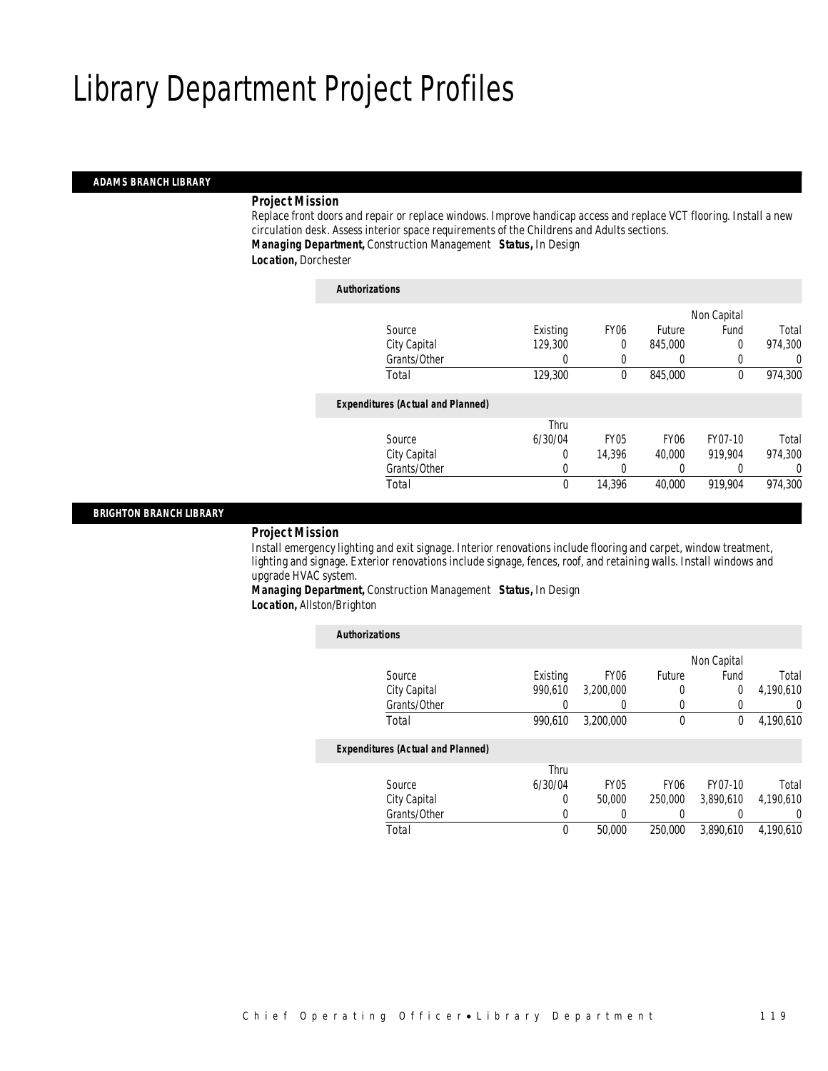# Library Department Project Profiles

## ADAMS BRANCH LIBRARY

### Project Mission

Replace front doors and repair or replace windows. Improve handicap access and replace VCT flooring. Install a new circulation desk. Assess interior space requirements of the Childrens and Adults sections.

***Managing Department,*** Construction Management ***Status,*** In Design

***Location,*** Dorchester

***Authorizations***

| Source | Existing | FY06 | Future | Non Capital Fund | Total |
|---|---|---|---|---|---|
| City Capital | 129,300 | 0 | 845,000 | 0 | 974,300 |
| Grants/Other | 0 | 0 | 0 | 0 | 0 |
| Total | 129,300 | 0 | 845,000 | 0 | 974,300 |

***Expenditures (Actual and Planned)***

| Source | Thru 6/30/04 | FY05 | FY06 | FY07-10 | Total |
|---|---|---|---|---|---|
| City Capital | 0 | 14,396 | 40,000 | 919,904 | 974,300 |
| Grants/Other | 0 | 0 | 0 | 0 | 0 |
| Total | 0 | 14,396 | 40,000 | 919,904 | 974,300 |

## BRIGHTON BRANCH LIBRARY

### Project Mission

Install emergency lighting and exit signage. Interior renovations include flooring and carpet, window treatment, lighting and signage. Exterior renovations include signage, fences, roof, and retaining walls. Install windows and upgrade HVAC system.

***Managing Department,*** Construction Management ***Status,*** In Design

***Location,*** Allston/Brighton

***Authorizations***

| Source | Existing | FY06 | Future | Non Capital Fund | Total |
|---|---|---|---|---|---|
| City Capital | 990,610 | 3,200,000 | 0 | 0 | 4,190,610 |
| Grants/Other | 0 | 0 | 0 | 0 | 0 |
| Total | 990,610 | 3,200,000 | 0 | 0 | 4,190,610 |

***Expenditures (Actual and Planned)***

| Source | Thru 6/30/04 | FY05 | FY06 | FY07-10 | Total |
|---|---|---|---|---|---|
| City Capital | 0 | 50,000 | 250,000 | 3,890,610 | 4,190,610 |
| Grants/Other | 0 | 0 | 0 | 0 | 0 |
| Total | 0 | 50,000 | 250,000 | 3,890,610 | 4,190,610 |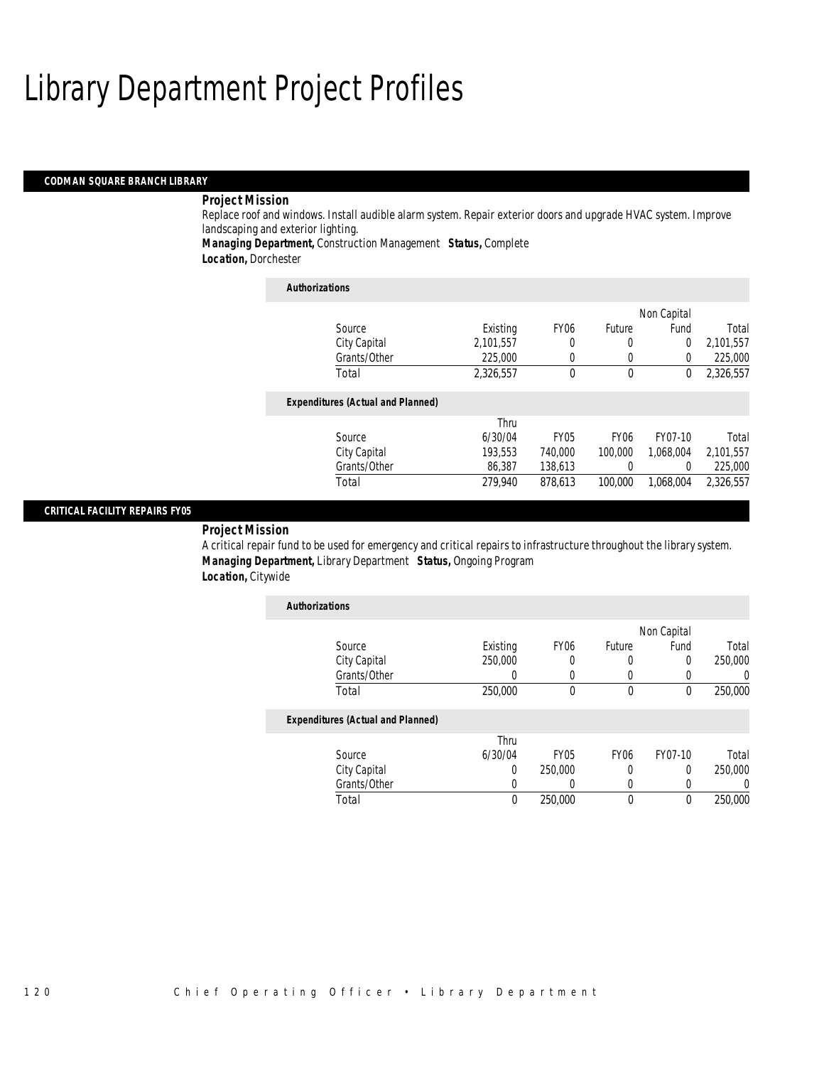# Library Department Project Profiles

## CODMAN SQUARE BRANCH LIBRARY

***Project Mission***

Replace roof and windows. Install audible alarm system. Repair exterior doors and upgrade HVAC system. Improve landscaping and exterior lighting.

***Managing Department,*** Construction Management ***Status,*** Complete

***Location,*** Dorchester

***Authorizations***

| Source | Existing | FY06 | Future | Non Capital Fund | Total |
|---|---|---|---|---|---|
| City Capital | 2,101,557 | 0 | 0 | 0 | 2,101,557 |
| Grants/Other | 225,000 | 0 | 0 | 0 | 225,000 |
| Total | 2,326,557 | 0 | 0 | 0 | 2,326,557 |

***Expenditures (Actual and Planned)***

| Source | Thru 6/30/04 | FY05 | FY06 | FY07-10 | Total |
|---|---|---|---|---|---|
| City Capital | 193,553 | 740,000 | 100,000 | 1,068,004 | 2,101,557 |
| Grants/Other | 86,387 | 138,613 | 0 | 0 | 225,000 |
| Total | 279,940 | 878,613 | 100,000 | 1,068,004 | 2,326,557 |

## CRITICAL FACILITY REPAIRS FY05

***Project Mission***

A critical repair fund to be used for emergency and critical repairs to infrastructure throughout the library system.

***Managing Department,*** Library Department ***Status,*** Ongoing Program

***Location,*** Citywide

***Authorizations***

| Source | Existing | FY06 | Future | Non Capital Fund | Total |
|---|---|---|---|---|---|
| City Capital | 250,000 | 0 | 0 | 0 | 250,000 |
| Grants/Other | 0 | 0 | 0 | 0 | 0 |
| Total | 250,000 | 0 | 0 | 0 | 250,000 |

***Expenditures (Actual and Planned)***

| Source | Thru 6/30/04 | FY05 | FY06 | FY07-10 | Total |
|---|---|---|---|---|---|
| City Capital | 0 | 250,000 | 0 | 0 | 250,000 |
| Grants/Other | 0 | 0 | 0 | 0 | 0 |
| Total | 0 | 250,000 | 0 | 0 | 250,000 |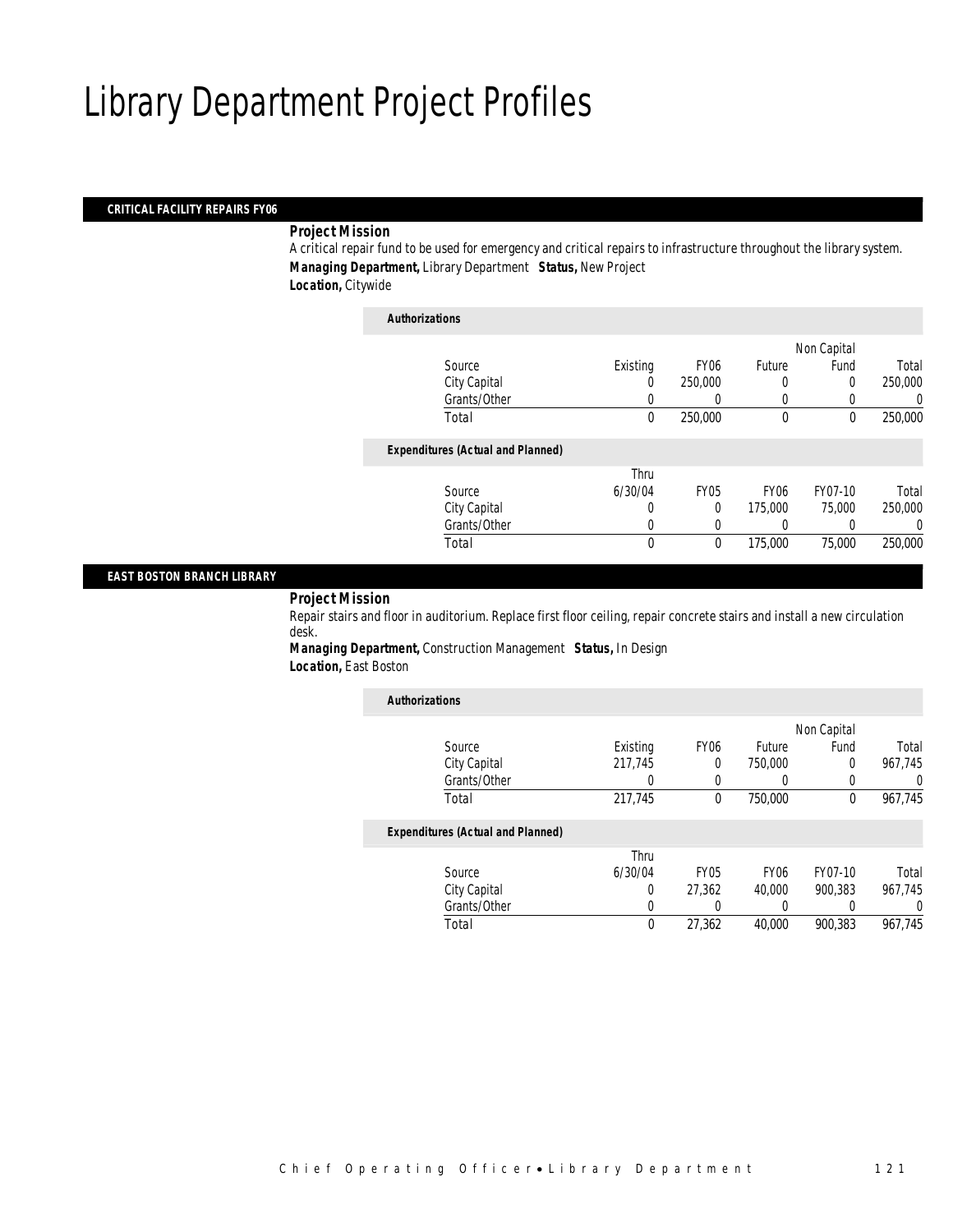# Library Department Project Profiles

## CRITICAL FACILITY REPAIRS FY06

***Project Mission***

A critical repair fund to be used for emergency and critical repairs to infrastructure throughout the library system.

***Managing Department,*** Library Department ***Status,*** New Project

***Location,*** Citywide

***Authorizations***

| Source | Existing | FY06 | Future | Non Capital Fund | Total |
|---|---|---|---|---|---|
| City Capital | 0 | 250,000 | 0 | 0 | 250,000 |
| Grants/Other | 0 | 0 | 0 | 0 | 0 |
| Total | 0 | 250,000 | 0 | 0 | 250,000 |

***Expenditures (Actual and Planned)***

| Source | Thru 6/30/04 | FY05 | FY06 | FY07-10 | Total |
|---|---|---|---|---|---|
| City Capital | 0 | 0 | 175,000 | 75,000 | 250,000 |
| Grants/Other | 0 | 0 | 0 | 0 | 0 |
| Total | 0 | 0 | 175,000 | 75,000 | 250,000 |

## EAST BOSTON BRANCH LIBRARY

***Project Mission***

Repair stairs and floor in auditorium. Replace first floor ceiling, repair concrete stairs and install a new circulation desk.

***Managing Department,*** Construction Management ***Status,*** In Design

***Location,*** East Boston

***Authorizations***

| Source | Existing | FY06 | Future | Non Capital Fund | Total |
|---|---|---|---|---|---|
| City Capital | 217,745 | 0 | 750,000 | 0 | 967,745 |
| Grants/Other | 0 | 0 | 0 | 0 | 0 |
| Total | 217,745 | 0 | 750,000 | 0 | 967,745 |

***Expenditures (Actual and Planned)***

| Source | Thru 6/30/04 | FY05 | FY06 | FY07-10 | Total |
|---|---|---|---|---|---|
| City Capital | 0 | 27,362 | 40,000 | 900,383 | 967,745 |
| Grants/Other | 0 | 0 | 0 | 0 | 0 |
| Total | 0 | 27,362 | 40,000 | 900,383 | 967,745 |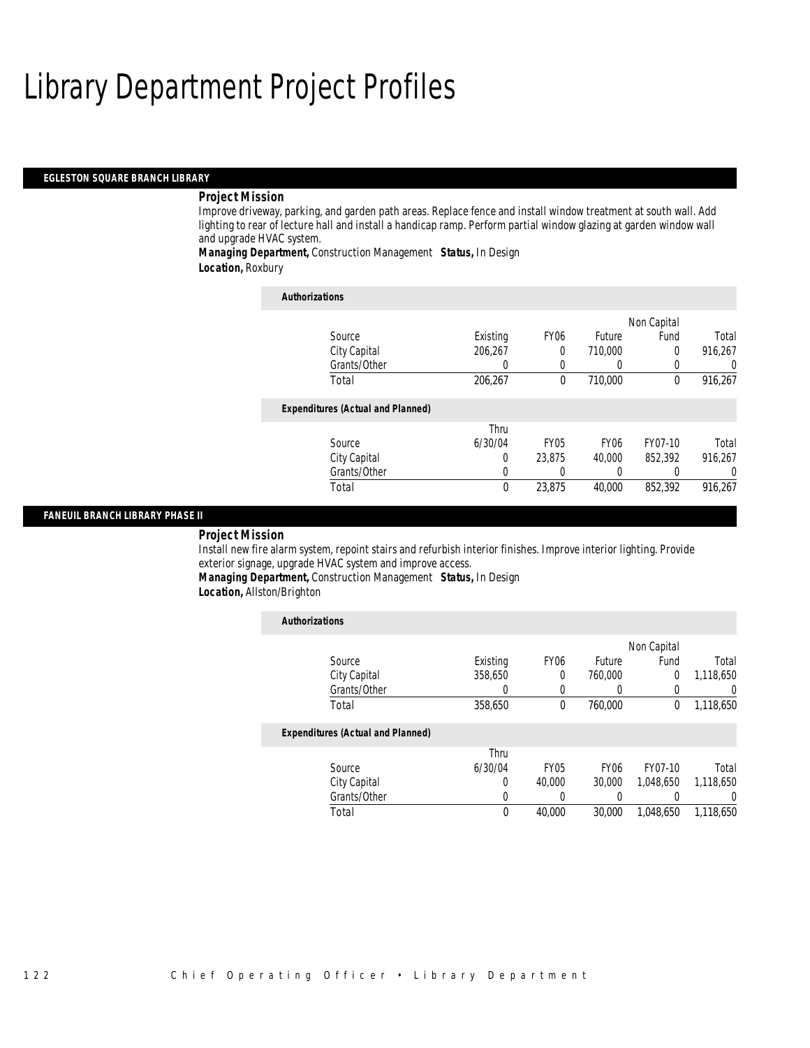# Library Department Project Profiles

## EGLESTON SQUARE BRANCH LIBRARY

***Project Mission***

Improve driveway, parking, and garden path areas. Replace fence and install window treatment at south wall. Add lighting to rear of lecture hall and install a handicap ramp. Perform partial window glazing at garden window wall and upgrade HVAC system.

***Managing Department,*** Construction Management ***Status,*** In Design

***Location,*** Roxbury

***Authorizations***

| Source | Existing | FY06 | Future | Non Capital Fund | Total |
|---|---|---|---|---|---|
| City Capital | 206,267 | 0 | 710,000 | 0 | 916,267 |
| Grants/Other | 0 | 0 | 0 | 0 | 0 |
| Total | 206,267 | 0 | 710,000 | 0 | 916,267 |

***Expenditures (Actual and Planned)***

| Source | Thru 6/30/04 | FY05 | FY06 | FY07-10 | Total |
|---|---|---|---|---|---|
| City Capital | 0 | 23,875 | 40,000 | 852,392 | 916,267 |
| Grants/Other | 0 | 0 | 0 | 0 | 0 |
| Total | 0 | 23,875 | 40,000 | 852,392 | 916,267 |

## FANEUIL BRANCH LIBRARY PHASE II

***Project Mission***

Install new fire alarm system, repoint stairs and refurbish interior finishes. Improve interior lighting. Provide exterior signage, upgrade HVAC system and improve access.

***Managing Department,*** Construction Management ***Status,*** In Design

***Location,*** Allston/Brighton

***Authorizations***

| Source | Existing | FY06 | Future | Non Capital Fund | Total |
|---|---|---|---|---|---|
| City Capital | 358,650 | 0 | 760,000 | 0 | 1,118,650 |
| Grants/Other | 0 | 0 | 0 | 0 | 0 |
| Total | 358,650 | 0 | 760,000 | 0 | 1,118,650 |

***Expenditures (Actual and Planned)***

| Source | Thru 6/30/04 | FY05 | FY06 | FY07-10 | Total |
|---|---|---|---|---|---|
| City Capital | 0 | 40,000 | 30,000 | 1,048,650 | 1,118,650 |
| Grants/Other | 0 | 0 | 0 | 0 | 0 |
| Total | 0 | 40,000 | 30,000 | 1,048,650 | 1,118,650 |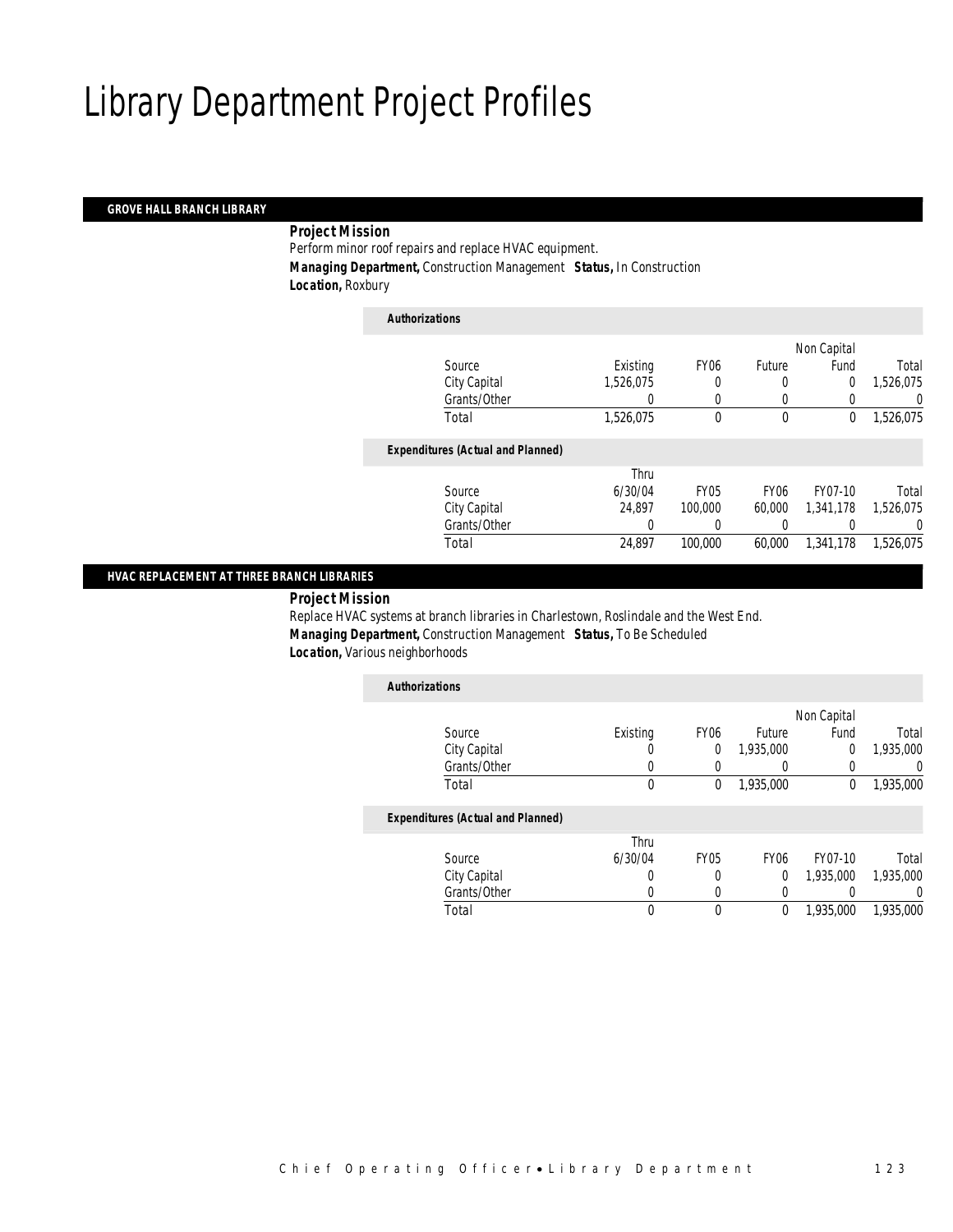# Library Department Project Profiles

## GROVE HALL BRANCH LIBRARY

***Project Mission***

Perform minor roof repairs and replace HVAC equipment.

***Managing Department,*** Construction Management ***Status,*** In Construction

***Location,*** Roxbury

***Authorizations***

| Source | Existing | FY06 | Future | Non Capital Fund | Total |
|---|---|---|---|---|---|
| City Capital | 1,526,075 | 0 | 0 | 0 | 1,526,075 |
| Grants/Other | 0 | 0 | 0 | 0 | 0 |
| Total | 1,526,075 | 0 | 0 | 0 | 1,526,075 |

***Expenditures (Actual and Planned)***

| Source | Thru 6/30/04 | FY05 | FY06 | FY07-10 | Total |
|---|---|---|---|---|---|
| City Capital | 24,897 | 100,000 | 60,000 | 1,341,178 | 1,526,075 |
| Grants/Other | 0 | 0 | 0 | 0 | 0 |
| Total | 24,897 | 100,000 | 60,000 | 1,341,178 | 1,526,075 |

## HVAC REPLACEMENT AT THREE BRANCH LIBRARIES

***Project Mission***

Replace HVAC systems at branch libraries in Charlestown, Roslindale and the West End.

***Managing Department,*** Construction Management ***Status,*** To Be Scheduled

***Location,*** Various neighborhoods

***Authorizations***

| Source | Existing | FY06 | Future | Non Capital Fund | Total |
|---|---|---|---|---|---|
| City Capital | 0 | 0 | 1,935,000 | 0 | 1,935,000 |
| Grants/Other | 0 | 0 | 0 | 0 | 0 |
| Total | 0 | 0 | 1,935,000 | 0 | 1,935,000 |

***Expenditures (Actual and Planned)***

| Source | Thru 6/30/04 | FY05 | FY06 | FY07-10 | Total |
|---|---|---|---|---|---|
| City Capital | 0 | 0 | 0 | 1,935,000 | 1,935,000 |
| Grants/Other | 0 | 0 | 0 | 0 | 0 |
| Total | 0 | 0 | 0 | 1,935,000 | 1,935,000 |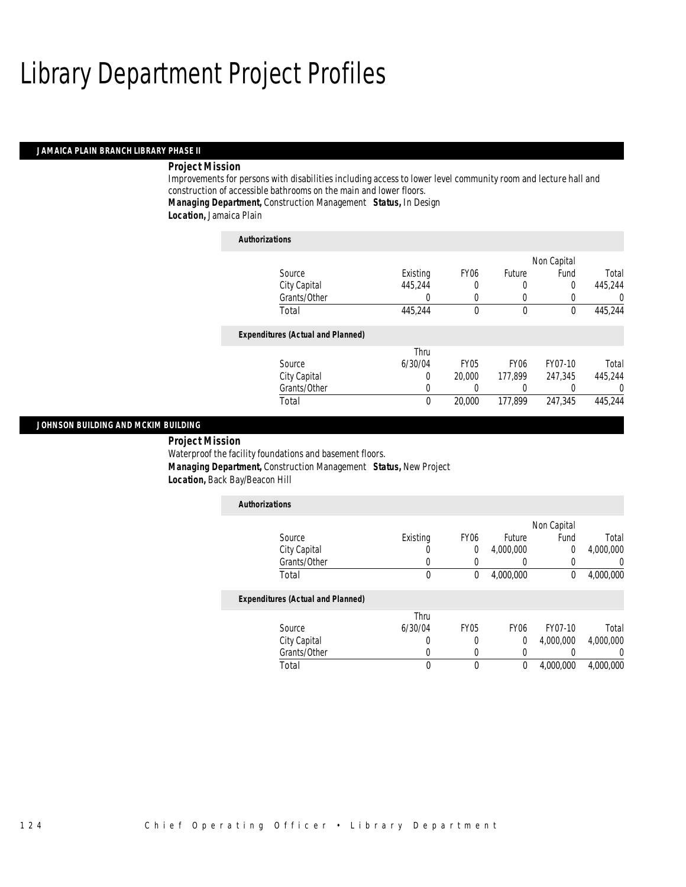# Library Department Project Profiles

## JAMAICA PLAIN BRANCH LIBRARY PHASE II

***Project Mission***

Improvements for persons with disabilities including access to lower level community room and lecture hall and construction of accessible bathrooms on the main and lower floors.

***Managing Department,*** Construction Management ***Status,*** In Design

***Location,*** Jamaica Plain

***Authorizations***

| Source | Existing | FY06 | Future | Non Capital Fund | Total |
|---|---|---|---|---|---|
| City Capital | 445,244 | 0 | 0 | 0 | 445,244 |
| Grants/Other | 0 | 0 | 0 | 0 | 0 |
| Total | 445,244 | 0 | 0 | 0 | 445,244 |

***Expenditures (Actual and Planned)***

| Source | Thru 6/30/04 | FY05 | FY06 | FY07-10 | Total |
|---|---|---|---|---|---|
| City Capital | 0 | 20,000 | 177,899 | 247,345 | 445,244 |
| Grants/Other | 0 | 0 | 0 | 0 | 0 |
| Total | 0 | 20,000 | 177,899 | 247,345 | 445,244 |

## JOHNSON BUILDING AND MCKIM BUILDING

***Project Mission***

Waterproof the facility foundations and basement floors.

***Managing Department,*** Construction Management ***Status,*** New Project

***Location,*** Back Bay/Beacon Hill

***Authorizations***

| Source | Existing | FY06 | Future | Non Capital Fund | Total |
|---|---|---|---|---|---|
| City Capital | 0 | 0 | 4,000,000 | 0 | 4,000,000 |
| Grants/Other | 0 | 0 | 0 | 0 | 0 |
| Total | 0 | 0 | 4,000,000 | 0 | 4,000,000 |

***Expenditures (Actual and Planned)***

| Source | Thru 6/30/04 | FY05 | FY06 | FY07-10 | Total |
|---|---|---|---|---|---|
| City Capital | 0 | 0 | 0 | 4,000,000 | 4,000,000 |
| Grants/Other | 0 | 0 | 0 | 0 | 0 |
| Total | 0 | 0 | 0 | 4,000,000 | 4,000,000 |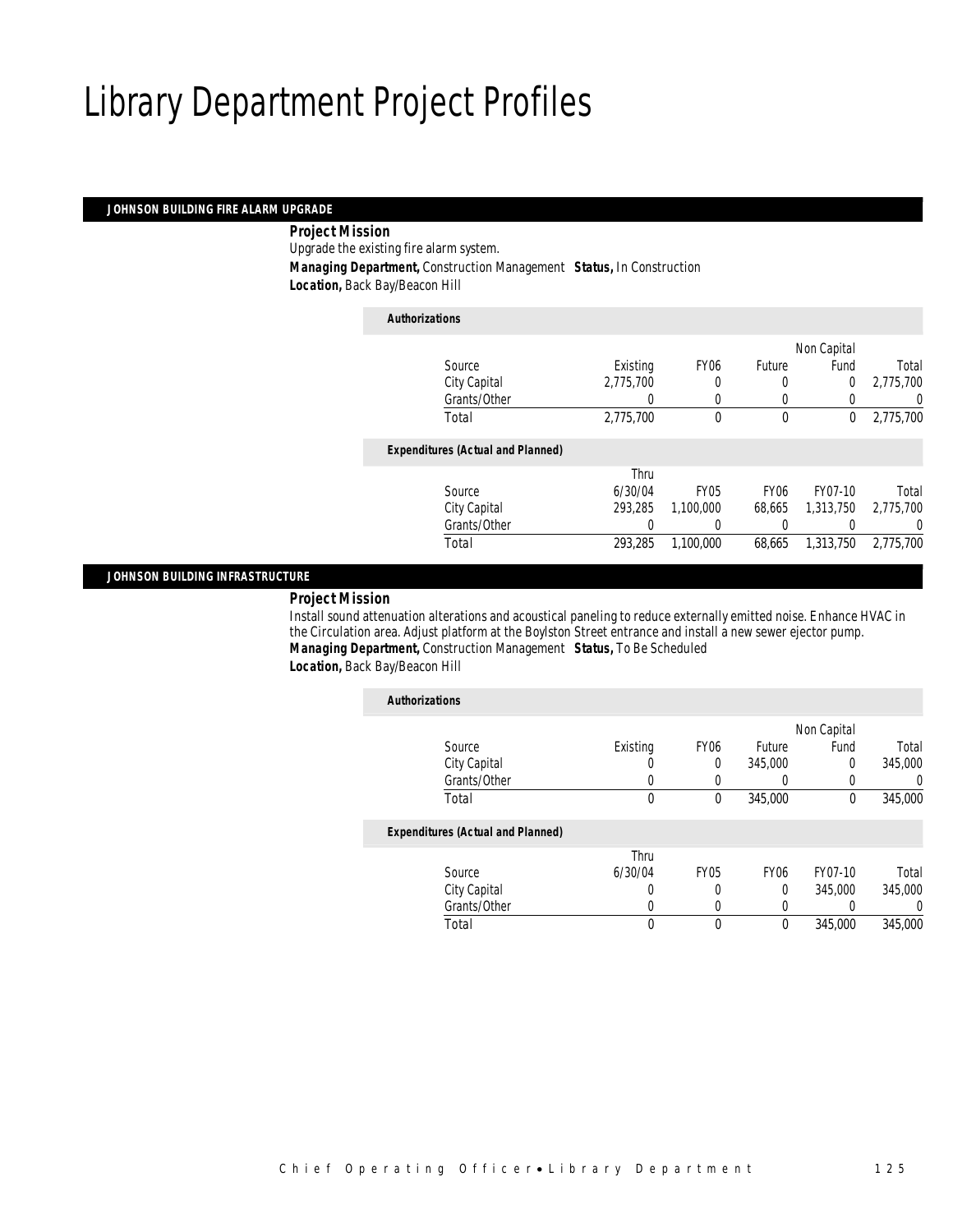# Library Department Project Profiles

### JOHNSON BUILDING FIRE ALARM UPGRADE

**Project Mission**

Upgrade the existing fire alarm system.

**Managing Department,** Construction Management **Status,** In Construction

**Location,** Back Bay/Beacon Hill

**Authorizations**

| Source | Existing | FY06 | Future | Non Capital Fund | Total |
|---|---|---|---|---|---|
| City Capital | 2,775,700 | 0 | 0 | 0 | 2,775,700 |
| Grants/Other | 0 | 0 | 0 | 0 | 0 |
| Total | 2,775,700 | 0 | 0 | 0 | 2,775,700 |

**Expenditures (Actual and Planned)**

| Source | Thru 6/30/04 | FY05 | FY06 | FY07-10 | Total |
|---|---|---|---|---|---|
| City Capital | 293,285 | 1,100,000 | 68,665 | 1,313,750 | 2,775,700 |
| Grants/Other | 0 | 0 | 0 | 0 | 0 |
| Total | 293,285 | 1,100,000 | 68,665 | 1,313,750 | 2,775,700 |

### JOHNSON BUILDING INFRASTRUCTURE

**Project Mission**

Install sound attenuation alterations and acoustical paneling to reduce externally emitted noise. Enhance HVAC in the Circulation area. Adjust platform at the Boylston Street entrance and install a new sewer ejector pump.

**Managing Department,** Construction Management **Status,** To Be Scheduled

**Location,** Back Bay/Beacon Hill

**Authorizations**

| Source | Existing | FY06 | Future | Non Capital Fund | Total |
|---|---|---|---|---|---|
| City Capital | 0 | 0 | 345,000 | 0 | 345,000 |
| Grants/Other | 0 | 0 | 0 | 0 | 0 |
| Total | 0 | 0 | 345,000 | 0 | 345,000 |

**Expenditures (Actual and Planned)**

| Source | Thru 6/30/04 | FY05 | FY06 | FY07-10 | Total |
|---|---|---|---|---|---|
| City Capital | 0 | 0 | 0 | 345,000 | 345,000 |
| Grants/Other | 0 | 0 | 0 | 0 | 0 |
| Total | 0 | 0 | 0 | 345,000 | 345,000 |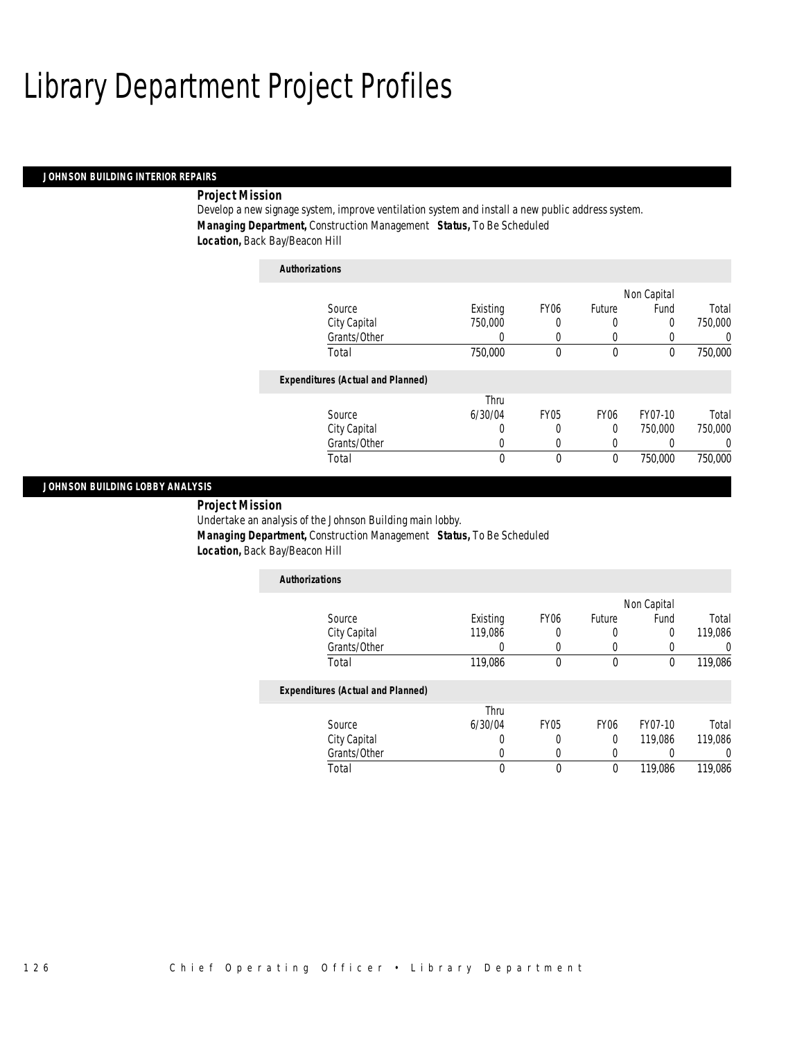# Library Department Project Profiles

## JOHNSON BUILDING INTERIOR REPAIRS

**Project Mission**

Develop a new signage system, improve ventilation system and install a new public address system.

***Managing Department,*** Construction Management ***Status,*** To Be Scheduled

***Location,*** Back Bay/Beacon Hill

***Authorizations***

| Source | Existing | FY06 | Future | Non Capital Fund | Total |
|---|---|---|---|---|---|
| City Capital | 750,000 | 0 | 0 | 0 | 750,000 |
| Grants/Other | 0 | 0 | 0 | 0 | 0 |
| Total | 750,000 | 0 | 0 | 0 | 750,000 |

***Expenditures (Actual and Planned)***

| Source | Thru 6/30/04 | FY05 | FY06 | FY07-10 | Total |
|---|---|---|---|---|---|
| City Capital | 0 | 0 | 0 | 750,000 | 750,000 |
| Grants/Other | 0 | 0 | 0 | 0 | 0 |
| Total | 0 | 0 | 0 | 750,000 | 750,000 |

## JOHNSON BUILDING LOBBY ANALYSIS

**Project Mission**

Undertake an analysis of the Johnson Building main lobby.

***Managing Department,*** Construction Management ***Status,*** To Be Scheduled

***Location,*** Back Bay/Beacon Hill

***Authorizations***

| Source | Existing | FY06 | Future | Non Capital Fund | Total |
|---|---|---|---|---|---|
| City Capital | 119,086 | 0 | 0 | 0 | 119,086 |
| Grants/Other | 0 | 0 | 0 | 0 | 0 |
| Total | 119,086 | 0 | 0 | 0 | 119,086 |

***Expenditures (Actual and Planned)***

| Source | Thru 6/30/04 | FY05 | FY06 | FY07-10 | Total |
|---|---|---|---|---|---|
| City Capital | 0 | 0 | 0 | 119,086 | 119,086 |
| Grants/Other | 0 | 0 | 0 | 0 | 0 |
| Total | 0 | 0 | 0 | 119,086 | 119,086 |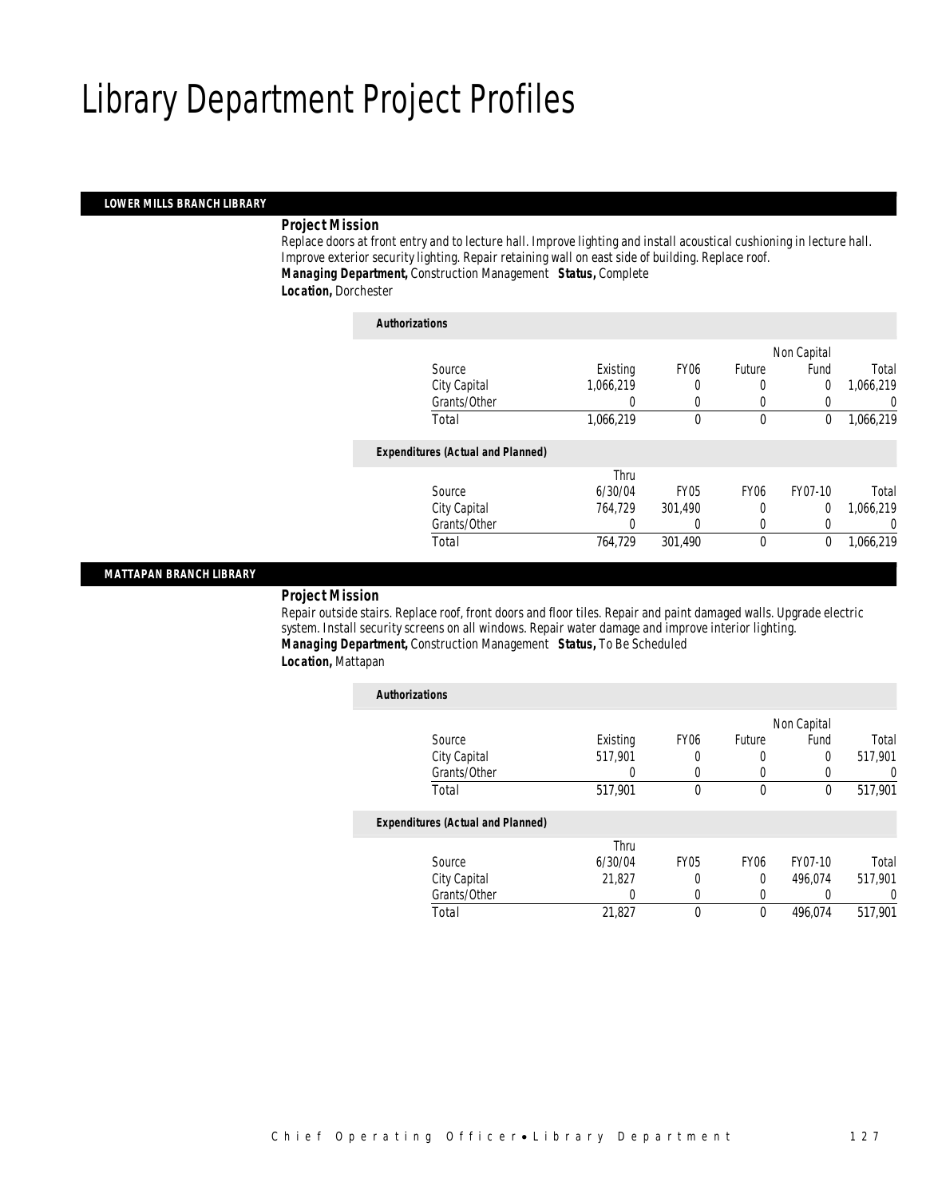# Library Department Project Profiles

## LOWER MILLS BRANCH LIBRARY

***Project Mission***

Replace doors at front entry and to lecture hall. Improve lighting and install acoustical cushioning in lecture hall. Improve exterior security lighting. Repair retaining wall on east side of building. Replace roof.

***Managing Department,*** Construction Management ***Status,*** Complete

***Location,*** Dorchester

***Authorizations***

| Source | Existing | FY06 | Future | Non Capital Fund | Total |
|---|---|---|---|---|---|
| City Capital | 1,066,219 | 0 | 0 | 0 | 1,066,219 |
| Grants/Other | 0 | 0 | 0 | 0 | 0 |
| Total | 1,066,219 | 0 | 0 | 0 | 1,066,219 |

***Expenditures (Actual and Planned)***

| Source | Thru 6/30/04 | FY05 | FY06 | FY07-10 | Total |
|---|---|---|---|---|---|
| City Capital | 764,729 | 301,490 | 0 | 0 | 1,066,219 |
| Grants/Other | 0 | 0 | 0 | 0 | 0 |
| Total | 764,729 | 301,490 | 0 | 0 | 1,066,219 |

## MATTAPAN BRANCH LIBRARY

***Project Mission***

Repair outside stairs. Replace roof, front doors and floor tiles. Repair and paint damaged walls. Upgrade electric system. Install security screens on all windows. Repair water damage and improve interior lighting.

***Managing Department,*** Construction Management ***Status,*** To Be Scheduled

***Location,*** Mattapan

***Authorizations***

| Source | Existing | FY06 | Future | Non Capital Fund | Total |
|---|---|---|---|---|---|
| City Capital | 517,901 | 0 | 0 | 0 | 517,901 |
| Grants/Other | 0 | 0 | 0 | 0 | 0 |
| Total | 517,901 | 0 | 0 | 0 | 517,901 |

***Expenditures (Actual and Planned)***

| Source | Thru 6/30/04 | FY05 | FY06 | FY07-10 | Total |
|---|---|---|---|---|---|
| City Capital | 21,827 | 0 | 0 | 496,074 | 517,901 |
| Grants/Other | 0 | 0 | 0 | 0 | 0 |
| Total | 21,827 | 0 | 0 | 496,074 | 517,901 |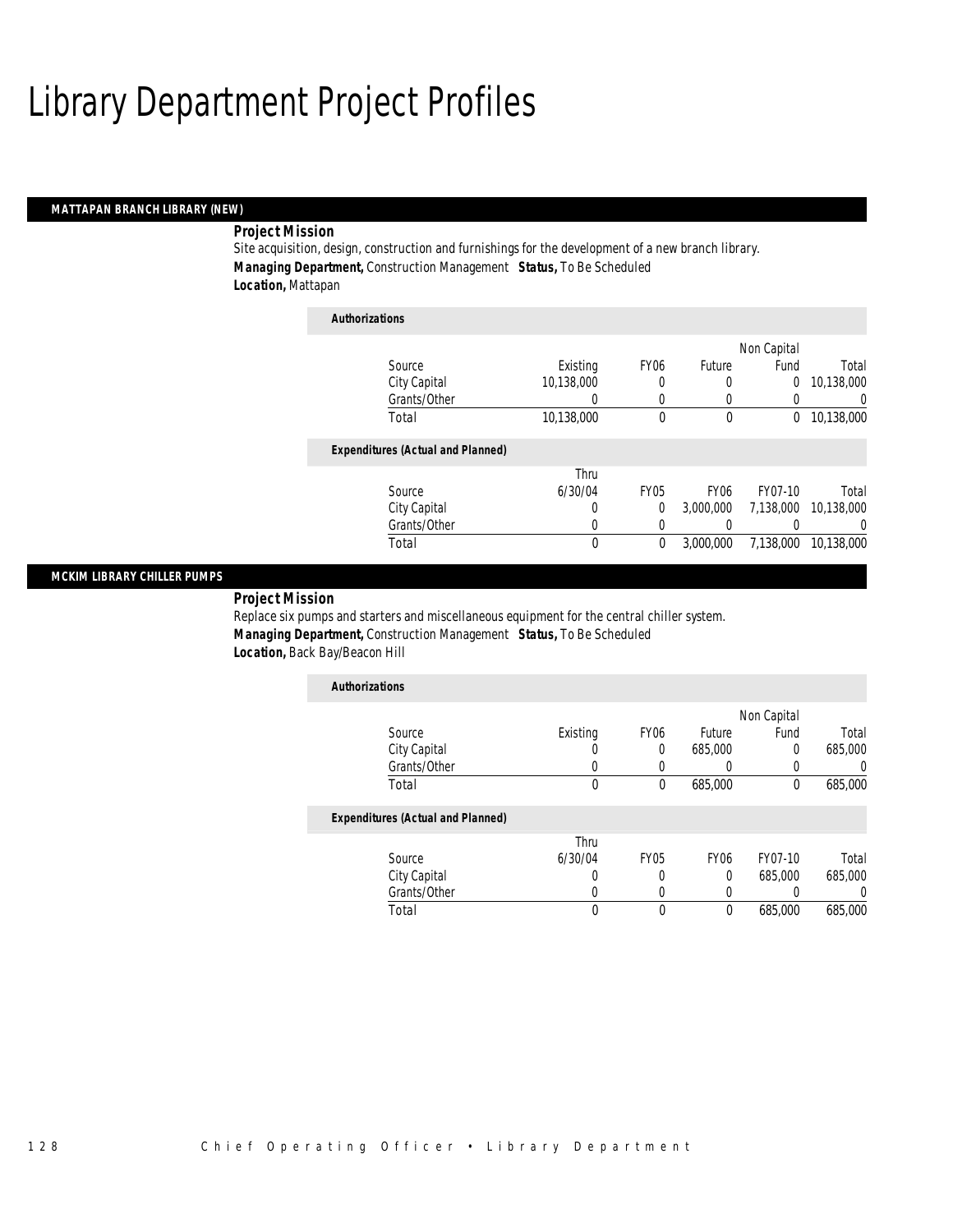# Library Department Project Profiles

## MATTAPAN BRANCH LIBRARY (NEW)

**Project Mission**

Site acquisition, design, construction and furnishings for the development of a new branch library.

***Managing Department,*** Construction Management ***Status,*** To Be Scheduled

***Location,*** Mattapan

**Authorizations**

| Source | Existing | FY06 | Future | Non Capital Fund | Total |
|---|---|---|---|---|---|
| City Capital | 10,138,000 | 0 | 0 | 0 | 10,138,000 |
| Grants/Other | 0 | 0 | 0 | 0 | 0 |
| Total | 10,138,000 | 0 | 0 | 0 | 10,138,000 |

**Expenditures (Actual and Planned)**

| Source | Thru 6/30/04 | FY05 | FY06 | FY07-10 | Total |
|---|---|---|---|---|---|
| City Capital | 0 | 0 | 3,000,000 | 7,138,000 | 10,138,000 |
| Grants/Other | 0 | 0 | 0 | 0 | 0 |
| Total | 0 | 0 | 3,000,000 | 7,138,000 | 10,138,000 |

## MCKIM LIBRARY CHILLER PUMPS

**Project Mission**

Replace six pumps and starters and miscellaneous equipment for the central chiller system.

***Managing Department,*** Construction Management ***Status,*** To Be Scheduled

***Location,*** Back Bay/Beacon Hill

**Authorizations**

| Source | Existing | FY06 | Future | Non Capital Fund | Total |
|---|---|---|---|---|---|
| City Capital | 0 | 0 | 685,000 | 0 | 685,000 |
| Grants/Other | 0 | 0 | 0 | 0 | 0 |
| Total | 0 | 0 | 685,000 | 0 | 685,000 |

**Expenditures (Actual and Planned)**

| Source | Thru 6/30/04 | FY05 | FY06 | FY07-10 | Total |
|---|---|---|---|---|---|
| City Capital | 0 | 0 | 0 | 685,000 | 685,000 |
| Grants/Other | 0 | 0 | 0 | 0 | 0 |
| Total | 0 | 0 | 0 | 685,000 | 685,000 |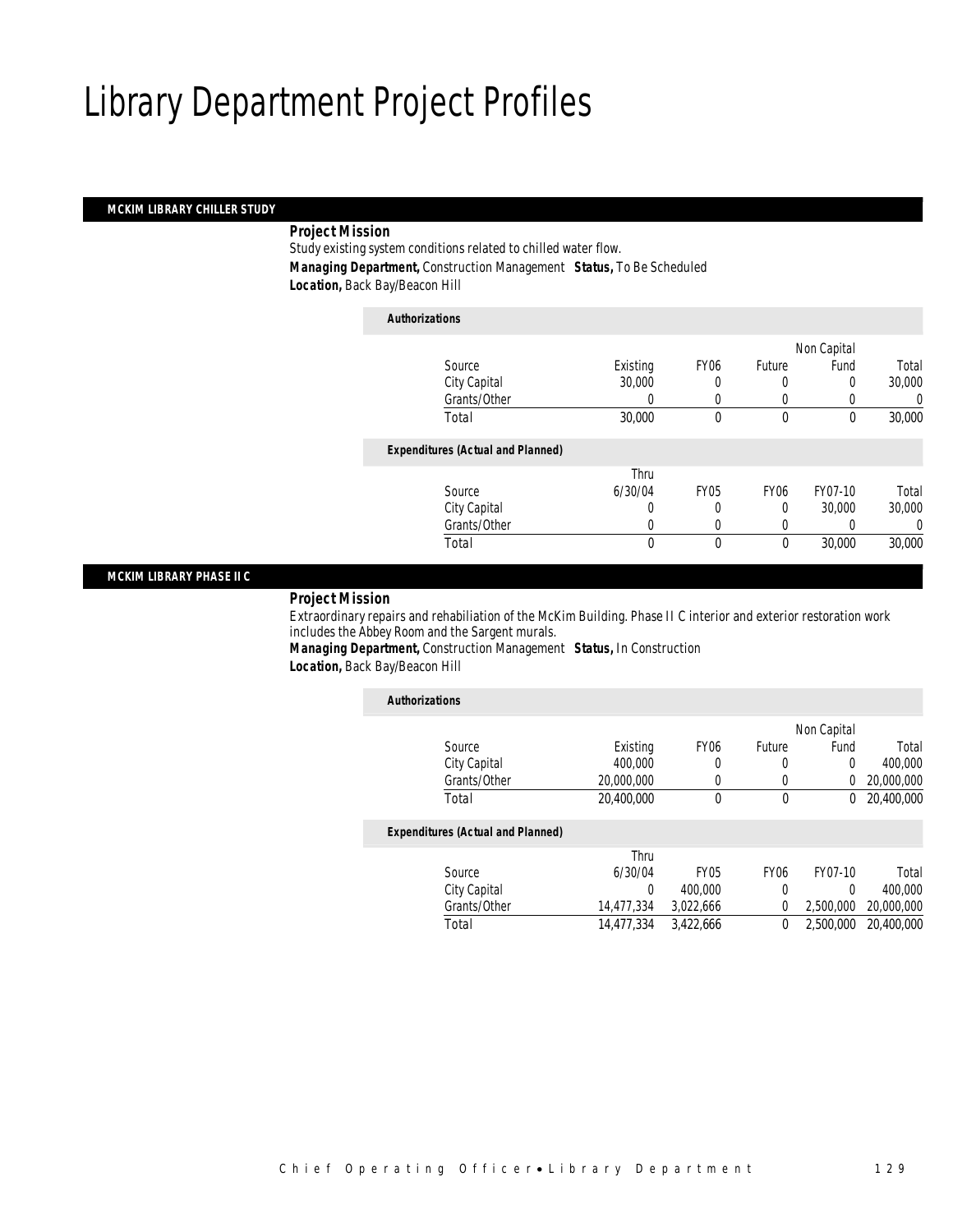# Library Department Project Profiles

## MCKIM LIBRARY CHILLER STUDY

***Project Mission***

Study existing system conditions related to chilled water flow.

***Managing Department,*** Construction Management ***Status,*** To Be Scheduled

***Location,*** Back Bay/Beacon Hill

***Authorizations***

| Source | Existing | FY06 | Future | Non Capital Fund | Total |
|---|---|---|---|---|---|
| City Capital | 30,000 | 0 | 0 | 0 | 30,000 |
| Grants/Other | 0 | 0 | 0 | 0 | 0 |
| Total | 30,000 | 0 | 0 | 0 | 30,000 |

***Expenditures (Actual and Planned)***

| Source | Thru 6/30/04 | FY05 | FY06 | FY07-10 | Total |
|---|---|---|---|---|---|
| City Capital | 0 | 0 | 0 | 30,000 | 30,000 |
| Grants/Other | 0 | 0 | 0 | 0 | 0 |
| Total | 0 | 0 | 0 | 30,000 | 30,000 |

## MCKIM LIBRARY PHASE II C

***Project Mission***

Extraordinary repairs and rehabiliation of the McKim Building. Phase II C interior and exterior restoration work includes the Abbey Room and the Sargent murals.

***Managing Department,*** Construction Management ***Status,*** In Construction

***Location,*** Back Bay/Beacon Hill

***Authorizations***

| Source | Existing | FY06 | Future | Non Capital Fund | Total |
|---|---|---|---|---|---|
| City Capital | 400,000 | 0 | 0 | 0 | 400,000 |
| Grants/Other | 20,000,000 | 0 | 0 | 0 | 20,000,000 |
| Total | 20,400,000 | 0 | 0 | 0 | 20,400,000 |

***Expenditures (Actual and Planned)***

| Source | Thru 6/30/04 | FY05 | FY06 | FY07-10 | Total |
|---|---|---|---|---|---|
| City Capital | 0 | 400,000 | 0 | 0 | 400,000 |
| Grants/Other | 14,477,334 | 3,022,666 | 0 | 2,500,000 | 20,000,000 |
| Total | 14,477,334 | 3,422,666 | 0 | 2,500,000 | 20,400,000 |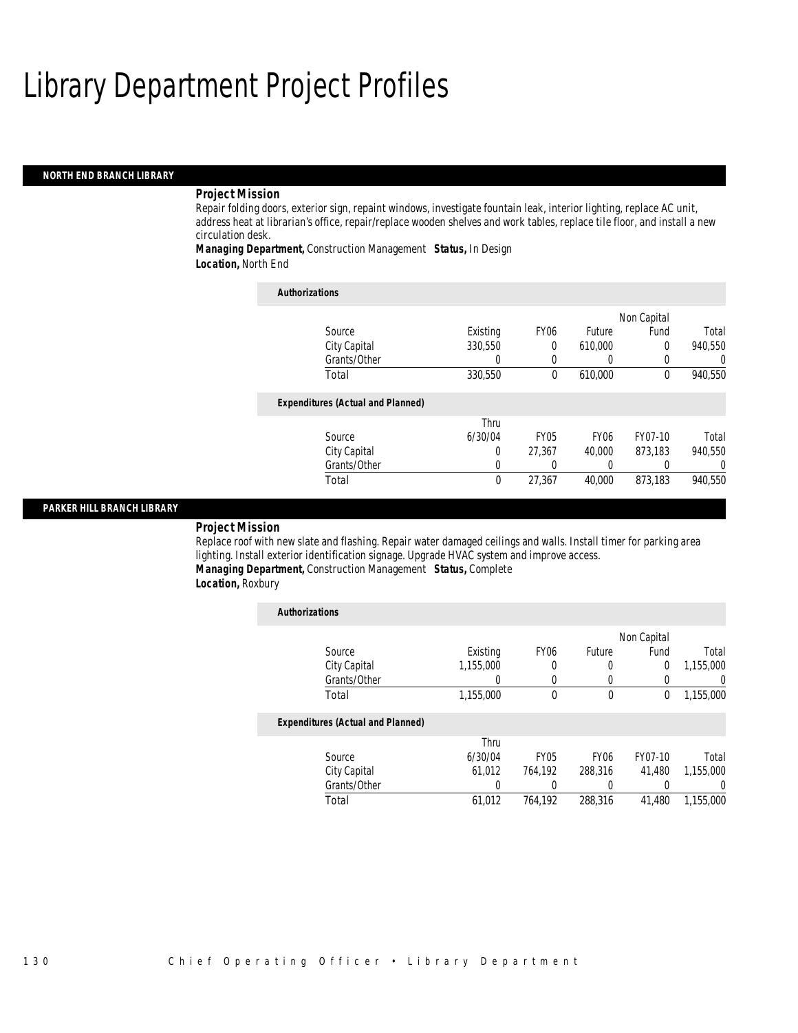# Library Department Project Profiles

## NORTH END BRANCH LIBRARY

***Project Mission***
Repair folding doors, exterior sign, repaint windows, investigate fountain leak, interior lighting, replace AC unit, address heat at librarian's office, repair/replace wooden shelves and work tables, replace tile floor, and install a new circulation desk.
***Managing Department,*** Construction Management ***Status,*** In Design
***Location,*** North End

***Authorizations***

| Source | Existing | FY06 | Future | Non Capital Fund | Total |
|---|---|---|---|---|---|
| City Capital | 330,550 | 0 | 610,000 | 0 | 940,550 |
| Grants/Other | 0 | 0 | 0 | 0 | 0 |
| Total | 330,550 | 0 | 610,000 | 0 | 940,550 |

***Expenditures (Actual and Planned)***

| Source | Thru 6/30/04 | FY05 | FY06 | FY07-10 | Total |
|---|---|---|---|---|---|
| City Capital | 0 | 27,367 | 40,000 | 873,183 | 940,550 |
| Grants/Other | 0 | 0 | 0 | 0 | 0 |
| Total | 0 | 27,367 | 40,000 | 873,183 | 940,550 |

## PARKER HILL BRANCH LIBRARY

***Project Mission***
Replace roof with new slate and flashing. Repair water damaged ceilings and walls. Install timer for parking area lighting. Install exterior identification signage. Upgrade HVAC system and improve access.
***Managing Department,*** Construction Management ***Status,*** Complete
***Location,*** Roxbury

***Authorizations***

| Source | Existing | FY06 | Future | Non Capital Fund | Total |
|---|---|---|---|---|---|
| City Capital | 1,155,000 | 0 | 0 | 0 | 1,155,000 |
| Grants/Other | 0 | 0 | 0 | 0 | 0 |
| Total | 1,155,000 | 0 | 0 | 0 | 1,155,000 |

***Expenditures (Actual and Planned)***

| Source | Thru 6/30/04 | FY05 | FY06 | FY07-10 | Total |
|---|---|---|---|---|---|
| City Capital | 61,012 | 764,192 | 288,316 | 41,480 | 1,155,000 |
| Grants/Other | 0 | 0 | 0 | 0 | 0 |
| Total | 61,012 | 764,192 | 288,316 | 41,480 | 1,155,000 |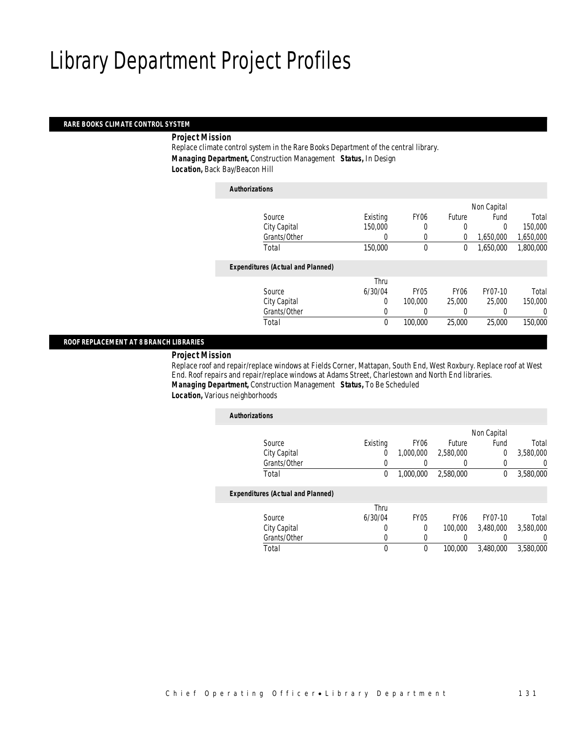# Library Department Project Profiles

## RARE BOOKS CLIMATE CONTROL SYSTEM

***Project Mission***

Replace climate control system in the Rare Books Department of the central library.

***Managing Department,*** Construction Management ***Status,*** In Design

***Location,*** Back Bay/Beacon Hill

***Authorizations***

| Source | Existing | FY06 | Future | Non Capital Fund | Total |
|---|---|---|---|---|---|
| City Capital | 150,000 | 0 | 0 | 0 | 150,000 |
| Grants/Other | 0 | 0 | 0 | 1,650,000 | 1,650,000 |
| Total | 150,000 | 0 | 0 | 1,650,000 | 1,800,000 |

***Expenditures (Actual and Planned)***

| Source | Thru 6/30/04 | FY05 | FY06 | FY07-10 | Total |
|---|---|---|---|---|---|
| City Capital | 0 | 100,000 | 25,000 | 25,000 | 150,000 |
| Grants/Other | 0 | 0 | 0 | 0 | 0 |
| Total | 0 | 100,000 | 25,000 | 25,000 | 150,000 |

## ROOF REPLACEMENT AT 8 BRANCH LIBRARIES

***Project Mission***

Replace roof and repair/replace windows at Fields Corner, Mattapan, South End, West Roxbury. Replace roof at West End. Roof repairs and repair/replace windows at Adams Street, Charlestown and North End libraries.

***Managing Department,*** Construction Management ***Status,*** To Be Scheduled

***Location,*** Various neighborhoods

***Authorizations***

| Source | Existing | FY06 | Future | Non Capital Fund | Total |
|---|---|---|---|---|---|
| City Capital | 0 | 1,000,000 | 2,580,000 | 0 | 3,580,000 |
| Grants/Other | 0 | 0 | 0 | 0 | 0 |
| Total | 0 | 1,000,000 | 2,580,000 | 0 | 3,580,000 |

***Expenditures (Actual and Planned)***

| Source | Thru 6/30/04 | FY05 | FY06 | FY07-10 | Total |
|---|---|---|---|---|---|
| City Capital | 0 | 0 | 100,000 | 3,480,000 | 3,580,000 |
| Grants/Other | 0 | 0 | 0 | 0 | 0 |
| Total | 0 | 0 | 100,000 | 3,480,000 | 3,580,000 |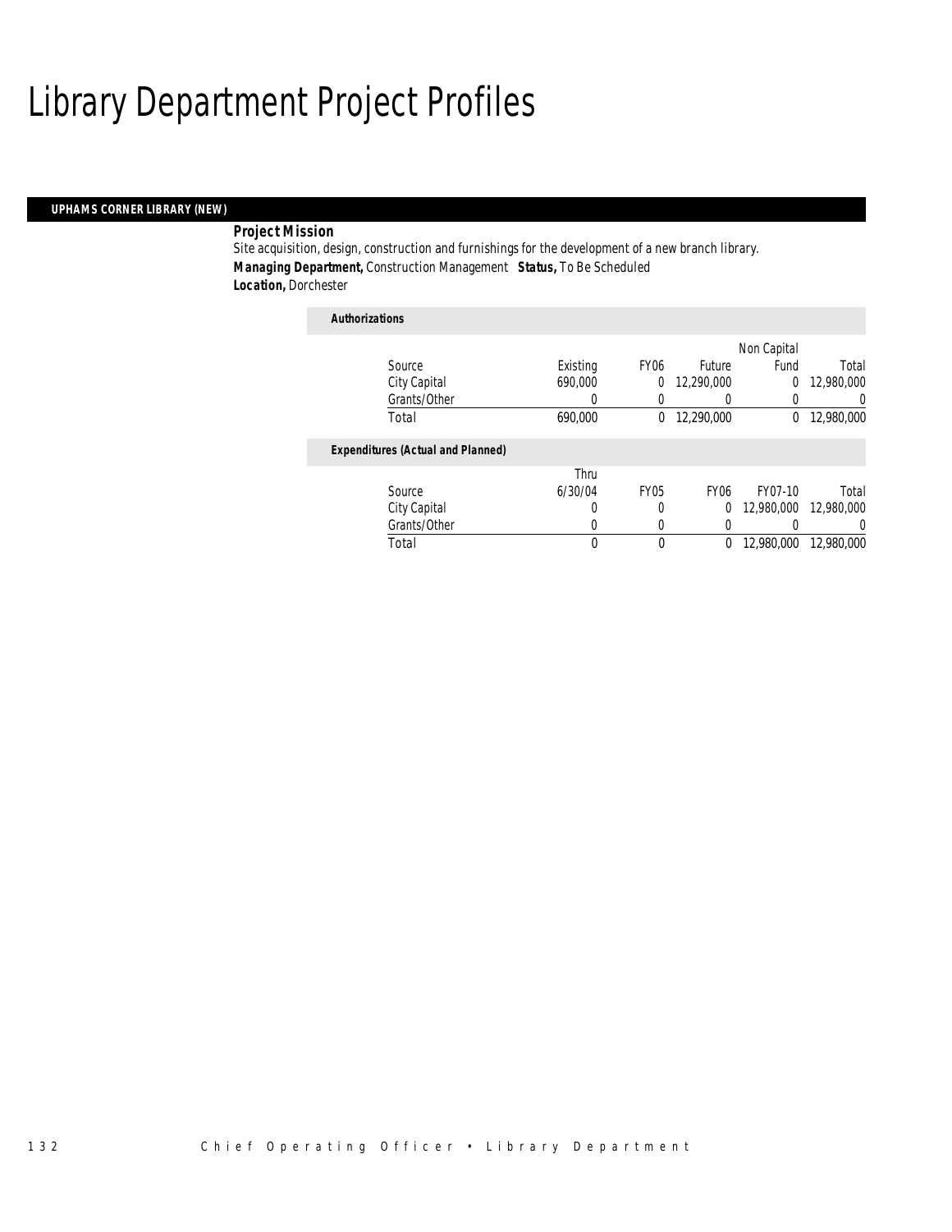# Library Department Project Profiles

## UPHAMS CORNER LIBRARY (NEW)

**Project Mission**

Site acquisition, design, construction and furnishings for the development of a new branch library.

***Managing Department,*** Construction Management ***Status,*** To Be Scheduled

***Location,*** Dorchester

***Authorizations***

| Source | Existing | FY06 | Future | Non Capital Fund | Total |
|---|---|---|---|---|---|
| City Capital | 690,000 | 0 | 12,290,000 | 0 | 12,980,000 |
| Grants/Other | 0 | 0 | 0 | 0 | 0 |
| Total | 690,000 | 0 | 12,290,000 | 0 | 12,980,000 |

***Expenditures (Actual and Planned)***

| Source | Thru 6/30/04 | FY05 | FY06 | FY07-10 | Total |
|---|---|---|---|---|---|
| City Capital | 0 | 0 | 0 | 12,980,000 | 12,980,000 |
| Grants/Other | 0 | 0 | 0 | 0 | 0 |
| Total | 0 | 0 | 0 | 12,980,000 | 12,980,000 |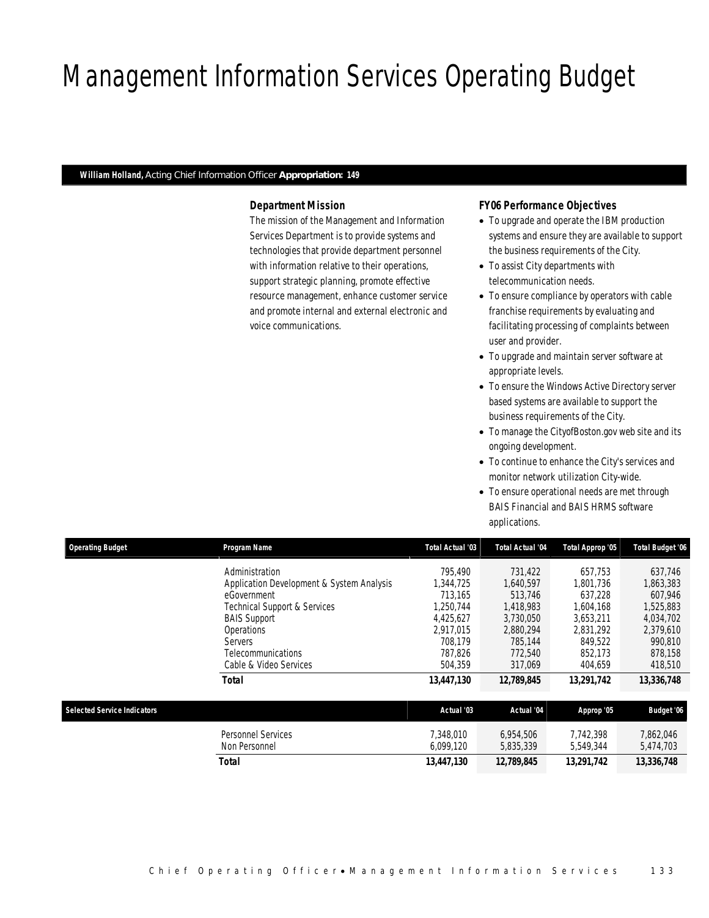# Management Information Services Operating Budget

**William Holland,** Acting Chief Information Officer **Appropriation: 149**

### Department Mission

The mission of the Management and Information Services Department is to provide systems and technologies that provide department personnel with information relative to their operations, support strategic planning, promote effective resource management, enhance customer service and promote internal and external electronic and voice communications.

### FY06 Performance Objectives

- To upgrade and operate the IBM production systems and ensure they are available to support the business requirements of the City.
- To assist City departments with telecommunication needs.
- To ensure compliance by operators with cable franchise requirements by evaluating and facilitating processing of complaints between user and provider.
- To upgrade and maintain server software at appropriate levels.
- To ensure the Windows Active Directory server based systems are available to support the business requirements of the City.
- To manage the CityofBoston.gov web site and its ongoing development.
- To continue to enhance the City's services and monitor network utilization City-wide.
- To ensure operational needs are met through BAIS Financial and BAIS HRMS software applications.

| Operating Budget | Program Name | Total Actual '03 | Total Actual '04 | Total Approp '05 | Total Budget '06 |
|---|---|---|---|---|---|
| | Administration | 795,490 | 731,422 | 657,753 | 637,746 |
| | Application Development & System Analysis | 1,344,725 | 1,640,597 | 1,801,736 | 1,863,383 |
| | eGovernment | 713,165 | 513,746 | 637,228 | 607,946 |
| | Technical Support & Services | 1,250,744 | 1,418,983 | 1,604,168 | 1,525,883 |
| | BAIS Support | 4,425,627 | 3,730,050 | 3,653,211 | 4,034,702 |
| | Operations | 2,917,015 | 2,880,294 | 2,831,292 | 2,379,610 |
| | Servers | 708,179 | 785,144 | 849,522 | 990,810 |
| | Telecommunications | 787,826 | 772,540 | 852,173 | 878,158 |
| | Cable & Video Services | 504,359 | 317,069 | 404,659 | 418,510 |
| | **Total** | **13,447,130** | **12,789,845** | **13,291,742** | **13,336,748** |

| Selected Service Indicators | | Actual '03 | Actual '04 | Approp '05 | Budget '06 |
|---|---|---|---|---|---|
| | Personnel Services | 7,348,010 | 6,954,506 | 7,742,398 | 7,862,046 |
| | Non Personnel | 6,099,120 | 5,835,339 | 5,549,344 | 5,474,703 |
| | **Total** | **13,447,130** | **12,789,845** | **13,291,742** | **13,336,748** |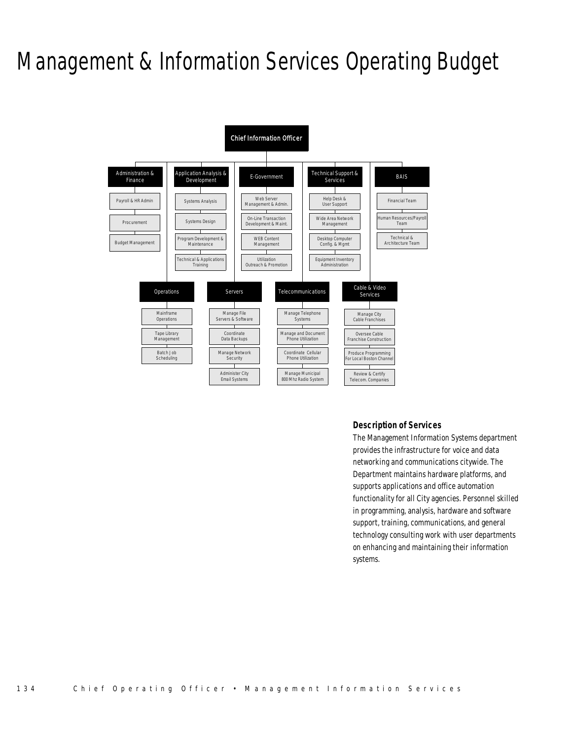# Management & Information Services Operating Budget

- **Chief Information Officer**
  - **Administration & Finance**
    - Payroll & HR Admin
    - Procurement
    - Budget Management
  - **Application Analysis & Development**
    - Systems Analysis
    - Systems Design
    - Program Development & Maintenance
    - Technical & Applications Training
  - **E-Government**
    - Web Server Management & Admin.
    - On-Line Transaction Development & Maint.
    - WEB Content Management
    - Utilization Outreach & Promotion
  - **Technical Support & Services**
    - Help Desk & User Support
    - Wide Area Network Management
    - Desktop Computer Config. & Mgmt
    - Equipment Inventory Administration
  - **BAIS**
    - Financial Team
    - Human Resources/Payroll Team
    - Technical & Architecture Team
  - **Operations**
    - Mainframe Operations
    - Tape Library Management
    - Batch Job Scheduling
  - **Servers**
    - Manage File Servers & Software
    - Coordinate Data Backups
    - Manage Network Security
    - Administer City Email Systems
  - **Telecommunications**
    - Manage Telephone Systems
    - Manage and Document Phone Utilization
    - Coordinate Cellular Phone Utilization
    - Manage Municipal 800 Mhz Radio System
  - **Cable & Video Services**
    - Manage City Cable Franchises
    - Oversee Cable Franchise Construction
    - Produce Programming For Local Boston Channel
    - Review & Certify Telecom. Companies

### Description of Services

The Management Information Systems department provides the infrastructure for voice and data networking and communications citywide. The Department maintains hardware platforms, and supports applications and office automation functionality for all City agencies. Personnel skilled in programming, analysis, hardware and software support, training, communications, and general technology consulting work with user departments on enhancing and maintaining their information systems.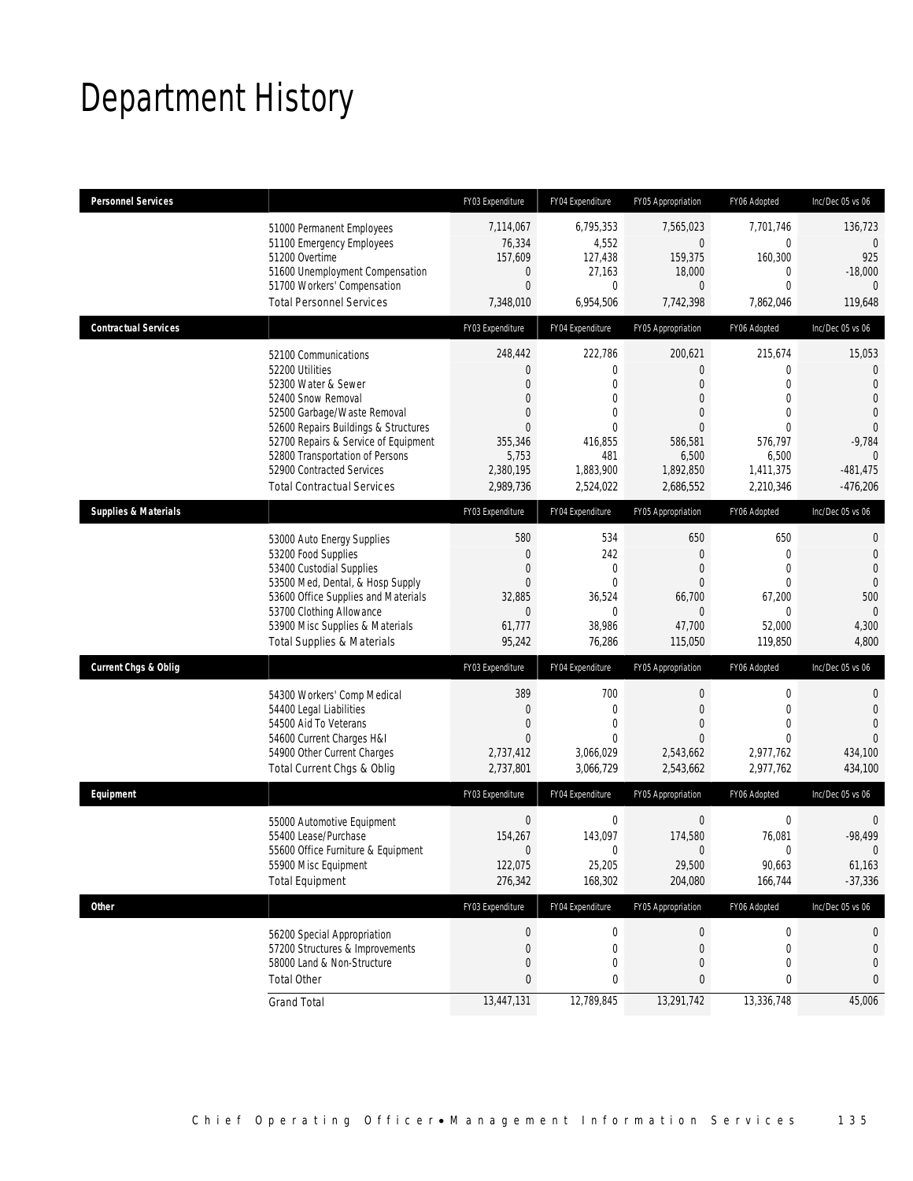# Department History

| Personnel Services | | FY03 Expenditure | FY04 Expenditure | FY05 Appropriation | FY06 Adopted | Inc/Dec 05 vs 06 |
|---|---|---|---|---|---|---|
| | 51000 Permanent Employees | 7,114,067 | 6,795,353 | 7,565,023 | 7,701,746 | 136,723 |
| | 51100 Emergency Employees | 76,334 | 4,552 | 0 | 0 | 0 |
| | 51200 Overtime | 157,609 | 127,438 | 159,375 | 160,300 | 925 |
| | 51600 Unemployment Compensation | 0 | 27,163 | 18,000 | 0 | -18,000 |
| | 51700 Workers' Compensation | 0 | 0 | 0 | 0 | 0 |
| | Total Personnel Services | 7,348,010 | 6,954,506 | 7,742,398 | 7,862,046 | 119,648 |
| **Contractual Services** | | FY03 Expenditure | FY04 Expenditure | FY05 Appropriation | FY06 Adopted | Inc/Dec 05 vs 06 |
| | 52100 Communications | 248,442 | 222,786 | 200,621 | 215,674 | 15,053 |
| | 52200 Utilities | 0 | 0 | 0 | 0 | 0 |
| | 52300 Water & Sewer | 0 | 0 | 0 | 0 | 0 |
| | 52400 Snow Removal | 0 | 0 | 0 | 0 | 0 |
| | 52500 Garbage/Waste Removal | 0 | 0 | 0 | 0 | 0 |
| | 52600 Repairs Buildings & Structures | 0 | 0 | 0 | 0 | 0 |
| | 52700 Repairs & Service of Equipment | 355,346 | 416,855 | 586,581 | 576,797 | -9,784 |
| | 52800 Transportation of Persons | 5,753 | 481 | 6,500 | 6,500 | 0 |
| | 52900 Contracted Services | 2,380,195 | 1,883,900 | 1,892,850 | 1,411,375 | -481,475 |
| | Total Contractual Services | 2,989,736 | 2,524,022 | 2,686,552 | 2,210,346 | -476,206 |
| **Supplies & Materials** | | FY03 Expenditure | FY04 Expenditure | FY05 Appropriation | FY06 Adopted | Inc/Dec 05 vs 06 |
| | 53000 Auto Energy Supplies | 580 | 534 | 650 | 650 | 0 |
| | 53200 Food Supplies | 0 | 242 | 0 | 0 | 0 |
| | 53400 Custodial Supplies | 0 | 0 | 0 | 0 | 0 |
| | 53500 Med, Dental, & Hosp Supply | 0 | 0 | 0 | 0 | 0 |
| | 53600 Office Supplies and Materials | 32,885 | 36,524 | 66,700 | 67,200 | 500 |
| | 53700 Clothing Allowance | 0 | 0 | 0 | 0 | 0 |
| | 53900 Misc Supplies & Materials | 61,777 | 38,986 | 47,700 | 52,000 | 4,300 |
| | Total Supplies & Materials | 95,242 | 76,286 | 115,050 | 119,850 | 4,800 |
| **Current Chgs & Oblig** | | FY03 Expenditure | FY04 Expenditure | FY05 Appropriation | FY06 Adopted | Inc/Dec 05 vs 06 |
| | 54300 Workers' Comp Medical | 389 | 700 | 0 | 0 | 0 |
| | 54400 Legal Liabilities | 0 | 0 | 0 | 0 | 0 |
| | 54500 Aid To Veterans | 0 | 0 | 0 | 0 | 0 |
| | 54600 Current Charges H&I | 0 | 0 | 0 | 0 | 0 |
| | 54900 Other Current Charges | 2,737,412 | 3,066,029 | 2,543,662 | 2,977,762 | 434,100 |
| | Total Current Chgs & Oblig | 2,737,801 | 3,066,729 | 2,543,662 | 2,977,762 | 434,100 |
| **Equipment** | | FY03 Expenditure | FY04 Expenditure | FY05 Appropriation | FY06 Adopted | Inc/Dec 05 vs 06 |
| | 55000 Automotive Equipment | 0 | 0 | 0 | 0 | 0 |
| | 55400 Lease/Purchase | 154,267 | 143,097 | 174,580 | 76,081 | -98,499 |
| | 55600 Office Furniture & Equipment | 0 | 0 | 0 | 0 | 0 |
| | 55900 Misc Equipment | 122,075 | 25,205 | 29,500 | 90,663 | 61,163 |
| | Total Equipment | 276,342 | 168,302 | 204,080 | 166,744 | -37,336 |
| **Other** | | FY03 Expenditure | FY04 Expenditure | FY05 Appropriation | FY06 Adopted | Inc/Dec 05 vs 06 |
| | 56200 Special Appropriation | 0 | 0 | 0 | 0 | 0 |
| | 57200 Structures & Improvements | 0 | 0 | 0 | 0 | 0 |
| | 58000 Land & Non-Structure | 0 | 0 | 0 | 0 | 0 |
| | Total Other | 0 | 0 | 0 | 0 | 0 |
| | Grand Total | 13,447,131 | 12,789,845 | 13,291,742 | 13,336,748 | 45,006 |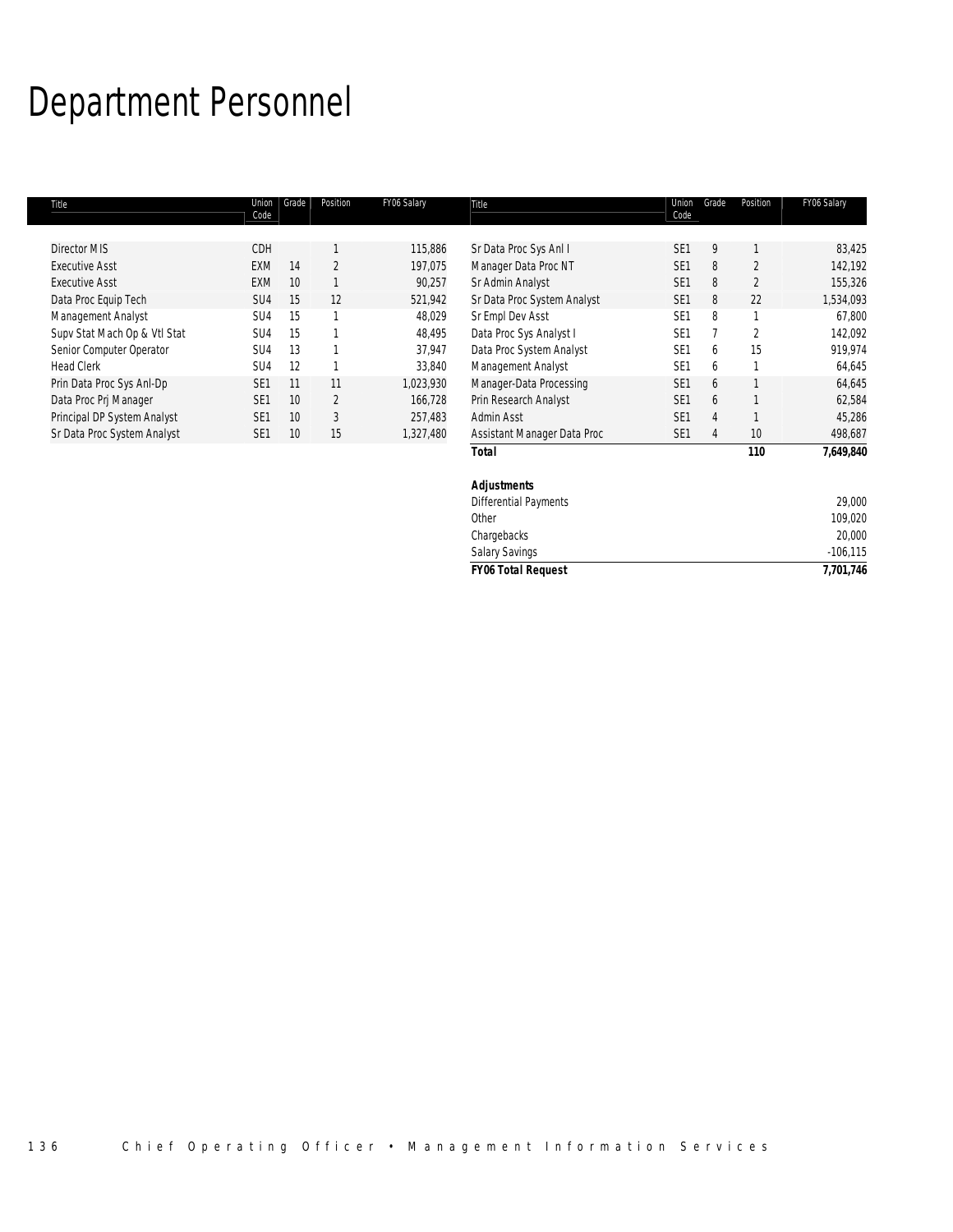# Department Personnel

| Title | Union Code | Grade | Position | FY06 Salary |
|---|---|---|---|---|
| Director MIS | CDH | | 1 | 115,886 |
| Executive Asst | EXM | 14 | 2 | 197,075 |
| Executive Asst | EXM | 10 | 1 | 90,257 |
| Data Proc Equip Tech | SU4 | 15 | 12 | 521,942 |
| Management Analyst | SU4 | 15 | 1 | 48,029 |
| Supv Stat Mach Op & Vtl Stat | SU4 | 15 | 1 | 48,495 |
| Senior Computer Operator | SU4 | 13 | 1 | 37,947 |
| Head Clerk | SU4 | 12 | 1 | 33,840 |
| Prin Data Proc Sys Anl-Dp | SE1 | 11 | 11 | 1,023,930 |
| Data Proc Prj Manager | SE1 | 10 | 2 | 166,728 |
| Principal DP System Analyst | SE1 | 10 | 3 | 257,483 |
| Sr Data Proc System Analyst | SE1 | 10 | 15 | 1,327,480 |
| Sr Data Proc Sys Anl I | SE1 | 9 | 1 | 83,425 |
| Manager Data Proc NT | SE1 | 8 | 2 | 142,192 |
| Sr Admin Analyst | SE1 | 8 | 2 | 155,326 |
| Sr Data Proc System Analyst | SE1 | 8 | 22 | 1,534,093 |
| Sr Empl Dev Asst | SE1 | 8 | 1 | 67,800 |
| Data Proc Sys Analyst I | SE1 | 7 | 2 | 142,092 |
| Data Proc System Analyst | SE1 | 6 | 15 | 919,974 |
| Management Analyst | SE1 | 6 | 1 | 64,645 |
| Manager-Data Processing | SE1 | 6 | 1 | 64,645 |
| Prin Research Analyst | SE1 | 6 | 1 | 62,584 |
| Admin Asst | SE1 | 4 | 1 | 45,286 |
| Assistant Manager Data Proc | SE1 | 4 | 10 | 498,687 |
| **Total** | | | **110** | **7,649,840** |

| **Adjustments** | |
|---|---|
| Differential Payments | 29,000 |
| Other | 109,020 |
| Chargebacks | 20,000 |
| Salary Savings | -106,115 |
| ***FY06 Total Request*** | **7,701,746** |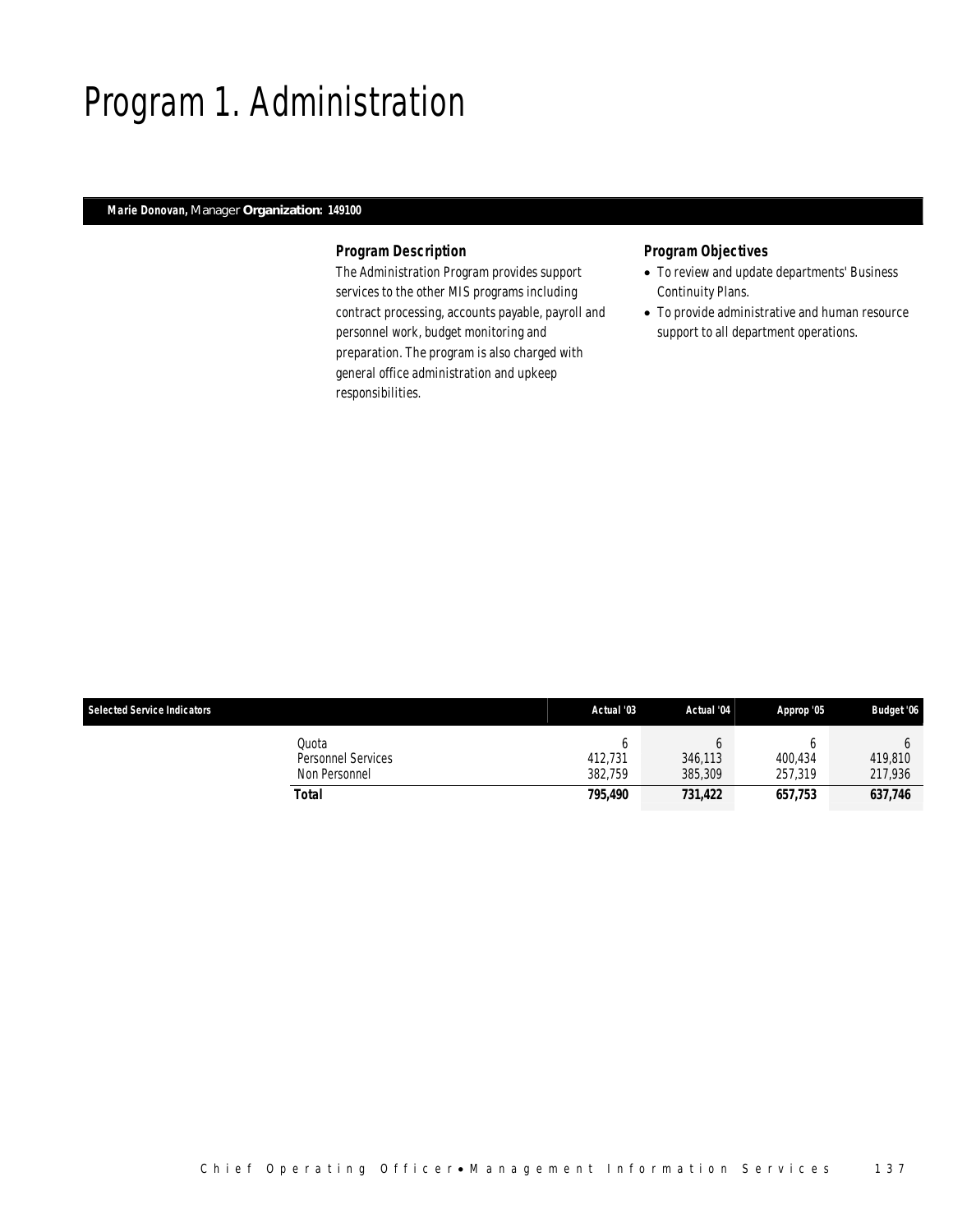# Program 1. Administration

**Marie Donovan,** Manager **Organization: 149100**

### Program Description

The Administration Program provides support services to the other MIS programs including contract processing, accounts payable, payroll and personnel work, budget monitoring and preparation. The program is also charged with general office administration and upkeep responsibilities.

### Program Objectives

- To review and update departments' Business Continuity Plans.
- To provide administrative and human resource support to all department operations.

| Selected Service Indicators | Actual '03 | Actual '04 | Approp '05 | Budget '06 |
|---|---|---|---|---|
| Quota | 6 | 6 | 6 | 6 |
| Personnel Services | 412,731 | 346,113 | 400,434 | 419,810 |
| Non Personnel | 382,759 | 385,309 | 257,319 | 217,936 |
| **Total** | **795,490** | **731,422** | **657,753** | **637,746** |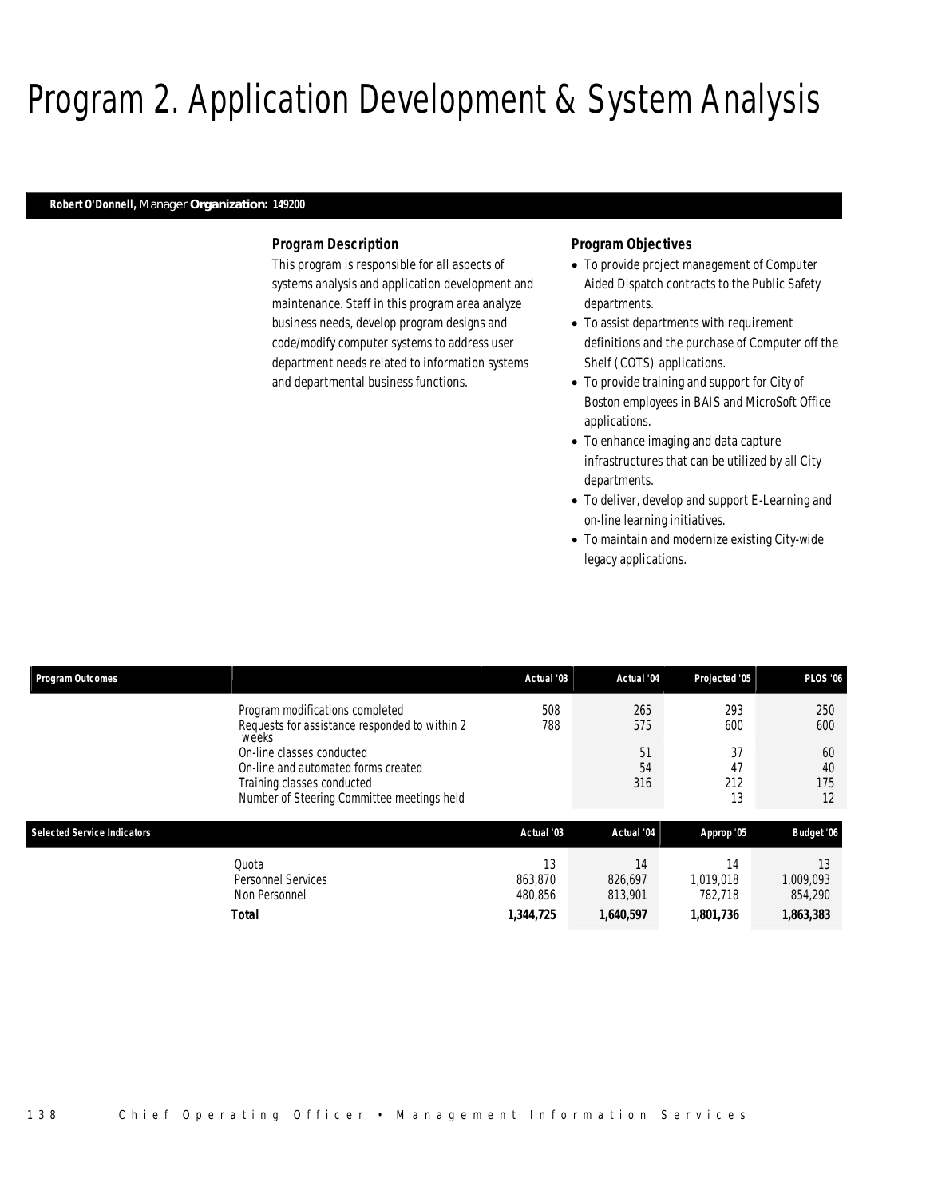# Program 2. Application Development & System Analysis

**Robert O'Donnell,** Manager **Organization: 149200**

### *Program Description*

This program is responsible for all aspects of systems analysis and application development and maintenance. Staff in this program area analyze business needs, develop program designs and code/modify computer systems to address user department needs related to information systems and departmental business functions.

### *Program Objectives*

- To provide project management of Computer Aided Dispatch contracts to the Public Safety departments.
- To assist departments with requirement definitions and the purchase of Computer off the Shelf (COTS) applications.
- To provide training and support for City of Boston employees in BAIS and MicroSoft Office applications.
- To enhance imaging and data capture infrastructures that can be utilized by all City departments.
- To deliver, develop and support E-Learning and on-line learning initiatives.
- To maintain and modernize existing City-wide legacy applications.

| Program Outcomes | | Actual '03 | Actual '04 | Projected '05 | PLOS '06 |
|---|---|---|---|---|---|
| | Program modifications completed | 508 | 265 | 293 | 250 |
| | Requests for assistance responded to within 2 weeks | 788 | 575 | 600 | 600 |
| | On-line classes conducted | | 51 | 37 | 60 |
| | On-line and automated forms created | | 54 | 47 | 40 |
| | Training classes conducted | | 316 | 212 | 175 |
| | Number of Steering Committee meetings held | | | 13 | 12 |

| Selected Service Indicators | | Actual '03 | Actual '04 | Approp '05 | Budget '06 |
|---|---|---|---|---|---|
| | Quota | 13 | 14 | 14 | 13 |
| | Personnel Services | 863,870 | 826,697 | 1,019,018 | 1,009,093 |
| | Non Personnel | 480,856 | 813,901 | 782,718 | 854,290 |
| | **Total** | **1,344,725** | **1,640,597** | **1,801,736** | **1,863,383** |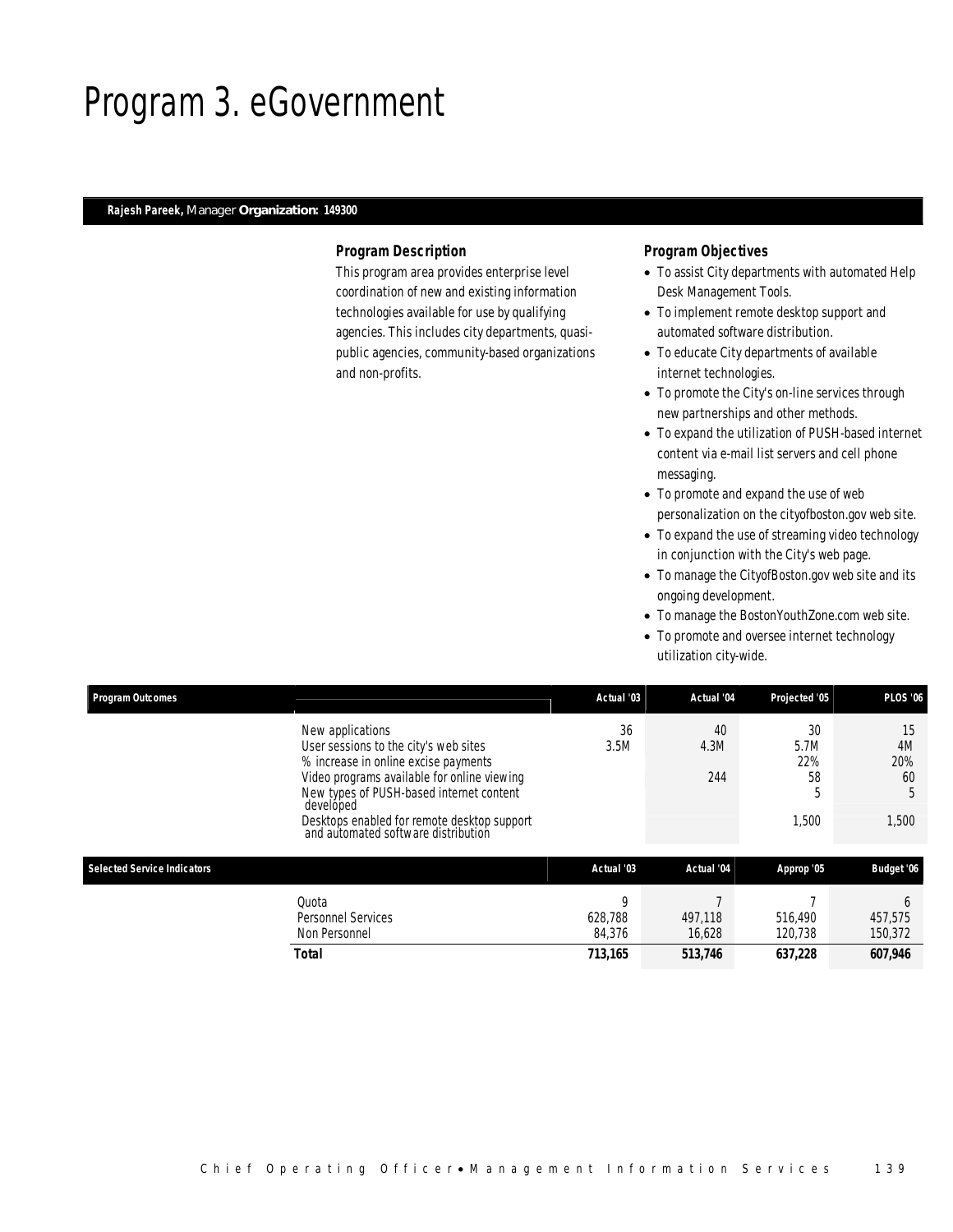# Program 3. eGovernment

**Rajesh Pareek,** Manager **Organization: 149300**

### Program Description

This program area provides enterprise level coordination of new and existing information technologies available for use by qualifying agencies. This includes city departments, quasi-public agencies, community-based organizations and non-profits.

### Program Objectives

- To assist City departments with automated Help Desk Management Tools.
- To implement remote desktop support and automated software distribution.
- To educate City departments of available internet technologies.
- To promote the City's on-line services through new partnerships and other methods.
- To expand the utilization of PUSH-based internet content via e-mail list servers and cell phone messaging.
- To promote and expand the use of web personalization on the cityofboston.gov web site.
- To expand the use of streaming video technology in conjunction with the City's web page.
- To manage the CityofBoston.gov web site and its ongoing development.
- To manage the BostonYouthZone.com web site.
- To promote and oversee internet technology utilization city-wide.

| Program Outcomes | Actual '03 | Actual '04 | Projected '05 | PLOS '06 |
|---|---|---|---|---|
| New applications | 36 | 40 | 30 | 15 |
| User sessions to the city's web sites | 3.5M | 4.3M | 5.7M | 4M |
| % increase in online excise payments | | | 22% | 20% |
| Video programs available for online viewing | | 244 | 58 | 60 |
| New types of PUSH-based internet content developed | | | 5 | 5 |
| Desktops enabled for remote desktop support and automated software distribution | | | 1,500 | 1,500 |

| Selected Service Indicators | Actual '03 | Actual '04 | Approp '05 | Budget '06 |
|---|---|---|---|---|
| Quota | 9 | 7 | 7 | 6 |
| Personnel Services | 628,788 | 497,118 | 516,490 | 457,575 |
| Non Personnel | 84,376 | 16,628 | 120,738 | 150,372 |
| **Total** | **713,165** | **513,746** | **637,228** | **607,946** |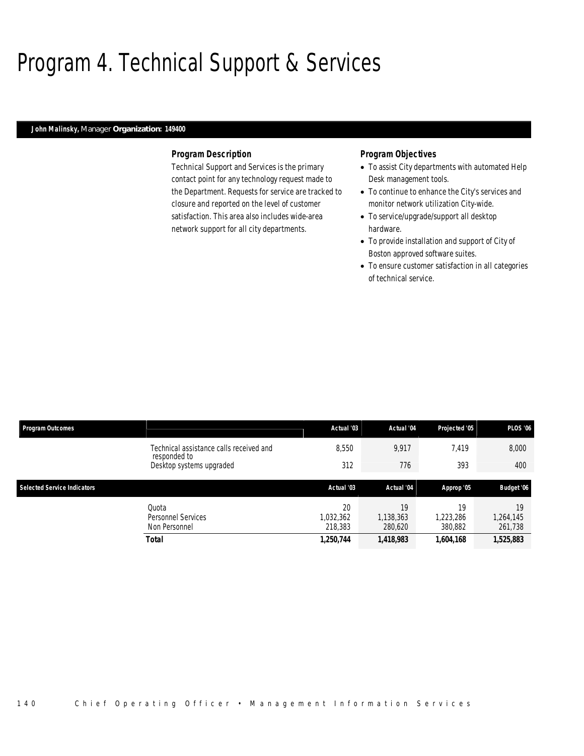# Program 4. Technical Support & Services

**John Malinsky,** Manager **Organization: 149400**

### Program Description

Technical Support and Services is the primary contact point for any technology request made to the Department. Requests for service are tracked to closure and reported on the level of customer satisfaction. This area also includes wide-area network support for all city departments.

### Program Objectives

- To assist City departments with automated Help Desk management tools.
- To continue to enhance the City's services and monitor network utilization City-wide.
- To service/upgrade/support all desktop hardware.
- To provide installation and support of City of Boston approved software suites.
- To ensure customer satisfaction in all categories of technical service.

| Program Outcomes | | Actual '03 | Actual '04 | Projected '05 | PLOS '06 |
|---|---|---|---|---|---|
| | Technical assistance calls received and responded to | 8,550 | 9,917 | 7,419 | 8,000 |
| | Desktop systems upgraded | 312 | 776 | 393 | 400 |

| Selected Service Indicators | | Actual '03 | Actual '04 | Approp '05 | Budget '06 |
|---|---|---|---|---|---|
| | Quota | 20 | 19 | 19 | 19 |
| | Personnel Services | 1,032,362 | 1,138,363 | 1,223,286 | 1,264,145 |
| | Non Personnel | 218,383 | 280,620 | 380,882 | 261,738 |
| | **Total** | **1,250,744** | **1,418,983** | **1,604,168** | **1,525,883** |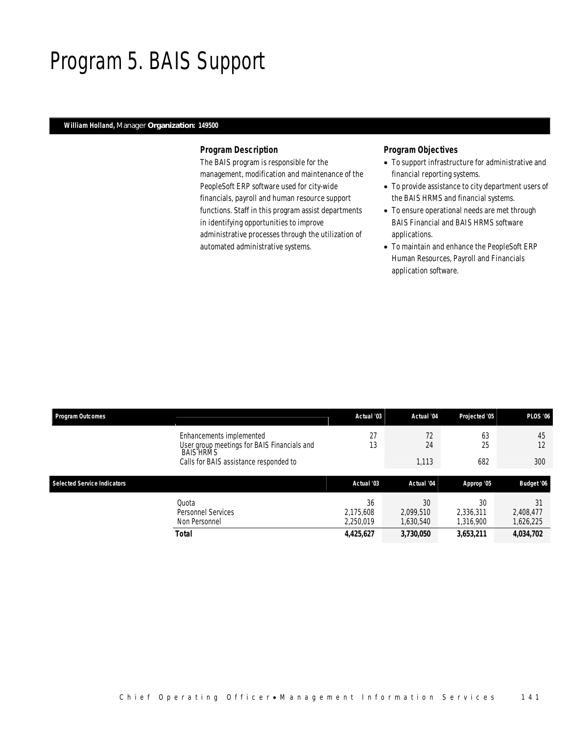# Program 5. BAIS Support

**William Holland,** Manager **Organization: 149500**

### Program Description

The BAIS program is responsible for the management, modification and maintenance of the PeopleSoft ERP software used for city-wide financials, payroll and human resource support functions. Staff in this program assist departments in identifying opportunities to improve administrative processes through the utilization of automated administrative systems.

### Program Objectives

- To support infrastructure for administrative and financial reporting systems.
- To provide assistance to city department users of the BAIS HRMS and financial systems.
- To ensure operational needs are met through BAIS Financial and BAIS HRMS software applications.
- To maintain and enhance the PeopleSoft ERP Human Resources, Payroll and Financials application software.

| Program Outcomes | | Actual '03 | Actual '04 | Projected '05 | PLOS '06 |
|---|---|---|---|---|---|
| | Enhancements implemented | 27 | 72 | 63 | 45 |
| | User group meetings for BAIS Financials and BAIS HRMS | 13 | 24 | 25 | 12 |
| | Calls for BAIS assistance responded to | | 1,113 | 682 | 300 |

| Selected Service Indicators | | Actual '03 | Actual '04 | Approp '05 | Budget '06 |
|---|---|---|---|---|---|
| | Quota | 36 | 30 | 30 | 31 |
| | Personnel Services | 2,175,608 | 2,099,510 | 2,336,311 | 2,408,477 |
| | Non Personnel | 2,250,019 | 1,630,540 | 1,316,900 | 1,626,225 |
| | **Total** | **4,425,627** | **3,730,050** | **3,653,211** | **4,034,702** |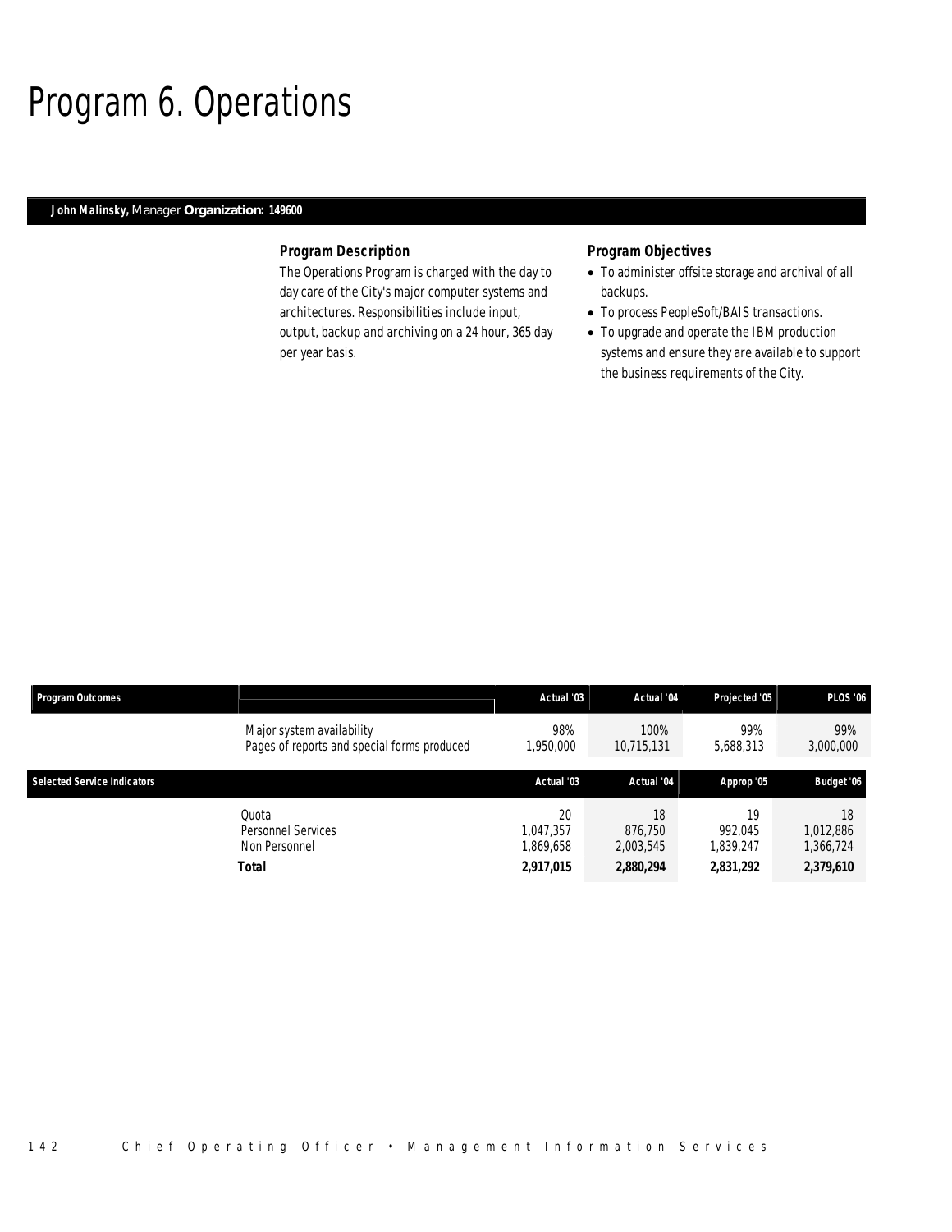# Program 6. Operations

**John Malinsky,** Manager **Organization: 149600**

### Program Description

The Operations Program is charged with the day to day care of the City's major computer systems and architectures. Responsibilities include input, output, backup and archiving on a 24 hour, 365 day per year basis.

### Program Objectives

- To administer offsite storage and archival of all backups.
- To process PeopleSoft/BAIS transactions.
- To upgrade and operate the IBM production systems and ensure they are available to support the business requirements of the City.

| Program Outcomes | | Actual '03 | Actual '04 | Projected '05 | PLOS '06 |
|---|---|---|---|---|---|
| | Major system availability | 98% | 100% | 99% | 99% |
| | Pages of reports and special forms produced | 1,950,000 | 10,715,131 | 5,688,313 | 3,000,000 |

| Selected Service Indicators | | Actual '03 | Actual '04 | Approp '05 | Budget '06 |
|---|---|---|---|---|---|
| | Quota | 20 | 18 | 19 | 18 |
| | Personnel Services | 1,047,357 | 876,750 | 992,045 | 1,012,886 |
| | Non Personnel | 1,869,658 | 2,003,545 | 1,839,247 | 1,366,724 |
| | **Total** | **2,917,015** | **2,880,294** | **2,831,292** | **2,379,610** |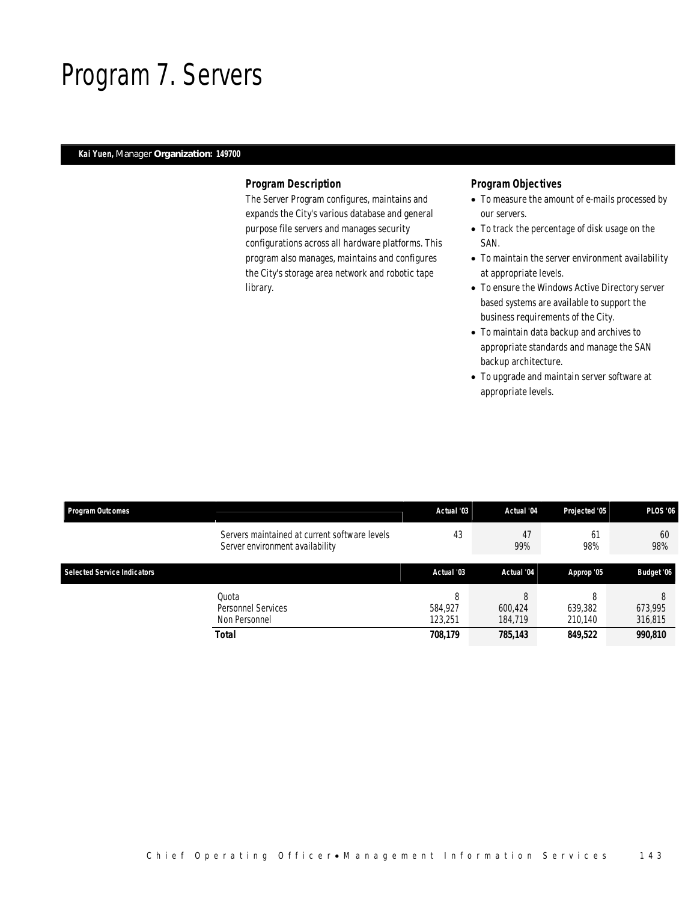# Program 7. Servers

**Kai Yuen,** Manager **Organization: 149700**

### Program Description

The Server Program configures, maintains and expands the City's various database and general purpose file servers and manages security configurations across all hardware platforms. This program also manages, maintains and configures the City's storage area network and robotic tape library.

### Program Objectives

- To measure the amount of e-mails processed by our servers.
- To track the percentage of disk usage on the SAN.
- To maintain the server environment availability at appropriate levels.
- To ensure the Windows Active Directory server based systems are available to support the business requirements of the City.
- To maintain data backup and archives to appropriate standards and manage the SAN backup architecture.
- To upgrade and maintain server software at appropriate levels.

| Program Outcomes | | Actual '03 | Actual '04 | Projected '05 | PLOS '06 |
|---|---|---|---|---|---|
| | Servers maintained at current software levels | 43 | 47 | 61 | 60 |
| | Server environment availability | | 99% | 98% | 98% |

| Selected Service Indicators | | Actual '03 | Actual '04 | Approp '05 | Budget '06 |
|---|---|---|---|---|---|
| | Quota | 8 | 8 | 8 | 8 |
| | Personnel Services | 584,927 | 600,424 | 639,382 | 673,995 |
| | Non Personnel | 123,251 | 184,719 | 210,140 | 316,815 |
| | **Total** | **708,179** | **785,143** | **849,522** | **990,810** |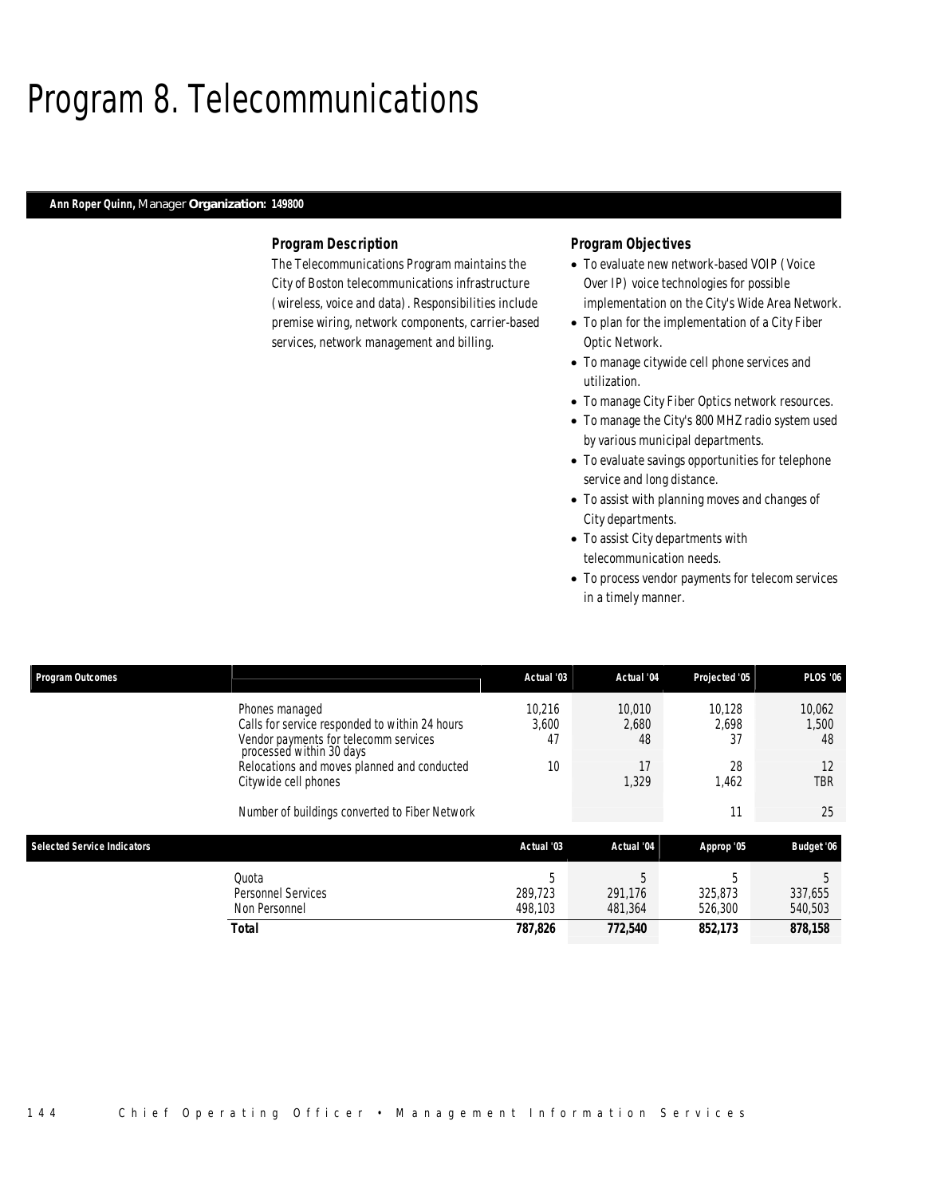# Program 8. Telecommunications

**Ann Roper Quinn,** Manager **Organization: 149800**

### *Program Description*

The Telecommunications Program maintains the City of Boston telecommunications infrastructure (wireless, voice and data). Responsibilities include premise wiring, network components, carrier-based services, network management and billing.

### *Program Objectives*

- To evaluate new network-based VOIP (Voice Over IP) voice technologies for possible implementation on the City's Wide Area Network.
- To plan for the implementation of a City Fiber Optic Network.
- To manage citywide cell phone services and utilization.
- To manage City Fiber Optics network resources.
- To manage the City's 800 MHZ radio system used by various municipal departments.
- To evaluate savings opportunities for telephone service and long distance.
- To assist with planning moves and changes of City departments.
- To assist City departments with telecommunication needs.
- To process vendor payments for telecom services in a timely manner.

| Program Outcomes | | Actual '03 | Actual '04 | Projected '05 | PLOS '06 |
|---|---|---|---|---|---|
| | Phones managed | 10,216 | 10,010 | 10,128 | 10,062 |
| | Calls for service responded to within 24 hours | 3,600 | 2,680 | 2,698 | 1,500 |
| | Vendor payments for telecomm services processed within 30 days | 47 | 48 | 37 | 48 |
| | Relocations and moves planned and conducted | 10 | 17 | 28 | 12 |
| | Citywide cell phones | | 1,329 | 1,462 | TBR |
| | Number of buildings converted to Fiber Network | | | 11 | 25 |

| Selected Service Indicators | | Actual '03 | Actual '04 | Approp '05 | Budget '06 |
|---|---|---|---|---|---|
| | Quota | 5 | 5 | 5 | 5 |
| | Personnel Services | 289,723 | 291,176 | 325,873 | 337,655 |
| | Non Personnel | 498,103 | 481,364 | 526,300 | 540,503 |
| | **Total** | **787,826** | **772,540** | **852,173** | **878,158** |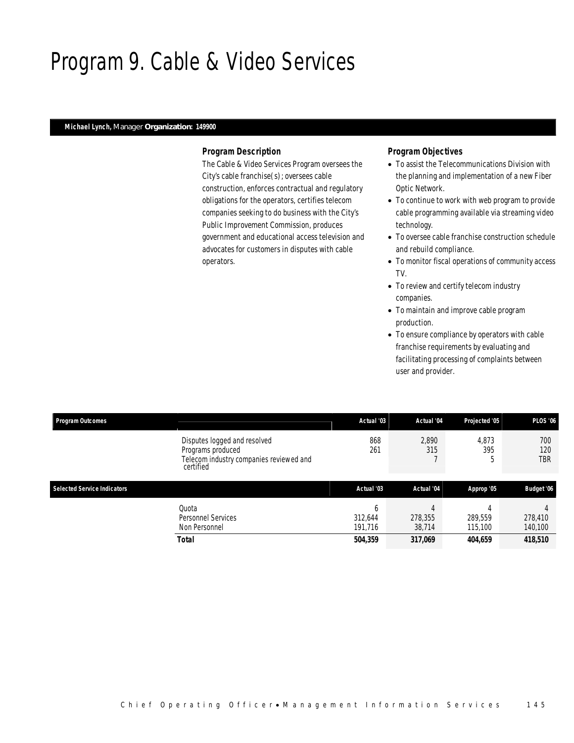# Program 9. Cable & Video Services

**Michael Lynch,** Manager **Organization: 149900**

### Program Description

The Cable & Video Services Program oversees the City's cable franchise(s); oversees cable construction, enforces contractual and regulatory obligations for the operators, certifies telecom companies seeking to do business with the City's Public Improvement Commission, produces government and educational access television and advocates for customers in disputes with cable operators.

### Program Objectives

- To assist the Telecommunications Division with the planning and implementation of a new Fiber Optic Network.
- To continue to work with web program to provide cable programming available via streaming video technology.
- To oversee cable franchise construction schedule and rebuild compliance.
- To monitor fiscal operations of community access TV.
- To review and certify telecom industry companies.
- To maintain and improve cable program production.
- To ensure compliance by operators with cable franchise requirements by evaluating and facilitating processing of complaints between user and provider.

| Program Outcomes | | Actual '03 | Actual '04 | Projected '05 | PLOS '06 |
|---|---|---|---|---|---|
| | Disputes logged and resolved | 868 | 2,890 | 4,873 | 700 |
| | Programs produced | 261 | 315 | 395 | 120 |
| | Telecom industry companies reviewed and certified | | 7 | 5 | TBR |

| Selected Service Indicators | | Actual '03 | Actual '04 | Approp '05 | Budget '06 |
|---|---|---|---|---|---|
| | Quota | 6 | 4 | 4 | 4 |
| | Personnel Services | 312,644 | 278,355 | 289,559 | 278,410 |
| | Non Personnel | 191,716 | 38,714 | 115,100 | 140,100 |
| | **Total** | **504,359** | **317,069** | **404,659** | **418,510** |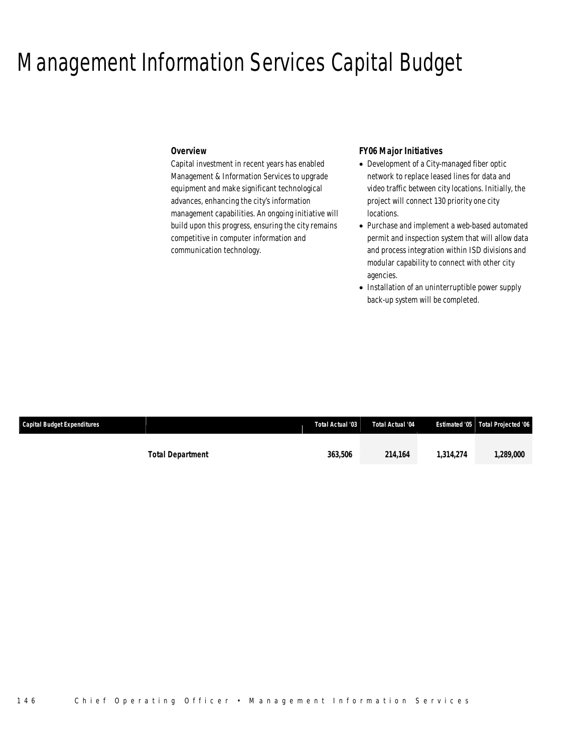# Management Information Services Capital Budget

### Overview

Capital investment in recent years has enabled Management & Information Services to upgrade equipment and make significant technological advances, enhancing the city's information management capabilities. An ongoing initiative will build upon this progress, ensuring the city remains competitive in computer information and communication technology.

### FY06 Major Initiatives

- Development of a City-managed fiber optic network to replace leased lines for data and video traffic between city locations. Initially, the project will connect 130 priority one city locations.
- Purchase and implement a web-based automated permit and inspection system that will allow data and process integration within ISD divisions and modular capability to connect with other city agencies.
- Installation of an uninterruptible power supply back-up system will be completed.

| Capital Budget Expenditures | | Total Actual '03 | Total Actual '04 | Estimated '05 | Total Projected '06 |
|---|---|---|---|---|---|
| | **Total Department** | **363,506** | **214,164** | **1,314,274** | **1,289,000** |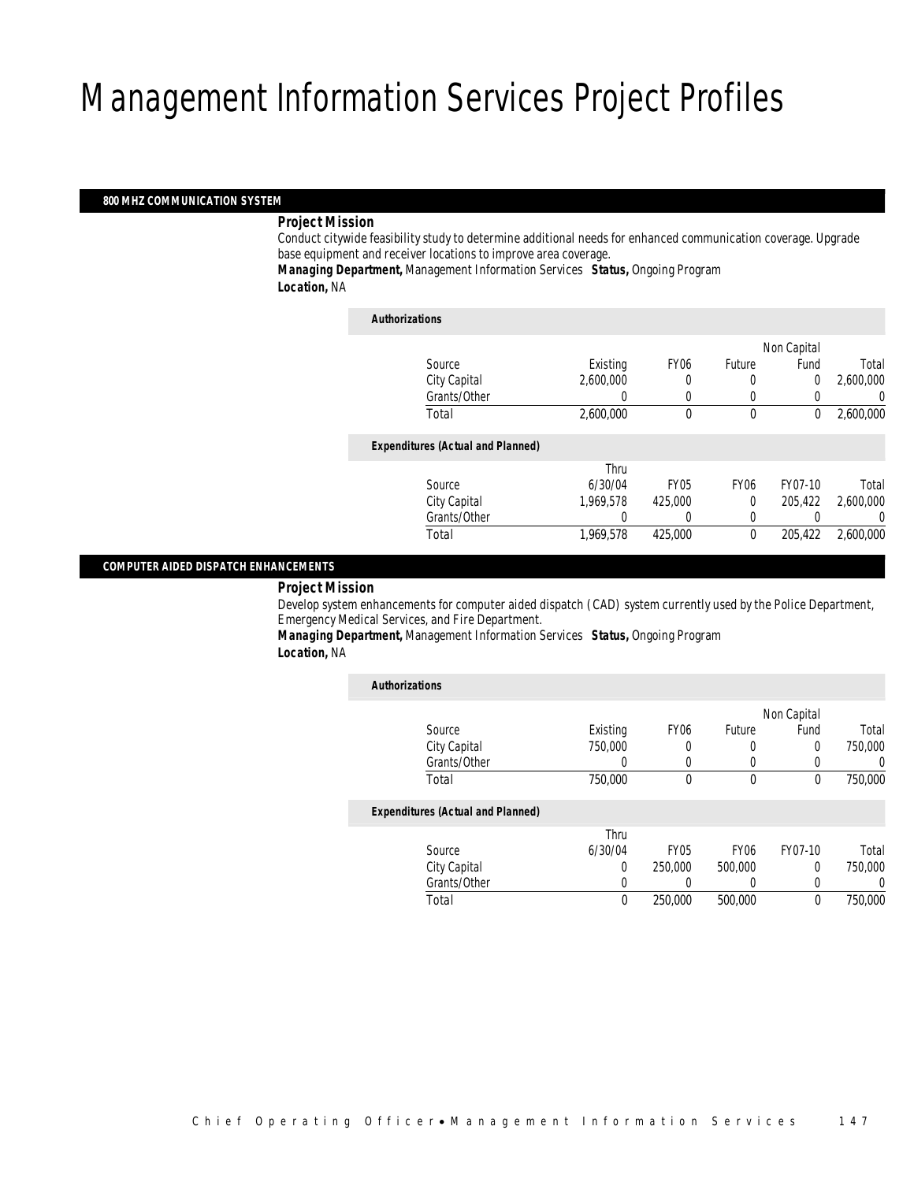# Management Information Services Project Profiles

### 800 MHZ COMMUNICATION SYSTEM

**Project Mission**

Conduct citywide feasibility study to determine additional needs for enhanced communication coverage. Upgrade base equipment and receiver locations to improve area coverage.

**Managing Department,** Management Information Services **Status,** Ongoing Program

**Location,** NA

**Authorizations**

| Source | Existing | FY06 | Future | Non Capital Fund | Total |
|---|---|---|---|---|---|
| City Capital | 2,600,000 | 0 | 0 | 0 | 2,600,000 |
| Grants/Other | 0 | 0 | 0 | 0 | 0 |
| Total | 2,600,000 | 0 | 0 | 0 | 2,600,000 |

**Expenditures (Actual and Planned)**

| Source | Thru 6/30/04 | FY05 | FY06 | FY07-10 | Total |
|---|---|---|---|---|---|
| City Capital | 1,969,578 | 425,000 | 0 | 205,422 | 2,600,000 |
| Grants/Other | 0 | 0 | 0 | 0 | 0 |
| Total | 1,969,578 | 425,000 | 0 | 205,422 | 2,600,000 |

### COMPUTER AIDED DISPATCH ENHANCEMENTS

**Project Mission**

Develop system enhancements for computer aided dispatch (CAD) system currently used by the Police Department, Emergency Medical Services, and Fire Department.

**Managing Department,** Management Information Services **Status,** Ongoing Program

**Location,** NA

**Authorizations**

| Source | Existing | FY06 | Future | Non Capital Fund | Total |
|---|---|---|---|---|---|
| City Capital | 750,000 | 0 | 0 | 0 | 750,000 |
| Grants/Other | 0 | 0 | 0 | 0 | 0 |
| Total | 750,000 | 0 | 0 | 0 | 750,000 |

**Expenditures (Actual and Planned)**

| Source | Thru 6/30/04 | FY05 | FY06 | FY07-10 | Total |
|---|---|---|---|---|---|
| City Capital | 0 | 250,000 | 500,000 | 0 | 750,000 |
| Grants/Other | 0 | 0 | 0 | 0 | 0 |
| Total | 0 | 250,000 | 500,000 | 0 | 750,000 |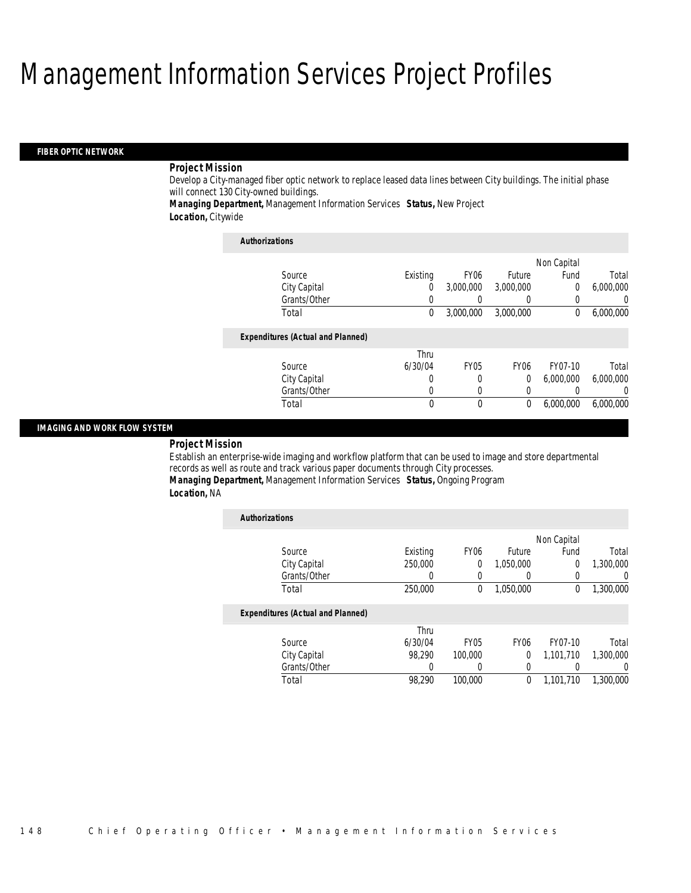# Management Information Services Project Profiles

## FIBER OPTIC NETWORK

***Project Mission***

Develop a City-managed fiber optic network to replace leased data lines between City buildings. The initial phase will connect 130 City-owned buildings.

***Managing Department,*** Management Information Services ***Status,*** New Project

***Location,*** Citywide

***Authorizations***

| Source | Existing | FY06 | Future | Non Capital Fund | Total |
|---|---|---|---|---|---|
| City Capital | 0 | 3,000,000 | 3,000,000 | 0 | 6,000,000 |
| Grants/Other | 0 | 0 | 0 | 0 | 0 |
| Total | 0 | 3,000,000 | 3,000,000 | 0 | 6,000,000 |

***Expenditures (Actual and Planned)***

| Source | Thru 6/30/04 | FY05 | FY06 | FY07-10 | Total |
|---|---|---|---|---|---|
| City Capital | 0 | 0 | 0 | 6,000,000 | 6,000,000 |
| Grants/Other | 0 | 0 | 0 | 0 | 0 |
| Total | 0 | 0 | 0 | 6,000,000 | 6,000,000 |

## IMAGING AND WORK FLOW SYSTEM

***Project Mission***

Establish an enterprise-wide imaging and workflow platform that can be used to image and store departmental records as well as route and track various paper documents through City processes.

***Managing Department,*** Management Information Services ***Status,*** Ongoing Program

***Location,*** NA

***Authorizations***

| Source | Existing | FY06 | Future | Non Capital Fund | Total |
|---|---|---|---|---|---|
| City Capital | 250,000 | 0 | 1,050,000 | 0 | 1,300,000 |
| Grants/Other | 0 | 0 | 0 | 0 | 0 |
| Total | 250,000 | 0 | 1,050,000 | 0 | 1,300,000 |

***Expenditures (Actual and Planned)***

| Source | Thru 6/30/04 | FY05 | FY06 | FY07-10 | Total |
|---|---|---|---|---|---|
| City Capital | 98,290 | 100,000 | 0 | 1,101,710 | 1,300,000 |
| Grants/Other | 0 | 0 | 0 | 0 | 0 |
| Total | 98,290 | 100,000 | 0 | 1,101,710 | 1,300,000 |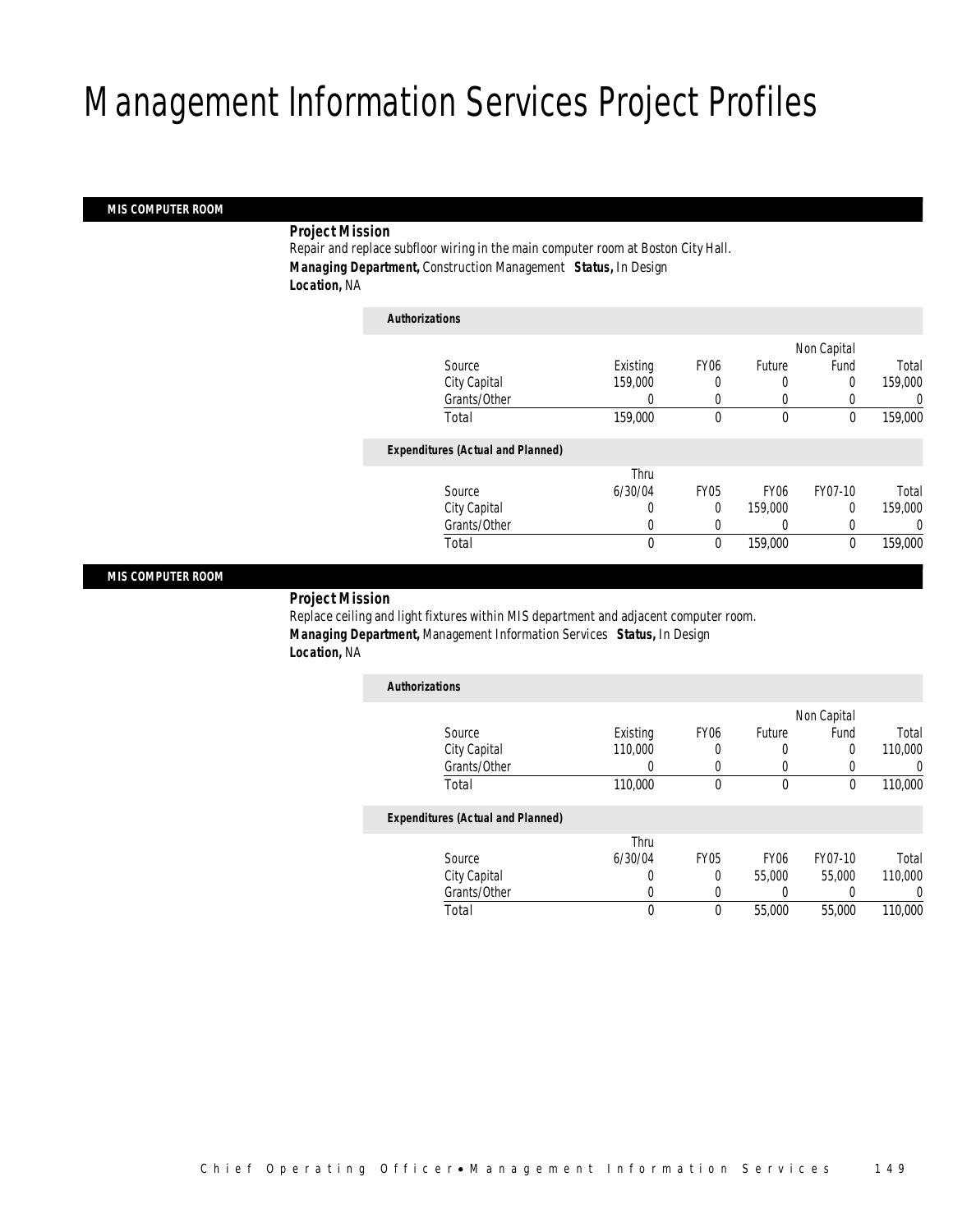# Management Information Services Project Profiles

## MIS COMPUTER ROOM

**Project Mission**

Repair and replace subfloor wiring in the main computer room at Boston City Hall.

***Managing Department,*** Construction Management ***Status,*** In Design

***Location,*** NA

***Authorizations***

| Source | Existing | FY06 | Future | Non Capital Fund | Total |
|---|---|---|---|---|---|
| City Capital | 159,000 | 0 | 0 | 0 | 159,000 |
| Grants/Other | 0 | 0 | 0 | 0 | 0 |
| Total | 159,000 | 0 | 0 | 0 | 159,000 |

***Expenditures (Actual and Planned)***

| Source | Thru 6/30/04 | FY05 | FY06 | FY07-10 | Total |
|---|---|---|---|---|---|
| City Capital | 0 | 0 | 159,000 | 0 | 159,000 |
| Grants/Other | 0 | 0 | 0 | 0 | 0 |
| Total | 0 | 0 | 159,000 | 0 | 159,000 |

## MIS COMPUTER ROOM

**Project Mission**

Replace ceiling and light fixtures within MIS department and adjacent computer room.

***Managing Department,*** Management Information Services ***Status,*** In Design

***Location,*** NA

***Authorizations***

| Source | Existing | FY06 | Future | Non Capital Fund | Total |
|---|---|---|---|---|---|
| City Capital | 110,000 | 0 | 0 | 0 | 110,000 |
| Grants/Other | 0 | 0 | 0 | 0 | 0 |
| Total | 110,000 | 0 | 0 | 0 | 110,000 |

***Expenditures (Actual and Planned)***

| Source | Thru 6/30/04 | FY05 | FY06 | FY07-10 | Total |
|---|---|---|---|---|---|
| City Capital | 0 | 0 | 55,000 | 55,000 | 110,000 |
| Grants/Other | 0 | 0 | 0 | 0 | 0 |
| Total | 0 | 0 | 55,000 | 55,000 | 110,000 |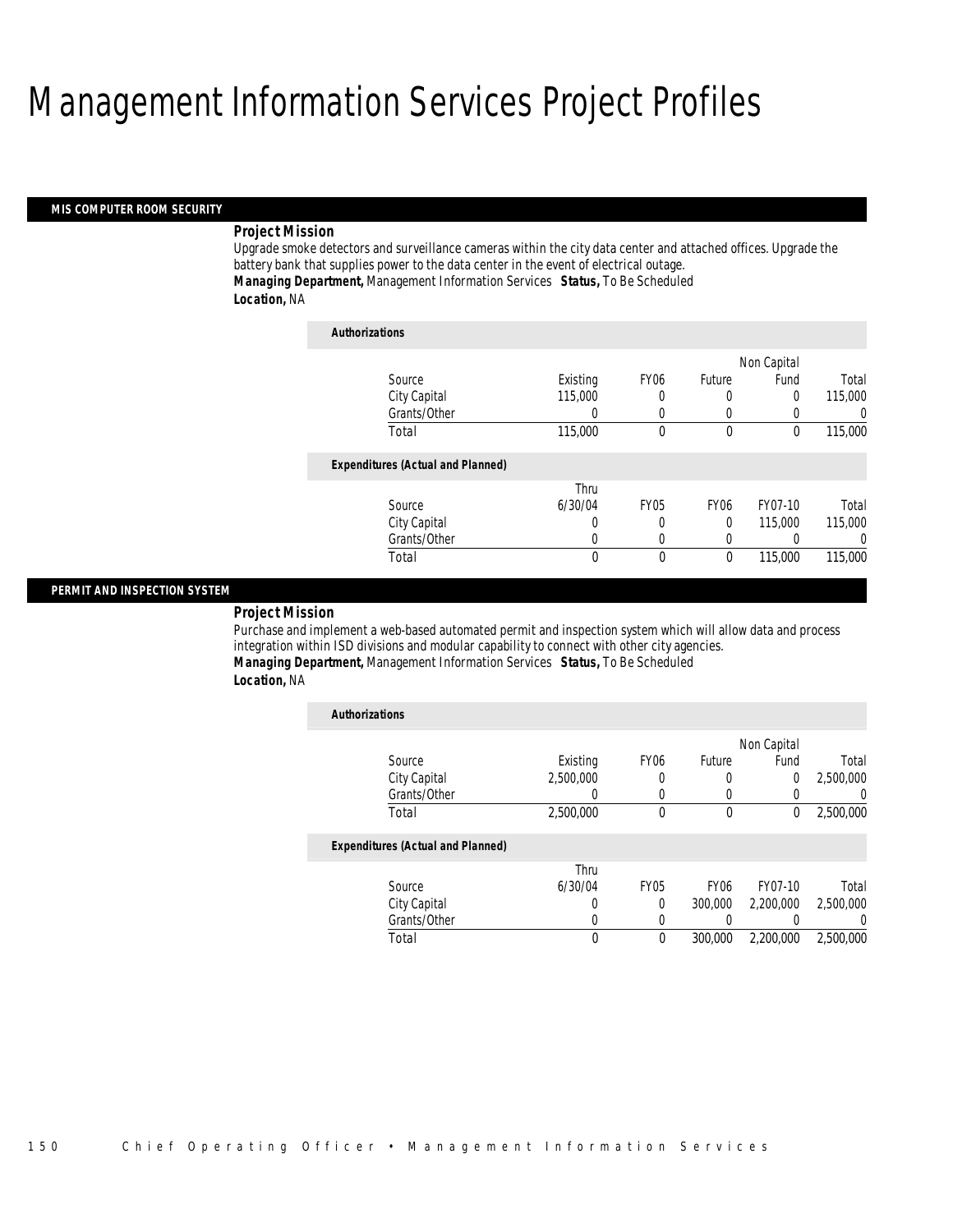# Management Information Services Project Profiles

## MIS COMPUTER ROOM SECURITY

### Project Mission

Upgrade smoke detectors and surveillance cameras within the city data center and attached offices. Upgrade the battery bank that supplies power to the data center in the event of electrical outage.

***Managing Department,*** Management Information Services ***Status,*** To Be Scheduled

***Location,*** NA

**Authorizations**

| Source | Existing | FY06 | Future | Non Capital Fund | Total |
|---|---|---|---|---|---|
| City Capital | 115,000 | 0 | 0 | 0 | 115,000 |
| Grants/Other | 0 | 0 | 0 | 0 | 0 |
| Total | 115,000 | 0 | 0 | 0 | 115,000 |

**Expenditures (Actual and Planned)**

| Source | Thru 6/30/04 | FY05 | FY06 | FY07-10 | Total |
|---|---|---|---|---|---|
| City Capital | 0 | 0 | 0 | 115,000 | 115,000 |
| Grants/Other | 0 | 0 | 0 | 0 | 0 |
| Total | 0 | 0 | 0 | 115,000 | 115,000 |

## PERMIT AND INSPECTION SYSTEM

### Project Mission

Purchase and implement a web-based automated permit and inspection system which will allow data and process integration within ISD divisions and modular capability to connect with other city agencies.

***Managing Department,*** Management Information Services ***Status,*** To Be Scheduled

***Location,*** NA

**Authorizations**

| Source | Existing | FY06 | Future | Non Capital Fund | Total |
|---|---|---|---|---|---|
| City Capital | 2,500,000 | 0 | 0 | 0 | 2,500,000 |
| Grants/Other | 0 | 0 | 0 | 0 | 0 |
| Total | 2,500,000 | 0 | 0 | 0 | 2,500,000 |

**Expenditures (Actual and Planned)**

| Source | Thru 6/30/04 | FY05 | FY06 | FY07-10 | Total |
|---|---|---|---|---|---|
| City Capital | 0 | 0 | 300,000 | 2,200,000 | 2,500,000 |
| Grants/Other | 0 | 0 | 0 | 0 | 0 |
| Total | 0 | 0 | 300,000 | 2,200,000 | 2,500,000 |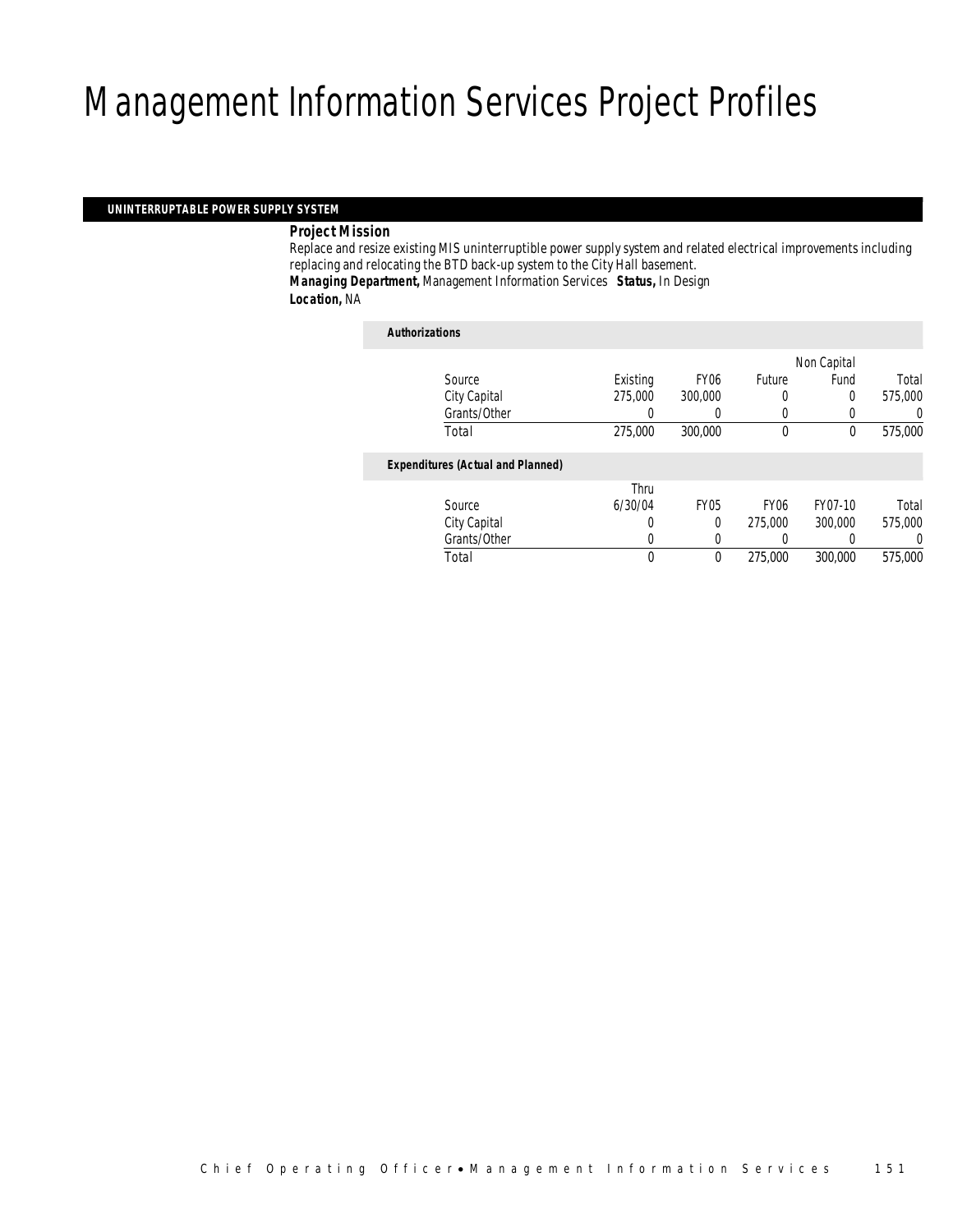# Management Information Services Project Profiles

## UNINTERRUPTABLE POWER SUPPLY SYSTEM

**Project Mission**

Replace and resize existing MIS uninterruptible power supply system and related electrical improvements including replacing and relocating the BTD back-up system to the City Hall basement.

**Managing Department,** Management Information Services **Status,** In Design

**Location,** NA

***Authorizations***

| Source | Existing | FY06 | Future | Non Capital Fund | Total |
|---|---|---|---|---|---|
| City Capital | 275,000 | 300,000 | 0 | 0 | 575,000 |
| Grants/Other | 0 | 0 | 0 | 0 | 0 |
| Total | 275,000 | 300,000 | 0 | 0 | 575,000 |

***Expenditures (Actual and Planned)***

| Source | Thru 6/30/04 | FY05 | FY06 | FY07-10 | Total |
|---|---|---|---|---|---|
| City Capital | 0 | 0 | 275,000 | 300,000 | 575,000 |
| Grants/Other | 0 | 0 | 0 | 0 | 0 |
| Total | 0 | 0 | 275,000 | 300,000 | 575,000 |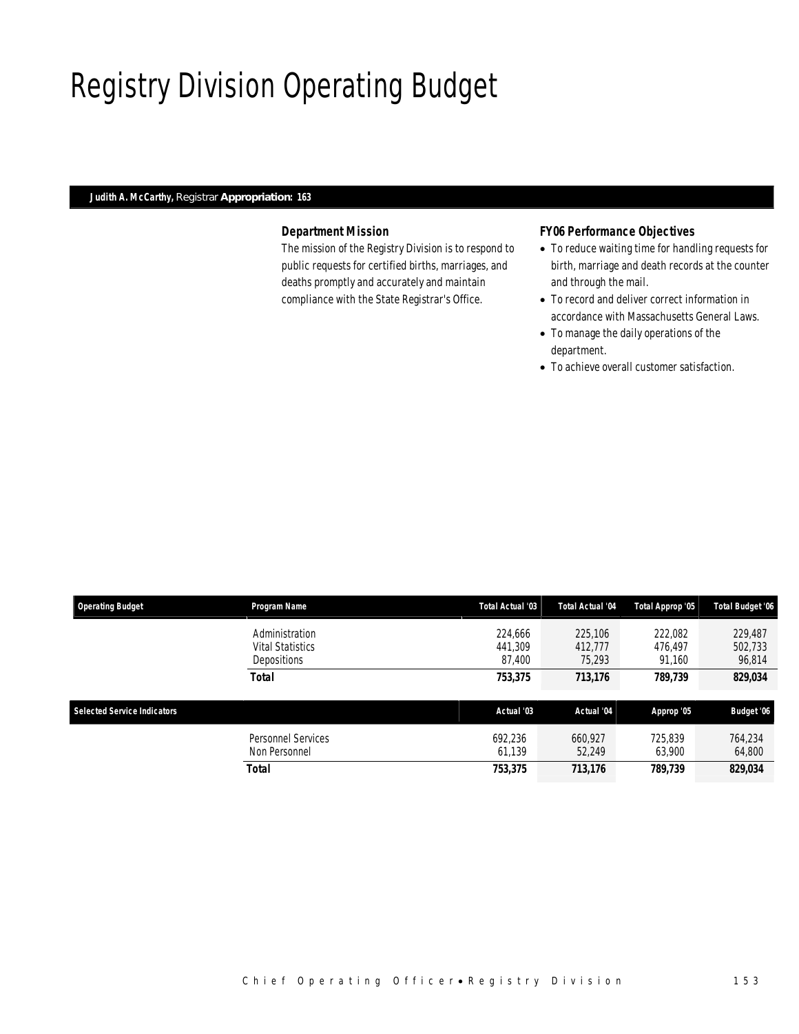# Registry Division Operating Budget

**Judith A. McCarthy,** Registrar **Appropriation: 163**

### Department Mission

The mission of the Registry Division is to respond to public requests for certified births, marriages, and deaths promptly and accurately and maintain compliance with the State Registrar's Office.

### FY06 Performance Objectives

- To reduce waiting time for handling requests for birth, marriage and death records at the counter and through the mail.
- To record and deliver correct information in accordance with Massachusetts General Laws.
- To manage the daily operations of the department.
- To achieve overall customer satisfaction.

| Operating Budget | Program Name | Total Actual '03 | Total Actual '04 | Total Approp '05 | Total Budget '06 |
|---|---|---|---|---|---|
| | Administration | 224,666 | 225,106 | 222,082 | 229,487 |
| | Vital Statistics | 441,309 | 412,777 | 476,497 | 502,733 |
| | Depositions | 87,400 | 75,293 | 91,160 | 96,814 |
| | **Total** | **753,375** | **713,176** | **789,739** | **829,034** |

| Selected Service Indicators | | Actual '03 | Actual '04 | Approp '05 | Budget '06 |
|---|---|---|---|---|---|
| | Personnel Services | 692,236 | 660,927 | 725,839 | 764,234 |
| | Non Personnel | 61,139 | 52,249 | 63,900 | 64,800 |
| | **Total** | **753,375** | **713,176** | **789,739** | **829,034** |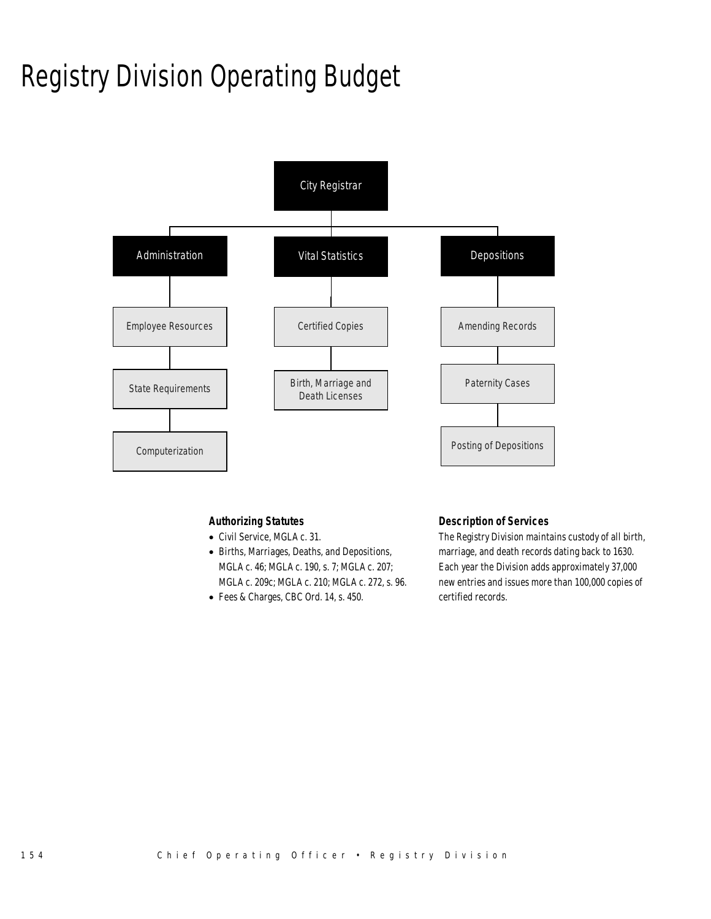# Registry Division Operating Budget

City Registrar

- Administration
  - Employee Resources
  - State Requirements
  - Computerization
- Vital Statistics
  - Certified Copies
  - Birth, Marriage and Death Licenses
- Depositions
  - Amending Records
  - Paternity Cases
  - Posting of Depositions

### Authorizing Statutes

- Civil Service, MGLA c. 31.
- Births, Marriages, Deaths, and Depositions, MGLA c. 46; MGLA c. 190, s. 7; MGLA c. 207; MGLA c. 209c; MGLA c. 210; MGLA c. 272, s. 96.
- Fees & Charges, CBC Ord. 14, s. 450.

### Description of Services

The Registry Division maintains custody of all birth, marriage, and death records dating back to 1630. Each year the Division adds approximately 37,000 new entries and issues more than 100,000 copies of certified records.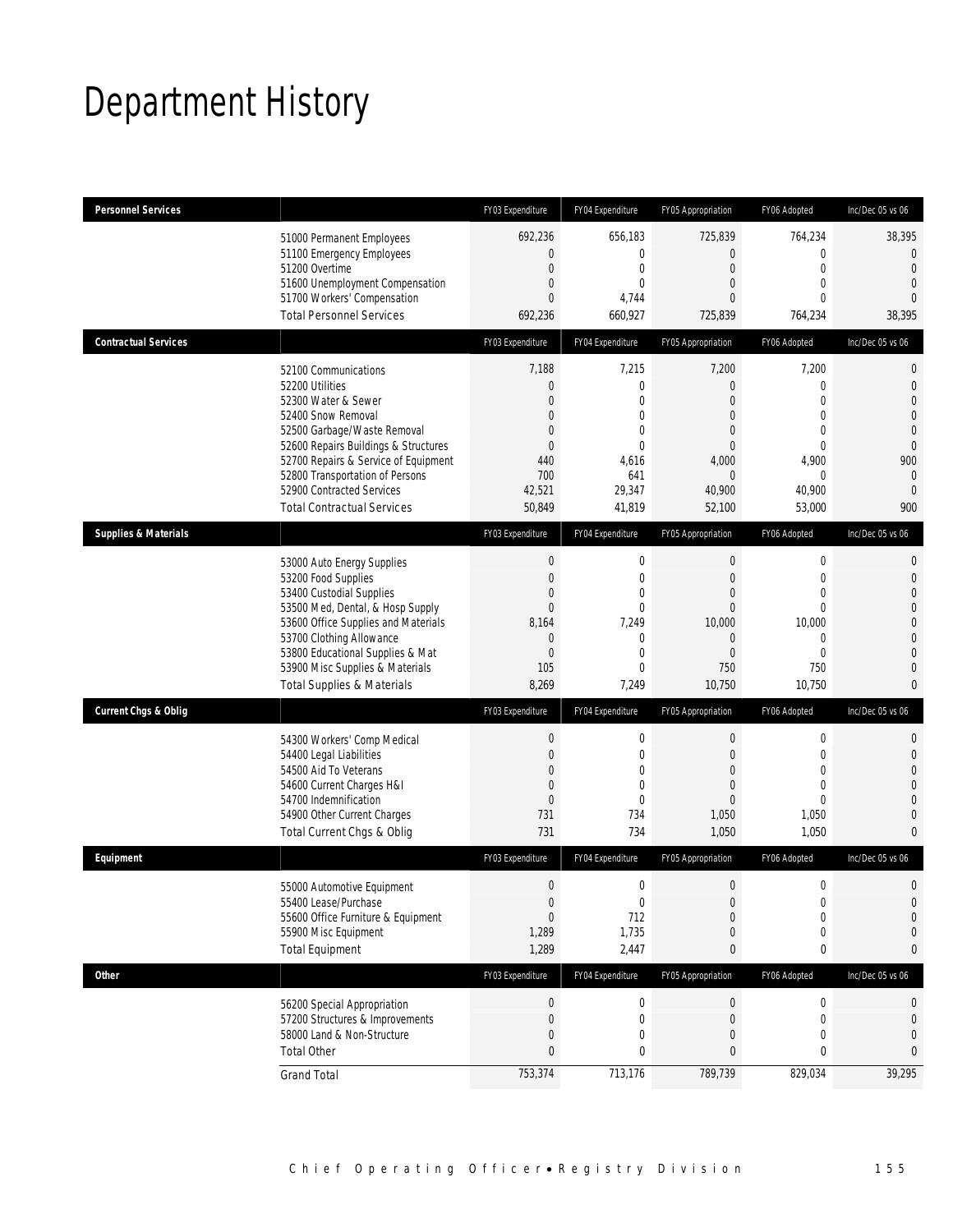# Department History

| Personnel Services | | FY03 Expenditure | FY04 Expenditure | FY05 Appropriation | FY06 Adopted | Inc/Dec 05 vs 06 |
|---|---|---|---|---|---|---|
| | 51000 Permanent Employees | 692,236 | 656,183 | 725,839 | 764,234 | 38,395 |
| | 51100 Emergency Employees | 0 | 0 | 0 | 0 | 0 |
| | 51200 Overtime | 0 | 0 | 0 | 0 | 0 |
| | 51600 Unemployment Compensation | 0 | 0 | 0 | 0 | 0 |
| | 51700 Workers' Compensation | 0 | 4,744 | 0 | 0 | 0 |
| | Total Personnel Services | 692,236 | 660,927 | 725,839 | 764,234 | 38,395 |
| **Contractual Services** | | FY03 Expenditure | FY04 Expenditure | FY05 Appropriation | FY06 Adopted | Inc/Dec 05 vs 06 |
| | 52100 Communications | 7,188 | 7,215 | 7,200 | 7,200 | 0 |
| | 52200 Utilities | 0 | 0 | 0 | 0 | 0 |
| | 52300 Water & Sewer | 0 | 0 | 0 | 0 | 0 |
| | 52400 Snow Removal | 0 | 0 | 0 | 0 | 0 |
| | 52500 Garbage/Waste Removal | 0 | 0 | 0 | 0 | 0 |
| | 52600 Repairs Buildings & Structures | 0 | 0 | 0 | 0 | 0 |
| | 52700 Repairs & Service of Equipment | 440 | 4,616 | 4,000 | 4,900 | 900 |
| | 52800 Transportation of Persons | 700 | 641 | 0 | 0 | 0 |
| | 52900 Contracted Services | 42,521 | 29,347 | 40,900 | 40,900 | 0 |
| | Total Contractual Services | 50,849 | 41,819 | 52,100 | 53,000 | 900 |
| **Supplies & Materials** | | FY03 Expenditure | FY04 Expenditure | FY05 Appropriation | FY06 Adopted | Inc/Dec 05 vs 06 |
| | 53000 Auto Energy Supplies | 0 | 0 | 0 | 0 | 0 |
| | 53200 Food Supplies | 0 | 0 | 0 | 0 | 0 |
| | 53400 Custodial Supplies | 0 | 0 | 0 | 0 | 0 |
| | 53500 Med, Dental, & Hosp Supply | 0 | 0 | 0 | 0 | 0 |
| | 53600 Office Supplies and Materials | 8,164 | 7,249 | 10,000 | 10,000 | 0 |
| | 53700 Clothing Allowance | 0 | 0 | 0 | 0 | 0 |
| | 53800 Educational Supplies & Mat | 0 | 0 | 0 | 0 | 0 |
| | 53900 Misc Supplies & Materials | 105 | 0 | 750 | 750 | 0 |
| | Total Supplies & Materials | 8,269 | 7,249 | 10,750 | 10,750 | 0 |
| **Current Chgs & Oblig** | | FY03 Expenditure | FY04 Expenditure | FY05 Appropriation | FY06 Adopted | Inc/Dec 05 vs 06 |
| | 54300 Workers' Comp Medical | 0 | 0 | 0 | 0 | 0 |
| | 54400 Legal Liabilities | 0 | 0 | 0 | 0 | 0 |
| | 54500 Aid To Veterans | 0 | 0 | 0 | 0 | 0 |
| | 54600 Current Charges H&I | 0 | 0 | 0 | 0 | 0 |
| | 54700 Indemnification | 0 | 0 | 0 | 0 | 0 |
| | 54900 Other Current Charges | 731 | 734 | 1,050 | 1,050 | 0 |
| | Total Current Chgs & Oblig | 731 | 734 | 1,050 | 1,050 | 0 |
| **Equipment** | | FY03 Expenditure | FY04 Expenditure | FY05 Appropriation | FY06 Adopted | Inc/Dec 05 vs 06 |
| | 55000 Automotive Equipment | 0 | 0 | 0 | 0 | 0 |
| | 55400 Lease/Purchase | 0 | 0 | 0 | 0 | 0 |
| | 55600 Office Furniture & Equipment | 0 | 712 | 0 | 0 | 0 |
| | 55900 Misc Equipment | 1,289 | 1,735 | 0 | 0 | 0 |
| | Total Equipment | 1,289 | 2,447 | 0 | 0 | 0 |
| **Other** | | FY03 Expenditure | FY04 Expenditure | FY05 Appropriation | FY06 Adopted | Inc/Dec 05 vs 06 |
| | 56200 Special Appropriation | 0 | 0 | 0 | 0 | 0 |
| | 57200 Structures & Improvements | 0 | 0 | 0 | 0 | 0 |
| | 58000 Land & Non-Structure | 0 | 0 | 0 | 0 | 0 |
| | Total Other | 0 | 0 | 0 | 0 | 0 |
| | Grand Total | 753,374 | 713,176 | 789,739 | 829,034 | 39,295 |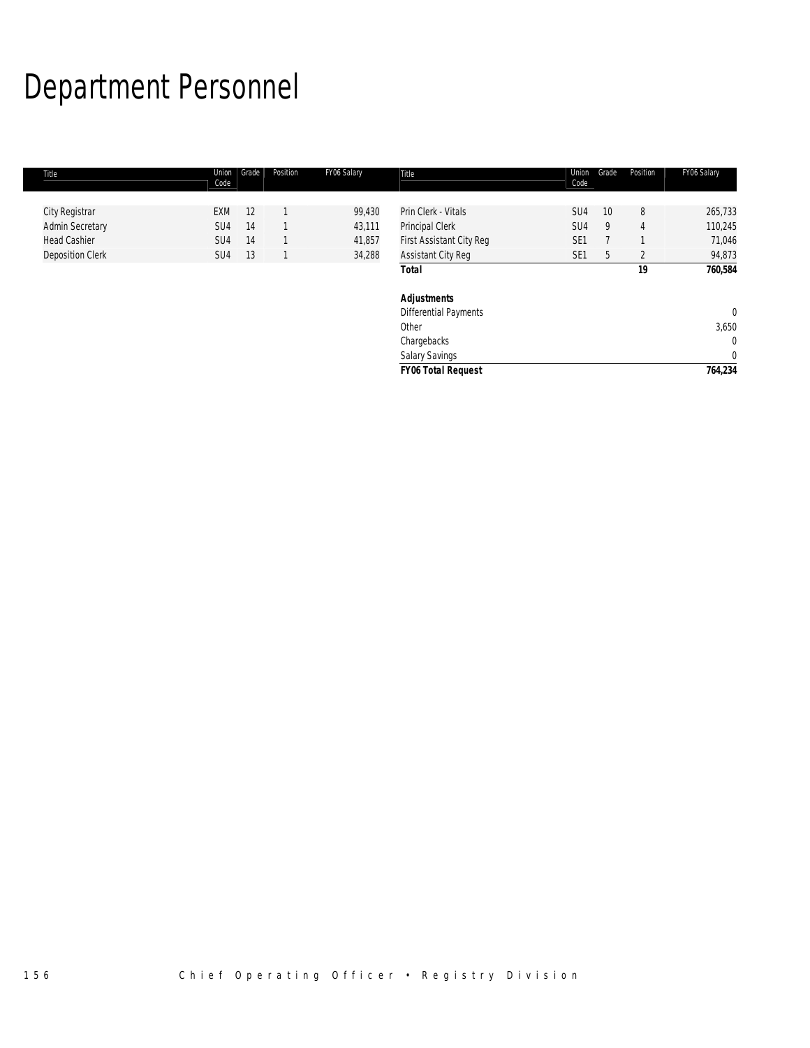# Department Personnel

| Title | Union Code | Grade | Position | FY06 Salary |
|---|---|---|---|---|
| City Registrar | EXM | 12 | 1 | 99,430 |
| Admin Secretary | SU4 | 14 | 1 | 43,111 |
| Head Cashier | SU4 | 14 | 1 | 41,857 |
| Deposition Clerk | SU4 | 13 | 1 | 34,288 |
| Prin Clerk - Vitals | SU4 | 10 | 8 | 265,733 |
| Principal Clerk | SU4 | 9 | 4 | 110,245 |
| First Assistant City Reg | SE1 | 7 | 1 | 71,046 |
| Assistant City Reg | SE1 | 5 | 2 | 94,873 |
| **Total** | | | **19** | **760,584** |
| ***Adjustments*** | | | | |
| Differential Payments | | | | 0 |
| Other | | | | 3,650 |
| Chargebacks | | | | 0 |
| Salary Savings | | | | 0 |
| ***FY06 Total Request*** | | | | **764,234** |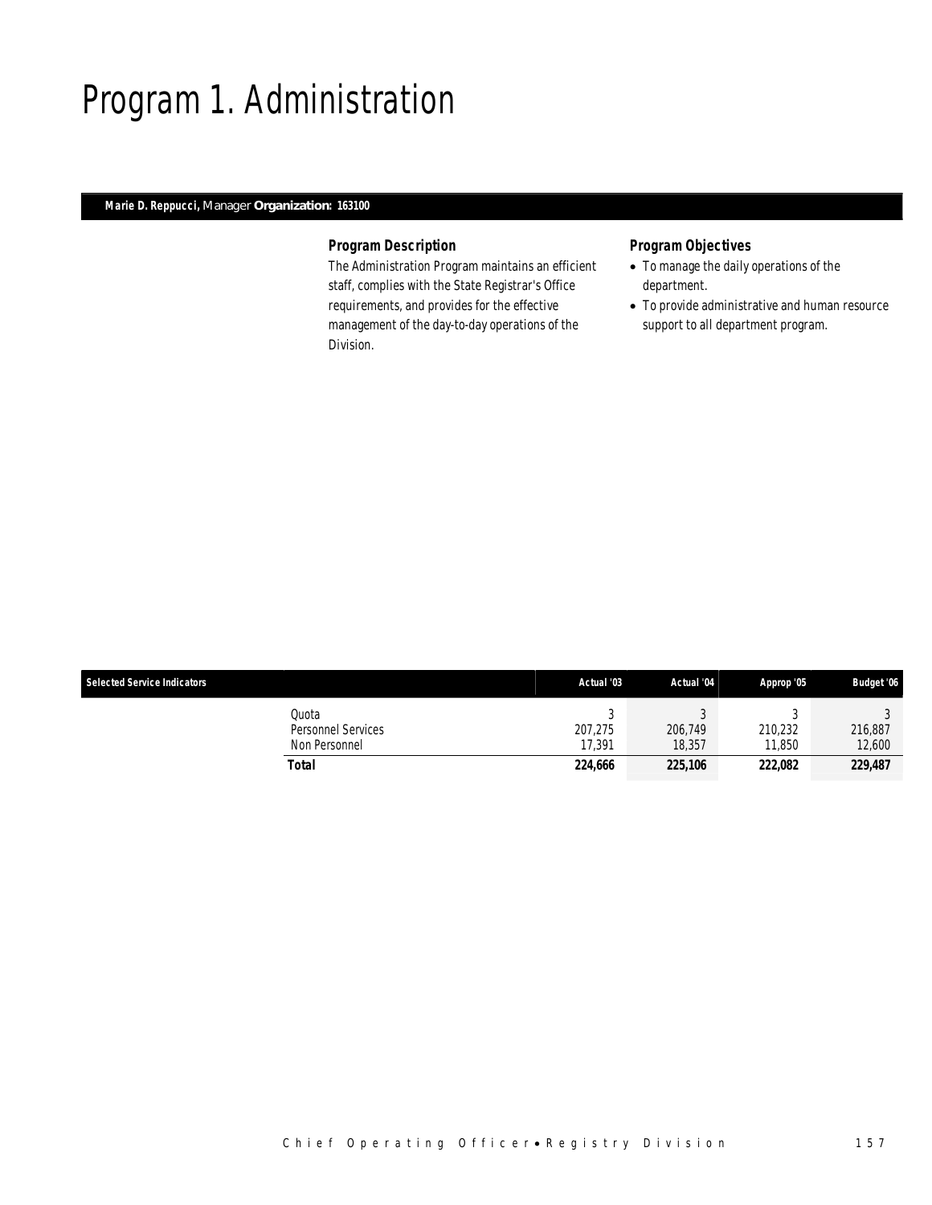# Program 1. Administration

**Marie D. Reppucci,** Manager **Organization: 163100**

### Program Description

The Administration Program maintains an efficient staff, complies with the State Registrar's Office requirements, and provides for the effective management of the day-to-day operations of the Division.

### Program Objectives

- To manage the daily operations of the department.
- To provide administrative and human resource support to all department program.

| Selected Service Indicators | Actual '03 | Actual '04 | Approp '05 | Budget '06 |
|---|---|---|---|---|
| Quota | 3 | 3 | 3 | 3 |
| Personnel Services | 207,275 | 206,749 | 210,232 | 216,887 |
| Non Personnel | 17,391 | 18,357 | 11,850 | 12,600 |
| **Total** | **224,666** | **225,106** | **222,082** | **229,487** |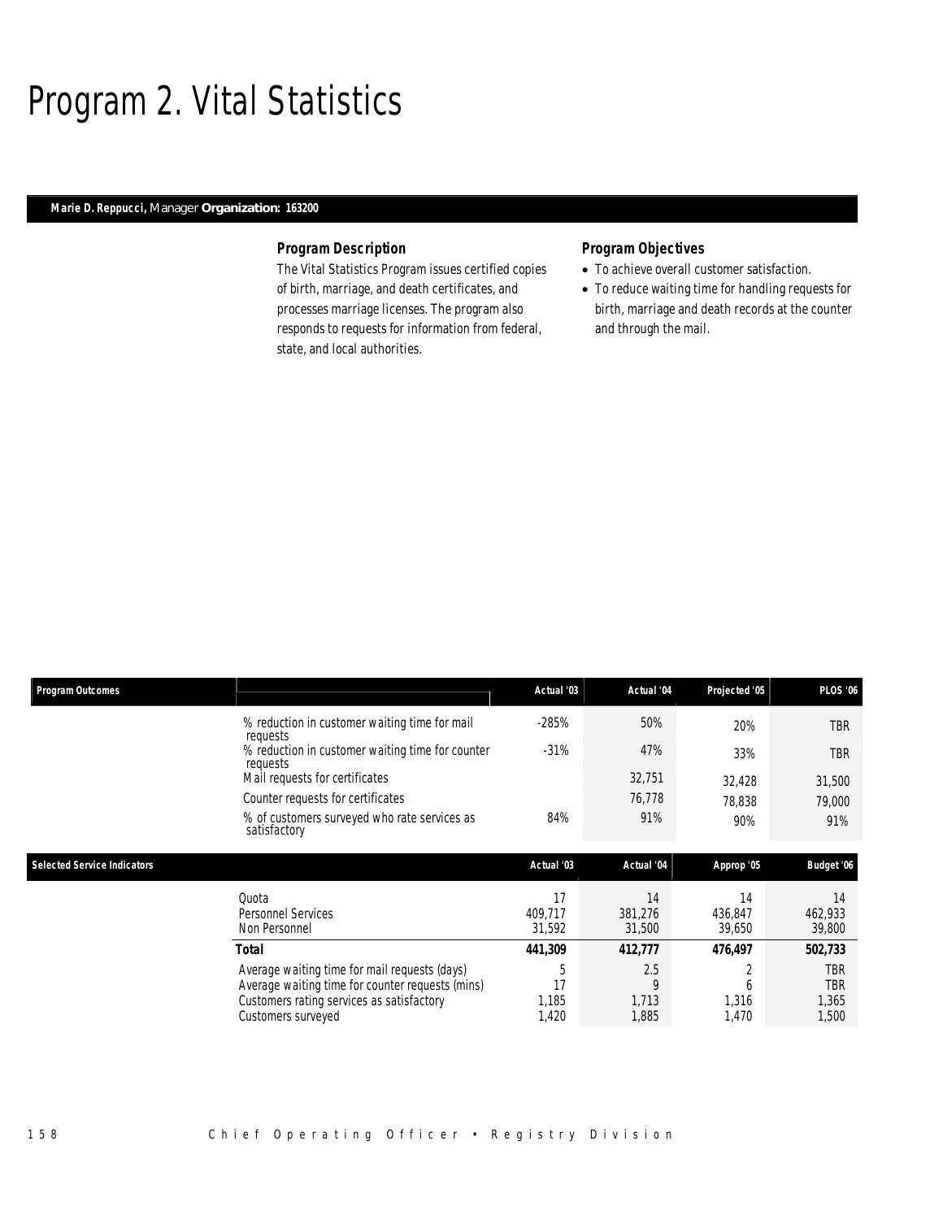# Program 2. Vital Statistics

**Marie D. Reppucci,** Manager **Organization: 163200**

### Program Description

The Vital Statistics Program issues certified copies of birth, marriage, and death certificates, and processes marriage licenses. The program also responds to requests for information from federal, state, and local authorities.

### Program Objectives

- To achieve overall customer satisfaction.
- To reduce waiting time for handling requests for birth, marriage and death records at the counter and through the mail.

| Program Outcomes | Actual '03 | Actual '04 | Projected '05 | PLOS '06 |
|---|---|---|---|---|
| % reduction in customer waiting time for mail requests | -285% | 50% | 20% | TBR |
| % reduction in customer waiting time for counter requests | -31% | 47% | 33% | TBR |
| Mail requests for certificates | | 32,751 | 32,428 | 31,500 |
| Counter requests for certificates | | 76,778 | 78,838 | 79,000 |
| % of customers surveyed who rate services as satisfactory | 84% | 91% | 90% | 91% |

| Selected Service Indicators | Actual '03 | Actual '04 | Approp '05 | Budget '06 |
|---|---|---|---|---|
| Quota | 17 | 14 | 14 | 14 |
| Personnel Services | 409,717 | 381,276 | 436,847 | 462,933 |
| Non Personnel | 31,592 | 31,500 | 39,650 | 39,800 |
| **Total** | **441,309** | **412,777** | **476,497** | **502,733** |
| Average waiting time for mail requests (days) | 5 | 2.5 | 2 | TBR |
| Average waiting time for counter requests (mins) | 17 | 9 | 6 | TBR |
| Customers rating services as satisfactory | 1,185 | 1,713 | 1,316 | 1,365 |
| Customers surveyed | 1,420 | 1,885 | 1,470 | 1,500 |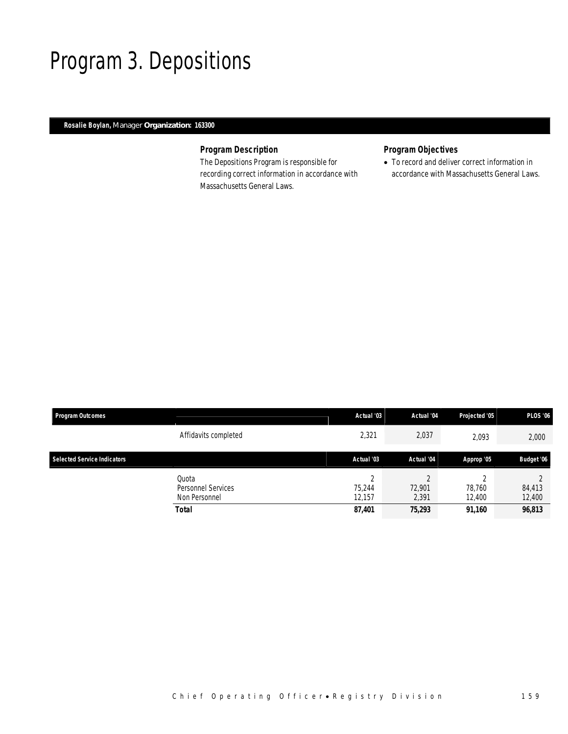# Program 3. Depositions

**Rosalie Boylan,** Manager **Organization: 163300**

### Program Description

The Depositions Program is responsible for recording correct information in accordance with Massachusetts General Laws.

### Program Objectives

- To record and deliver correct information in accordance with Massachusetts General Laws.

| Program Outcomes | | Actual '03 | Actual '04 | Projected '05 | PLOS '06 |
|---|---|---|---|---|---|
| | Affidavits completed | 2,321 | 2,037 | 2,093 | 2,000 |

| Selected Service Indicators | | Actual '03 | Actual '04 | Approp '05 | Budget '06 |
|---|---|---|---|---|---|
| | Quota | 2 | 2 | 2 | 2 |
| | Personnel Services | 75,244 | 72,901 | 78,760 | 84,413 |
| | Non Personnel | 12,157 | 2,391 | 12,400 | 12,400 |
| | **Total** | **87,401** | **75,293** | **91,160** | **96,813** |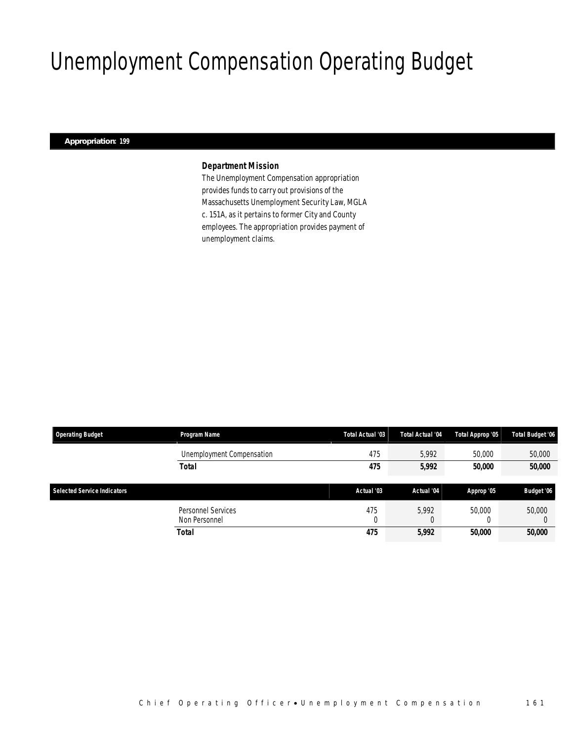# Unemployment Compensation Operating Budget

**Appropriation: 199**

### *Department Mission*

The Unemployment Compensation appropriation provides funds to carry out provisions of the Massachusetts Unemployment Security Law, MGLA c. 151A, as it pertains to former City and County employees. The appropriation provides payment of unemployment claims.

| Operating Budget | Program Name | Total Actual '03 | Total Actual '04 | Total Approp '05 | Total Budget '06 |
|---|---|---|---|---|---|
| | Unemployment Compensation | 475 | 5,992 | 50,000 | 50,000 |
| | **Total** | **475** | **5,992** | **50,000** | **50,000** |

| Selected Service Indicators | | Actual '03 | Actual '04 | Approp '05 | Budget '06 |
|---|---|---|---|---|---|
| | Personnel Services | 475 | 5,992 | 50,000 | 50,000 |
| | Non Personnel | 0 | 0 | 0 | 0 |
| | **Total** | **475** | **5,992** | **50,000** | **50,000** |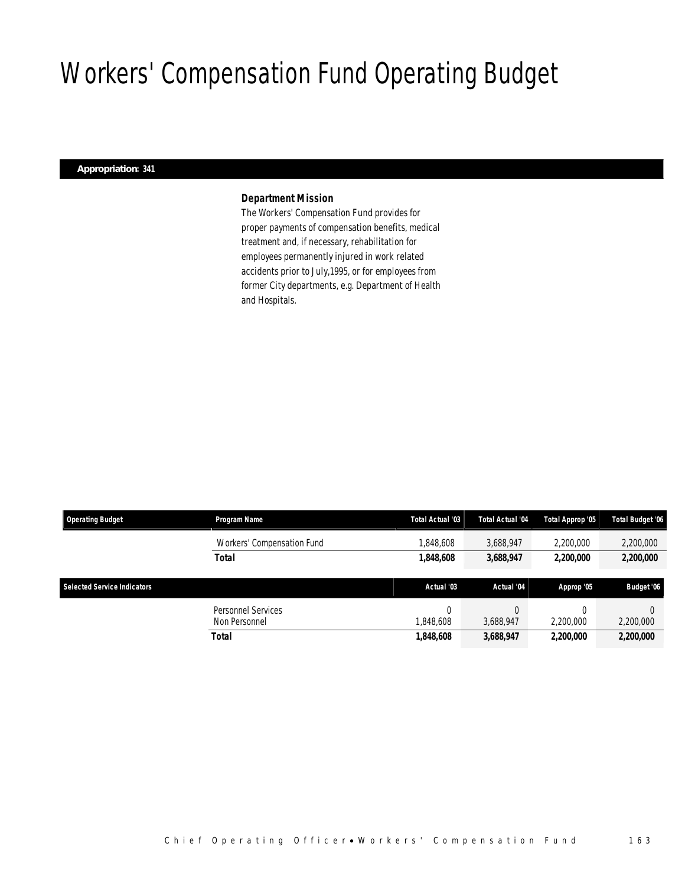# Workers' Compensation Fund Operating Budget

**Appropriation: 341**

### *Department Mission*

The Workers' Compensation Fund provides for proper payments of compensation benefits, medical treatment and, if necessary, rehabilitation for employees permanently injured in work related accidents prior to July,1995, or for employees from former City departments, e.g. Department of Health and Hospitals.

| Operating Budget | Program Name | Total Actual '03 | Total Actual '04 | Total Approp '05 | Total Budget '06 |
|---|---|---|---|---|---|
| | Workers' Compensation Fund | 1,848,608 | 3,688,947 | 2,200,000 | 2,200,000 |
| | **Total** | **1,848,608** | **3,688,947** | **2,200,000** | **2,200,000** |

| Selected Service Indicators | | Actual '03 | Actual '04 | Approp '05 | Budget '06 |
|---|---|---|---|---|---|
| | Personnel Services | 0 | 0 | 0 | 0 |
| | Non Personnel | 1,848,608 | 3,688,947 | 2,200,000 | 2,200,000 |
| | **Total** | **1,848,608** | **3,688,947** | **2,200,000** | **2,200,000** |